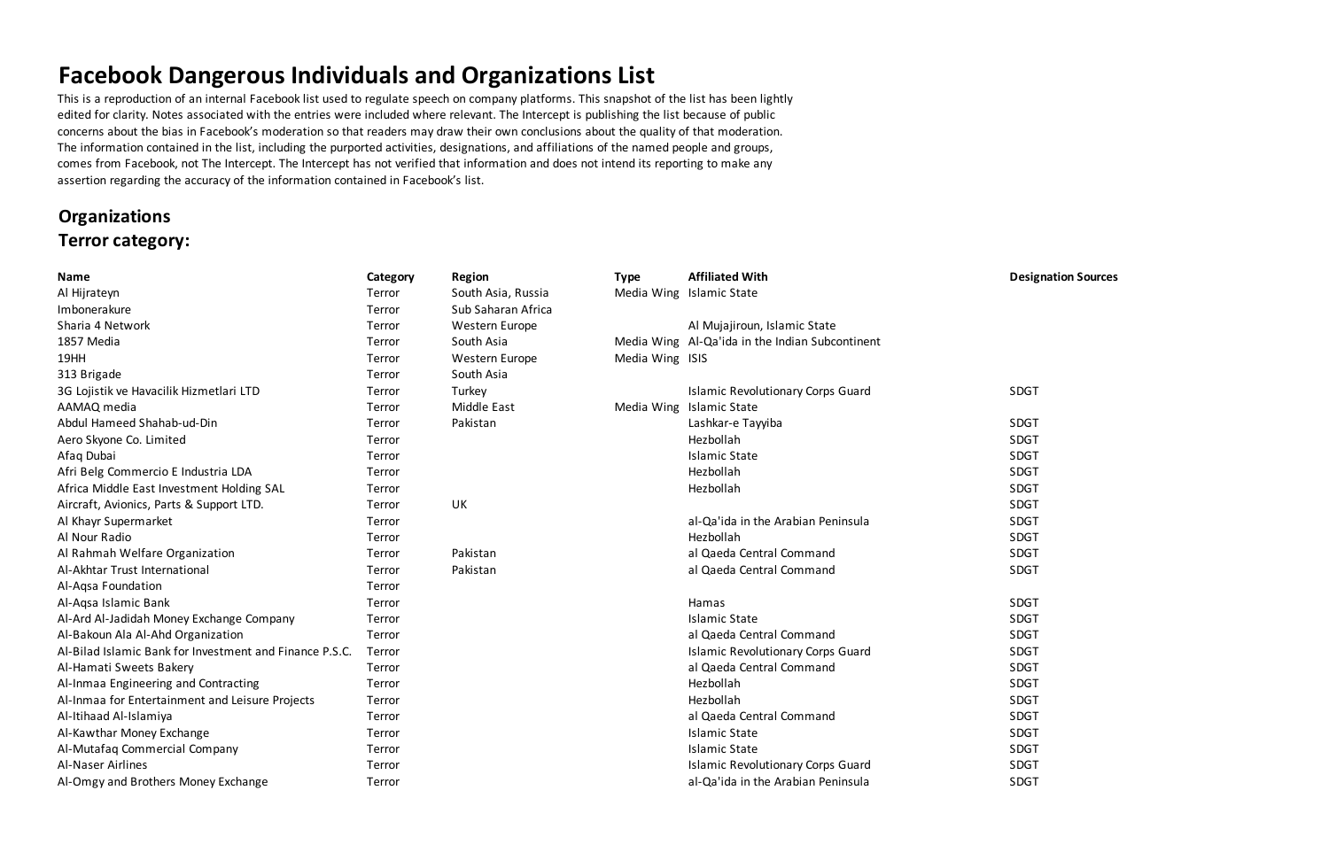# Facebook Dangerous Individuals and Organizations List

This is a reproduction of an internal Facebook list used to regulate speech on company platforms. This snapshot of the list has been lightly edited for clarity. Notes associated with the entries were included where relevant. The Intercept is publishing the list because of public concerns about the bias in Facebook's moderation so that readers may draw their own conclusions about the quality of that moderation. The information contained in the list, including the purported activities, designations, and affiliations of the named people and groups, comes from Facebook, not The Intercept. The Intercept has not verified that information and does not intend its reporting to make any assertion regarding the accuracy of the information contained in Facebook's list.

## Organizations

### Terror category:

| Name | Category | Region | Type | Affiliated With | Designation Sources |
|---|---|---|---|---|---|
| Al Hijrateyn | Terror | South Asia, Russia | Media Wing | Islamic State | |
| Imbonerakure | Terror | Sub Saharan Africa | | | |
| Sharia 4 Network | Terror | Western Europe | | Al Mujajiroun, Islamic State | |
| 1857 Media | Terror | South Asia | Media Wing | Al-Qa'ida in the Indian Subcontinent | |
| 19HH | Terror | Western Europe | Media Wing | ISIS | |
| 313 Brigade | Terror | South Asia | | | |
| 3G Lojistik ve Havacilik Hizmetlari LTD | Terror | Turkey | | Islamic Revolutionary Corps Guard | SDGT |
| AAMAQ media | Terror | Middle East | Media Wing | Islamic State | |
| Abdul Hameed Shahab-ud-Din | Terror | Pakistan | | Lashkar-e Tayyiba | SDGT |
| Aero Skyone Co. Limited | Terror | | | Hezbollah | SDGT |
| Afaq Dubai | Terror | | | Islamic State | SDGT |
| Afri Belg Commercio E Industria LDA | Terror | | | Hezbollah | SDGT |
| Africa Middle East Investment Holding SAL | Terror | | | Hezbollah | SDGT |
| Aircraft, Avionics, Parts & Support LTD. | Terror | UK | | | SDGT |
| Al Khayr Supermarket | Terror | | | al-Qa'ida in the Arabian Peninsula | SDGT |
| Al Nour Radio | Terror | | | Hezbollah | SDGT |
| Al Rahmah Welfare Organization | Terror | Pakistan | | al Qaeda Central Command | SDGT |
| Al-Akhtar Trust International | Terror | Pakistan | | al Qaeda Central Command | SDGT |
| Al-Aqsa Foundation | Terror | | | | |
| Al-Aqsa Islamic Bank | Terror | | | Hamas | SDGT |
| Al-Ard Al-Jadidah Money Exchange Company | Terror | | | Islamic State | SDGT |
| Al-Bakoun Ala Al-Ahd Organization | Terror | | | al Qaeda Central Command | SDGT |
| Al-Bilad Islamic Bank for Investment and Finance P.S.C. | Terror | | | Islamic Revolutionary Corps Guard | SDGT |
| Al-Hamati Sweets Bakery | Terror | | | al Qaeda Central Command | SDGT |
| Al-Inmaa Engineering and Contracting | Terror | | | Hezbollah | SDGT |
| Al-Inmaa for Entertainment and Leisure Projects | Terror | | | Hezbollah | SDGT |
| Al-Itihaad Al-Islamiya | Terror | | | al Qaeda Central Command | SDGT |
| Al-Kawthar Money Exchange | Terror | | | Islamic State | SDGT |
| Al-Mutafaq Commercial Company | Terror | | | Islamic State | SDGT |
| Al-Naser Airlines | Terror | | | Islamic Revolutionary Corps Guard | SDGT |
| Al-Omgy and Brothers Money Exchange | Terror | | | al-Qa'ida in the Arabian Peninsula | SDGT |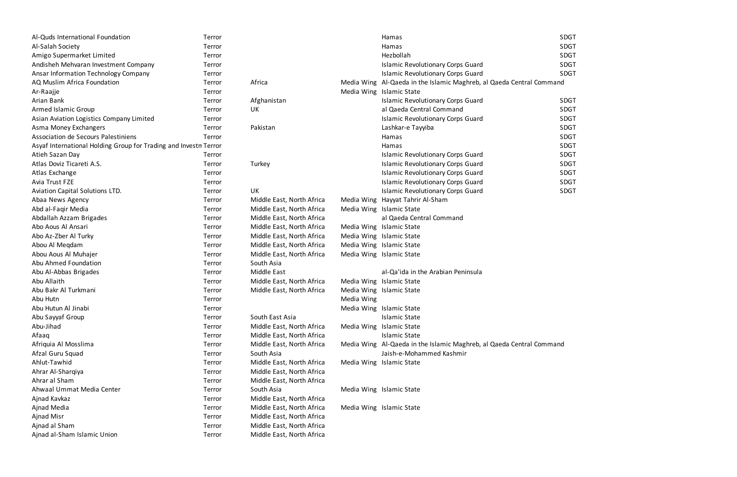| | | | | | |
|---|---|---|---|---|---|
| Al-Quds International Foundation | Terror | | | Hamas | SDGT |
| Al-Salah Society | Terror | | | Hamas | SDGT |
| Amigo Supermarket Limited | Terror | | | Hezbollah | SDGT |
| Andisheh Mehvaran Investment Company | Terror | | | Islamic Revolutionary Corps Guard | SDGT |
| Ansar Information Technology Company | Terror | | | Islamic Revolutionary Corps Guard | SDGT |
| AQ Muslim Africa Foundation | Terror | Africa | Media Wing | Al-Qaeda in the Islamic Maghreb, al Qaeda Central Command | |
| Ar-Raajje | Terror | | Media Wing | Islamic State | |
| Arian Bank | Terror | Afghanistan | | Islamic Revolutionary Corps Guard | SDGT |
| Armed Islamic Group | Terror | UK | | al Qaeda Central Command | SDGT |
| Asian Aviation Logistics Company Limited | Terror | | | Islamic Revolutionary Corps Guard | SDGT |
| Asma Money Exchangers | Terror | Pakistan | | Lashkar-e Tayyiba | SDGT |
| Association de Secours Palestiniens | Terror | | | Hamas | SDGT |
| Asyaf International Holding Group for Trading and Investm | Terror | | | Hamas | SDGT |
| Atieh Sazan Day | Terror | | | Islamic Revolutionary Corps Guard | SDGT |
| Atlas Doviz Ticareti A.S. | Terror | Turkey | | Islamic Revolutionary Corps Guard | SDGT |
| Atlas Exchange | Terror | | | Islamic Revolutionary Corps Guard | SDGT |
| Avia Trust FZE | Terror | | | Islamic Revolutionary Corps Guard | SDGT |
| Aviation Capital Solutions LTD. | Terror | UK | | Islamic Revolutionary Corps Guard | SDGT |
| Abaa News Agency | Terror | Middle East, North Africa | Media Wing | Hayyat Tahrir Al-Sham | |
| Abd al-Faqir Media | Terror | Middle East, North Africa | Media Wing | Islamic State | |
| Abdallah Azzam Brigades | Terror | Middle East, North Africa | | al Qaeda Central Command | |
| Abo Aous Al Ansari | Terror | Middle East, North Africa | Media Wing | Islamic State | |
| Abo Az-Zber Al Turky | Terror | Middle East, North Africa | Media Wing | Islamic State | |
| Abou Al Meqdam | Terror | Middle East, North Africa | Media Wing | Islamic State | |
| Abou Aous Al Muhajer | Terror | Middle East, North Africa | Media Wing | Islamic State | |
| Abu Ahmed Foundation | Terror | South Asia | | | |
| Abu Al-Abbas Brigades | Terror | Middle East | | al-Qa'ida in the Arabian Peninsula | |
| Abu Allaith | Terror | Middle East, North Africa | Media Wing | Islamic State | |
| Abu Bakr Al Turkmani | Terror | Middle East, North Africa | Media Wing | Islamic State | |
| Abu Hutn | Terror | | Media Wing | | |
| Abu Hutun Al Jinabi | Terror | | Media Wing | Islamic State | |
| Abu Sayyaf Group | Terror | South East Asia | | Islamic State | |
| Abu-Jihad | Terror | Middle East, North Africa | Media Wing | Islamic State | |
| Afaaq | Terror | Middle East, North Africa | | Islamic State | |
| Afriquia Al Mosslima | Terror | Middle East, North Africa | Media Wing | Al-Qaeda in the Islamic Maghreb, al Qaeda Central Command | |
| Afzal Guru Squad | Terror | South Asia | | Jaish-e-Mohammed Kashmir | |
| Ahlut-Tawhid | Terror | Middle East, North Africa | Media Wing | Islamic State | |
| Ahrar Al-Sharqiya | Terror | Middle East, North Africa | | | |
| Ahrar al Sham | Terror | Middle East, North Africa | | | |
| Ahwaal Ummat Media Center | Terror | South Asia | Media Wing | Islamic State | |
| Ajnad Kavkaz | Terror | Middle East, North Africa | | | |
| Ajnad Media | Terror | Middle East, North Africa | Media Wing | Islamic State | |
| Ajnad Misr | Terror | Middle East, North Africa | | | |
| Ajnad al Sham | Terror | Middle East, North Africa | | | |
| Ajnad al-Sham Islamic Union | Terror | Middle East, North Africa | | | |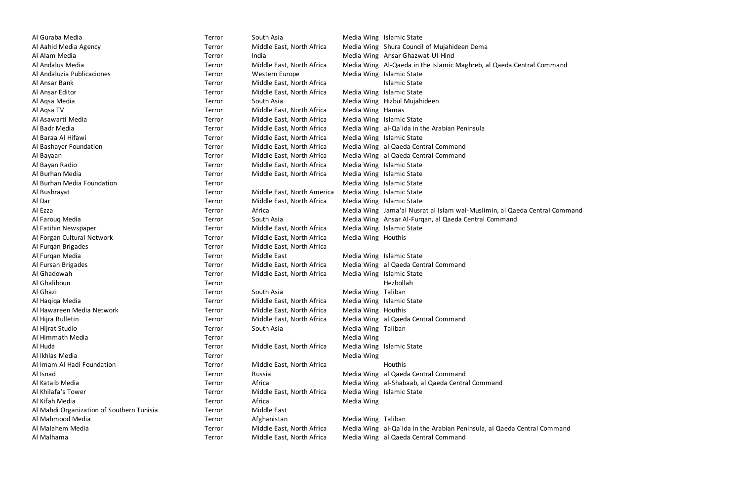| | | | | |
|---|---|---|---|---|
| Al Guraba Media | Terror | South Asia | Media Wing | Islamic State |
| Al Aahid Media Agency | Terror | Middle East, North Africa | Media Wing | Shura Council of Mujahideen Dema |
| Al Alam Media | Terror | India | Media Wing | Ansar Ghazwat-Ul-Hind |
| Al Andalus Media | Terror | Middle East, North Africa | Media Wing | Al-Qaeda in the Islamic Maghreb, al Qaeda Central Command |
| Al Andaluzia Publicaciones | Terror | Western Europe | Media Wing | Islamic State |
| Al Ansar Bank | Terror | Middle East, North Africa | | Islamic State |
| Al Ansar Editor | Terror | Middle East, North Africa | Media Wing | Islamic State |
| Al Aqsa Media | Terror | South Asia | Media Wing | Hizbul Mujahideen |
| Al Aqsa TV | Terror | Middle East, North Africa | Media Wing | Hamas |
| Al Asawarti Media | Terror | Middle East, North Africa | Media Wing | Islamic State |
| Al Badr Media | Terror | Middle East, North Africa | Media Wing | al-Qa'ida in the Arabian Peninsula |
| Al Baraa Al Hifawi | Terror | Middle East, North Africa | Media Wing | Islamic State |
| Al Bashayer Foundation | Terror | Middle East, North Africa | Media Wing | al Qaeda Central Command |
| Al Bayaan | Terror | Middle East, North Africa | Media Wing | al Qaeda Central Command |
| Al Bayan Radio | Terror | Middle East, North Africa | Media Wing | Islamic State |
| Al Burhan Media | Terror | Middle East, North Africa | Media Wing | Islamic State |
| Al Burhan Media Foundation | Terror | | Media Wing | Islamic State |
| Al Bushrayat | Terror | Middle East, North America | Media Wing | Islamic State |
| Al Dar | Terror | Middle East, North Africa | Media Wing | Islamic State |
| Al Ezza | Terror | Africa | Media Wing | Jama'al Nusrat al Islam wal-Muslimin, al Qaeda Central Command |
| Al Farouq Media | Terror | South Asia | Media Wing | Ansar Al-Furqan, al Qaeda Central Command |
| Al Fatihin Newspaper | Terror | Middle East, North Africa | Media Wing | Islamic State |
| Al Forgan Cultural Network | Terror | Middle East, North Africa | Media Wing | Houthis |
| Al Furqan Brigades | Terror | Middle East, North Africa | | |
| Al Furqan Media | Terror | Middle East | Media Wing | Islamic State |
| Al Fursan Brigades | Terror | Middle East, North Africa | Media Wing | al Qaeda Central Command |
| Al Ghadowah | Terror | Middle East, North Africa | Media Wing | Islamic State |
| Al Ghaliboun | Terror | | | Hezbollah |
| Al Ghazi | Terror | South Asia | Media Wing | Taliban |
| Al Haqiqa Media | Terror | Middle East, North Africa | Media Wing | Islamic State |
| Al Hawareen Media Network | Terror | Middle East, North Africa | Media Wing | Houthis |
| Al Hijra Bulletin | Terror | Middle East, North Africa | Media Wing | al Qaeda Central Command |
| Al Hijrat Studio | Terror | South Asia | Media Wing | Taliban |
| Al Himmath Media | Terror | | Media Wing | |
| Al Huda | Terror | Middle East, North Africa | Media Wing | Islamic State |
| Al Ikhlas Media | Terror | | Media Wing | |
| Al Imam Al Hadi Foundation | Terror | Middle East, North Africa | | Houthis |
| Al Isnad | Terror | Russia | Media Wing | al Qaeda Central Command |
| Al Kataib Media | Terror | Africa | Media Wing | al-Shabaab, al Qaeda Central Command |
| Al Khilafa's Tower | Terror | Middle East, North Africa | Media Wing | Islamic State |
| Al Kifah Media | Terror | Africa | Media Wing | |
| Al Mahdi Organization of Southern Tunisia | Terror | Middle East | | |
| Al Mahmood Media | Terror | Afghanistan | Media Wing | Taliban |
| Al Malahem Media | Terror | Middle East, North Africa | Media Wing | al-Qa'ida in the Arabian Peninsula, al Qaeda Central Command |
| Al Malhama | Terror | Middle East, North Africa | Media Wing | al Qaeda Central Command |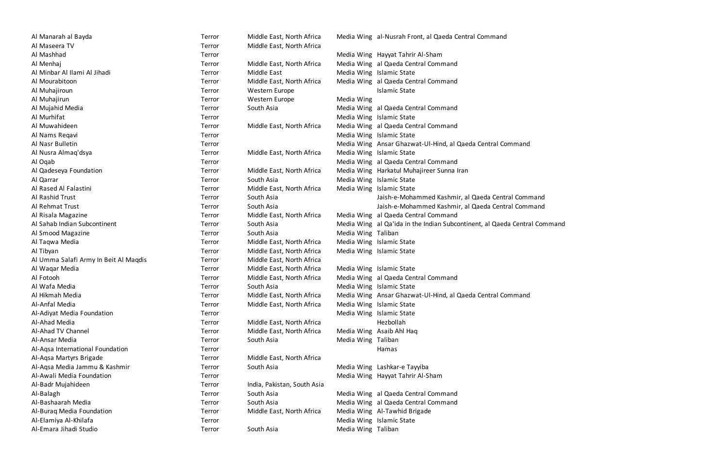| | | | | |
|---|---|---|---|---|
| Al Manarah al Bayda | Terror | Middle East, North Africa | Media Wing | al-Nusrah Front, al Qaeda Central Command |
| Al Maseera TV | Terror | Middle East, North Africa | | |
| Al Mashhad | Terror | | Media Wing | Hayyat Tahrir Al-Sham |
| Al Menhaj | Terror | Middle East, North Africa | Media Wing | al Qaeda Central Command |
| Al Minbar Al Ilami Al Jihadi | Terror | Middle East | Media Wing | Islamic State |
| Al Mourabitoon | Terror | Middle East, North Africa | Media Wing | al Qaeda Central Command |
| Al Muhajiroun | Terror | Western Europe | | Islamic State |
| Al Muhajirun | Terror | Western Europe | Media Wing | |
| Al Mujahid Media | Terror | South Asia | Media Wing | al Qaeda Central Command |
| Al Murhifat | Terror | | Media Wing | Islamic State |
| Al Muwahideen | Terror | Middle East, North Africa | Media Wing | al Qaeda Central Command |
| Al Nams Reqavi | Terror | | Media Wing | Islamic State |
| Al Nasr Bulletin | Terror | | Media Wing | Ansar Ghazwat-Ul-Hind, al Qaeda Central Command |
| Al Nusra Almaq'dsya | Terror | Middle East, North Africa | Media Wing | Islamic State |
| Al Oqab | Terror | | Media Wing | al Qaeda Central Command |
| Al Qadeseya Foundation | Terror | Middle East, North Africa | Media Wing | Harkatul Muhajireer Sunna Iran |
| Al Qarrar | Terror | South Asia | Media Wing | Islamic State |
| Al Rased Al Falastini | Terror | Middle East, North Africa | Media Wing | Islamic State |
| Al Rashid Trust | Terror | South Asia | | Jaish-e-Mohammed Kashmir, al Qaeda Central Command |
| Al Rehmat Trust | Terror | South Asia | | Jaish-e-Mohammed Kashmir, al Qaeda Central Command |
| Al Risala Magazine | Terror | Middle East, North Africa | Media Wing | al Qaeda Central Command |
| Al Sahab Indian Subcontinent | Terror | South Asia | Media Wing | al Qa'ida in the Indian Subcontinent, al Qaeda Central Command |
| Al Smood Magazine | Terror | South Asia | Media Wing | Taliban |
| Al Taqwa Media | Terror | Middle East, North Africa | Media Wing | Islamic State |
| Al Tibyan | Terror | Middle East, North Africa | Media Wing | Islamic State |
| Al Umma Salafi Army In Beit Al Maqdis | Terror | Middle East, North Africa | | |
| Al Waqar Media | Terror | Middle East, North Africa | Media Wing | Islamic State |
| Al Fotooh | Terror | Middle East, North Africa | Media Wing | al Qaeda Central Command |
| Al Wafa Media | Terror | South Asia | Media Wing | Islamic State |
| Al Hikmah Media | Terror | Middle East, North Africa | Media Wing | Ansar Ghazwat-Ul-Hind, al Qaeda Central Command |
| Al-Anfal Media | Terror | Middle East, North Africa | Media Wing | Islamic State |
| Al-Adiyat Media Foundation | Terror | | Media Wing | Islamic State |
| Al-Ahad Media | Terror | Middle East, North Africa | | Hezbollah |
| Al-Ahad TV Channel | Terror | Middle East, North Africa | Media Wing | Asaib Ahl Haq |
| Al-Ansar Media | Terror | South Asia | Media Wing | Taliban |
| Al-Aqsa International Foundation | Terror | | | Hamas |
| Al-Aqsa Martyrs Brigade | Terror | Middle East, North Africa | | |
| Al-Aqsa Media Jammu & Kashmir | Terror | South Asia | Media Wing | Lashkar-e Tayyiba |
| Al-Awali Media Foundation | Terror | | Media Wing | Hayyat Tahrir Al-Sham |
| Al-Badr Mujahideen | Terror | India, Pakistan, South Asia | | |
| Al-Balagh | Terror | South Asia | Media Wing | al Qaeda Central Command |
| Al-Bashaarah Media | Terror | South Asia | Media Wing | al Qaeda Central Command |
| Al-Buraq Media Foundation | Terror | Middle East, North Africa | Media Wing | Al-Tawhid Brigade |
| Al-Elamiya Al-Khilafa | Terror | | Media Wing | Islamic State |
| Al-Emara Jihadi Studio | Terror | South Asia | Media Wing | Taliban |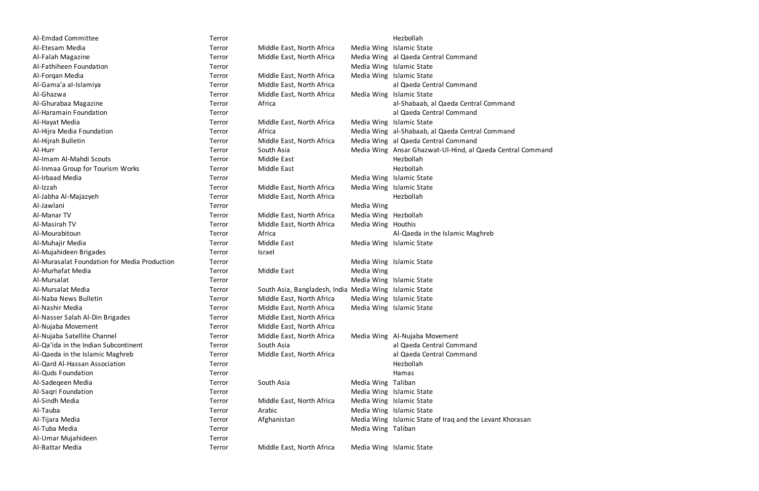| | | | | |
|---|---|---|---|---|
| Al-Emdad Committee | Terror | | | Hezbollah |
| Al-Etesam Media | Terror | Middle East, North Africa | Media Wing | Islamic State |
| Al-Falah Magazine | Terror | Middle East, North Africa | Media Wing | al Qaeda Central Command |
| Al-Fathiheen Foundation | Terror | | Media Wing | Islamic State |
| Al-Forqan Media | Terror | Middle East, North Africa | Media Wing | Islamic State |
| Al-Gama'a al-Islamiya | Terror | Middle East, North Africa | | al Qaeda Central Command |
| Al-Ghazwa | Terror | Middle East, North Africa | Media Wing | Islamic State |
| Al-Ghurabaa Magazine | Terror | Africa | | al-Shabaab, al Qaeda Central Command |
| Al-Haramain Foundation | Terror | | | al Qaeda Central Command |
| Al-Hayat Media | Terror | Middle East, North Africa | Media Wing | Islamic State |
| Al-Hijra Media Foundation | Terror | Africa | Media Wing | al-Shabaab, al Qaeda Central Command |
| Al-Hijrah Bulletin | Terror | Middle East, North Africa | Media Wing | al Qaeda Central Command |
| Al-Hurr | Terror | South Asia | Media Wing | Ansar Ghazwat-Ul-Hind, al Qaeda Central Command |
| Al-Imam Al-Mahdi Scouts | Terror | Middle East | | Hezbollah |
| Al-Inmaa Group for Tourism Works | Terror | Middle East | | Hezbollah |
| Al-Irbaad Media | Terror | | Media Wing | Islamic State |
| Al-Izzah | Terror | Middle East, North Africa | Media Wing | Islamic State |
| Al-Jabha Al-Majazyeh | Terror | Middle East, North Africa | | Hezbollah |
| Al-Jawlani | Terror | | Media Wing | |
| Al-Manar TV | Terror | Middle East, North Africa | Media Wing | Hezbollah |
| Al-Masirah TV | Terror | Middle East, North Africa | Media Wing | Houthis |
| Al-Mourabitoun | Terror | Africa | | Al-Qaeda in the Islamic Maghreb |
| Al-Muhajir Media | Terror | Middle East | Media Wing | Islamic State |
| Al-Mujahideen Brigades | Terror | Israel | | |
| Al-Murasalat Foundation for Media Production | Terror | | Media Wing | Islamic State |
| Al-Murhafat Media | Terror | Middle East | Media Wing | |
| Al-Mursalat | Terror | | Media Wing | Islamic State |
| Al-Mursalat Media | Terror | South Asia, Bangladesh, India | Media Wing | Islamic State |
| Al-Naba News Bulletin | Terror | Middle East, North Africa | Media Wing | Islamic State |
| Al-Nashir Media | Terror | Middle East, North Africa | Media Wing | Islamic State |
| Al-Nasser Salah Al-Din Brigades | Terror | Middle East, North Africa | | |
| Al-Nujaba Movement | Terror | Middle East, North Africa | | |
| Al-Nujaba Satellite Channel | Terror | Middle East, North Africa | Media Wing | Al-Nujaba Movement |
| Al-Qa'ida in the Indian Subcontinent | Terror | South Asia | | al Qaeda Central Command |
| Al-Qaeda in the Islamic Maghreb | Terror | Middle East, North Africa | | al Qaeda Central Command |
| Al-Qard Al-Hassan Association | Terror | | | Hezbollah |
| Al-Quds Foundation | Terror | | | Hamas |
| Al-Sadeqeen Media | Terror | South Asia | Media Wing | Taliban |
| Al-Saqri Foundation | Terror | | Media Wing | Islamic State |
| Al-Sindh Media | Terror | Middle East, North Africa | Media Wing | Islamic State |
| Al-Tauba | Terror | Arabic | Media Wing | Islamic State |
| Al-Tijara Media | Terror | Afghanistan | Media Wing | Islamic State of Iraq and the Levant Khorasan |
| Al-Tuba Media | Terror | | Media Wing | Taliban |
| Al-Umar Mujahideen | Terror | | | |
| Al-Battar Media | Terror | Middle East, North Africa | Media Wing | Islamic State |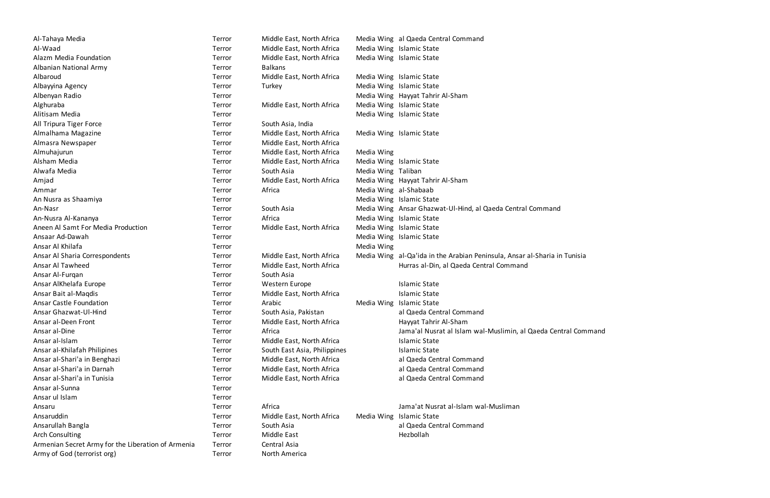| | | | | |
|---|---|---|---|---|
| Al-Tahaya Media | Terror | Middle East, North Africa | Media Wing | al Qaeda Central Command |
| Al-Waad | Terror | Middle East, North Africa | Media Wing | Islamic State |
| Alazm Media Foundation | Terror | Middle East, North Africa | Media Wing | Islamic State |
| Albanian National Army | Terror | Balkans | | |
| Albaroud | Terror | Middle East, North Africa | Media Wing | Islamic State |
| Albayyina Agency | Terror | Turkey | Media Wing | Islamic State |
| Albenyan Radio | Terror | | Media Wing | Hayyat Tahrir Al-Sham |
| Alghuraba | Terror | Middle East, North Africa | Media Wing | Islamic State |
| Alitisam Media | Terror | | Media Wing | Islamic State |
| All Tripura Tiger Force | Terror | South Asia, India | | |
| Almalhama Magazine | Terror | Middle East, North Africa | Media Wing | Islamic State |
| Almasra Newspaper | Terror | Middle East, North Africa | | |
| Almuhajurun | Terror | Middle East, North Africa | Media Wing | |
| Alsham Media | Terror | Middle East, North Africa | Media Wing | Islamic State |
| Alwafa Media | Terror | South Asia | Media Wing | Taliban |
| Amjad | Terror | Middle East, North Africa | Media Wing | Hayyat Tahrir Al-Sham |
| Ammar | Terror | Africa | Media Wing | al-Shabaab |
| An Nusra as Shaamiya | Terror | | Media Wing | Islamic State |
| An-Nasr | Terror | South Asia | Media Wing | Ansar Ghazwat-Ul-Hind, al Qaeda Central Command |
| An-Nusra Al-Kananya | Terror | Africa | Media Wing | Islamic State |
| Aneen Al Samt For Media Production | Terror | Middle East, North Africa | Media Wing | Islamic State |
| Ansaar Ad-Dawah | Terror | | Media Wing | Islamic State |
| Ansar Al Khilafa | Terror | | Media Wing | |
| Ansar Al Sharia Correspondents | Terror | Middle East, North Africa | Media Wing | al-Qa'ida in the Arabian Peninsula, Ansar al-Sharia in Tunisia |
| Ansar Al Tawheed | Terror | Middle East, North Africa | | Hurras al-Din, al Qaeda Central Command |
| Ansar Al-Furqan | Terror | South Asia | | |
| Ansar AlKhelafa Europe | Terror | Western Europe | | Islamic State |
| Ansar Bait al-Maqdis | Terror | Middle East, North Africa | | Islamic State |
| Ansar Castle Foundation | Terror | Arabic | Media Wing | Islamic State |
| Ansar Ghazwat-Ul-Hind | Terror | South Asia, Pakistan | | al Qaeda Central Command |
| Ansar al-Deen Front | Terror | Middle East, North Africa | | Hayyat Tahrir Al-Sham |
| Ansar al-Dine | Terror | Africa | | Jama'al Nusrat al Islam wal-Muslimin, al Qaeda Central Command |
| Ansar al-Islam | Terror | Middle East, North Africa | | Islamic State |
| Ansar al-Khilafah Philipines | Terror | South East Asia, Philippines | | Islamic State |
| Ansar al-Shari'a in Benghazi | Terror | Middle East, North Africa | | al Qaeda Central Command |
| Ansar al-Shari'a in Darnah | Terror | Middle East, North Africa | | al Qaeda Central Command |
| Ansar al-Shari'a in Tunisia | Terror | Middle East, North Africa | | al Qaeda Central Command |
| Ansar al-Sunna | Terror | | | |
| Ansar ul Islam | Terror | | | |
| Ansaru | Terror | Africa | | Jama'at Nusrat al-Islam wal-Musliman |
| Ansaruddin | Terror | Middle East, North Africa | Media Wing | Islamic State |
| Ansarullah Bangla | Terror | South Asia | | al Qaeda Central Command |
| Arch Consulting | Terror | Middle East | | Hezbollah |
| Armenian Secret Army for the Liberation of Armenia | Terror | Central Asia | | |
| Army of God (terrorist org) | Terror | North America | | |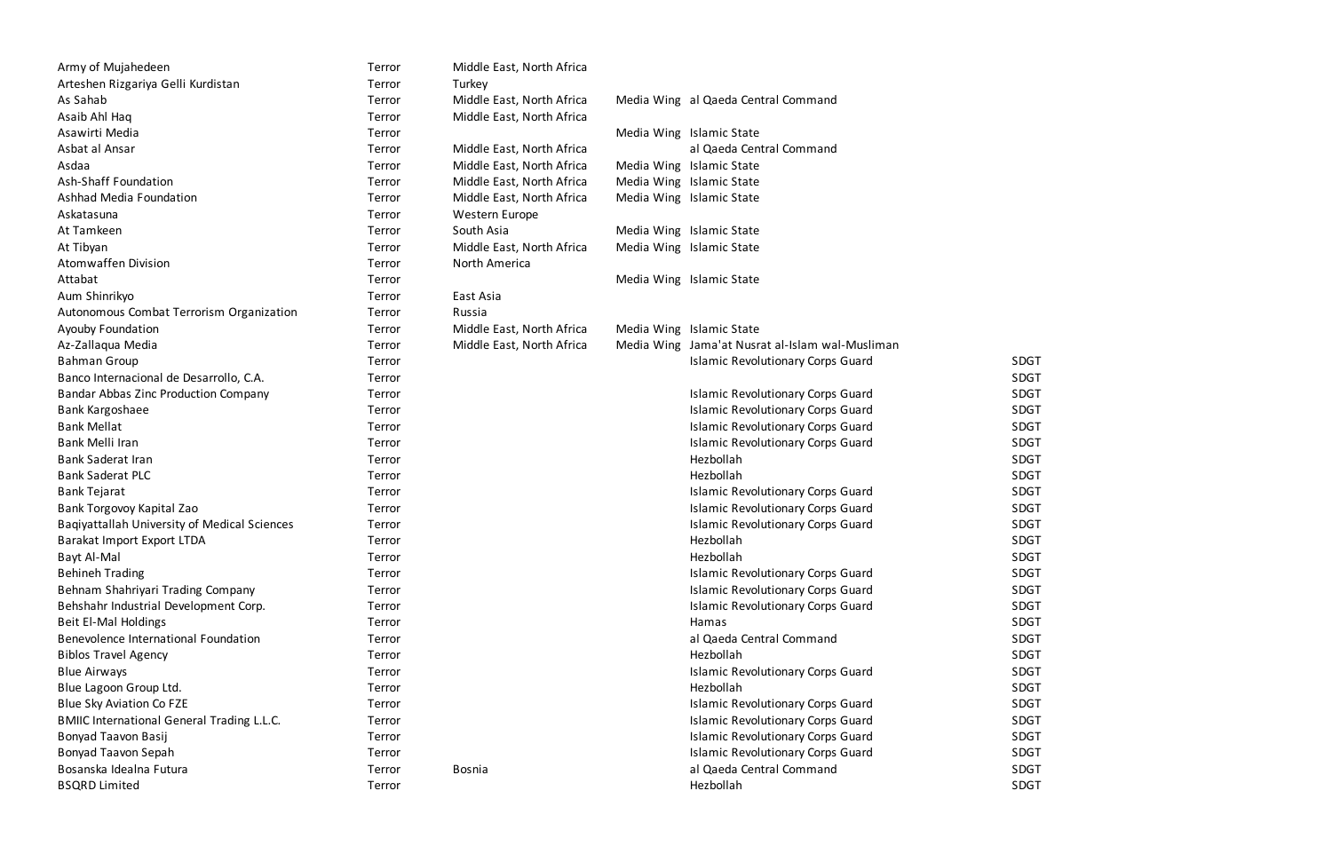| | | | | | |
|---|---|---|---|---|---|
| Army of Mujahedeen | Terror | Middle East, North Africa | | | |
| Arteshen Rizgariya Gelli Kurdistan | Terror | Turkey | | | |
| As Sahab | Terror | Middle East, North Africa | Media Wing | al Qaeda Central Command | |
| Asaib Ahl Haq | Terror | Middle East, North Africa | | | |
| Asawirti Media | Terror | | Media Wing | Islamic State | |
| Asbat al Ansar | Terror | Middle East, North Africa | | al Qaeda Central Command | |
| Asdaa | Terror | Middle East, North Africa | Media Wing | Islamic State | |
| Ash-Shaff Foundation | Terror | Middle East, North Africa | Media Wing | Islamic State | |
| Ashhad Media Foundation | Terror | Middle East, North Africa | Media Wing | Islamic State | |
| Askatasuna | Terror | Western Europe | | | |
| At Tamkeen | Terror | South Asia | Media Wing | Islamic State | |
| At Tibyan | Terror | Middle East, North Africa | Media Wing | Islamic State | |
| Atomwaffen Division | Terror | North America | | | |
| Attabat | Terror | | Media Wing | Islamic State | |
| Aum Shinrikyo | Terror | East Asia | | | |
| Autonomous Combat Terrorism Organization | Terror | Russia | | | |
| Ayouby Foundation | Terror | Middle East, North Africa | Media Wing | Islamic State | |
| Az-Zallaqua Media | Terror | Middle East, North Africa | Media Wing | Jama'at Nusrat al-Islam wal-Musliman | |
| Bahman Group | Terror | | | Islamic Revolutionary Corps Guard | SDGT |
| Banco Internacional de Desarrollo, C.A. | Terror | | | | SDGT |
| Bandar Abbas Zinc Production Company | Terror | | | Islamic Revolutionary Corps Guard | SDGT |
| Bank Kargoshaee | Terror | | | Islamic Revolutionary Corps Guard | SDGT |
| Bank Mellat | Terror | | | Islamic Revolutionary Corps Guard | SDGT |
| Bank Melli Iran | Terror | | | Islamic Revolutionary Corps Guard | SDGT |
| Bank Saderat Iran | Terror | | | Hezbollah | SDGT |
| Bank Saderat PLC | Terror | | | Hezbollah | SDGT |
| Bank Tejarat | Terror | | | Islamic Revolutionary Corps Guard | SDGT |
| Bank Torgovoy Kapital Zao | Terror | | | Islamic Revolutionary Corps Guard | SDGT |
| Baqiyattallah University of Medical Sciences | Terror | | | Islamic Revolutionary Corps Guard | SDGT |
| Barakat Import Export LTDA | Terror | | | Hezbollah | SDGT |
| Bayt Al-Mal | Terror | | | Hezbollah | SDGT |
| Behineh Trading | Terror | | | Islamic Revolutionary Corps Guard | SDGT |
| Behnam Shahriyari Trading Company | Terror | | | Islamic Revolutionary Corps Guard | SDGT |
| Behshahr Industrial Development Corp. | Terror | | | Islamic Revolutionary Corps Guard | SDGT |
| Beit El-Mal Holdings | Terror | | | Hamas | SDGT |
| Benevolence International Foundation | Terror | | | al Qaeda Central Command | SDGT |
| Biblos Travel Agency | Terror | | | Hezbollah | SDGT |
| Blue Airways | Terror | | | Islamic Revolutionary Corps Guard | SDGT |
| Blue Lagoon Group Ltd. | Terror | | | Hezbollah | SDGT |
| Blue Sky Aviation Co FZE | Terror | | | Islamic Revolutionary Corps Guard | SDGT |
| BMIIC International General Trading L.L.C. | Terror | | | Islamic Revolutionary Corps Guard | SDGT |
| Bonyad Taavon Basij | Terror | | | Islamic Revolutionary Corps Guard | SDGT |
| Bonyad Taavon Sepah | Terror | | | Islamic Revolutionary Corps Guard | SDGT |
| Bosanska Idealna Futura | Terror | Bosnia | | al Qaeda Central Command | SDGT |
| BSQRD Limited | Terror | | | Hezbollah | SDGT |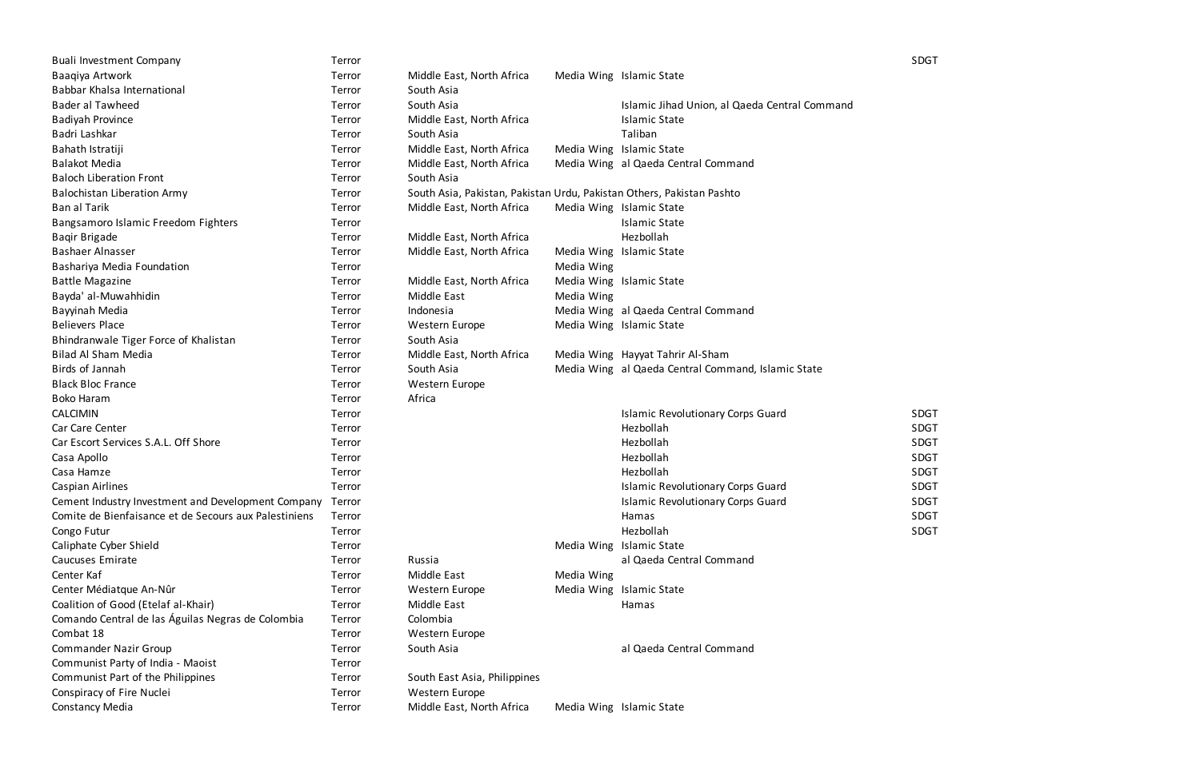| | | | | | |
|---|---|---|---|---|---|
| Buali Investment Company | Terror | | | | SDGT |
| Baaqiya Artwork | Terror | Middle East, North Africa | Media Wing | Islamic State | |
| Babbar Khalsa International | Terror | South Asia | | | |
| Bader al Tawheed | Terror | South Asia | | Islamic Jihad Union, al Qaeda Central Command | |
| Badiyah Province | Terror | Middle East, North Africa | | Islamic State | |
| Badri Lashkar | Terror | South Asia | | Taliban | |
| Bahath Istratiji | Terror | Middle East, North Africa | Media Wing | Islamic State | |
| Balakot Media | Terror | Middle East, North Africa | Media Wing | al Qaeda Central Command | |
| Baloch Liberation Front | Terror | South Asia | | | |
| Balochistan Liberation Army | Terror | South Asia, Pakistan, Pakistan Urdu, Pakistan Others, Pakistan Pashto | | | |
| Ban al Tarik | Terror | Middle East, North Africa | Media Wing | Islamic State | |
| Bangsamoro Islamic Freedom Fighters | Terror | | | Islamic State | |
| Baqir Brigade | Terror | Middle East, North Africa | | Hezbollah | |
| Bashaer Alnasser | Terror | Middle East, North Africa | Media Wing | Islamic State | |
| Bashariya Media Foundation | Terror | | Media Wing | | |
| Battle Magazine | Terror | Middle East, North Africa | Media Wing | Islamic State | |
| Bayda' al-Muwahhidin | Terror | Middle East | Media Wing | | |
| Bayyinah Media | Terror | Indonesia | Media Wing | al Qaeda Central Command | |
| Believers Place | Terror | Western Europe | Media Wing | Islamic State | |
| Bhindranwale Tiger Force of Khalistan | Terror | South Asia | | | |
| Bilad Al Sham Media | Terror | Middle East, North Africa | Media Wing | Hayyat Tahrir Al-Sham | |
| Birds of Jannah | Terror | South Asia | Media Wing | al Qaeda Central Command, Islamic State | |
| Black Bloc France | Terror | Western Europe | | | |
| Boko Haram | Terror | Africa | | | |
| CALCIMIN | Terror | | | Islamic Revolutionary Corps Guard | SDGT |
| Car Care Center | Terror | | | Hezbollah | SDGT |
| Car Escort Services S.A.L. Off Shore | Terror | | | Hezbollah | SDGT |
| Casa Apollo | Terror | | | Hezbollah | SDGT |
| Casa Hamze | Terror | | | Hezbollah | SDGT |
| Caspian Airlines | Terror | | | Islamic Revolutionary Corps Guard | SDGT |
| Cement Industry Investment and Development Company | Terror | | | Islamic Revolutionary Corps Guard | SDGT |
| Comite de Bienfaisance et de Secours aux Palestiniens | Terror | | | Hamas | SDGT |
| Congo Futur | Terror | | | Hezbollah | SDGT |
| Caliphate Cyber Shield | Terror | | Media Wing | Islamic State | |
| Caucuses Emirate | Terror | Russia | | al Qaeda Central Command | |
| Center Kaf | Terror | Middle East | Media Wing | | |
| Center Médiatque An-Nûr | Terror | Western Europe | Media Wing | Islamic State | |
| Coalition of Good (Etelaf al-Khair) | Terror | Middle East | | Hamas | |
| Comando Central de las Águilas Negras de Colombia | Terror | Colombia | | | |
| Combat 18 | Terror | Western Europe | | | |
| Commander Nazir Group | Terror | South Asia | | al Qaeda Central Command | |
| Communist Party of India - Maoist | Terror | | | | |
| Communist Part of the Philippines | Terror | South East Asia, Philippines | | | |
| Conspiracy of Fire Nuclei | Terror | Western Europe | | | |
| Constancy Media | Terror | Middle East, North Africa | Media Wing | Islamic State | |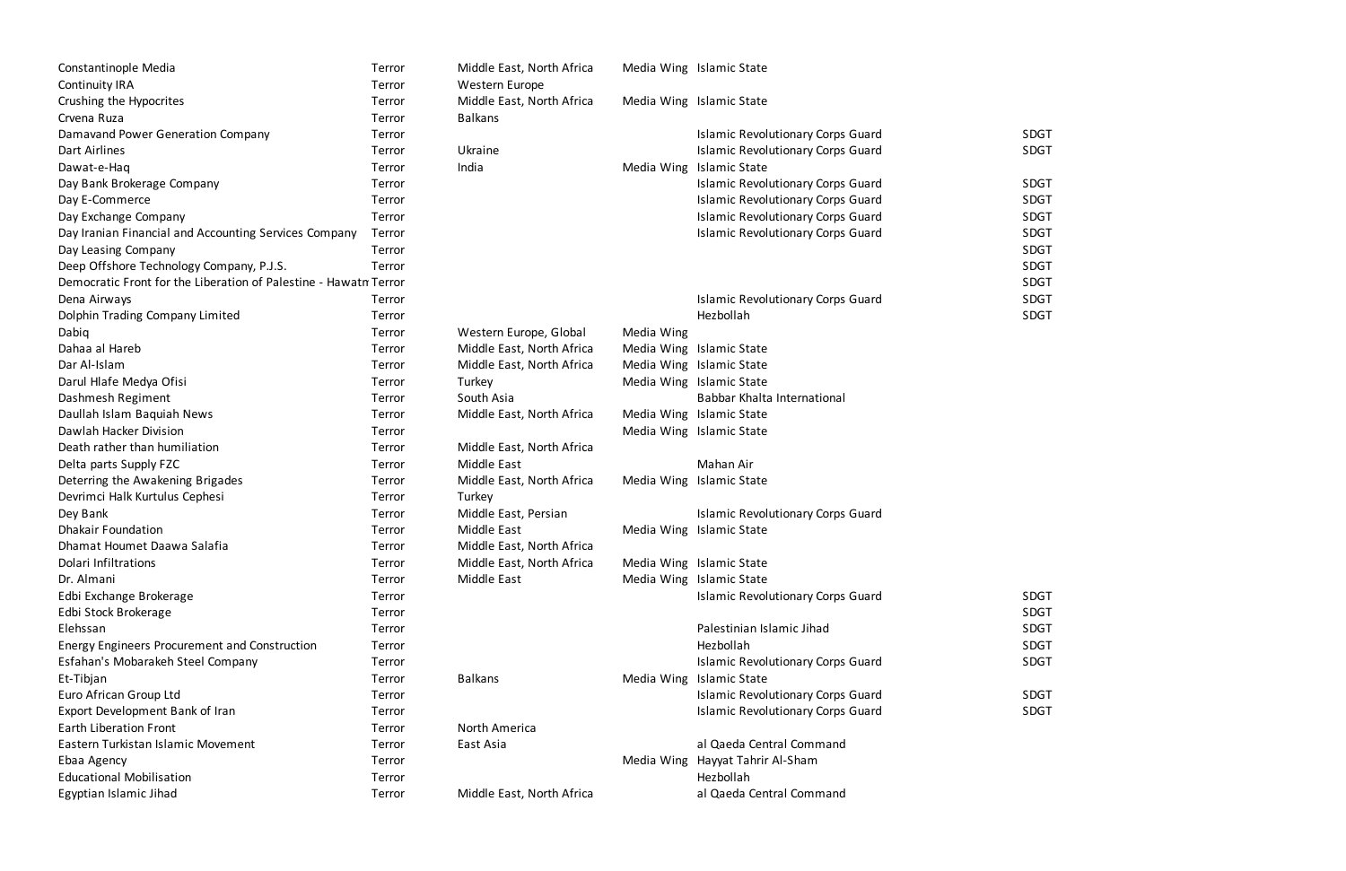| | | | | | |
|---|---|---|---|---|---|
| Constantinople Media | Terror | Middle East, North Africa | Media Wing | Islamic State | |
| Continuity IRA | Terror | Western Europe | | | |
| Crushing the Hypocrites | Terror | Middle East, North Africa | Media Wing | Islamic State | |
| Crvena Ruza | Terror | Balkans | | | |
| Damavand Power Generation Company | Terror | | | Islamic Revolutionary Corps Guard | SDGT |
| Dart Airlines | Terror | Ukraine | | Islamic Revolutionary Corps Guard | SDGT |
| Dawat-e-Haq | Terror | India | Media Wing | Islamic State | |
| Day Bank Brokerage Company | Terror | | | Islamic Revolutionary Corps Guard | SDGT |
| Day E-Commerce | Terror | | | Islamic Revolutionary Corps Guard | SDGT |
| Day Exchange Company | Terror | | | Islamic Revolutionary Corps Guard | SDGT |
| Day Iranian Financial and Accounting Services Company | Terror | | | Islamic Revolutionary Corps Guard | SDGT |
| Day Leasing Company | Terror | | | | SDGT |
| Deep Offshore Technology Company, P.J.S. | Terror | | | | SDGT |
| Democratic Front for the Liberation of Palestine - Hawatm | Terror | | | | SDGT |
| Dena Airways | Terror | | | Islamic Revolutionary Corps Guard | SDGT |
| Dolphin Trading Company Limited | Terror | | | Hezbollah | SDGT |
| Dabiq | Terror | Western Europe, Global | Media Wing | | |
| Dahaa al Hareb | Terror | Middle East, North Africa | Media Wing | Islamic State | |
| Dar Al-Islam | Terror | Middle East, North Africa | Media Wing | Islamic State | |
| Darul Hlafe Medya Ofisi | Terror | Turkey | Media Wing | Islamic State | |
| Dashmesh Regiment | Terror | South Asia | | Babbar Khalta International | |
| Daullah Islam Baquiah News | Terror | Middle East, North Africa | Media Wing | Islamic State | |
| Dawlah Hacker Division | Terror | | Media Wing | Islamic State | |
| Death rather than humiliation | Terror | Middle East, North Africa | | | |
| Delta parts Supply FZC | Terror | Middle East | | Mahan Air | |
| Deterring the Awakening Brigades | Terror | Middle East, North Africa | Media Wing | Islamic State | |
| Devrimci Halk Kurtulus Cephesi | Terror | Turkey | | | |
| Dey Bank | Terror | Middle East, Persian | | Islamic Revolutionary Corps Guard | |
| Dhakair Foundation | Terror | Middle East | Media Wing | Islamic State | |
| Dhamat Houmet Daawa Salafia | Terror | Middle East, North Africa | | | |
| Dolari Infiltrations | Terror | Middle East, North Africa | Media Wing | Islamic State | |
| Dr. Almani | Terror | Middle East | Media Wing | Islamic State | |
| Edbi Exchange Brokerage | Terror | | | Islamic Revolutionary Corps Guard | SDGT |
| Edbi Stock Brokerage | Terror | | | | SDGT |
| Elehssan | Terror | | | Palestinian Islamic Jihad | SDGT |
| Energy Engineers Procurement and Construction | Terror | | | Hezbollah | SDGT |
| Esfahan's Mobarakeh Steel Company | Terror | | | Islamic Revolutionary Corps Guard | SDGT |
| Et-Tibjan | Terror | Balkans | Media Wing | Islamic State | |
| Euro African Group Ltd | Terror | | | Islamic Revolutionary Corps Guard | SDGT |
| Export Development Bank of Iran | Terror | | | Islamic Revolutionary Corps Guard | SDGT |
| Earth Liberation Front | Terror | North America | | | |
| Eastern Turkistan Islamic Movement | Terror | East Asia | | al Qaeda Central Command | |
| Ebaa Agency | Terror | | Media Wing | Hayyat Tahrir Al-Sham | |
| Educational Mobilisation | Terror | | | Hezbollah | |
| Egyptian Islamic Jihad | Terror | Middle East, North Africa | | al Qaeda Central Command | |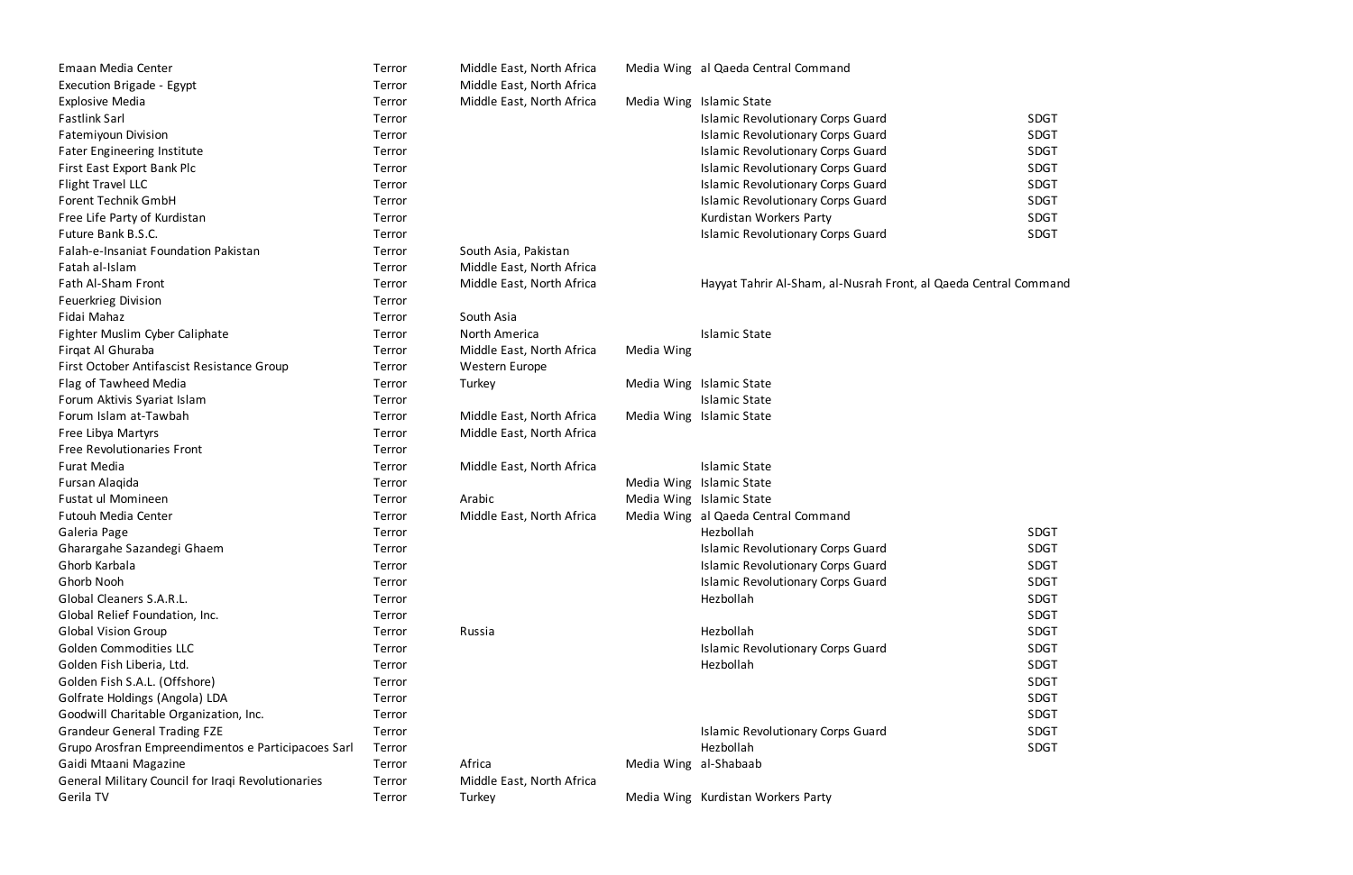| | | | | | |
|---|---|---|---|---|---|
| Emaan Media Center | Terror | Middle East, North Africa | Media Wing | al Qaeda Central Command | |
| Execution Brigade - Egypt | Terror | Middle East, North Africa | | | |
| Explosive Media | Terror | Middle East, North Africa | Media Wing | Islamic State | |
| Fastlink Sarl | Terror | | | Islamic Revolutionary Corps Guard | SDGT |
| Fatemiyoun Division | Terror | | | Islamic Revolutionary Corps Guard | SDGT |
| Fater Engineering Institute | Terror | | | Islamic Revolutionary Corps Guard | SDGT |
| First East Export Bank Plc | Terror | | | Islamic Revolutionary Corps Guard | SDGT |
| Flight Travel LLC | Terror | | | Islamic Revolutionary Corps Guard | SDGT |
| Forent Technik GmbH | Terror | | | Islamic Revolutionary Corps Guard | SDGT |
| Free Life Party of Kurdistan | Terror | | | Kurdistan Workers Party | SDGT |
| Future Bank B.S.C. | Terror | | | Islamic Revolutionary Corps Guard | SDGT |
| Falah-e-Insaniat Foundation Pakistan | Terror | South Asia, Pakistan | | | |
| Fatah al-Islam | Terror | Middle East, North Africa | | | |
| Fath Al-Sham Front | Terror | Middle East, North Africa | | Hayyat Tahrir Al-Sham, al-Nusrah Front, al Qaeda Central Command | |
| Feuerkrieg Division | Terror | | | | |
| Fidai Mahaz | Terror | South Asia | | | |
| Fighter Muslim Cyber Caliphate | Terror | North America | | Islamic State | |
| Firqat Al Ghuraba | Terror | Middle East, North Africa | Media Wing | | |
| First October Antifascist Resistance Group | Terror | Western Europe | | | |
| Flag of Tawheed Media | Terror | Turkey | Media Wing | Islamic State | |
| Forum Aktivis Syariat Islam | Terror | | | Islamic State | |
| Forum Islam at-Tawbah | Terror | Middle East, North Africa | Media Wing | Islamic State | |
| Free Libya Martyrs | Terror | Middle East, North Africa | | | |
| Free Revolutionaries Front | Terror | | | | |
| Furat Media | Terror | Middle East, North Africa | | Islamic State | |
| Fursan Alaqida | Terror | | Media Wing | Islamic State | |
| Fustat ul Momineen | Terror | Arabic | Media Wing | Islamic State | |
| Futouh Media Center | Terror | Middle East, North Africa | Media Wing | al Qaeda Central Command | |
| Galeria Page | Terror | | | Hezbollah | SDGT |
| Ghargahe Sazandegi Ghaem | Terror | | | Islamic Revolutionary Corps Guard | SDGT |
| Ghorb Karbala | Terror | | | Islamic Revolutionary Corps Guard | SDGT |
| Ghorb Nooh | Terror | | | Islamic Revolutionary Corps Guard | SDGT |
| Global Cleaners S.A.R.L. | Terror | | | Hezbollah | SDGT |
| Global Relief Foundation, Inc. | Terror | | | | SDGT |
| Global Vision Group | Terror | Russia | | Hezbollah | SDGT |
| Golden Commodities LLC | Terror | | | Islamic Revolutionary Corps Guard | SDGT |
| Golden Fish Liberia, Ltd. | Terror | | | Hezbollah | SDGT |
| Golden Fish S.A.L. (Offshore) | Terror | | | | SDGT |
| Golfrate Holdings (Angola) LDA | Terror | | | | SDGT |
| Goodwill Charitable Organization, Inc. | Terror | | | | SDGT |
| Grandeur General Trading FZE | Terror | | | Islamic Revolutionary Corps Guard | SDGT |
| Grupo Arosfran Empreendimentos e Participacoes Sarl | Terror | | | Hezbollah | SDGT |
| Gaidi Mtaani Magazine | Terror | Africa | Media Wing | al-Shabaab | |
| General Military Council for Iraqi Revolutionaries | Terror | Middle East, North Africa | | | |
| Gerila TV | Terror | Turkey | Media Wing | Kurdistan Workers Party | |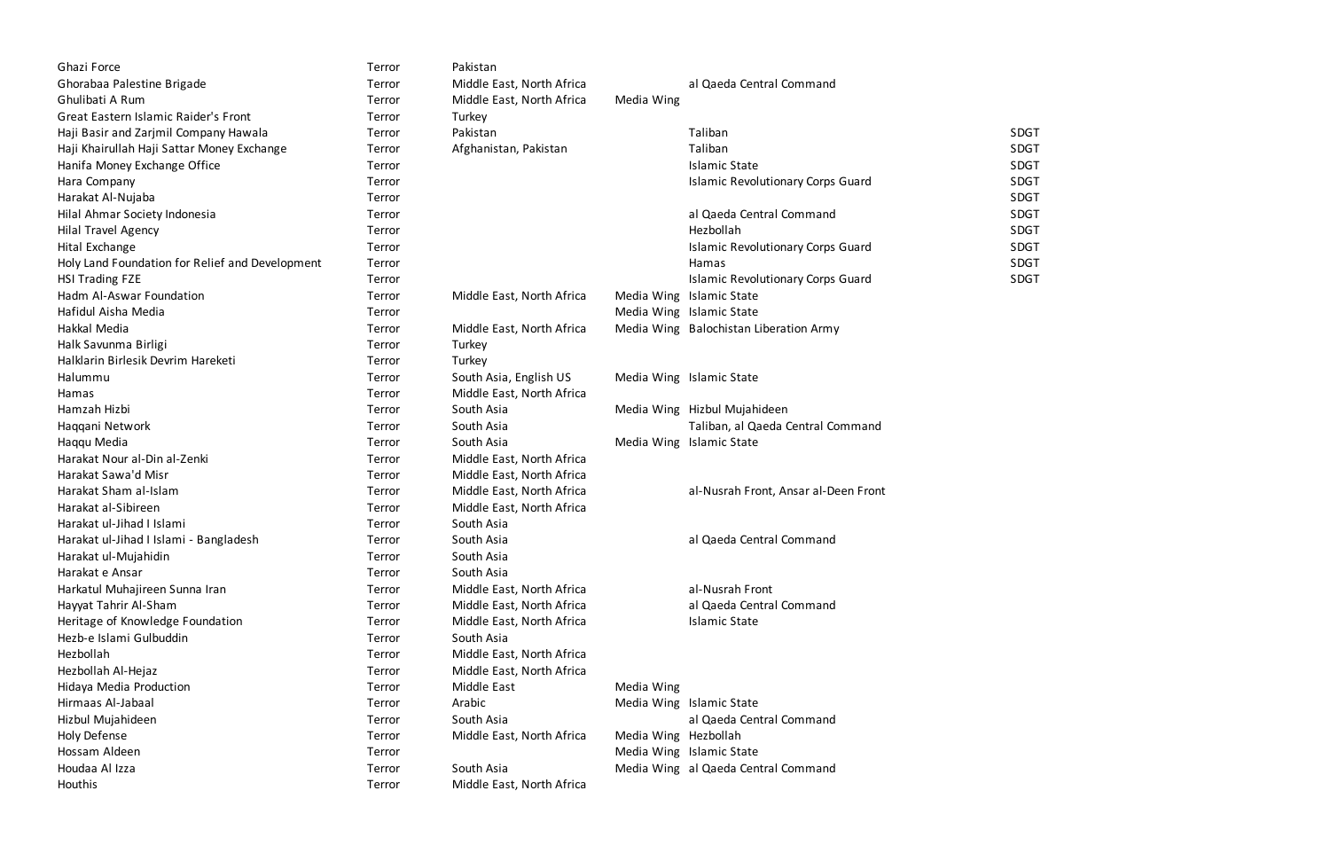| | | | | | |
|---|---|---|---|---|---|
| Ghazi Force | Terror | Pakistan | | | |
| Ghorabaa Palestine Brigade | Terror | Middle East, North Africa | | al Qaeda Central Command | |
| Ghulibati A Rum | Terror | Middle East, North Africa | Media Wing | | |
| Great Eastern Islamic Raider's Front | Terror | Turkey | | | |
| Haji Basir and Zarjmil Company Hawala | Terror | Pakistan | | Taliban | SDGT |
| Haji Khairullah Haji Sattar Money Exchange | Terror | Afghanistan, Pakistan | | Taliban | SDGT |
| Hanifa Money Exchange Office | Terror | | | Islamic State | SDGT |
| Hara Company | Terror | | | Islamic Revolutionary Corps Guard | SDGT |
| Harakat Al-Nujaba | Terror | | | | SDGT |
| Hilal Ahmar Society Indonesia | Terror | | | al Qaeda Central Command | SDGT |
| Hilal Travel Agency | Terror | | | Hezbollah | SDGT |
| Hital Exchange | Terror | | | Islamic Revolutionary Corps Guard | SDGT |
| Holy Land Foundation for Relief and Development | Terror | | | Hamas | SDGT |
| HSI Trading FZE | Terror | | | Islamic Revolutionary Corps Guard | SDGT |
| Hadm Al-Aswar Foundation | Terror | Middle East, North Africa | Media Wing | Islamic State | |
| Hafidul Aisha Media | Terror | | Media Wing | Islamic State | |
| Hakkal Media | Terror | Middle East, North Africa | Media Wing | Balochistan Liberation Army | |
| Halk Savunma Birligi | Terror | Turkey | | | |
| Halklarin Birlesik Devrim Hareketi | Terror | Turkey | | | |
| Halummu | Terror | South Asia, English US | Media Wing | Islamic State | |
| Hamas | Terror | Middle East, North Africa | | | |
| Hamzah Hizbi | Terror | South Asia | Media Wing | Hizbul Mujahideen | |
| Haqqani Network | Terror | South Asia | | Taliban, al Qaeda Central Command | |
| Haqqu Media | Terror | South Asia | Media Wing | Islamic State | |
| Harakat Nour al-Din al-Zenki | Terror | Middle East, North Africa | | | |
| Harakat Sawa'd Misr | Terror | Middle East, North Africa | | | |
| Harakat Sham al-Islam | Terror | Middle East, North Africa | | al-Nusrah Front, Ansar al-Deen Front | |
| Harakat al-Sibireen | Terror | Middle East, North Africa | | | |
| Harakat ul-Jihad I Islami | Terror | South Asia | | | |
| Harakat ul-Jihad I Islami - Bangladesh | Terror | South Asia | | al Qaeda Central Command | |
| Harakat ul-Mujahidin | Terror | South Asia | | | |
| Harakat e Ansar | Terror | South Asia | | | |
| Harkatul Muhajireen Sunna Iran | Terror | Middle East, North Africa | | al-Nusrah Front | |
| Hayyat Tahrir Al-Sham | Terror | Middle East, North Africa | | al Qaeda Central Command | |
| Heritage of Knowledge Foundation | Terror | Middle East, North Africa | | Islamic State | |
| Hezb-e Islami Gulbuddin | Terror | South Asia | | | |
| Hezbollah | Terror | Middle East, North Africa | | | |
| Hezbollah Al-Hejaz | Terror | Middle East, North Africa | | | |
| Hidaya Media Production | Terror | Middle East | Media Wing | | |
| Hirmaas Al-Jabaal | Terror | Arabic | Media Wing | Islamic State | |
| Hizbul Mujahideen | Terror | South Asia | | al Qaeda Central Command | |
| Holy Defense | Terror | Middle East, North Africa | Media Wing | Hezbollah | |
| Hossam Aldeen | Terror | | Media Wing | Islamic State | |
| Houdaa Al Izza | Terror | South Asia | Media Wing | al Qaeda Central Command | |
| Houthis | Terror | Middle East, North Africa | | | |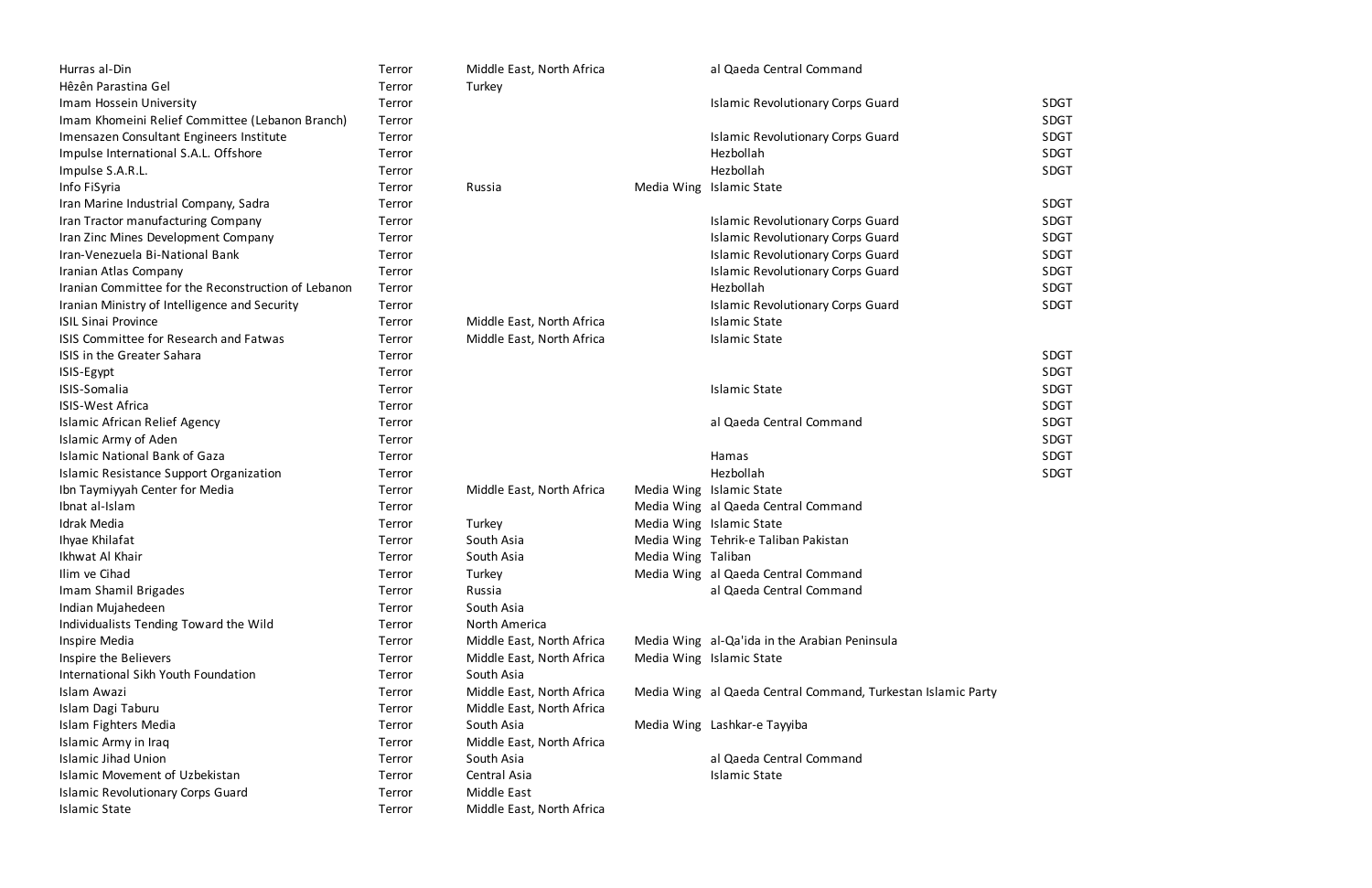| | | | | | |
|---|---|---|---|---|---|
| Hurras al-Din | Terror | Middle East, North Africa | | al Qaeda Central Command | |
| Hêzên Parastina Gel | Terror | Turkey | | | |
| Imam Hossein University | Terror | | | Islamic Revolutionary Corps Guard | SDGT |
| Imam Khomeini Relief Committee (Lebanon Branch) | Terror | | | | SDGT |
| Imensazen Consultant Engineers Institute | Terror | | | Islamic Revolutionary Corps Guard | SDGT |
| Impulse International S.A.L. Offshore | Terror | | | Hezbollah | SDGT |
| Impulse S.A.R.L. | Terror | | | Hezbollah | SDGT |
| Info FiSyria | Terror | Russia | Media Wing | Islamic State | |
| Iran Marine Industrial Company, Sadra | Terror | | | | SDGT |
| Iran Tractor manufacturing Company | Terror | | | Islamic Revolutionary Corps Guard | SDGT |
| Iran Zinc Mines Development Company | Terror | | | Islamic Revolutionary Corps Guard | SDGT |
| Iran-Venezuela Bi-National Bank | Terror | | | Islamic Revolutionary Corps Guard | SDGT |
| Iranian Atlas Company | Terror | | | Islamic Revolutionary Corps Guard | SDGT |
| Iranian Committee for the Reconstruction of Lebanon | Terror | | | Hezbollah | SDGT |
| Iranian Ministry of Intelligence and Security | Terror | | | Islamic Revolutionary Corps Guard | SDGT |
| ISIL Sinai Province | Terror | Middle East, North Africa | | Islamic State | |
| ISIS Committee for Research and Fatwas | Terror | Middle East, North Africa | | Islamic State | |
| ISIS in the Greater Sahara | Terror | | | | SDGT |
| ISIS-Egypt | Terror | | | | SDGT |
| ISIS-Somalia | Terror | | | Islamic State | SDGT |
| ISIS-West Africa | Terror | | | | SDGT |
| Islamic African Relief Agency | Terror | | | al Qaeda Central Command | SDGT |
| Islamic Army of Aden | Terror | | | | SDGT |
| Islamic National Bank of Gaza | Terror | | | Hamas | SDGT |
| Islamic Resistance Support Organization | Terror | | | Hezbollah | SDGT |
| Ibn Taymiyyah Center for Media | Terror | Middle East, North Africa | Media Wing | Islamic State | |
| Ibnat al-Islam | Terror | | Media Wing | al Qaeda Central Command | |
| Idrak Media | Terror | Turkey | Media Wing | Islamic State | |
| Ihyae Khilafat | Terror | South Asia | Media Wing | Tehrik-e Taliban Pakistan | |
| Ikhwat Al Khair | Terror | South Asia | Media Wing | Taliban | |
| Ilim ve Cihad | Terror | Turkey | Media Wing | al Qaeda Central Command | |
| Imam Shamil Brigades | Terror | Russia | | al Qaeda Central Command | |
| Indian Mujahedeen | Terror | South Asia | | | |
| Individualists Tending Toward the Wild | Terror | North America | | | |
| Inspire Media | Terror | Middle East, North Africa | Media Wing | al-Qa'ida in the Arabian Peninsula | |
| Inspire the Believers | Terror | Middle East, North Africa | Media Wing | Islamic State | |
| International Sikh Youth Foundation | Terror | South Asia | | | |
| Islam Awazi | Terror | Middle East, North Africa | Media Wing | al Qaeda Central Command, Turkestan Islamic Party | |
| Islam Dagi Taburu | Terror | Middle East, North Africa | | | |
| Islam Fighters Media | Terror | South Asia | Media Wing | Lashkar-e Tayyiba | |
| Islamic Army in Iraq | Terror | Middle East, North Africa | | | |
| Islamic Jihad Union | Terror | South Asia | | al Qaeda Central Command | |
| Islamic Movement of Uzbekistan | Terror | Central Asia | | Islamic State | |
| Islamic Revolutionary Corps Guard | Terror | Middle East | | | |
| Islamic State | Terror | Middle East, North Africa | | | |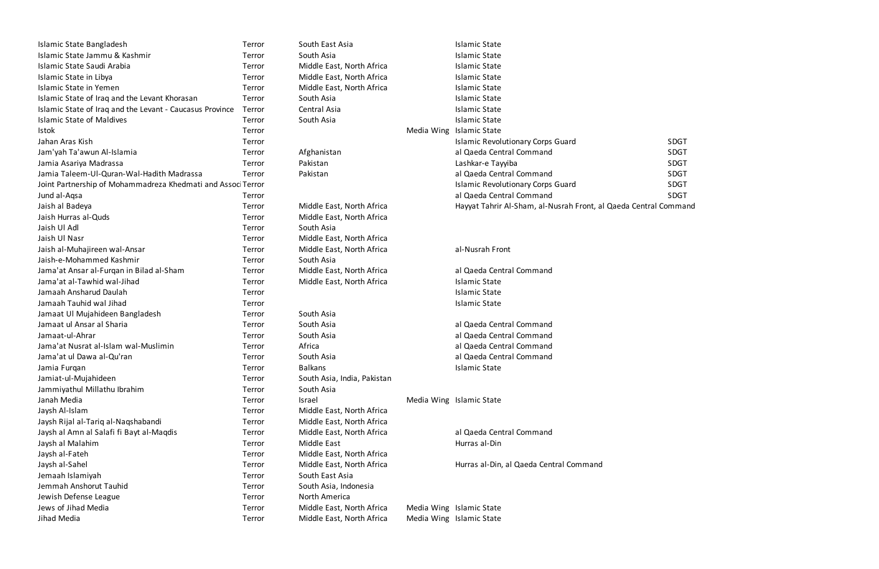| | | | | | |
|---|---|---|---|---|---|
| Islamic State Bangladesh | Terror | South East Asia | | Islamic State | |
| Islamic State Jammu & Kashmir | Terror | South Asia | | Islamic State | |
| Islamic State Saudi Arabia | Terror | Middle East, North Africa | | Islamic State | |
| Islamic State in Libya | Terror | Middle East, North Africa | | Islamic State | |
| Islamic State in Yemen | Terror | Middle East, North Africa | | Islamic State | |
| Islamic State of Iraq and the Levant Khorasan | Terror | South Asia | | Islamic State | |
| Islamic State of Iraq and the Levant - Caucasus Province | Terror | Central Asia | | Islamic State | |
| Islamic State of Maldives | Terror | South Asia | | Islamic State | |
| Istok | Terror | | Media Wing | Islamic State | |
| Jahan Aras Kish | Terror | | | Islamic Revolutionary Corps Guard | SDGT |
| Jam'yah Ta'awun Al-Islamia | Terror | Afghanistan | | al Qaeda Central Command | SDGT |
| Jamia Asariya Madrassa | Terror | Pakistan | | Lashkar-e Tayyiba | SDGT |
| Jamia Taleem-Ul-Quran-Wal-Hadith Madrassa | Terror | Pakistan | | al Qaeda Central Command | SDGT |
| Joint Partnership of Mohammadreza Khedmati and Associ | Terror | | | Islamic Revolutionary Corps Guard | SDGT |
| Jund al-Aqsa | Terror | | | al Qaeda Central Command | SDGT |
| Jaish al Badeya | Terror | Middle East, North Africa | | Hayyat Tahrir Al-Sham, al-Nusrah Front, al Qaeda Central Command | |
| Jaish Hurras al-Quds | Terror | Middle East, North Africa | | | |
| Jaish Ul Adl | Terror | South Asia | | | |
| Jaish Ul Nasr | Terror | Middle East, North Africa | | | |
| Jaish al-Muhajireen wal-Ansar | Terror | Middle East, North Africa | | al-Nusrah Front | |
| Jaish-e-Mohammed Kashmir | Terror | South Asia | | | |
| Jama'at Ansar al-Furqan in Bilad al-Sham | Terror | Middle East, North Africa | | al Qaeda Central Command | |
| Jama'at al-Tawhid wal-Jihad | Terror | Middle East, North Africa | | Islamic State | |
| Jamaah Ansharud Daulah | Terror | | | Islamic State | |
| Jamaah Tauhid wal Jihad | Terror | | | Islamic State | |
| Jamaat Ul Mujahideen Bangladesh | Terror | South Asia | | | |
| Jamaat ul Ansar al Sharia | Terror | South Asia | | al Qaeda Central Command | |
| Jamaat-ul-Ahrar | Terror | South Asia | | al Qaeda Central Command | |
| Jama'at Nusrat al-Islam wal-Muslimin | Terror | Africa | | al Qaeda Central Command | |
| Jama'at ul Dawa al-Qu'ran | Terror | South Asia | | al Qaeda Central Command | |
| Jamia Furqan | Terror | Balkans | | Islamic State | |
| Jamiat-ul-Mujahideen | Terror | South Asia, India, Pakistan | | | |
| Jammiyathul Millathu Ibrahim | Terror | South Asia | | | |
| Janah Media | Terror | Israel | Media Wing | Islamic State | |
| Jaysh Al-Islam | Terror | Middle East, North Africa | | | |
| Jaysh Rijal al-Tariq al-Naqshabandi | Terror | Middle East, North Africa | | | |
| Jaysh al Amn al Salafi fi Bayt al-Maqdis | Terror | Middle East, North Africa | | al Qaeda Central Command | |
| Jaysh al Malahim | Terror | Middle East | | Hurras al-Din | |
| Jaysh al-Fateh | Terror | Middle East, North Africa | | | |
| Jaysh al-Sahel | Terror | Middle East, North Africa | | Hurras al-Din, al Qaeda Central Command | |
| Jemaah Islamiyah | Terror | South East Asia | | | |
| Jemmah Anshorut Tauhid | Terror | South Asia, Indonesia | | | |
| Jewish Defense League | Terror | North America | | | |
| Jews of Jihad Media | Terror | Middle East, North Africa | Media Wing | Islamic State | |
| Jihad Media | Terror | Middle East, North Africa | Media Wing | Islamic State | |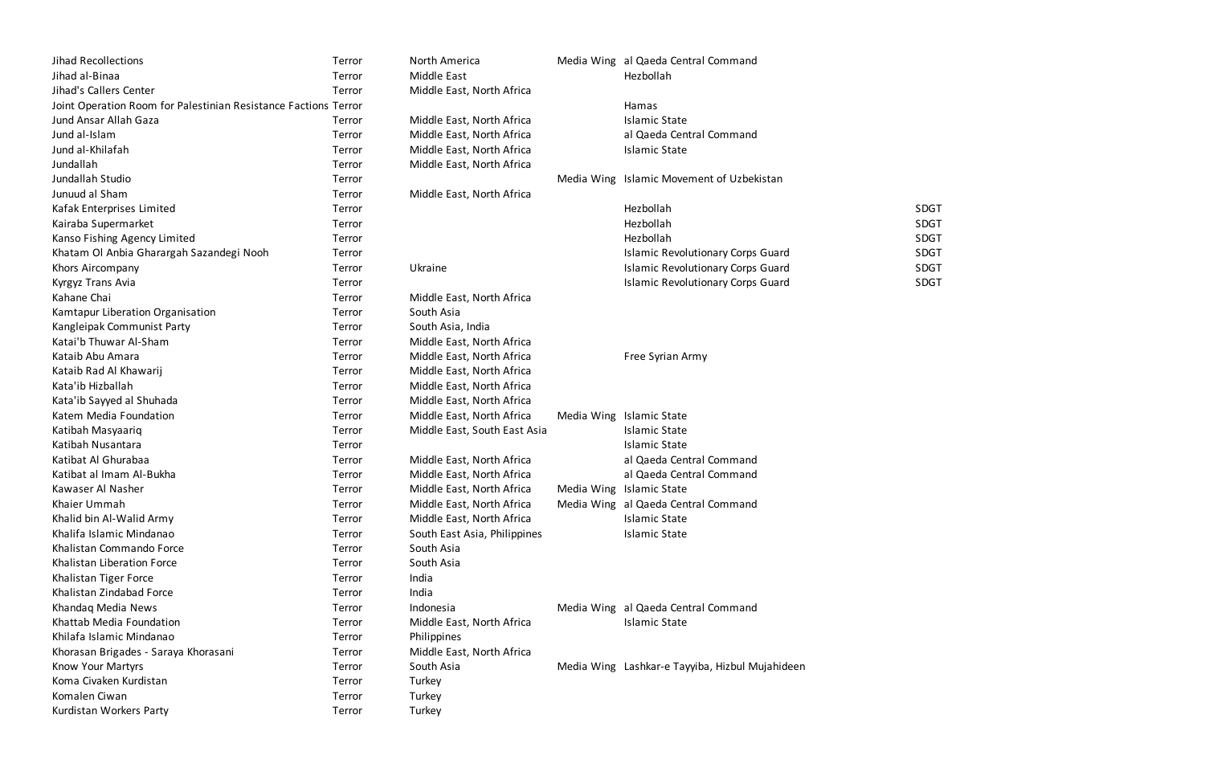| | | | | | |
|---|---|---|---|---|---|
| Jihad Recollections | Terror | North America | Media Wing | al Qaeda Central Command | |
| Jihad al-Binaa | Terror | Middle East | | Hezbollah | |
| Jihad's Callers Center | Terror | Middle East, North Africa | | | |
| Joint Operation Room for Palestinian Resistance Factions | Terror | | | Hamas | |
| Jund Ansar Allah Gaza | Terror | Middle East, North Africa | | Islamic State | |
| Jund al-Islam | Terror | Middle East, North Africa | | al Qaeda Central Command | |
| Jund al-Khilafah | Terror | Middle East, North Africa | | Islamic State | |
| Jundallah | Terror | Middle East, North Africa | | | |
| Jundallah Studio | Terror | | Media Wing | Islamic Movement of Uzbekistan | |
| Junuud al Sham | Terror | Middle East, North Africa | | | |
| Kafak Enterprises Limited | Terror | | | Hezbollah | SDGT |
| Kairaba Supermarket | Terror | | | Hezbollah | SDGT |
| Kanso Fishing Agency Limited | Terror | | | Hezbollah | SDGT |
| Khatam Ol Anbia Gharargah Sazandegi Nooh | Terror | | | Islamic Revolutionary Corps Guard | SDGT |
| Khors Aircompany | Terror | Ukraine | | Islamic Revolutionary Corps Guard | SDGT |
| Kyrgyz Trans Avia | Terror | | | Islamic Revolutionary Corps Guard | SDGT |
| Kahane Chai | Terror | Middle East, North Africa | | | |
| Kamtapur Liberation Organisation | Terror | South Asia | | | |
| Kangleipak Communist Party | Terror | South Asia, India | | | |
| Katai'b Thuwar Al-Sham | Terror | Middle East, North Africa | | | |
| Kataib Abu Amara | Terror | Middle East, North Africa | | Free Syrian Army | |
| Kataib Rad Al Khawarij | Terror | Middle East, North Africa | | | |
| Kata'ib Hizballah | Terror | Middle East, North Africa | | | |
| Kata'ib Sayyed al Shuhada | Terror | Middle East, North Africa | | | |
| Katem Media Foundation | Terror | Middle East, North Africa | Media Wing | Islamic State | |
| Katibah Masyaariq | Terror | Middle East, South East Asia | | Islamic State | |
| Katibah Nusantara | Terror | | | Islamic State | |
| Katibat Al Ghurabaa | Terror | Middle East, North Africa | | al Qaeda Central Command | |
| Katibat al Imam Al-Bukha | Terror | Middle East, North Africa | | al Qaeda Central Command | |
| Kawaser Al Nasher | Terror | Middle East, North Africa | Media Wing | Islamic State | |
| Khaier Ummah | Terror | Middle East, North Africa | Media Wing | al Qaeda Central Command | |
| Khalid bin Al-Walid Army | Terror | Middle East, North Africa | | Islamic State | |
| Khalifa Islamic Mindanao | Terror | South East Asia, Philippines | | Islamic State | |
| Khalistan Commando Force | Terror | South Asia | | | |
| Khalistan Liberation Force | Terror | South Asia | | | |
| Khalistan Tiger Force | Terror | India | | | |
| Khalistan Zindabad Force | Terror | India | | | |
| Khandaq Media News | Terror | Indonesia | Media Wing | al Qaeda Central Command | |
| Khattab Media Foundation | Terror | Middle East, North Africa | | Islamic State | |
| Khilafa Islamic Mindanao | Terror | Philippines | | | |
| Khorasan Brigades - Saraya Khorasani | Terror | Middle East, North Africa | | | |
| Know Your Martyrs | Terror | South Asia | Media Wing | Lashkar-e Tayyiba, Hizbul Mujahideen | |
| Koma Civaken Kurdistan | Terror | Turkey | | | |
| Komalen Ciwan | Terror | Turkey | | | |
| Kurdistan Workers Party | Terror | Turkey | | | |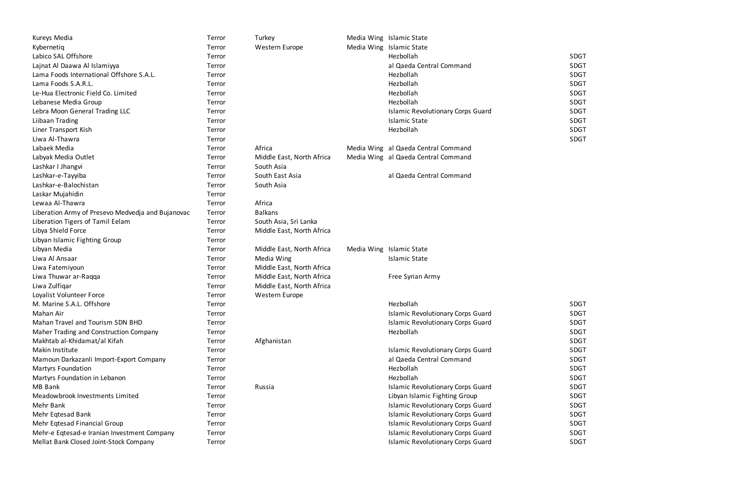| | | | | | |
|---|---|---|---|---|---|
| Kureys Media | Terror | Turkey | Media Wing | Islamic State | |
| Kybernetiq | Terror | Western Europe | Media Wing | Islamic State | |
| Labico SAL Offshore | Terror | | | Hezbollah | SDGT |
| Lajnat Al Daawa Al Islamiyya | Terror | | | al Qaeda Central Command | SDGT |
| Lama Foods International Offshore S.A.L. | Terror | | | Hezbollah | SDGT |
| Lama Foods S.A.R.L. | Terror | | | Hezbollah | SDGT |
| Le-Hua Electronic Field Co. Limited | Terror | | | Hezbollah | SDGT |
| Lebanese Media Group | Terror | | | Hezbollah | SDGT |
| Lebra Moon General Trading LLC | Terror | | | Islamic Revolutionary Corps Guard | SDGT |
| Liibaan Trading | Terror | | | Islamic State | SDGT |
| Liner Transport Kish | Terror | | | Hezbollah | SDGT |
| Liwa Al-Thawra | Terror | | | | SDGT |
| Labaek Media | Terror | Africa | Media Wing | al Qaeda Central Command | |
| Labyak Media Outlet | Terror | Middle East, North Africa | Media Wing | al Qaeda Central Command | |
| Lashkar I Jhangvi | Terror | South Asia | | | |
| Lashkar-e-Tayyiba | Terror | South East Asia | | al Qaeda Central Command | |
| Lashkar-e-Balochistan | Terror | South Asia | | | |
| Laskar Mujahidin | Terror | | | | |
| Lewaa Al-Thawra | Terror | Africa | | | |
| Liberation Army of Presevo Medvedja and Bujanovac | Terror | Balkans | | | |
| Liberation Tigers of Tamil Eelam | Terror | South Asia, Sri Lanka | | | |
| Libya Shield Force | Terror | Middle East, North Africa | | | |
| Libyan Islamic Fighting Group | Terror | | | | |
| Libyan Media | Terror | Middle East, North Africa | Media Wing | Islamic State | |
| Liwa Al Ansaar | Terror | Media Wing | | Islamic State | |
| Liwa Fatemiyoun | Terror | Middle East, North Africa | | | |
| Liwa Thuwar ar-Raqqa | Terror | Middle East, North Africa | | Free Syrian Army | |
| Liwa Zulfiqar | Terror | Middle East, North Africa | | | |
| Loyalist Volunteer Force | Terror | Western Europe | | | |
| M. Marine S.A.L. Offshore | Terror | | | Hezbollah | SDGT |
| Mahan Air | Terror | | | Islamic Revolutionary Corps Guard | SDGT |
| Mahan Travel and Tourism SDN BHD | Terror | | | Islamic Revolutionary Corps Guard | SDGT |
| Maher Trading and Construction Company | Terror | | | Hezbollah | SDGT |
| Makhtab al-Khidamat/al Kifah | Terror | Afghanistan | | | SDGT |
| Makin Institute | Terror | | | Islamic Revolutionary Corps Guard | SDGT |
| Mamoun Darkazanli Import-Export Company | Terror | | | al Qaeda Central Command | SDGT |
| Martyrs Foundation | Terror | | | Hezbollah | SDGT |
| Martyrs Foundation in Lebanon | Terror | | | Hezbollah | SDGT |
| MB Bank | Terror | Russia | | Islamic Revolutionary Corps Guard | SDGT |
| Meadowbrook Investments Limited | Terror | | | Libyan Islamic Fighting Group | SDGT |
| Mehr Bank | Terror | | | Islamic Revolutionary Corps Guard | SDGT |
| Mehr Eqtesad Bank | Terror | | | Islamic Revolutionary Corps Guard | SDGT |
| Mehr Eqtesad Financial Group | Terror | | | Islamic Revolutionary Corps Guard | SDGT |
| Mehr-e Eqtesad-e Iranian Investment Company | Terror | | | Islamic Revolutionary Corps Guard | SDGT |
| Mellat Bank Closed Joint-Stock Company | Terror | | | Islamic Revolutionary Corps Guard | SDGT |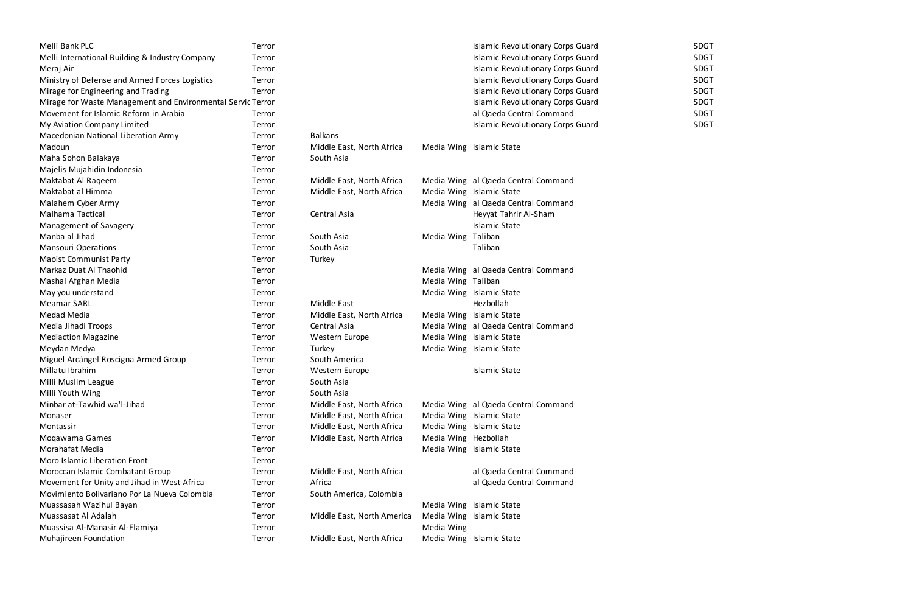| | | | | | |
|---|---|---|---|---|---|
| Melli Bank PLC | Terror | | | Islamic Revolutionary Corps Guard | SDGT |
| Melli International Building & Industry Company | Terror | | | Islamic Revolutionary Corps Guard | SDGT |
| Meraj Air | Terror | | | Islamic Revolutionary Corps Guard | SDGT |
| Ministry of Defense and Armed Forces Logistics | Terror | | | Islamic Revolutionary Corps Guard | SDGT |
| Mirage for Engineering and Trading | Terror | | | Islamic Revolutionary Corps Guard | SDGT |
| Mirage for Waste Management and Environmental Servic | Terror | | | Islamic Revolutionary Corps Guard | SDGT |
| Movement for Islamic Reform in Arabia | Terror | | | al Qaeda Central Command | SDGT |
| My Aviation Company Limited | Terror | | | Islamic Revolutionary Corps Guard | SDGT |
| Macedonian National Liberation Army | Terror | Balkans | | | |
| Madoun | Terror | Middle East, North Africa | Media Wing | Islamic State | |
| Maha Sohon Balakaya | Terror | South Asia | | | |
| Majelis Mujahidin Indonesia | Terror | | | | |
| Maktabat Al Raqeem | Terror | Middle East, North Africa | Media Wing | al Qaeda Central Command | |
| Maktabat al Himma | Terror | Middle East, North Africa | Media Wing | Islamic State | |
| Malahem Cyber Army | Terror | | Media Wing | al Qaeda Central Command | |
| Malhama Tactical | Terror | Central Asia | | Heyyat Tahrir Al-Sham | |
| Management of Savagery | Terror | | | Islamic State | |
| Manba al Jihad | Terror | South Asia | Media Wing | Taliban | |
| Mansouri Operations | Terror | South Asia | | Taliban | |
| Maoist Communist Party | Terror | Turkey | | | |
| Markaz Duat Al Thaohid | Terror | | Media Wing | al Qaeda Central Command | |
| Mashal Afghan Media | Terror | | Media Wing | Taliban | |
| May you understand | Terror | | Media Wing | Islamic State | |
| Meamar SARL | Terror | Middle East | | Hezbollah | |
| Medad Media | Terror | Middle East, North Africa | Media Wing | Islamic State | |
| Media Jihadi Troops | Terror | Central Asia | Media Wing | al Qaeda Central Command | |
| Mediaction Magazine | Terror | Western Europe | Media Wing | Islamic State | |
| Meydan Medya | Terror | Turkey | Media Wing | Islamic State | |
| Miguel Arcángel Roscigna Armed Group | Terror | South America | | | |
| Millatu Ibrahim | Terror | Western Europe | | Islamic State | |
| Milli Muslim League | Terror | South Asia | | | |
| Milli Youth Wing | Terror | South Asia | | | |
| Minbar at-Tawhid wa'l-Jihad | Terror | Middle East, North Africa | Media Wing | al Qaeda Central Command | |
| Monaser | Terror | Middle East, North Africa | Media Wing | Islamic State | |
| Montassir | Terror | Middle East, North Africa | Media Wing | Islamic State | |
| Moqawama Games | Terror | Middle East, North Africa | Media Wing | Hezbollah | |
| Morahafat Media | Terror | | Media Wing | Islamic State | |
| Moro Islamic Liberation Front | Terror | | | | |
| Moroccan Islamic Combatant Group | Terror | Middle East, North Africa | | al Qaeda Central Command | |
| Movement for Unity and Jihad in West Africa | Terror | Africa | | al Qaeda Central Command | |
| Movimiento Bolivariano Por La Nueva Colombia | Terror | South America, Colombia | | | |
| Muassasah Wazihul Bayan | Terror | | Media Wing | Islamic State | |
| Muassasat Al Adalah | Terror | Middle East, North America | Media Wing | Islamic State | |
| Muassisa Al-Manasir Al-Elamiya | Terror | | Media Wing | | |
| Muhajireen Foundation | Terror | Middle East, North Africa | Media Wing | Islamic State | |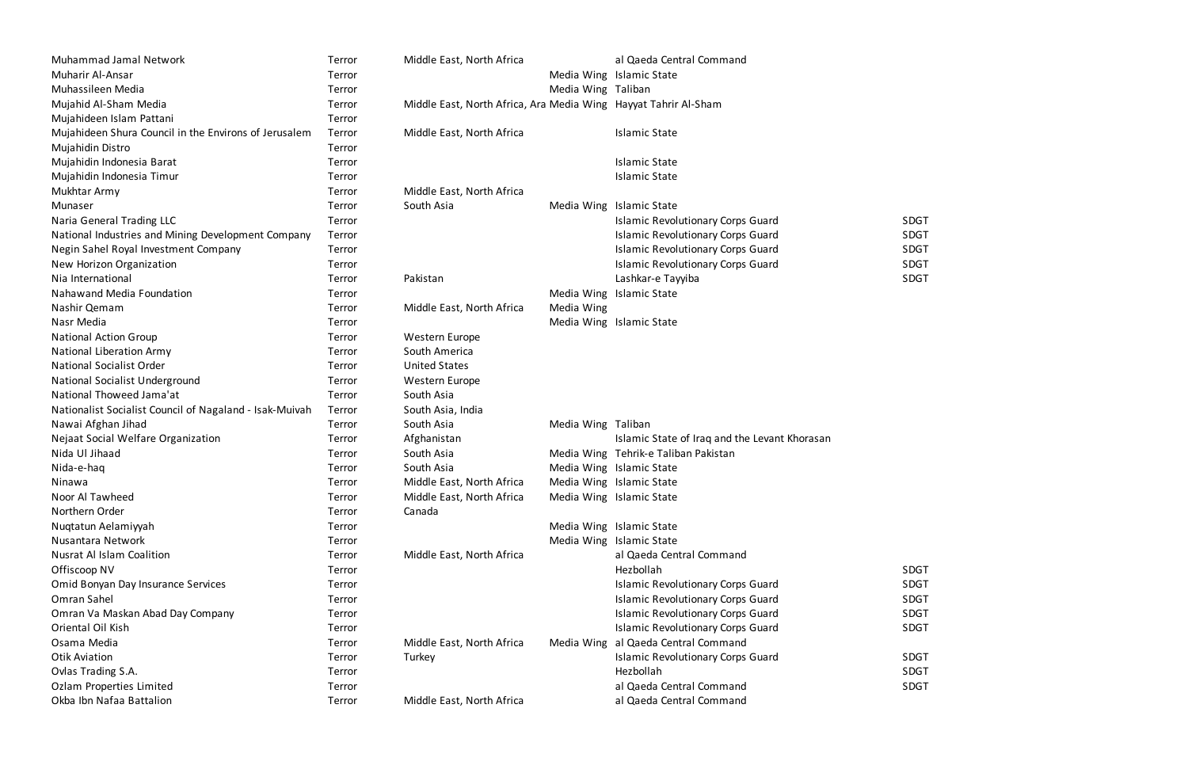| | | | | | |
|---|---|---|---|---|---|
| Muhammad Jamal Network | Terror | Middle East, North Africa | | al Qaeda Central Command | |
| Muharir Al-Ansar | Terror | | Media Wing | Islamic State | |
| Muhassileen Media | Terror | | Media Wing | Taliban | |
| Mujahid Al-Sham Media | Terror | Middle East, North Africa, Ara | Media Wing | Hayyat Tahrir Al-Sham | |
| Mujahideen Islam Pattani | Terror | | | | |
| Mujahideen Shura Council in the Environs of Jerusalem | Terror | Middle East, North Africa | | Islamic State | |
| Mujahidin Distro | Terror | | | | |
| Mujahidin Indonesia Barat | Terror | | | Islamic State | |
| Mujahidin Indonesia Timur | Terror | | | Islamic State | |
| Mukhtar Army | Terror | Middle East, North Africa | | | |
| Munaser | Terror | South Asia | Media Wing | Islamic State | |
| Naria General Trading LLC | Terror | | | Islamic Revolutionary Corps Guard | SDGT |
| National Industries and Mining Development Company | Terror | | | Islamic Revolutionary Corps Guard | SDGT |
| Negin Sahel Royal Investment Company | Terror | | | Islamic Revolutionary Corps Guard | SDGT |
| New Horizon Organization | Terror | | | Islamic Revolutionary Corps Guard | SDGT |
| Nia International | Terror | Pakistan | | Lashkar-e Tayyiba | SDGT |
| Nahawand Media Foundation | Terror | | Media Wing | Islamic State | |
| Nashir Qemam | Terror | Middle East, North Africa | Media Wing | | |
| Nasr Media | Terror | | Media Wing | Islamic State | |
| National Action Group | Terror | Western Europe | | | |
| National Liberation Army | Terror | South America | | | |
| National Socialist Order | Terror | United States | | | |
| National Socialist Underground | Terror | Western Europe | | | |
| National Thoweed Jama'at | Terror | South Asia | | | |
| Nationalist Socialist Council of Nagaland - Isak-Muivah | Terror | South Asia, India | | | |
| Nawai Afghan Jihad | Terror | South Asia | Media Wing | Taliban | |
| Nejaat Social Welfare Organization | Terror | Afghanistan | | Islamic State of Iraq and the Levant Khorasan | |
| Nida Ul Jihaad | Terror | South Asia | Media Wing | Tehrik-e Taliban Pakistan | |
| Nida-e-haq | Terror | South Asia | Media Wing | Islamic State | |
| Ninawa | Terror | Middle East, North Africa | Media Wing | Islamic State | |
| Noor Al Tawheed | Terror | Middle East, North Africa | Media Wing | Islamic State | |
| Northern Order | Terror | Canada | | | |
| Nuqtatun Aelamiyyah | Terror | | Media Wing | Islamic State | |
| Nusantara Network | Terror | | Media Wing | Islamic State | |
| Nusrat Al Islam Coalition | Terror | Middle East, North Africa | | al Qaeda Central Command | |
| Offiscoop NV | Terror | | | Hezbollah | SDGT |
| Omid Bonyan Day Insurance Services | Terror | | | Islamic Revolutionary Corps Guard | SDGT |
| Omran Sahel | Terror | | | Islamic Revolutionary Corps Guard | SDGT |
| Omran Va Maskan Abad Day Company | Terror | | | Islamic Revolutionary Corps Guard | SDGT |
| Oriental Oil Kish | Terror | | | Islamic Revolutionary Corps Guard | SDGT |
| Osama Media | Terror | Middle East, North Africa | Media Wing | al Qaeda Central Command | |
| Otik Aviation | Terror | Turkey | | Islamic Revolutionary Corps Guard | SDGT |
| Ovlas Trading S.A. | Terror | | | Hezbollah | SDGT |
| Ozlam Properties Limited | Terror | | | al Qaeda Central Command | SDGT |
| Okba Ibn Nafaa Battalion | Terror | Middle East, North Africa | | al Qaeda Central Command | |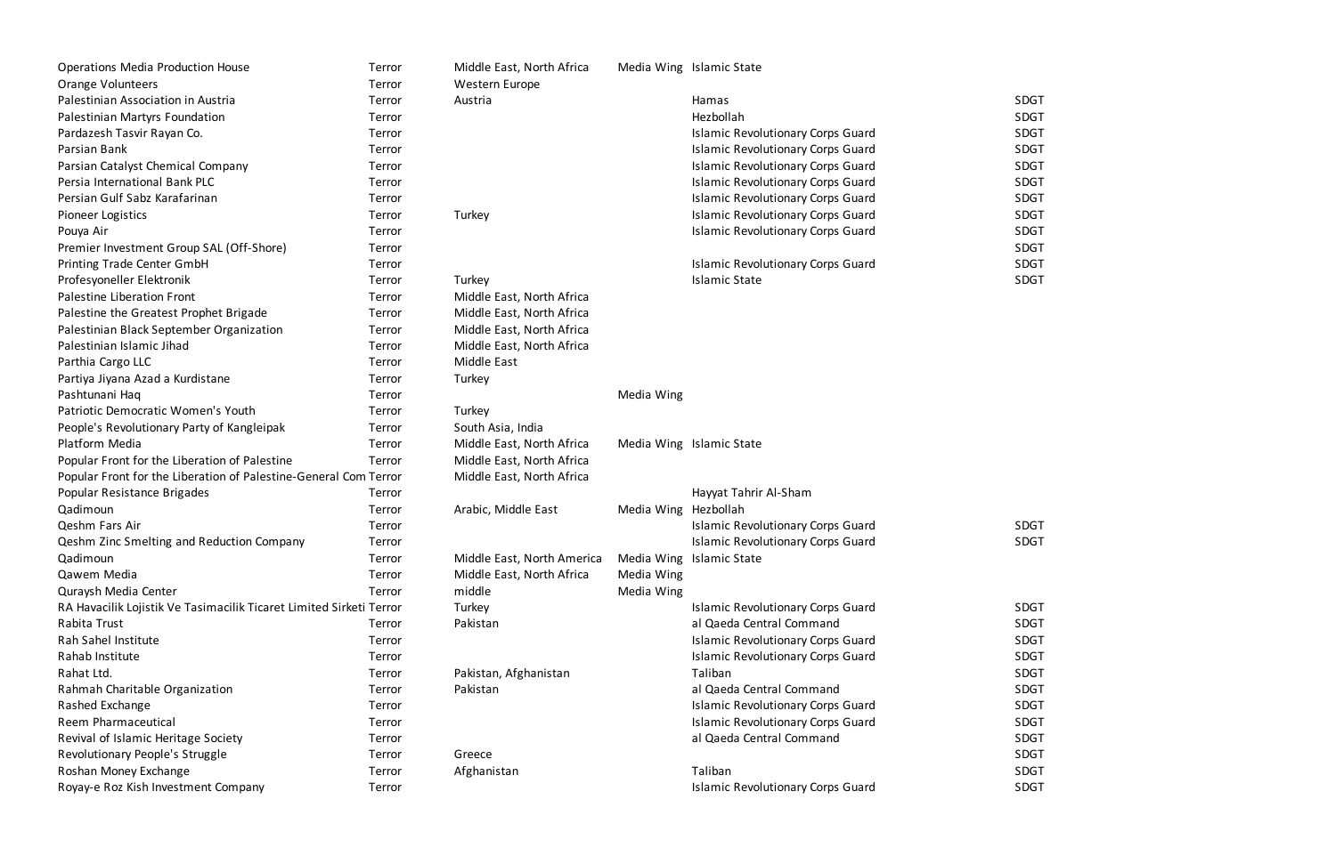| | | | | | |
|---|---|---|---|---|---|
| Operations Media Production House | Terror | Middle East, North Africa | Media Wing | Islamic State | |
| Orange Volunteers | Terror | Western Europe | | | |
| Palestinian Association in Austria | Terror | Austria | | Hamas | SDGT |
| Palestinian Martyrs Foundation | Terror | | | Hezbollah | SDGT |
| Pardazesh Tasvir Rayan Co. | Terror | | | Islamic Revolutionary Corps Guard | SDGT |
| Parsian Bank | Terror | | | Islamic Revolutionary Corps Guard | SDGT |
| Parsian Catalyst Chemical Company | Terror | | | Islamic Revolutionary Corps Guard | SDGT |
| Persia International Bank PLC | Terror | | | Islamic Revolutionary Corps Guard | SDGT |
| Persian Gulf Sabz Karafarinan | Terror | | | Islamic Revolutionary Corps Guard | SDGT |
| Pioneer Logistics | Terror | Turkey | | Islamic Revolutionary Corps Guard | SDGT |
| Pouya Air | Terror | | | Islamic Revolutionary Corps Guard | SDGT |
| Premier Investment Group SAL (Off-Shore) | Terror | | | | SDGT |
| Printing Trade Center GmbH | Terror | | | Islamic Revolutionary Corps Guard | SDGT |
| Profesyoneller Elektronik | Terror | Turkey | | Islamic State | SDGT |
| Palestine Liberation Front | Terror | Middle East, North Africa | | | |
| Palestine the Greatest Prophet Brigade | Terror | Middle East, North Africa | | | |
| Palestinian Black September Organization | Terror | Middle East, North Africa | | | |
| Palestinian Islamic Jihad | Terror | Middle East, North Africa | | | |
| Parthia Cargo LLC | Terror | Middle East | | | |
| Partiya Jiyana Azad a Kurdistane | Terror | Turkey | | | |
| Pashtunani Haq | Terror | | Media Wing | | |
| Patriotic Democratic Women's Youth | Terror | Turkey | | | |
| People's Revolutionary Party of Kangleipak | Terror | South Asia, India | | | |
| Platform Media | Terror | Middle East, North Africa | Media Wing | Islamic State | |
| Popular Front for the Liberation of Palestine | Terror | Middle East, North Africa | | | |
| Popular Front for the Liberation of Palestine-General Com | Terror | Middle East, North Africa | | | |
| Popular Resistance Brigades | Terror | | | Hayyat Tahrir Al-Sham | |
| Qadimoun | Terror | Arabic, Middle East | Media Wing | Hezbollah | |
| Qeshm Fars Air | Terror | | | Islamic Revolutionary Corps Guard | SDGT |
| Qeshm Zinc Smelting and Reduction Company | Terror | | | Islamic Revolutionary Corps Guard | SDGT |
| Qadimoun | Terror | Middle East, North America | Media Wing | Islamic State | |
| Qawem Media | Terror | Middle East, North Africa | Media Wing | | |
| Quraysh Media Center | Terror | middle | Media Wing | | |
| RA Havacilik Lojistik Ve Tasimacilik Ticaret Limited Sirketi | Terror | Turkey | | Islamic Revolutionary Corps Guard | SDGT |
| Rabita Trust | Terror | Pakistan | | al Qaeda Central Command | SDGT |
| Rah Sahel Institute | Terror | | | Islamic Revolutionary Corps Guard | SDGT |
| Rahab Institute | Terror | | | Islamic Revolutionary Corps Guard | SDGT |
| Rahat Ltd. | Terror | Pakistan, Afghanistan | | Taliban | SDGT |
| Rahmah Charitable Organization | Terror | Pakistan | | al Qaeda Central Command | SDGT |
| Rashed Exchange | Terror | | | Islamic Revolutionary Corps Guard | SDGT |
| Reem Pharmaceutical | Terror | | | Islamic Revolutionary Corps Guard | SDGT |
| Revival of Islamic Heritage Society | Terror | | | al Qaeda Central Command | SDGT |
| Revolutionary People's Struggle | Terror | Greece | | | SDGT |
| Roshan Money Exchange | Terror | Afghanistan | | Taliban | SDGT |
| Royay-e Roz Kish Investment Company | Terror | | | Islamic Revolutionary Corps Guard | SDGT |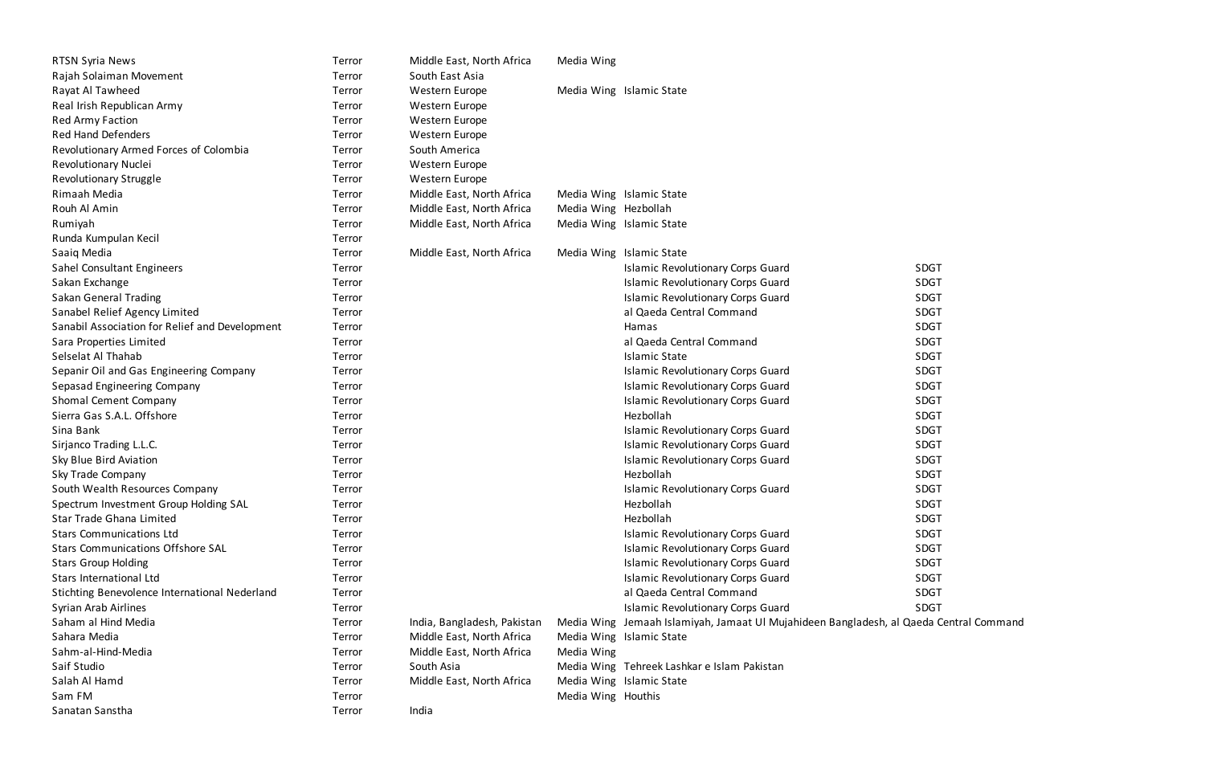| | | | | | |
|---|---|---|---|---|---|
| RTSN Syria News | Terror | Middle East, North Africa | Media Wing | | |
| Rajah Solaiman Movement | Terror | South East Asia | | | |
| Rayat Al Tawheed | Terror | Western Europe | Media Wing | Islamic State | |
| Real Irish Republican Army | Terror | Western Europe | | | |
| Red Army Faction | Terror | Western Europe | | | |
| Red Hand Defenders | Terror | Western Europe | | | |
| Revolutionary Armed Forces of Colombia | Terror | South America | | | |
| Revolutionary Nuclei | Terror | Western Europe | | | |
| Revolutionary Struggle | Terror | Western Europe | | | |
| Rimaah Media | Terror | Middle East, North Africa | Media Wing | Islamic State | |
| Rouh Al Amin | Terror | Middle East, North Africa | Media Wing | Hezbollah | |
| Rumiyah | Terror | Middle East, North Africa | Media Wing | Islamic State | |
| Runda Kumpulan Kecil | Terror | | | | |
| Saaiq Media | Terror | Middle East, North Africa | Media Wing | Islamic State | |
| Sahel Consultant Engineers | Terror | | | Islamic Revolutionary Corps Guard | SDGT |
| Sakan Exchange | Terror | | | Islamic Revolutionary Corps Guard | SDGT |
| Sakan General Trading | Terror | | | Islamic Revolutionary Corps Guard | SDGT |
| Sanabel Relief Agency Limited | Terror | | | al Qaeda Central Command | SDGT |
| Sanabil Association for Relief and Development | Terror | | | Hamas | SDGT |
| Sara Properties Limited | Terror | | | al Qaeda Central Command | SDGT |
| Selselat Al Thahab | Terror | | | Islamic State | SDGT |
| Sepanir Oil and Gas Engineering Company | Terror | | | Islamic Revolutionary Corps Guard | SDGT |
| Sepasad Engineering Company | Terror | | | Islamic Revolutionary Corps Guard | SDGT |
| Shomal Cement Company | Terror | | | Islamic Revolutionary Corps Guard | SDGT |
| Sierra Gas S.A.L. Offshore | Terror | | | Hezbollah | SDGT |
| Sina Bank | Terror | | | Islamic Revolutionary Corps Guard | SDGT |
| Sirjanco Trading L.L.C. | Terror | | | Islamic Revolutionary Corps Guard | SDGT |
| Sky Blue Bird Aviation | Terror | | | Islamic Revolutionary Corps Guard | SDGT |
| Sky Trade Company | Terror | | | Hezbollah | SDGT |
| South Wealth Resources Company | Terror | | | Islamic Revolutionary Corps Guard | SDGT |
| Spectrum Investment Group Holding SAL | Terror | | | Hezbollah | SDGT |
| Star Trade Ghana Limited | Terror | | | Hezbollah | SDGT |
| Stars Communications Ltd | Terror | | | Islamic Revolutionary Corps Guard | SDGT |
| Stars Communications Offshore SAL | Terror | | | Islamic Revolutionary Corps Guard | SDGT |
| Stars Group Holding | Terror | | | Islamic Revolutionary Corps Guard | SDGT |
| Stars International Ltd | Terror | | | Islamic Revolutionary Corps Guard | SDGT |
| Stichting Benevolence International Nederland | Terror | | | al Qaeda Central Command | SDGT |
| Syrian Arab Airlines | Terror | | | Islamic Revolutionary Corps Guard | SDGT |
| Saham al Hind Media | Terror | India, Bangladesh, Pakistan | Media Wing | Jemaah Islamiyah, Jamaat Ul Mujahideen Bangladesh, al Qaeda Central Command | |
| Sahara Media | Terror | Middle East, North Africa | Media Wing | Islamic State | |
| Sahm-al-Hind-Media | Terror | Middle East, North Africa | Media Wing | | |
| Saif Studio | Terror | South Asia | Media Wing | Tehreek Lashkar e Islam Pakistan | |
| Salah Al Hamd | Terror | Middle East, North Africa | Media Wing | Islamic State | |
| Sam FM | Terror | | Media Wing | Houthis | |
| Sanatan Sanstha | Terror | India | | | |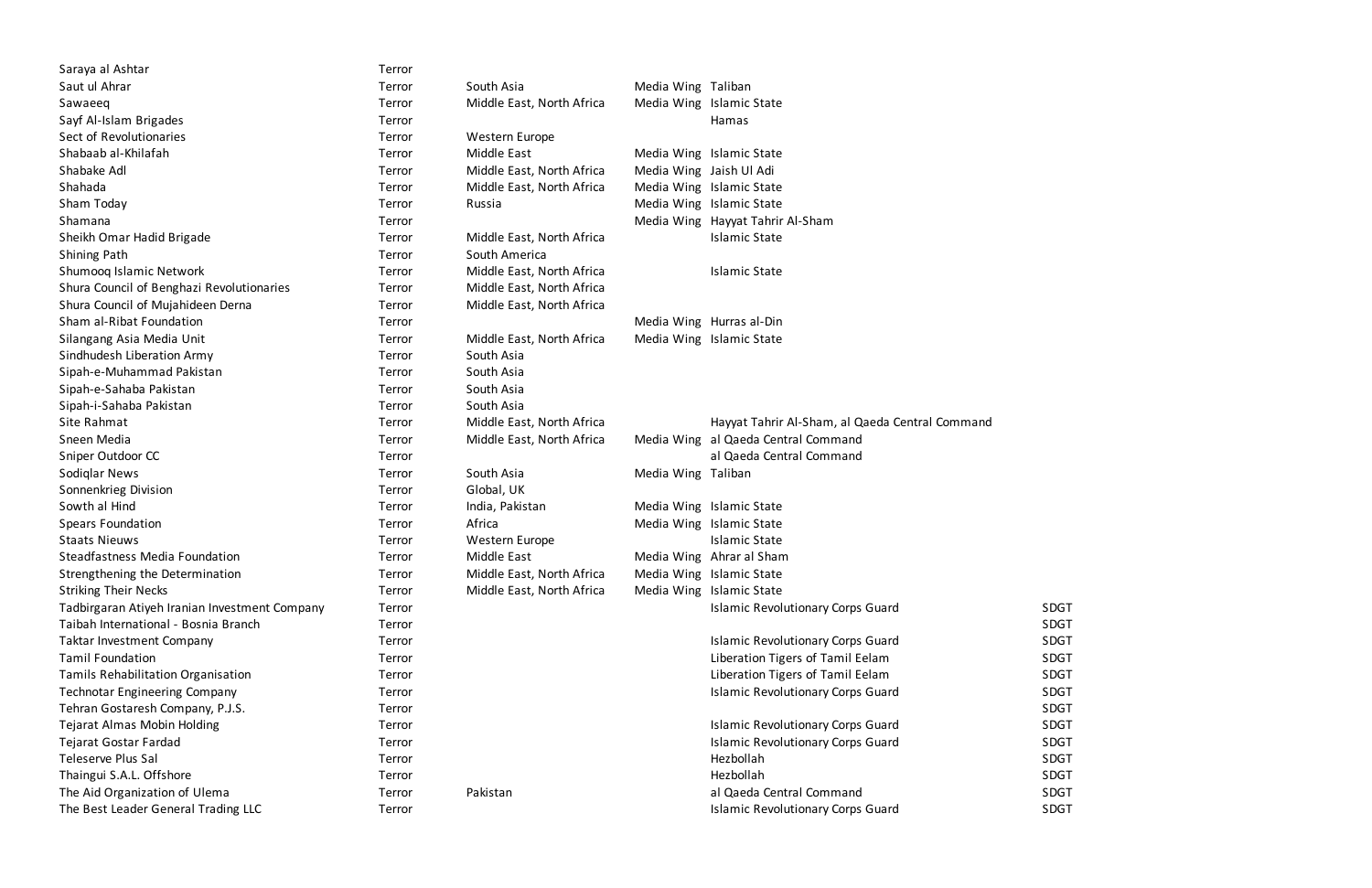| | | | | | |
|---|---|---|---|---|---|
| Saraya al Ashtar | Terror | | | | |
| Saut ul Ahrar | Terror | South Asia | Media Wing | Taliban | |
| Sawaeeq | Terror | Middle East, North Africa | Media Wing | Islamic State | |
| Sayf Al-Islam Brigades | Terror | | | Hamas | |
| Sect of Revolutionaries | Terror | Western Europe | | | |
| Shabaab al-Khilafah | Terror | Middle East | Media Wing | Islamic State | |
| Shabake Adl | Terror | Middle East, North Africa | Media Wing | Jaish Ul Adi | |
| Shahada | Terror | Middle East, North Africa | Media Wing | Islamic State | |
| Sham Today | Terror | Russia | Media Wing | Islamic State | |
| Shamana | Terror | | Media Wing | Hayyat Tahrir Al-Sham | |
| Sheikh Omar Hadid Brigade | Terror | Middle East, North Africa | | Islamic State | |
| Shining Path | Terror | South America | | | |
| Shumooq Islamic Network | Terror | Middle East, North Africa | | Islamic State | |
| Shura Council of Benghazi Revolutionaries | Terror | Middle East, North Africa | | | |
| Shura Council of Mujahideen Derna | Terror | Middle East, North Africa | | | |
| Sham al-Ribat Foundation | Terror | | Media Wing | Hurras al-Din | |
| Silangang Asia Media Unit | Terror | Middle East, North Africa | Media Wing | Islamic State | |
| Sindhudesh Liberation Army | Terror | South Asia | | | |
| Sipah-e-Muhammad Pakistan | Terror | South Asia | | | |
| Sipah-e-Sahaba Pakistan | Terror | South Asia | | | |
| Sipah-i-Sahaba Pakistan | Terror | South Asia | | | |
| Site Rahmat | Terror | Middle East, North Africa | | Hayyat Tahrir Al-Sham, al Qaeda Central Command | |
| Sneen Media | Terror | Middle East, North Africa | Media Wing | al Qaeda Central Command | |
| Sniper Outdoor CC | Terror | | | al Qaeda Central Command | |
| Sodiqlar News | Terror | South Asia | Media Wing | Taliban | |
| Sonnenkrieg Division | Terror | Global, UK | | | |
| Sowth al Hind | Terror | India, Pakistan | Media Wing | Islamic State | |
| Spears Foundation | Terror | Africa | Media Wing | Islamic State | |
| Staats Nieuws | Terror | Western Europe | | Islamic State | |
| Steadfastness Media Foundation | Terror | Middle East | Media Wing | Ahrar al Sham | |
| Strengthening the Determination | Terror | Middle East, North Africa | Media Wing | Islamic State | |
| Striking Their Necks | Terror | Middle East, North Africa | Media Wing | Islamic State | |
| Tadbirgaran Atiyeh Iranian Investment Company | Terror | | | Islamic Revolutionary Corps Guard | SDGT |
| Taibah International - Bosnia Branch | Terror | | | | SDGT |
| Taktar Investment Company | Terror | | | Islamic Revolutionary Corps Guard | SDGT |
| Tamil Foundation | Terror | | | Liberation Tigers of Tamil Eelam | SDGT |
| Tamils Rehabilitation Organisation | Terror | | | Liberation Tigers of Tamil Eelam | SDGT |
| Technotar Engineering Company | Terror | | | Islamic Revolutionary Corps Guard | SDGT |
| Tehran Gostaresh Company, P.J.S. | Terror | | | | SDGT |
| Tejarat Almas Mobin Holding | Terror | | | Islamic Revolutionary Corps Guard | SDGT |
| Tejarat Gostar Fardad | Terror | | | Islamic Revolutionary Corps Guard | SDGT |
| Teleserve Plus Sal | Terror | | | Hezbollah | SDGT |
| Thaingui S.A.L. Offshore | Terror | | | Hezbollah | SDGT |
| The Aid Organization of Ulema | Terror | Pakistan | | al Qaeda Central Command | SDGT |
| The Best Leader General Trading LLC | Terror | | | Islamic Revolutionary Corps Guard | SDGT |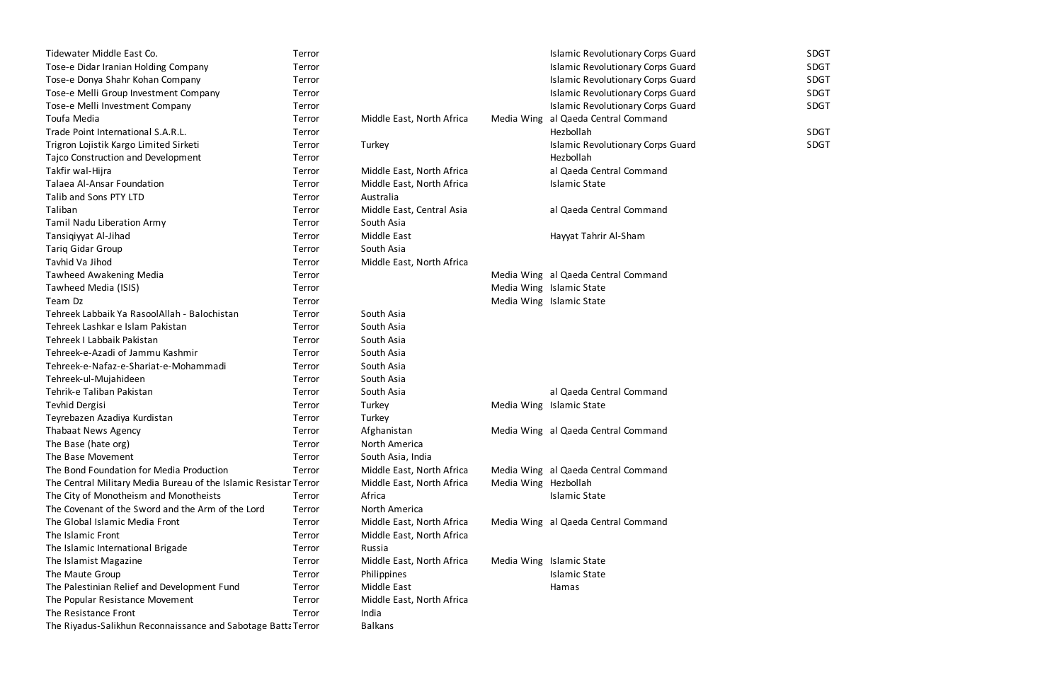| | | | | | |
|---|---|---|---|---|---|
| Tidewater Middle East Co. | Terror | | | Islamic Revolutionary Corps Guard | SDGT |
| Tose-e Didar Iranian Holding Company | Terror | | | Islamic Revolutionary Corps Guard | SDGT |
| Tose-e Donya Shahr Kohan Company | Terror | | | Islamic Revolutionary Corps Guard | SDGT |
| Tose-e Melli Group Investment Company | Terror | | | Islamic Revolutionary Corps Guard | SDGT |
| Tose-e Melli Investment Company | Terror | | | Islamic Revolutionary Corps Guard | SDGT |
| Toufa Media | Terror | Middle East, North Africa | Media Wing | al Qaeda Central Command | |
| Trade Point International S.A.R.L. | Terror | | | Hezbollah | SDGT |
| Trigron Lojistik Kargo Limited Sirketi | Terror | Turkey | | Islamic Revolutionary Corps Guard | SDGT |
| Tajco Construction and Development | Terror | | | Hezbollah | |
| Takfir wal-Hijra | Terror | Middle East, North Africa | | al Qaeda Central Command | |
| Talaea Al-Ansar Foundation | Terror | Middle East, North Africa | | Islamic State | |
| Talib and Sons PTY LTD | Terror | Australia | | | |
| Taliban | Terror | Middle East, Central Asia | | al Qaeda Central Command | |
| Tamil Nadu Liberation Army | Terror | South Asia | | | |
| Tansiqiyyat Al-Jihad | Terror | Middle East | | Hayyat Tahrir Al-Sham | |
| Tariq Gidar Group | Terror | South Asia | | | |
| Tavhid Va Jihod | Terror | Middle East, North Africa | | | |
| Tawheed Awakening Media | Terror | | Media Wing | al Qaeda Central Command | |
| Tawheed Media (ISIS) | Terror | | Media Wing | Islamic State | |
| Team Dz | Terror | | Media Wing | Islamic State | |
| Tehreek Labbaik Ya RasoolAllah - Balochistan | Terror | South Asia | | | |
| Tehreek Lashkar e Islam Pakistan | Terror | South Asia | | | |
| Tehreek I Labbaik Pakistan | Terror | South Asia | | | |
| Tehreek-e-Azadi of Jammu Kashmir | Terror | South Asia | | | |
| Tehreek-e-Nafaz-e-Shariat-e-Mohammadi | Terror | South Asia | | | |
| Tehreek-ul-Mujahideen | Terror | South Asia | | | |
| Tehrik-e Taliban Pakistan | Terror | South Asia | | al Qaeda Central Command | |
| Tevhid Dergisi | Terror | Turkey | Media Wing | Islamic State | |
| Teyrebazen Azadiya Kurdistan | Terror | Turkey | | | |
| Thabaat News Agency | Terror | Afghanistan | Media Wing | al Qaeda Central Command | |
| The Base (hate org) | Terror | North America | | | |
| The Base Movement | Terror | South Asia, India | | | |
| The Bond Foundation for Media Production | Terror | Middle East, North Africa | Media Wing | al Qaeda Central Command | |
| The Central Military Media Bureau of the Islamic Resistar | Terror | Middle East, North Africa | Media Wing | Hezbollah | |
| The City of Monotheism and Monotheists | Terror | Africa | | Islamic State | |
| The Covenant of the Sword and the Arm of the Lord | Terror | North America | | | |
| The Global Islamic Media Front | Terror | Middle East, North Africa | Media Wing | al Qaeda Central Command | |
| The Islamic Front | Terror | Middle East, North Africa | | | |
| The Islamic International Brigade | Terror | Russia | | | |
| The Islamist Magazine | Terror | Middle East, North Africa | Media Wing | Islamic State | |
| The Maute Group | Terror | Philippines | | Islamic State | |
| The Palestinian Relief and Development Fund | Terror | Middle East | | Hamas | |
| The Popular Resistance Movement | Terror | Middle East, North Africa | | | |
| The Resistance Front | Terror | India | | | |
| The Riyadus-Salikhun Reconnaissance and Sabotage Batta | Terror | Balkans | | | |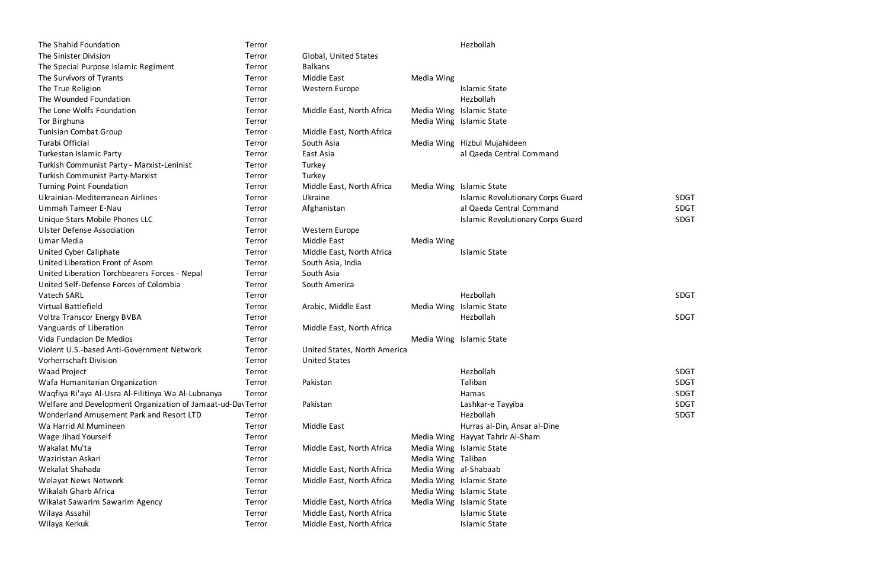| | | | | | |
|---|---|---|---|---|---|
| The Shahid Foundation | Terror | | | Hezbollah | |
| The Sinister Division | Terror | Global, United States | | | |
| The Special Purpose Islamic Regiment | Terror | Balkans | | | |
| The Survivors of Tyrants | Terror | Middle East | Media Wing | | |
| The True Religion | Terror | Western Europe | | Islamic State | |
| The Wounded Foundation | Terror | | | Hezbollah | |
| The Lone Wolfs Foundation | Terror | Middle East, North Africa | Media Wing | Islamic State | |
| Tor Birghuna | Terror | | Media Wing | Islamic State | |
| Tunisian Combat Group | Terror | Middle East, North Africa | | | |
| Turabi Official | Terror | South Asia | Media Wing | Hizbul Mujahideen | |
| Turkestan Islamic Party | Terror | East Asia | | al Qaeda Central Command | |
| Turkish Communist Party - Marxist-Leninist | Terror | Turkey | | | |
| Turkish Communist Party-Marxist | Terror | Turkey | | | |
| Turning Point Foundation | Terror | Middle East, North Africa | Media Wing | Islamic State | |
| Ukrainian-Mediterranean Airlines | Terror | Ukraine | | Islamic Revolutionary Corps Guard | SDGT |
| Ummah Tameer E-Nau | Terror | Afghanistan | | al Qaeda Central Command | SDGT |
| Unique Stars Mobile Phones LLC | Terror | | | Islamic Revolutionary Corps Guard | SDGT |
| Ulster Defense Association | Terror | Western Europe | | | |
| Umar Media | Terror | Middle East | Media Wing | | |
| United Cyber Caliphate | Terror | Middle East, North Africa | | Islamic State | |
| United Liberation Front of Asom | Terror | South Asia, India | | | |
| United Liberation Torchbearers Forces - Nepal | Terror | South Asia | | | |
| United Self-Defense Forces of Colombia | Terror | South America | | | |
| Vatech SARL | Terror | | | Hezbollah | SDGT |
| Virtual Battlefield | Terror | Arabic, Middle East | Media Wing | Islamic State | |
| Voltra Transcor Energy BVBA | Terror | | | Hezbollah | SDGT |
| Vanguards of Liberation | Terror | Middle East, North Africa | | | |
| Vida Fundacion De Medios | Terror | | Media Wing | Islamic State | |
| Violent U.S.-based Anti-Government Network | Terror | United States, North America | | | |
| Vorherrschaft Division | Terror | United States | | | |
| Waad Project | Terror | | | Hezbollah | SDGT |
| Wafa Humanitarian Organization | Terror | Pakistan | | Taliban | SDGT |
| Waqfiya Ri'aya Al-Usra Al-Filitinya Wa Al-Lubnanya | Terror | | | Hamas | SDGT |
| Welfare and Development Organization of Jamaat-ud-Da | Terror | Pakistan | | Lashkar-e Tayyiba | SDGT |
| Wonderland Amusement Park and Resort LTD | Terror | | | Hezbollah | SDGT |
| Wa Harrid Al Mumineen | Terror | Middle East | | Hurras al-Din, Ansar al-Dine | |
| Wage Jihad Yourself | Terror | | Media Wing | Hayyat Tahrir Al-Sham | |
| Wakalat Mu'ta | Terror | Middle East, North Africa | Media Wing | Islamic State | |
| Waziristan Askari | Terror | | Media Wing | Taliban | |
| Wekalat Shahada | Terror | Middle East, North Africa | Media Wing | al-Shabaab | |
| Welayat News Network | Terror | Middle East, North Africa | Media Wing | Islamic State | |
| Wikalah Gharb Africa | Terror | | Media Wing | Islamic State | |
| Wikalat Sawarim Sawarim Agency | Terror | Middle East, North Africa | Media Wing | Islamic State | |
| Wilaya Assahil | Terror | Middle East, North Africa | | Islamic State | |
| Wilaya Kerkuk | Terror | Middle East, North Africa | | Islamic State | |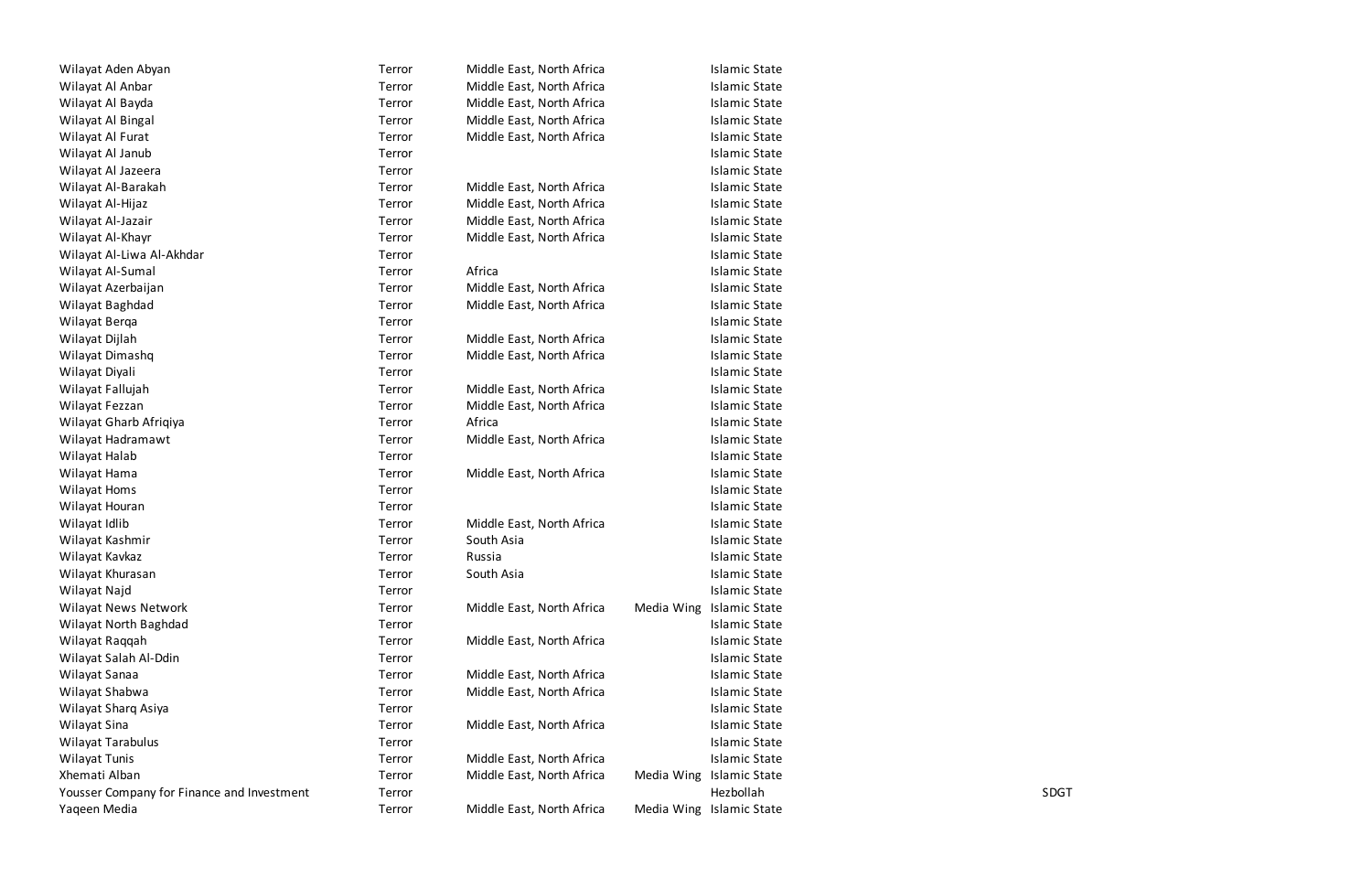| | | | | | |
|---|---|---|---|---|---|
| Wilayat Aden Abyan | Terror | Middle East, North Africa | | Islamic State | |
| Wilayat Al Anbar | Terror | Middle East, North Africa | | Islamic State | |
| Wilayat Al Bayda | Terror | Middle East, North Africa | | Islamic State | |
| Wilayat Al Bingal | Terror | Middle East, North Africa | | Islamic State | |
| Wilayat Al Furat | Terror | Middle East, North Africa | | Islamic State | |
| Wilayat Al Janub | Terror | | | Islamic State | |
| Wilayat Al Jazeera | Terror | | | Islamic State | |
| Wilayat Al-Barakah | Terror | Middle East, North Africa | | Islamic State | |
| Wilayat Al-Hijaz | Terror | Middle East, North Africa | | Islamic State | |
| Wilayat Al-Jazair | Terror | Middle East, North Africa | | Islamic State | |
| Wilayat Al-Khayr | Terror | Middle East, North Africa | | Islamic State | |
| Wilayat Al-Liwa Al-Akhdar | Terror | | | Islamic State | |
| Wilayat Al-Sumal | Terror | Africa | | Islamic State | |
| Wilayat Azerbaijan | Terror | Middle East, North Africa | | Islamic State | |
| Wilayat Baghdad | Terror | Middle East, North Africa | | Islamic State | |
| Wilayat Berqa | Terror | | | Islamic State | |
| Wilayat Dijlah | Terror | Middle East, North Africa | | Islamic State | |
| Wilayat Dimashq | Terror | Middle East, North Africa | | Islamic State | |
| Wilayat Diyali | Terror | | | Islamic State | |
| Wilayat Fallujah | Terror | Middle East, North Africa | | Islamic State | |
| Wilayat Fezzan | Terror | Middle East, North Africa | | Islamic State | |
| Wilayat Gharb Afriqiya | Terror | Africa | | Islamic State | |
| Wilayat Hadramawt | Terror | Middle East, North Africa | | Islamic State | |
| Wilayat Halab | Terror | | | Islamic State | |
| Wilayat Hama | Terror | Middle East, North Africa | | Islamic State | |
| Wilayat Homs | Terror | | | Islamic State | |
| Wilayat Houran | Terror | | | Islamic State | |
| Wilayat Idlib | Terror | Middle East, North Africa | | Islamic State | |
| Wilayat Kashmir | Terror | South Asia | | Islamic State | |
| Wilayat Kavkaz | Terror | Russia | | Islamic State | |
| Wilayat Khurasan | Terror | South Asia | | Islamic State | |
| Wilayat Najd | Terror | | | Islamic State | |
| Wilayat News Network | Terror | Middle East, North Africa | Media Wing | Islamic State | |
| Wilayat North Baghdad | Terror | | | Islamic State | |
| Wilayat Raqqah | Terror | Middle East, North Africa | | Islamic State | |
| Wilayat Salah Al-Ddin | Terror | | | Islamic State | |
| Wilayat Sanaa | Terror | Middle East, North Africa | | Islamic State | |
| Wilayat Shabwa | Terror | Middle East, North Africa | | Islamic State | |
| Wilayat Sharq Asiya | Terror | | | Islamic State | |
| Wilayat Sina | Terror | Middle East, North Africa | | Islamic State | |
| Wilayat Tarabulus | Terror | | | Islamic State | |
| Wilayat Tunis | Terror | Middle East, North Africa | | Islamic State | |
| Xhemati Alban | Terror | Middle East, North Africa | Media Wing | Islamic State | |
| Yousser Company for Finance and Investment | Terror | | | Hezbollah | SDGT |
| Yaqeen Media | Terror | Middle East, North Africa | Media Wing | Islamic State | |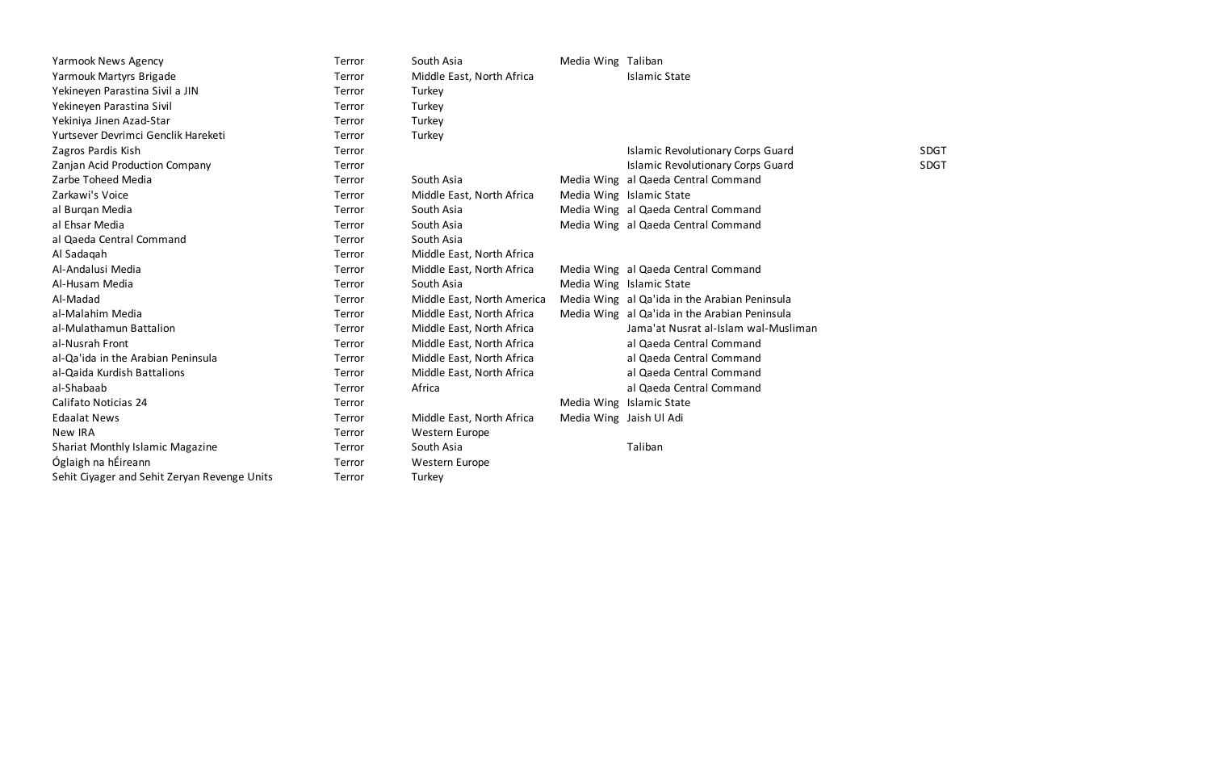| | | | | | |
|---|---|---|---|---|---|
| Yarmook News Agency | Terror | South Asia | Media Wing | Taliban | |
| Yarmouk Martyrs Brigade | Terror | Middle East, North Africa | | Islamic State | |
| Yekineyen Parastina Sivil a JIN | Terror | Turkey | | | |
| Yekineyen Parastina Sivil | Terror | Turkey | | | |
| Yekiniya Jinen Azad-Star | Terror | Turkey | | | |
| Yurtsever Devrimci Genclik Hareketi | Terror | Turkey | | | |
| Zagros Pardis Kish | Terror | | | Islamic Revolutionary Corps Guard | SDGT |
| Zanjan Acid Production Company | Terror | | | Islamic Revolutionary Corps Guard | SDGT |
| Zarbe Toheed Media | Terror | South Asia | Media Wing | al Qaeda Central Command | |
| Zarkawi's Voice | Terror | Middle East, North Africa | Media Wing | Islamic State | |
| al Burqan Media | Terror | South Asia | Media Wing | al Qaeda Central Command | |
| al Ehsar Media | Terror | South Asia | Media Wing | al Qaeda Central Command | |
| al Qaeda Central Command | Terror | South Asia | | | |
| Al Sadaqah | Terror | Middle East, North Africa | | | |
| Al-Andalusi Media | Terror | Middle East, North Africa | Media Wing | al Qaeda Central Command | |
| Al-Husam Media | Terror | South Asia | Media Wing | Islamic State | |
| Al-Madad | Terror | Middle East, North America | Media Wing | al Qa'ida in the Arabian Peninsula | |
| al-Malahim Media | Terror | Middle East, North Africa | Media Wing | al Qa'ida in the Arabian Peninsula | |
| al-Mulathamun Battalion | Terror | Middle East, North Africa | | Jama'at Nusrat al-Islam wal-Musliman | |
| al-Nusrah Front | Terror | Middle East, North Africa | | al Qaeda Central Command | |
| al-Qa'ida in the Arabian Peninsula | Terror | Middle East, North Africa | | al Qaeda Central Command | |
| al-Qaida Kurdish Battalions | Terror | Middle East, North Africa | | al Qaeda Central Command | |
| al-Shabaab | Terror | Africa | | al Qaeda Central Command | |
| Califato Noticias 24 | Terror | | Media Wing | Islamic State | |
| Edaalat News | Terror | Middle East, North Africa | Media Wing | Jaish Ul Adi | |
| New IRA | Terror | Western Europe | | | |
| Shariat Monthly Islamic Magazine | Terror | South Asia | | Taliban | |
| Óglaigh na hÉireann | Terror | Western Europe | | | |
| Sehit Ciyager and Sehit Zeryan Revenge Units | Terror | Turkey | | | |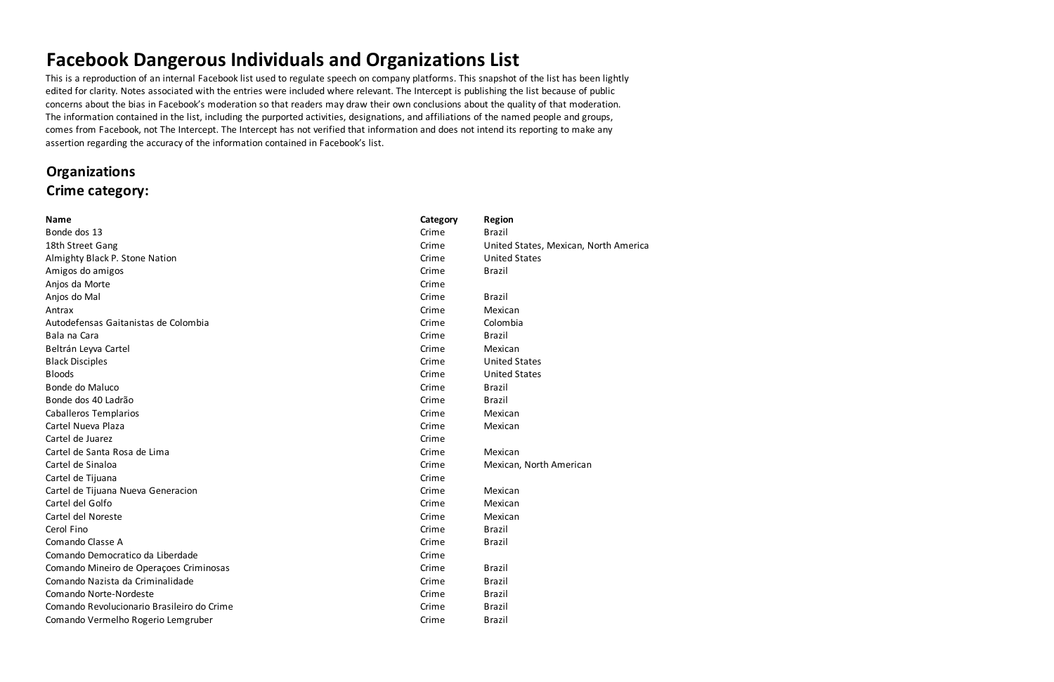# Facebook Dangerous Individuals and Organizations List

This is a reproduction of an internal Facebook list used to regulate speech on company platforms. This snapshot of the list has been lightly edited for clarity. Notes associated with the entries were included where relevant. The Intercept is publishing the list because of public concerns about the bias in Facebook's moderation so that readers may draw their own conclusions about the quality of that moderation. The information contained in the list, including the purported activities, designations, and affiliations of the named people and groups, comes from Facebook, not The Intercept. The Intercept has not verified that information and does not intend its reporting to make any assertion regarding the accuracy of the information contained in Facebook's list.

## Organizations

## Crime category:

| Name | Category | Region |
|---|---|---|
| Bonde dos 13 | Crime | Brazil |
| 18th Street Gang | Crime | United States, Mexican, North America |
| Almighty Black P. Stone Nation | Crime | United States |
| Amigos do amigos | Crime | Brazil |
| Anjos da Morte | Crime | |
| Anjos do Mal | Crime | Brazil |
| Antrax | Crime | Mexican |
| Autodefensas Gaitanistas de Colombia | Crime | Colombia |
| Bala na Cara | Crime | Brazil |
| Beltrán Leyva Cartel | Crime | Mexican |
| Black Disciples | Crime | United States |
| Bloods | Crime | United States |
| Bonde do Maluco | Crime | Brazil |
| Bonde dos 40 Ladrão | Crime | Brazil |
| Caballeros Templarios | Crime | Mexican |
| Cartel Nueva Plaza | Crime | Mexican |
| Cartel de Juarez | Crime | |
| Cartel de Santa Rosa de Lima | Crime | Mexican |
| Cartel de Sinaloa | Crime | Mexican, North American |
| Cartel de Tijuana | Crime | |
| Cartel de Tijuana Nueva Generacion | Crime | Mexican |
| Cartel del Golfo | Crime | Mexican |
| Cartel del Noreste | Crime | Mexican |
| Cerol Fino | Crime | Brazil |
| Comando Classe A | Crime | Brazil |
| Comando Democratico da Liberdade | Crime | |
| Comando Mineiro de Operaçoes Criminosas | Crime | Brazil |
| Comando Nazista da Criminalidade | Crime | Brazil |
| Comando Norte-Nordeste | Crime | Brazil |
| Comando Revolucionario Brasileiro do Crime | Crime | Brazil |
| Comando Vermelho Rogerio Lemgruber | Crime | Brazil |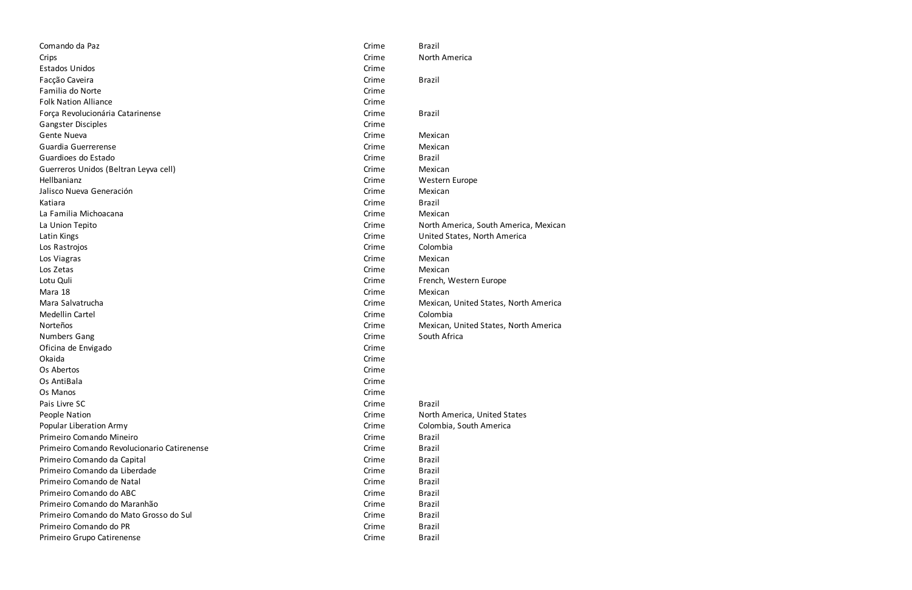| | | |
|---|---|---|
| Comando da Paz | Crime | Brazil |
| Crips | Crime | North America |
| Estados Unidos | Crime | |
| Facção Caveira | Crime | Brazil |
| Familia do Norte | Crime | |
| Folk Nation Alliance | Crime | |
| Força Revolucionária Catarinense | Crime | Brazil |
| Gangster Disciples | Crime | |
| Gente Nueva | Crime | Mexican |
| Guardia Guerrerense | Crime | Mexican |
| Guardioes do Estado | Crime | Brazil |
| Guerreros Unidos (Beltran Leyva cell) | Crime | Mexican |
| Hellbanianz | Crime | Western Europe |
| Jalisco Nueva Generación | Crime | Mexican |
| Katiara | Crime | Brazil |
| La Familia Michoacana | Crime | Mexican |
| La Union Tepito | Crime | North America, South America, Mexican |
| Latin Kings | Crime | United States, North America |
| Los Rastrojos | Crime | Colombia |
| Los Viagras | Crime | Mexican |
| Los Zetas | Crime | Mexican |
| Lotu Quli | Crime | French, Western Europe |
| Mara 18 | Crime | Mexican |
| Mara Salvatrucha | Crime | Mexican, United States, North America |
| Medellin Cartel | Crime | Colombia |
| Norteños | Crime | Mexican, United States, North America |
| Numbers Gang | Crime | South Africa |
| Oficina de Envigado | Crime | |
| Okaida | Crime | |
| Os Abertos | Crime | |
| Os AntiBala | Crime | |
| Os Manos | Crime | |
| Pais Livre SC | Crime | Brazil |
| People Nation | Crime | North America, United States |
| Popular Liberation Army | Crime | Colombia, South America |
| Primeiro Comando Mineiro | Crime | Brazil |
| Primeiro Comando Revolucionario Catirenense | Crime | Brazil |
| Primeiro Comando da Capital | Crime | Brazil |
| Primeiro Comando da Liberdade | Crime | Brazil |
| Primeiro Comando de Natal | Crime | Brazil |
| Primeiro Comando do ABC | Crime | Brazil |
| Primeiro Comando do Maranhão | Crime | Brazil |
| Primeiro Comando do Mato Grosso do Sul | Crime | Brazil |
| Primeiro Comando do PR | Crime | Brazil |
| Primeiro Grupo Catirenense | Crime | Brazil |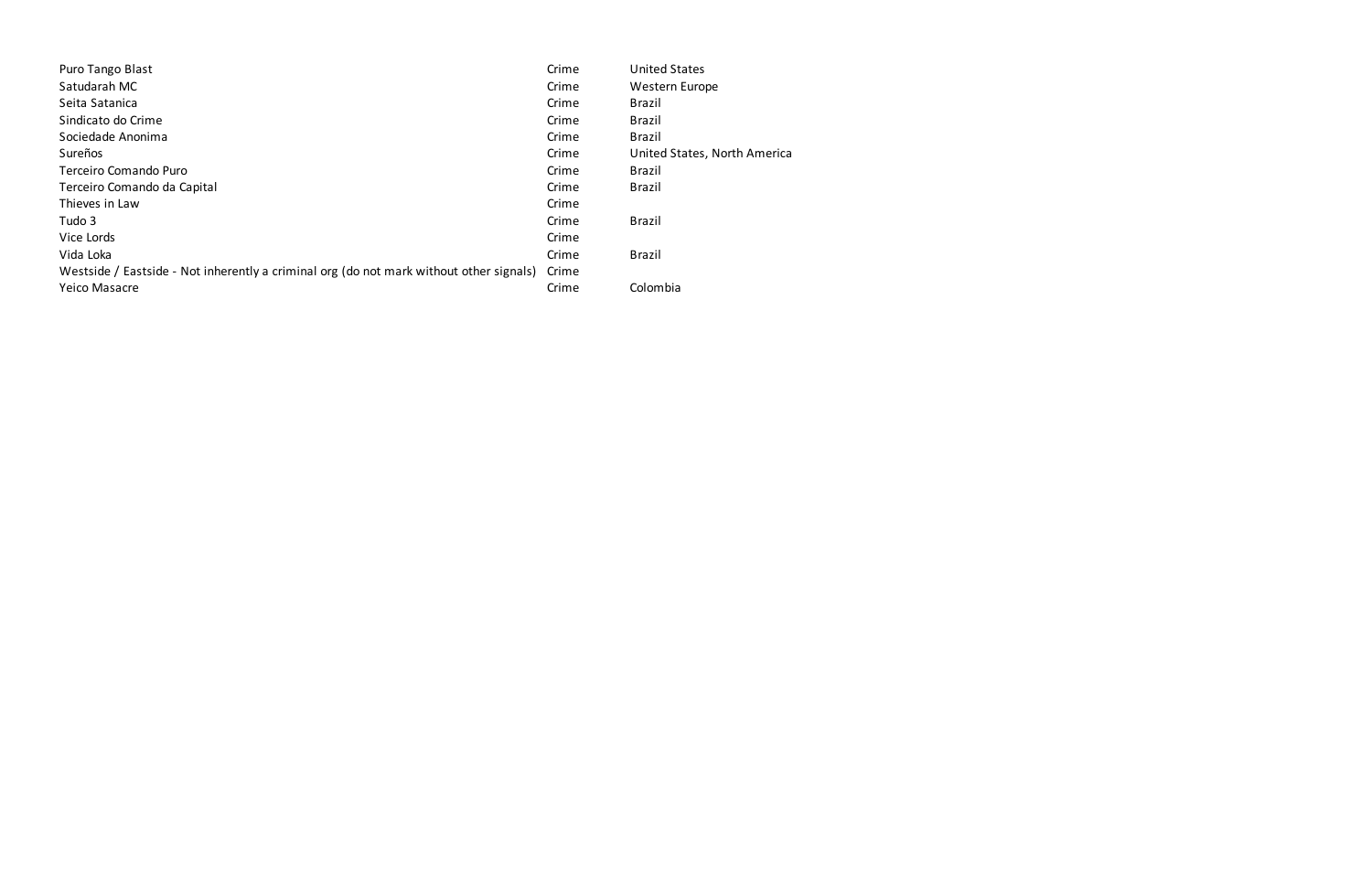| | | |
|---|---|---|
| Puro Tango Blast | Crime | United States |
| Satudarah MC | Crime | Western Europe |
| Seita Satanica | Crime | Brazil |
| Sindicato do Crime | Crime | Brazil |
| Sociedade Anonima | Crime | Brazil |
| Sureños | Crime | United States, North America |
| Terceiro Comando Puro | Crime | Brazil |
| Terceiro Comando da Capital | Crime | Brazil |
| Thieves in Law | Crime | |
| Tudo 3 | Crime | Brazil |
| Vice Lords | Crime | |
| Vida Loka | Crime | Brazil |
| Westside / Eastside - Not inherently a criminal org (do not mark without other signals) | Crime | |
| Yeico Masacre | Crime | Colombia |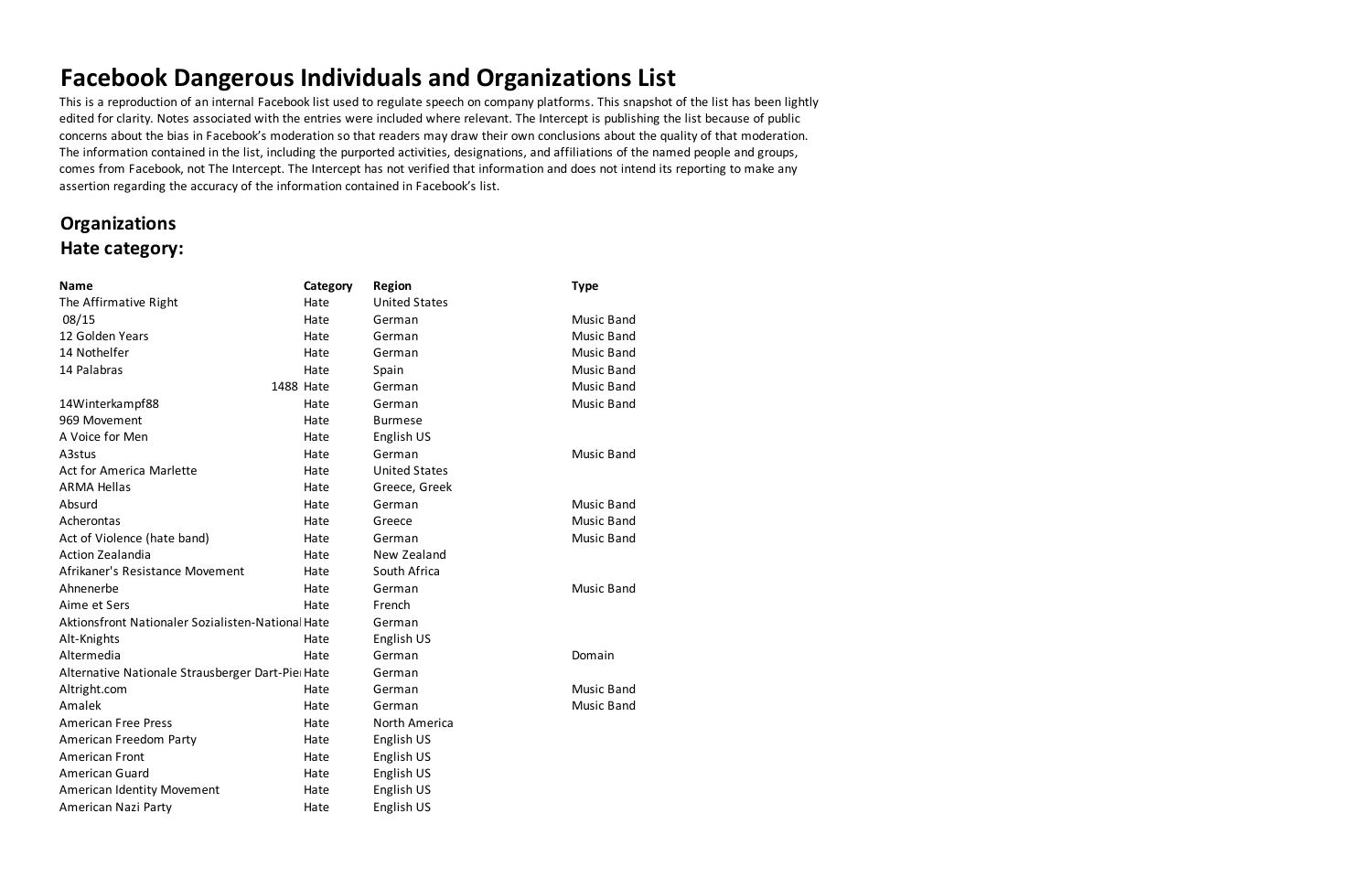# Facebook Dangerous Individuals and Organizations List

This is a reproduction of an internal Facebook list used to regulate speech on company platforms. This snapshot of the list has been lightly edited for clarity. Notes associated with the entries were included where relevant. The Intercept is publishing the list because of public concerns about the bias in Facebook's moderation so that readers may draw their own conclusions about the quality of that moderation. The information contained in the list, including the purported activities, designations, and affiliations of the named people and groups, comes from Facebook, not The Intercept. The Intercept has not verified that information and does not intend its reporting to make any assertion regarding the accuracy of the information contained in Facebook's list.

## Organizations

## Hate category:

| Name | Category | Region | Type |
|---|---|---|---|
| The Affirmative Right | Hate | United States | |
| 08/15 | Hate | German | Music Band |
| 12 Golden Years | Hate | German | Music Band |
| 14 Nothelfer | Hate | German | Music Band |
| 14 Palabras | Hate | Spain | Music Band |
| 1488 | Hate | German | Music Band |
| 14Winterkampf88 | Hate | German | Music Band |
| 969 Movement | Hate | Burmese | |
| A Voice for Men | Hate | English US | |
| A3stus | Hate | German | Music Band |
| Act for America Marlette | Hate | United States | |
| ARMA Hellas | Hate | Greece, Greek | |
| Absurd | Hate | German | Music Band |
| Acherontas | Hate | Greece | Music Band |
| Act of Violence (hate band) | Hate | German | Music Band |
| Action Zealandia | Hate | New Zealand | |
| Afrikaner's Resistance Movement | Hate | South Africa | |
| Ahnenerbe | Hate | German | Music Band |
| Aime et Sers | Hate | French | |
| Aktionsfront Nationaler Sozialisten-National | Hate | German | |
| Alt-Knights | Hate | English US | |
| Altermedia | Hate | German | Domain |
| Alternative Nationale Strausberger Dart-Pie | Hate | German | |
| Altright.com | Hate | German | Music Band |
| Amalek | Hate | German | Music Band |
| American Free Press | Hate | North America | |
| American Freedom Party | Hate | English US | |
| American Front | Hate | English US | |
| American Guard | Hate | English US | |
| American Identity Movement | Hate | English US | |
| American Nazi Party | Hate | English US | |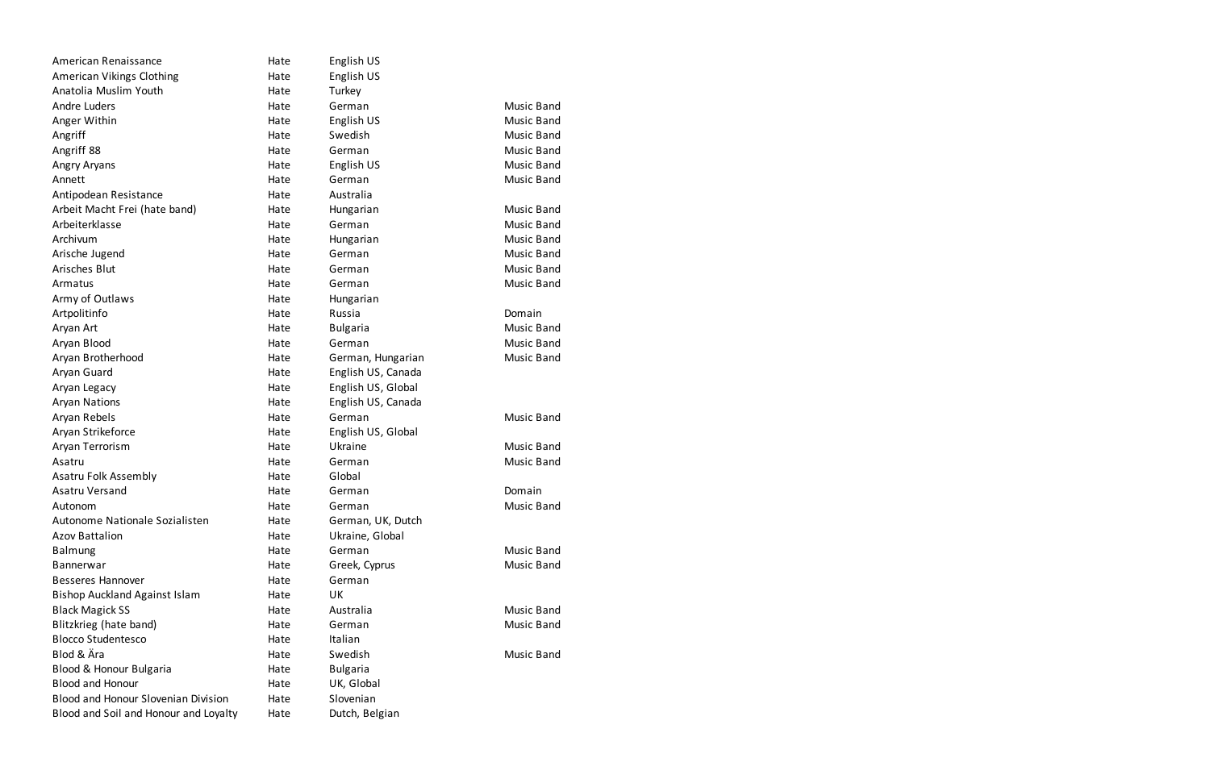| | | | |
|---|---|---|---|
| American Renaissance | Hate | English US | |
| American Vikings Clothing | Hate | English US | |
| Anatolia Muslim Youth | Hate | Turkey | |
| Andre Luders | Hate | German | Music Band |
| Anger Within | Hate | English US | Music Band |
| Angriff | Hate | Swedish | Music Band |
| Angriff 88 | Hate | German | Music Band |
| Angry Aryans | Hate | English US | Music Band |
| Annett | Hate | German | Music Band |
| Antipodean Resistance | Hate | Australia | |
| Arbeit Macht Frei (hate band) | Hate | Hungarian | Music Band |
| Arbeiterklasse | Hate | German | Music Band |
| Archivum | Hate | Hungarian | Music Band |
| Arische Jugend | Hate | German | Music Band |
| Arisches Blut | Hate | German | Music Band |
| Armatus | Hate | German | Music Band |
| Army of Outlaws | Hate | Hungarian | |
| Artpolitinfo | Hate | Russia | Domain |
| Aryan Art | Hate | Bulgaria | Music Band |
| Aryan Blood | Hate | German | Music Band |
| Aryan Brotherhood | Hate | German, Hungarian | Music Band |
| Aryan Guard | Hate | English US, Canada | |
| Aryan Legacy | Hate | English US, Global | |
| Aryan Nations | Hate | English US, Canada | |
| Aryan Rebels | Hate | German | Music Band |
| Aryan Strikeforce | Hate | English US, Global | |
| Aryan Terrorism | Hate | Ukraine | Music Band |
| Asatru | Hate | German | Music Band |
| Asatru Folk Assembly | Hate | Global | |
| Asatru Versand | Hate | German | Domain |
| Autonom | Hate | German | Music Band |
| Autonome Nationale Sozialisten | Hate | German, UK, Dutch | |
| Azov Battalion | Hate | Ukraine, Global | |
| Balmung | Hate | German | Music Band |
| Bannerwar | Hate | Greek, Cyprus | Music Band |
| Besseres Hannover | Hate | German | |
| Bishop Auckland Against Islam | Hate | UK | |
| Black Magick SS | Hate | Australia | Music Band |
| Blitzkrieg (hate band) | Hate | German | Music Band |
| Blocco Studentesco | Hate | Italian | |
| Blod & Ära | Hate | Swedish | Music Band |
| Blood & Honour Bulgaria | Hate | Bulgaria | |
| Blood and Honour | Hate | UK, Global | |
| Blood and Honour Slovenian Division | Hate | Slovenian | |
| Blood and Soil and Honour and Loyalty | Hate | Dutch, Belgian | |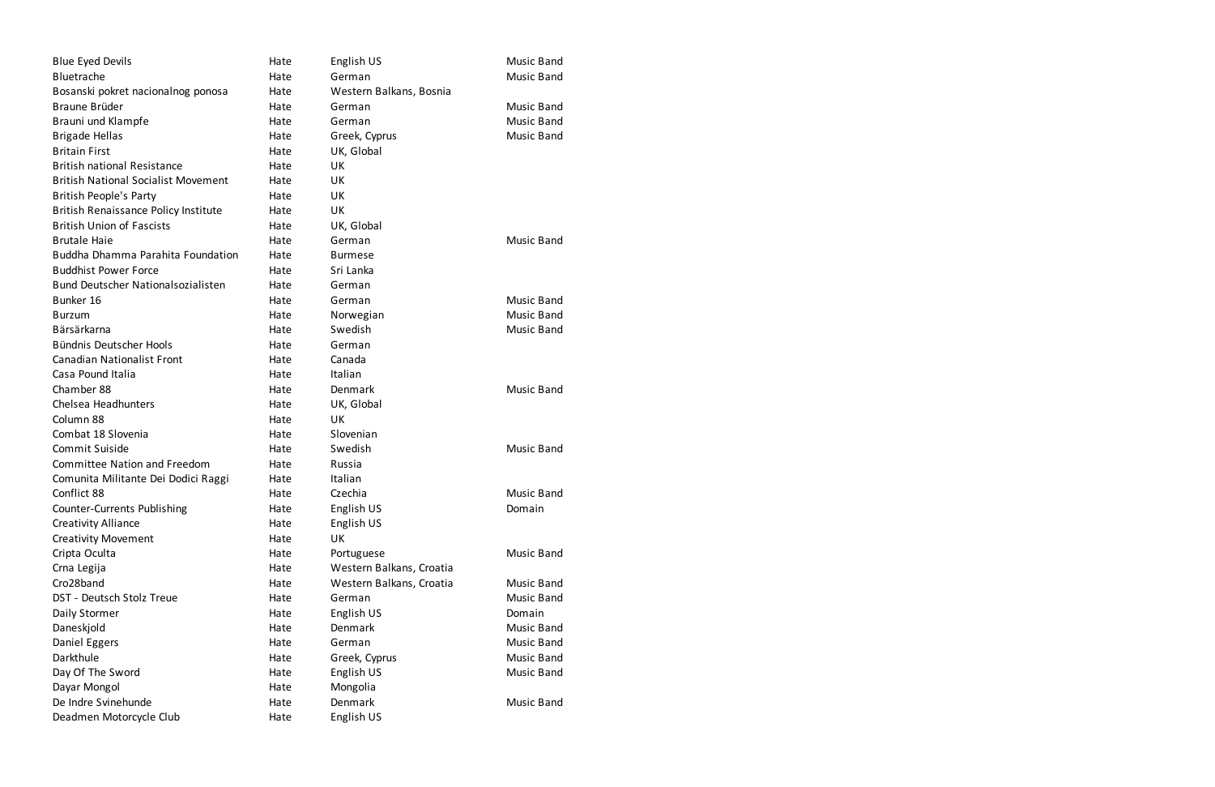| | | | |
|---|---|---|---|
| Blue Eyed Devils | Hate | English US | Music Band |
| Bluetrache | Hate | German | Music Band |
| Bosanski pokret nacionalnog ponosa | Hate | Western Balkans, Bosnia | |
| Braune Brüder | Hate | German | Music Band |
| Brauni und Klampfe | Hate | German | Music Band |
| Brigade Hellas | Hate | Greek, Cyprus | Music Band |
| Britain First | Hate | UK, Global | |
| British national Resistance | Hate | UK | |
| British National Socialist Movement | Hate | UK | |
| British People's Party | Hate | UK | |
| British Renaissance Policy Institute | Hate | UK | |
| British Union of Fascists | Hate | UK, Global | |
| Brutale Haie | Hate | German | Music Band |
| Buddha Dhamma Parahita Foundation | Hate | Burmese | |
| Buddhist Power Force | Hate | Sri Lanka | |
| Bund Deutscher Nationalsozialisten | Hate | German | |
| Bunker 16 | Hate | German | Music Band |
| Burzum | Hate | Norwegian | Music Band |
| Bärsärkarna | Hate | Swedish | Music Band |
| Bündnis Deutscher Hools | Hate | German | |
| Canadian Nationalist Front | Hate | Canada | |
| Casa Pound Italia | Hate | Italian | |
| Chamber 88 | Hate | Denmark | Music Band |
| Chelsea Headhunters | Hate | UK, Global | |
| Column 88 | Hate | UK | |
| Combat 18 Slovenia | Hate | Slovenian | |
| Commit Suiside | Hate | Swedish | Music Band |
| Committee Nation and Freedom | Hate | Russia | |
| Comunita Militante Dei Dodici Raggi | Hate | Italian | |
| Conflict 88 | Hate | Czechia | Music Band |
| Counter-Currents Publishing | Hate | English US | Domain |
| Creativity Alliance | Hate | English US | |
| Creativity Movement | Hate | UK | |
| Cripta Oculta | Hate | Portuguese | Music Band |
| Crna Legija | Hate | Western Balkans, Croatia | |
| Cro28band | Hate | Western Balkans, Croatia | Music Band |
| DST - Deutsch Stolz Treue | Hate | German | Music Band |
| Daily Stormer | Hate | English US | Domain |
| Daneskjold | Hate | Denmark | Music Band |
| Daniel Eggers | Hate | German | Music Band |
| Darkthule | Hate | Greek, Cyprus | Music Band |
| Day Of The Sword | Hate | English US | Music Band |
| Dayar Mongol | Hate | Mongolia | |
| De Indre Svinehunde | Hate | Denmark | Music Band |
| Deadmen Motorcycle Club | Hate | English US | |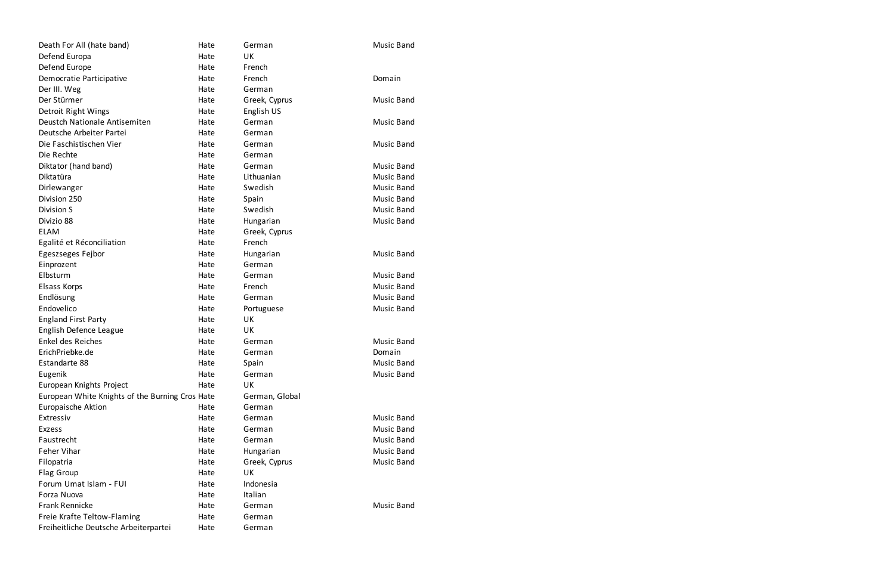| | | | |
|---|---|---|---|
| Death For All (hate band) | Hate | German | Music Band |
| Defend Europa | Hate | UK | |
| Defend Europe | Hate | French | |
| Democratie Participative | Hate | French | Domain |
| Der III. Weg | Hate | German | |
| Der Stürmer | Hate | Greek, Cyprus | Music Band |
| Detroit Right Wings | Hate | English US | |
| Deustch Nationale Antisemiten | Hate | German | Music Band |
| Deutsche Arbeiter Partei | Hate | German | |
| Die Faschistischen Vier | Hate | German | Music Band |
| Die Rechte | Hate | German | |
| Diktator (hand band) | Hate | German | Music Band |
| Diktatüra | Hate | Lithuanian | Music Band |
| Dirlewanger | Hate | Swedish | Music Band |
| Division 250 | Hate | Spain | Music Band |
| Division S | Hate | Swedish | Music Band |
| Divizio 88 | Hate | Hungarian | Music Band |
| ELAM | Hate | Greek, Cyprus | |
| Egalité et Réconciliation | Hate | French | |
| Egeszseges Fejbor | Hate | Hungarian | Music Band |
| Einprozent | Hate | German | |
| Elbsturm | Hate | German | Music Band |
| Elsass Korps | Hate | French | Music Band |
| Endlösung | Hate | German | Music Band |
| Endovelico | Hate | Portuguese | Music Band |
| England First Party | Hate | UK | |
| English Defence League | Hate | UK | |
| Enkel des Reiches | Hate | German | Music Band |
| ErichPriebke.de | Hate | German | Domain |
| Estandarte 88 | Hate | Spain | Music Band |
| Eugenik | Hate | German | Music Band |
| European Knights Project | Hate | UK | |
| European White Knights of the Burning Cros | Hate | German, Global | |
| Europaische Aktion | Hate | German | |
| Extressiv | Hate | German | Music Band |
| Exzess | Hate | German | Music Band |
| Faustrecht | Hate | German | Music Band |
| Feher Vihar | Hate | Hungarian | Music Band |
| Filopatria | Hate | Greek, Cyprus | Music Band |
| Flag Group | Hate | UK | |
| Forum Umat Islam - FUI | Hate | Indonesia | |
| Forza Nuova | Hate | Italian | |
| Frank Rennicke | Hate | German | Music Band |
| Freie Krafte Teltow-Flaming | Hate | German | |
| Freiheitliche Deutsche Arbeiterpartei | Hate | German | |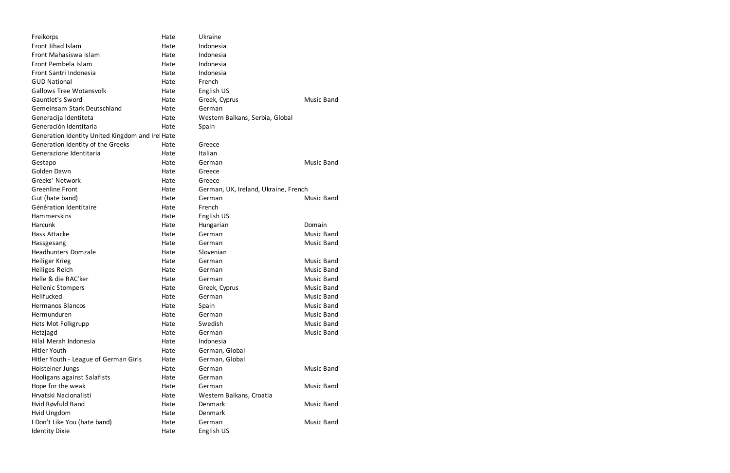| | | | |
|---|---|---|---|
| Freikorps | Hate | Ukraine | |
| Front Jihad Islam | Hate | Indonesia | |
| Front Mahasiswa Islam | Hate | Indonesia | |
| Front Pembela Islam | Hate | Indonesia | |
| Front Santri Indonesia | Hate | Indonesia | |
| GUD National | Hate | French | |
| Gallows Tree Wotansvolk | Hate | English US | |
| Gauntlet's Sword | Hate | Greek, Cyprus | Music Band |
| Gemeinsam Stark Deutschland | Hate | German | |
| Generacija Identiteta | Hate | Western Balkans, Serbia, Global | |
| Generación Identitaria | Hate | Spain | |
| Generation Identity United Kingdom and Irel | Hate | | |
| Generation Identity of the Greeks | Hate | Greece | |
| Generazione Identitaria | Hate | Italian | |
| Gestapo | Hate | German | Music Band |
| Golden Dawn | Hate | Greece | |
| Greeks' Network | Hate | Greece | |
| Greenline Front | Hate | German, UK, Ireland, Ukraine, French | |
| Gut (hate band) | Hate | German | Music Band |
| Génération Identitaire | Hate | French | |
| Hammerskins | Hate | English US | |
| Harcunk | Hate | Hungarian | Domain |
| Hass Attacke | Hate | German | Music Band |
| Hassgesang | Hate | German | Music Band |
| Headhunters Domzale | Hate | Slovenian | |
| Heiliger Krieg | Hate | German | Music Band |
| Heiliges Reich | Hate | German | Music Band |
| Helle & die RAC'ker | Hate | German | Music Band |
| Hellenic Stompers | Hate | Greek, Cyprus | Music Band |
| Hellfucked | Hate | German | Music Band |
| Hermanos Blancos | Hate | Spain | Music Band |
| Hermunduren | Hate | German | Music Band |
| Hets Mot Folkgrupp | Hate | Swedish | Music Band |
| Hetzjagd | Hate | German | Music Band |
| Hilal Merah Indonesia | Hate | Indonesia | |
| Hitler Youth | Hate | German, Global | |
| Hitler Youth - League of German Girls | Hate | German, Global | |
| Holsteiner Jungs | Hate | German | Music Band |
| Hooligans against Salafists | Hate | German | |
| Hope for the weak | Hate | German | Music Band |
| Hrvatski Nacionalisti | Hate | Western Balkans, Croatia | |
| Hvid Røvfuld Band | Hate | Denmark | Music Band |
| Hvid Ungdom | Hate | Denmark | |
| I Don't Like You (hate band) | Hate | German | Music Band |
| Identity Dixie | Hate | English US | |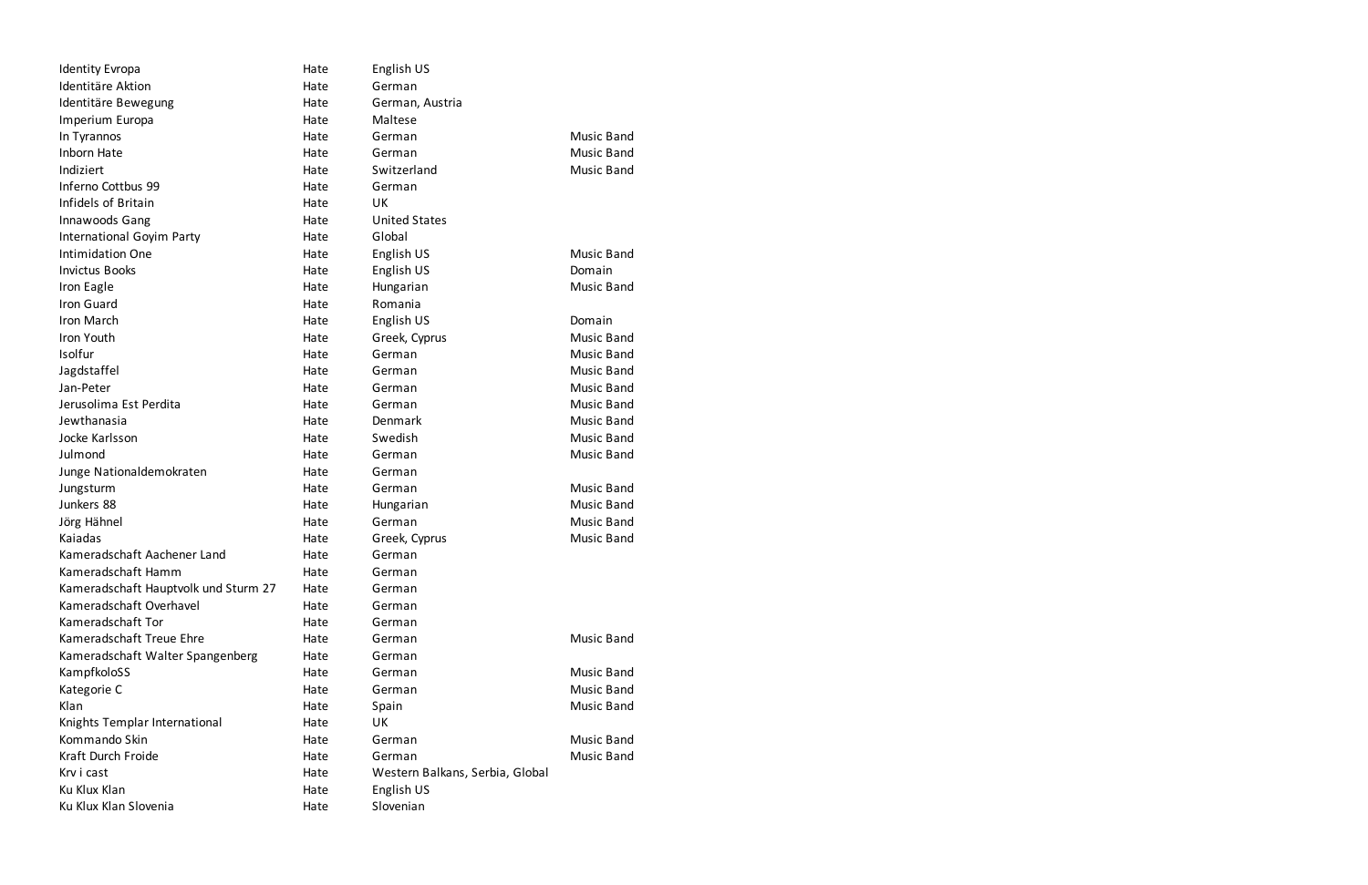| | | | |
|---|---|---|---|
| Identity Evropa | Hate | English US | |
| Identitäre Aktion | Hate | German | |
| Identitäre Bewegung | Hate | German, Austria | |
| Imperium Europa | Hate | Maltese | |
| In Tyrannos | Hate | German | Music Band |
| Inborn Hate | Hate | German | Music Band |
| Indiziert | Hate | Switzerland | Music Band |
| Inferno Cottbus 99 | Hate | German | |
| Infidels of Britain | Hate | UK | |
| Innawoods Gang | Hate | United States | |
| International Goyim Party | Hate | Global | |
| Intimidation One | Hate | English US | Music Band |
| Invictus Books | Hate | English US | Domain |
| Iron Eagle | Hate | Hungarian | Music Band |
| Iron Guard | Hate | Romania | |
| Iron March | Hate | English US | Domain |
| Iron Youth | Hate | Greek, Cyprus | Music Band |
| Isolfur | Hate | German | Music Band |
| Jagdstaffel | Hate | German | Music Band |
| Jan-Peter | Hate | German | Music Band |
| Jerusolima Est Perdita | Hate | German | Music Band |
| Jewthanasia | Hate | Denmark | Music Band |
| Jocke Karlsson | Hate | Swedish | Music Band |
| Julmond | Hate | German | Music Band |
| Junge Nationaldemokraten | Hate | German | |
| Jungsturm | Hate | German | Music Band |
| Junkers 88 | Hate | Hungarian | Music Band |
| Jörg Hähnel | Hate | German | Music Band |
| Kaiadas | Hate | Greek, Cyprus | Music Band |
| Kameradschaft Aachener Land | Hate | German | |
| Kameradschaft Hamm | Hate | German | |
| Kameradschaft Hauptvolk und Sturm 27 | Hate | German | |
| Kameradschaft Overhavel | Hate | German | |
| Kameradschaft Tor | Hate | German | |
| Kameradschaft Treue Ehre | Hate | German | Music Band |
| Kameradschaft Walter Spangenberg | Hate | German | |
| KampfkoloSS | Hate | German | Music Band |
| Kategorie C | Hate | German | Music Band |
| Klan | Hate | Spain | Music Band |
| Knights Templar International | Hate | UK | |
| Kommando Skin | Hate | German | Music Band |
| Kraft Durch Froide | Hate | German | Music Band |
| Krv i cast | Hate | Western Balkans, Serbia, Global | |
| Ku Klux Klan | Hate | English US | |
| Ku Klux Klan Slovenia | Hate | Slovenian | |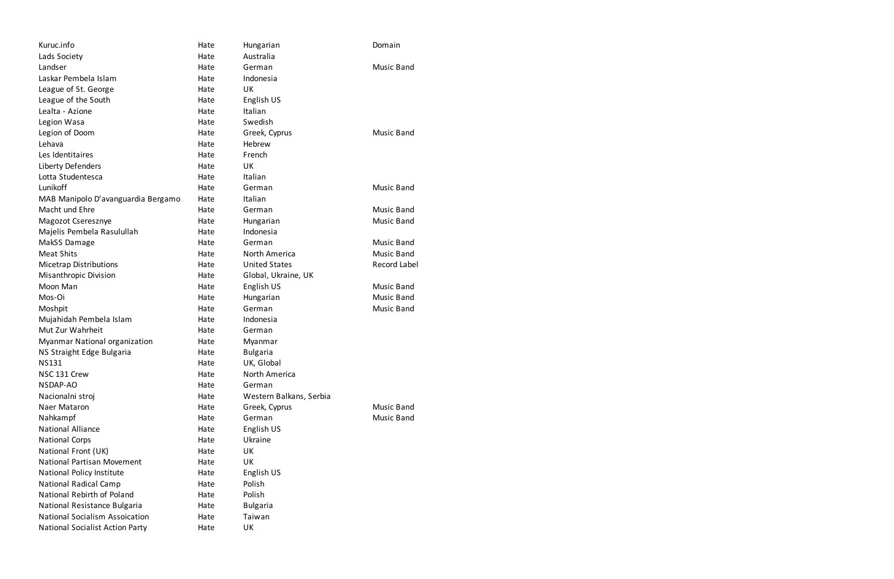| | | | |
|---|---|---|---|
| Kuruc.info | Hate | Hungarian | Domain |
| Lads Society | Hate | Australia | |
| Landser | Hate | German | Music Band |
| Laskar Pembela Islam | Hate | Indonesia | |
| League of St. George | Hate | UK | |
| League of the South | Hate | English US | |
| Lealta - Azione | Hate | Italian | |
| Legion Wasa | Hate | Swedish | |
| Legion of Doom | Hate | Greek, Cyprus | Music Band |
| Lehava | Hate | Hebrew | |
| Les Identitaires | Hate | French | |
| Liberty Defenders | Hate | UK | |
| Lotta Studentesca | Hate | Italian | |
| Lunikoff | Hate | German | Music Band |
| MAB Manipolo D'avanguardia Bergamo | Hate | Italian | |
| Macht und Ehre | Hate | German | Music Band |
| Magozot Cseresznye | Hate | Hungarian | Music Band |
| Majelis Pembela Rasulullah | Hate | Indonesia | |
| MakSS Damage | Hate | German | Music Band |
| Meat Shits | Hate | North America | Music Band |
| Micetrap Distributions | Hate | United States | Record Label |
| Misanthropic Division | Hate | Global, Ukraine, UK | |
| Moon Man | Hate | English US | Music Band |
| Mos-Oi | Hate | Hungarian | Music Band |
| Moshpit | Hate | German | Music Band |
| Mujahidah Pembela Islam | Hate | Indonesia | |
| Mut Zur Wahrheit | Hate | German | |
| Myanmar National organization | Hate | Myanmar | |
| NS Straight Edge Bulgaria | Hate | Bulgaria | |
| NS131 | Hate | UK, Global | |
| NSC 131 Crew | Hate | North America | |
| NSDAP-AO | Hate | German | |
| Nacionalni stroj | Hate | Western Balkans, Serbia | |
| Naer Mataron | Hate | Greek, Cyprus | Music Band |
| Nahkampf | Hate | German | Music Band |
| National Alliance | Hate | English US | |
| National Corps | Hate | Ukraine | |
| National Front (UK) | Hate | UK | |
| National Partisan Movement | Hate | UK | |
| National Policy Institute | Hate | English US | |
| National Radical Camp | Hate | Polish | |
| National Rebirth of Poland | Hate | Polish | |
| National Resistance Bulgaria | Hate | Bulgaria | |
| National Socialism Assoication | Hate | Taiwan | |
| National Socialist Action Party | Hate | UK | |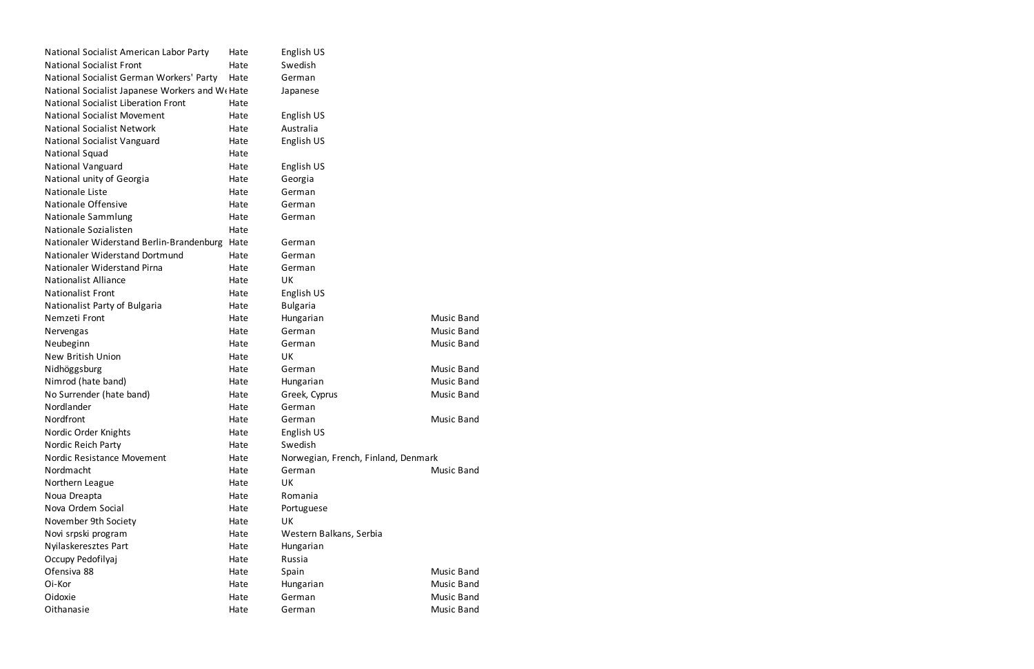| | | | |
|---|---|---|---|
| National Socialist American Labor Party | Hate | English US | |
| National Socialist Front | Hate | Swedish | |
| National Socialist German Workers' Party | Hate | German | |
| National Socialist Japanese Workers and We | Hate | Japanese | |
| National Socialist Liberation Front | Hate | | |
| National Socialist Movement | Hate | English US | |
| National Socialist Network | Hate | Australia | |
| National Socialist Vanguard | Hate | English US | |
| National Squad | Hate | | |
| National Vanguard | Hate | English US | |
| National unity of Georgia | Hate | Georgia | |
| Nationale Liste | Hate | German | |
| Nationale Offensive | Hate | German | |
| Nationale Sammlung | Hate | German | |
| Nationale Sozialisten | Hate | | |
| Nationaler Widerstand Berlin-Brandenburg | Hate | German | |
| Nationaler Widerstand Dortmund | Hate | German | |
| Nationaler Widerstand Pirna | Hate | German | |
| Nationalist Alliance | Hate | UK | |
| Nationalist Front | Hate | English US | |
| Nationalist Party of Bulgaria | Hate | Bulgaria | |
| Nemzeti Front | Hate | Hungarian | Music Band |
| Nervengas | Hate | German | Music Band |
| Neubeginn | Hate | German | Music Band |
| New British Union | Hate | UK | |
| Nidhöggsburg | Hate | German | Music Band |
| Nimrod (hate band) | Hate | Hungarian | Music Band |
| No Surrender (hate band) | Hate | Greek, Cyprus | Music Band |
| Nordlander | Hate | German | |
| Nordfront | Hate | German | Music Band |
| Nordic Order Knights | Hate | English US | |
| Nordic Reich Party | Hate | Swedish | |
| Nordic Resistance Movement | Hate | Norwegian, French, Finland, Denmark | |
| Nordmacht | Hate | German | Music Band |
| Northern League | Hate | UK | |
| Noua Dreapta | Hate | Romania | |
| Nova Ordem Social | Hate | Portuguese | |
| November 9th Society | Hate | UK | |
| Novi srpski program | Hate | Western Balkans, Serbia | |
| Nyilaskeresztes Part | Hate | Hungarian | |
| Occupy Pedofilyaj | Hate | Russia | |
| Ofensiva 88 | Hate | Spain | Music Band |
| Oi-Kor | Hate | Hungarian | Music Band |
| Oidoxie | Hate | German | Music Band |
| Oithanasie | Hate | German | Music Band |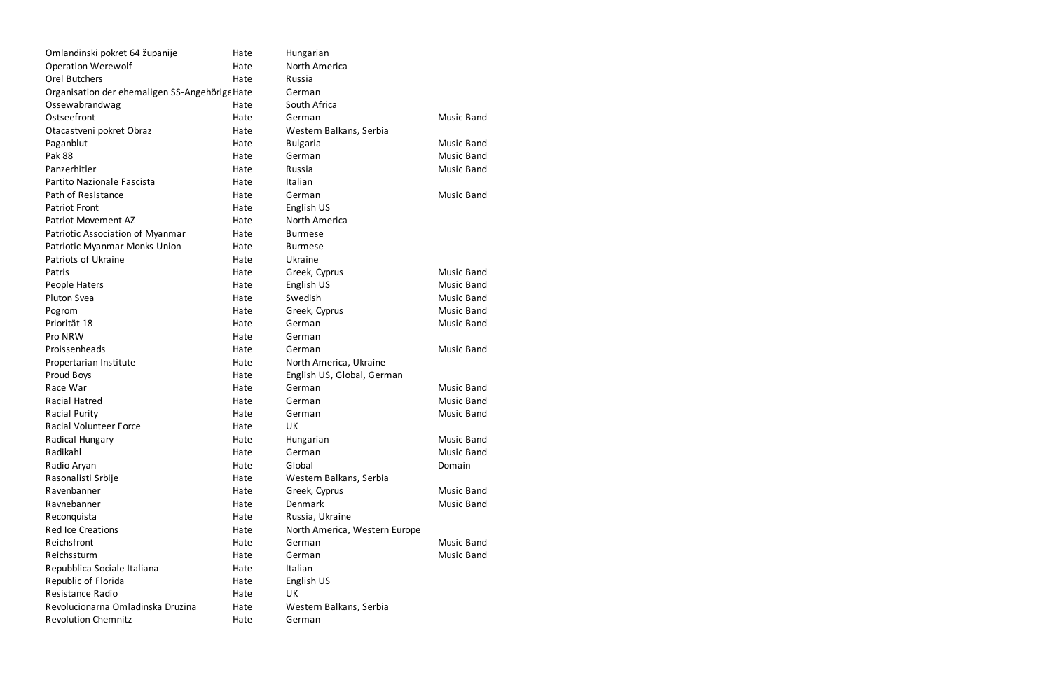| | | | |
|---|---|---|---|
| Omlandinski pokret 64 županije | Hate | Hungarian | |
| Operation Werewolf | Hate | North America | |
| Orel Butchers | Hate | Russia | |
| Organisation der ehemaligen SS-Angehörige | Hate | German | |
| Ossewabrandwag | Hate | South Africa | |
| Ostseefront | Hate | German | Music Band |
| Otacastveni pokret Obraz | Hate | Western Balkans, Serbia | |
| Paganblut | Hate | Bulgaria | Music Band |
| Pak 88 | Hate | German | Music Band |
| Panzerhitler | Hate | Russia | Music Band |
| Partito Nazionale Fascista | Hate | Italian | |
| Path of Resistance | Hate | German | Music Band |
| Patriot Front | Hate | English US | |
| Patriot Movement AZ | Hate | North America | |
| Patriotic Association of Myanmar | Hate | Burmese | |
| Patriotic Myanmar Monks Union | Hate | Burmese | |
| Patriots of Ukraine | Hate | Ukraine | |
| Patris | Hate | Greek, Cyprus | Music Band |
| People Haters | Hate | English US | Music Band |
| Pluton Svea | Hate | Swedish | Music Band |
| Pogrom | Hate | Greek, Cyprus | Music Band |
| Priorität 18 | Hate | German | Music Band |
| Pro NRW | Hate | German | |
| Proissenheads | Hate | German | Music Band |
| Propertarian Institute | Hate | North America, Ukraine | |
| Proud Boys | Hate | English US, Global, German | |
| Race War | Hate | German | Music Band |
| Racial Hatred | Hate | German | Music Band |
| Racial Purity | Hate | German | Music Band |
| Racial Volunteer Force | Hate | UK | |
| Radical Hungary | Hate | Hungarian | Music Band |
| Radikahl | Hate | German | Music Band |
| Radio Aryan | Hate | Global | Domain |
| Rasonalisti Srbije | Hate | Western Balkans, Serbia | |
| Ravenbanner | Hate | Greek, Cyprus | Music Band |
| Ravnebanner | Hate | Denmark | Music Band |
| Reconquista | Hate | Russia, Ukraine | |
| Red Ice Creations | Hate | North America, Western Europe | |
| Reichsfront | Hate | German | Music Band |
| Reichssturm | Hate | German | Music Band |
| Repubblica Sociale Italiana | Hate | Italian | |
| Republic of Florida | Hate | English US | |
| Resistance Radio | Hate | UK | |
| Revolucionarna Omladinska Druzina | Hate | Western Balkans, Serbia | |
| Revolution Chemnitz | Hate | German | |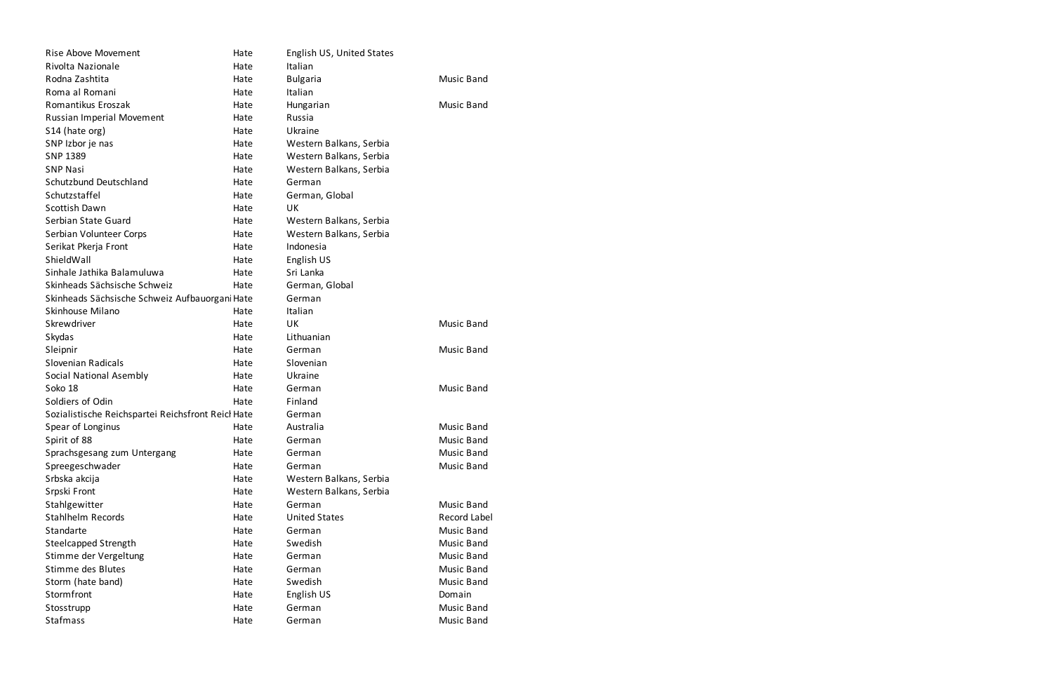| | | | |
|---|---|---|---|
| Rise Above Movement | Hate | English US, United States | |
| Rivolta Nazionale | Hate | Italian | |
| Rodna Zashtita | Hate | Bulgaria | Music Band |
| Roma al Romani | Hate | Italian | |
| Romantikus Eroszak | Hate | Hungarian | Music Band |
| Russian Imperial Movement | Hate | Russia | |
| S14 (hate org) | Hate | Ukraine | |
| SNP Izbor je nas | Hate | Western Balkans, Serbia | |
| SNP 1389 | Hate | Western Balkans, Serbia | |
| SNP Nasi | Hate | Western Balkans, Serbia | |
| Schutzbund Deutschland | Hate | German | |
| Schutzstaffel | Hate | German, Global | |
| Scottish Dawn | Hate | UK | |
| Serbian State Guard | Hate | Western Balkans, Serbia | |
| Serbian Volunteer Corps | Hate | Western Balkans, Serbia | |
| Serikat Pkerja Front | Hate | Indonesia | |
| ShieldWall | Hate | English US | |
| Sinhale Jathika Balamuluwa | Hate | Sri Lanka | |
| Skinheads Sächsische Schweiz | Hate | German, Global | |
| Skinheads Sächsische Schweiz Aufbauorgani | Hate | German | |
| Skinhouse Milano | Hate | Italian | |
| Skrewdriver | Hate | UK | Music Band |
| Skydas | Hate | Lithuanian | |
| Sleipnir | Hate | German | Music Band |
| Slovenian Radicals | Hate | Slovenian | |
| Social National Asembly | Hate | Ukraine | |
| Soko 18 | Hate | German | Music Band |
| Soldiers of Odin | Hate | Finland | |
| Sozialistische Reichspartei Reichsfront Reicl | Hate | German | |
| Spear of Longinus | Hate | Australia | Music Band |
| Spirit of 88 | Hate | German | Music Band |
| Sprachsgesang zum Untergang | Hate | German | Music Band |
| Spreegeschwader | Hate | German | Music Band |
| Srbska akcija | Hate | Western Balkans, Serbia | |
| Srpski Front | Hate | Western Balkans, Serbia | |
| Stahlgewitter | Hate | German | Music Band |
| Stahlhelm Records | Hate | United States | Record Label |
| Standarte | Hate | German | Music Band |
| Steelcapped Strength | Hate | Swedish | Music Band |
| Stimme der Vergeltung | Hate | German | Music Band |
| Stimme des Blutes | Hate | German | Music Band |
| Storm (hate band) | Hate | Swedish | Music Band |
| Stormfront | Hate | English US | Domain |
| Stosstrupp | Hate | German | Music Band |
| Stafmass | Hate | German | Music Band |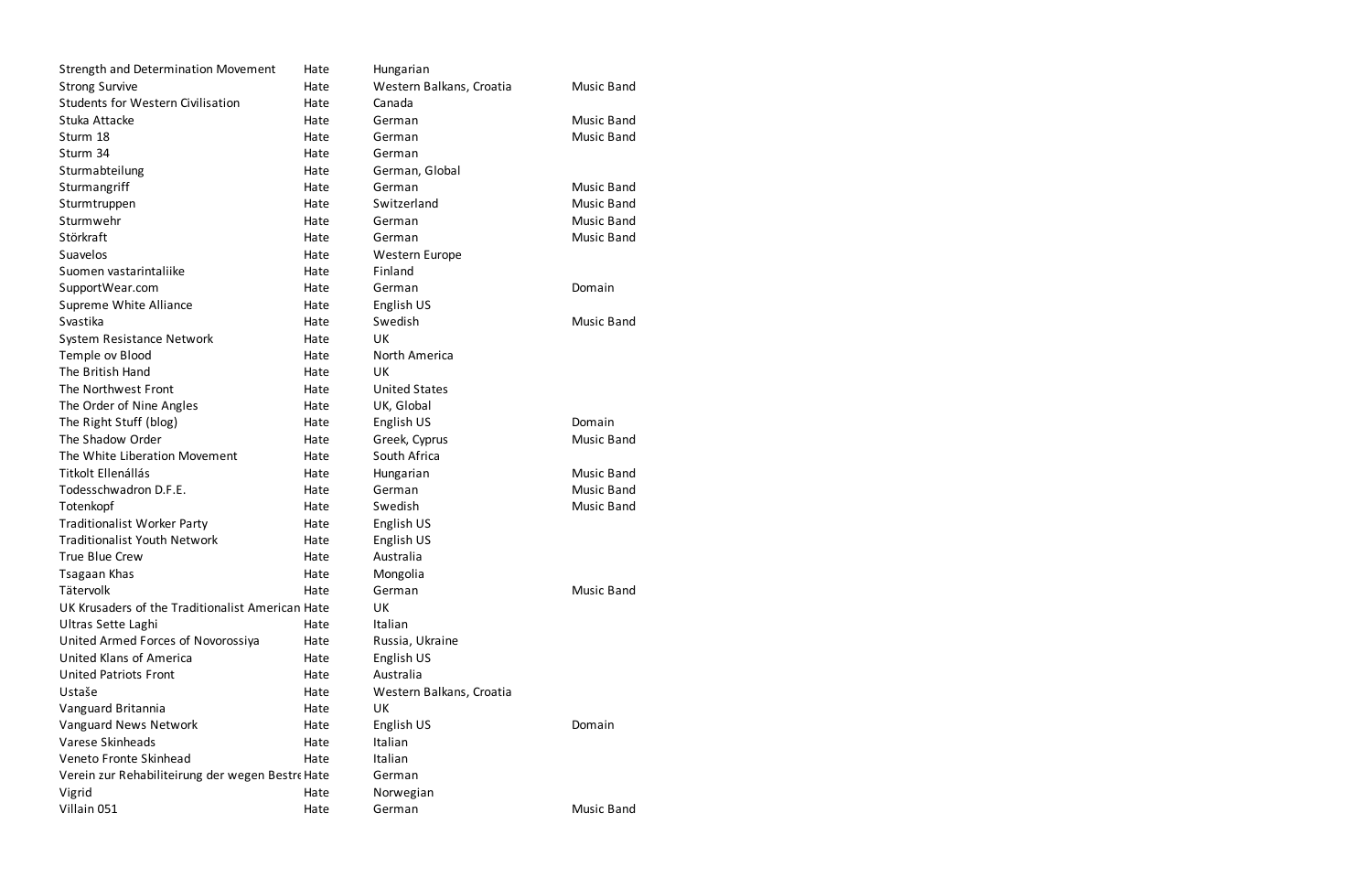| | | | |
|---|---|---|---|
| Strength and Determination Movement | Hate | Hungarian | |
| Strong Survive | Hate | Western Balkans, Croatia | Music Band |
| Students for Western Civilisation | Hate | Canada | |
| Stuka Attacke | Hate | German | Music Band |
| Sturm 18 | Hate | German | Music Band |
| Sturm 34 | Hate | German | |
| Sturmabteilung | Hate | German, Global | |
| Sturmangriff | Hate | German | Music Band |
| Sturmtruppen | Hate | Switzerland | Music Band |
| Sturmwehr | Hate | German | Music Band |
| Störkraft | Hate | German | Music Band |
| Suavelos | Hate | Western Europe | |
| Suomen vastarintaliike | Hate | Finland | |
| SupportWear.com | Hate | German | Domain |
| Supreme White Alliance | Hate | English US | |
| Svastika | Hate | Swedish | Music Band |
| System Resistance Network | Hate | UK | |
| Temple ov Blood | Hate | North America | |
| The British Hand | Hate | UK | |
| The Northwest Front | Hate | United States | |
| The Order of Nine Angles | Hate | UK, Global | |
| The Right Stuff (blog) | Hate | English US | Domain |
| The Shadow Order | Hate | Greek, Cyprus | Music Band |
| The White Liberation Movement | Hate | South Africa | |
| Titkolt Ellenállás | Hate | Hungarian | Music Band |
| Todesschwadron D.F.E. | Hate | German | Music Band |
| Totenkopf | Hate | Swedish | Music Band |
| Traditionalist Worker Party | Hate | English US | |
| Traditionalist Youth Network | Hate | English US | |
| True Blue Crew | Hate | Australia | |
| Tsagaan Khas | Hate | Mongolia | |
| Tätervolk | Hate | German | Music Band |
| UK Krusaders of the Traditionalist American | Hate | UK | |
| Ultras Sette Laghi | Hate | Italian | |
| United Armed Forces of Novorossiya | Hate | Russia, Ukraine | |
| United Klans of America | Hate | English US | |
| United Patriots Front | Hate | Australia | |
| Ustaše | Hate | Western Balkans, Croatia | |
| Vanguard Britannia | Hate | UK | |
| Vanguard News Network | Hate | English US | Domain |
| Varese Skinheads | Hate | Italian | |
| Veneto Fronte Skinhead | Hate | Italian | |
| Verein zur Rehabiliteirung der wegen Bestre | Hate | German | |
| Vigrid | Hate | Norwegian | |
| Villain 051 | Hate | German | Music Band |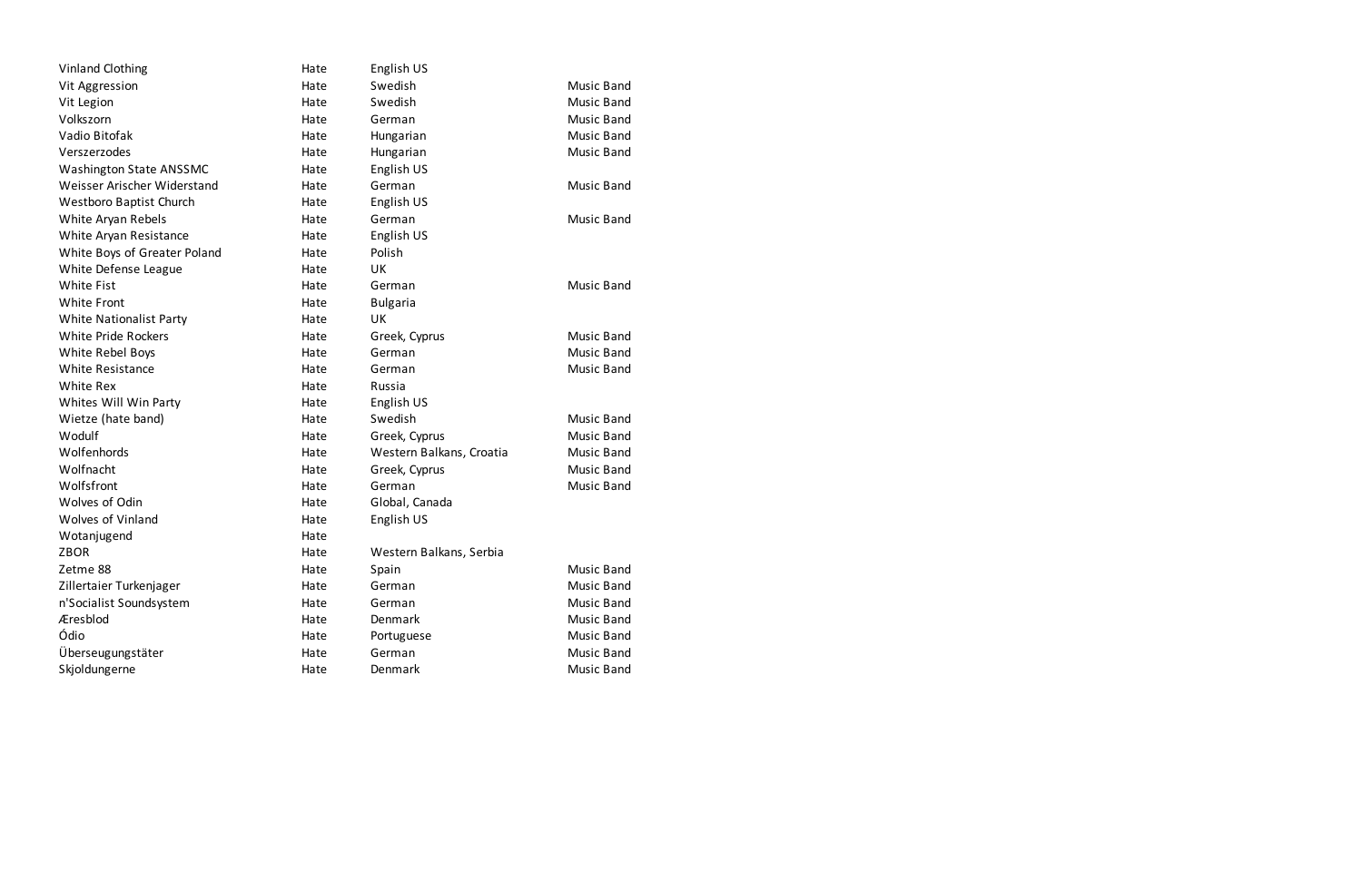| | | | |
|---|---|---|---|
| Vinland Clothing | Hate | English US | |
| Vit Aggression | Hate | Swedish | Music Band |
| Vit Legion | Hate | Swedish | Music Band |
| Volkszorn | Hate | German | Music Band |
| Vadio Bitofak | Hate | Hungarian | Music Band |
| Verszerzodes | Hate | Hungarian | Music Band |
| Washington State ANSSMC | Hate | English US | |
| Weisser Arischer Widerstand | Hate | German | Music Band |
| Westboro Baptist Church | Hate | English US | |
| White Aryan Rebels | Hate | German | Music Band |
| White Aryan Resistance | Hate | English US | |
| White Boys of Greater Poland | Hate | Polish | |
| White Defense League | Hate | UK | |
| White Fist | Hate | German | Music Band |
| White Front | Hate | Bulgaria | |
| White Nationalist Party | Hate | UK | |
| White Pride Rockers | Hate | Greek, Cyprus | Music Band |
| White Rebel Boys | Hate | German | Music Band |
| White Resistance | Hate | German | Music Band |
| White Rex | Hate | Russia | |
| Whites Will Win Party | Hate | English US | |
| Wietze (hate band) | Hate | Swedish | Music Band |
| Wodulf | Hate | Greek, Cyprus | Music Band |
| Wolfenhords | Hate | Western Balkans, Croatia | Music Band |
| Wolfnacht | Hate | Greek, Cyprus | Music Band |
| Wolfsfront | Hate | German | Music Band |
| Wolves of Odin | Hate | Global, Canada | |
| Wolves of Vinland | Hate | English US | |
| Wotanjugend | Hate | | |
| ZBOR | Hate | Western Balkans, Serbia | |
| Zetme 88 | Hate | Spain | Music Band |
| Zillertaier Turkenjager | Hate | German | Music Band |
| n'Socialist Soundsystem | Hate | German | Music Band |
| Æresblod | Hate | Denmark | Music Band |
| Ódio | Hate | Portuguese | Music Band |
| Überseugungstäter | Hate | German | Music Band |
| Skjoldungerne | Hate | Denmark | Music Band |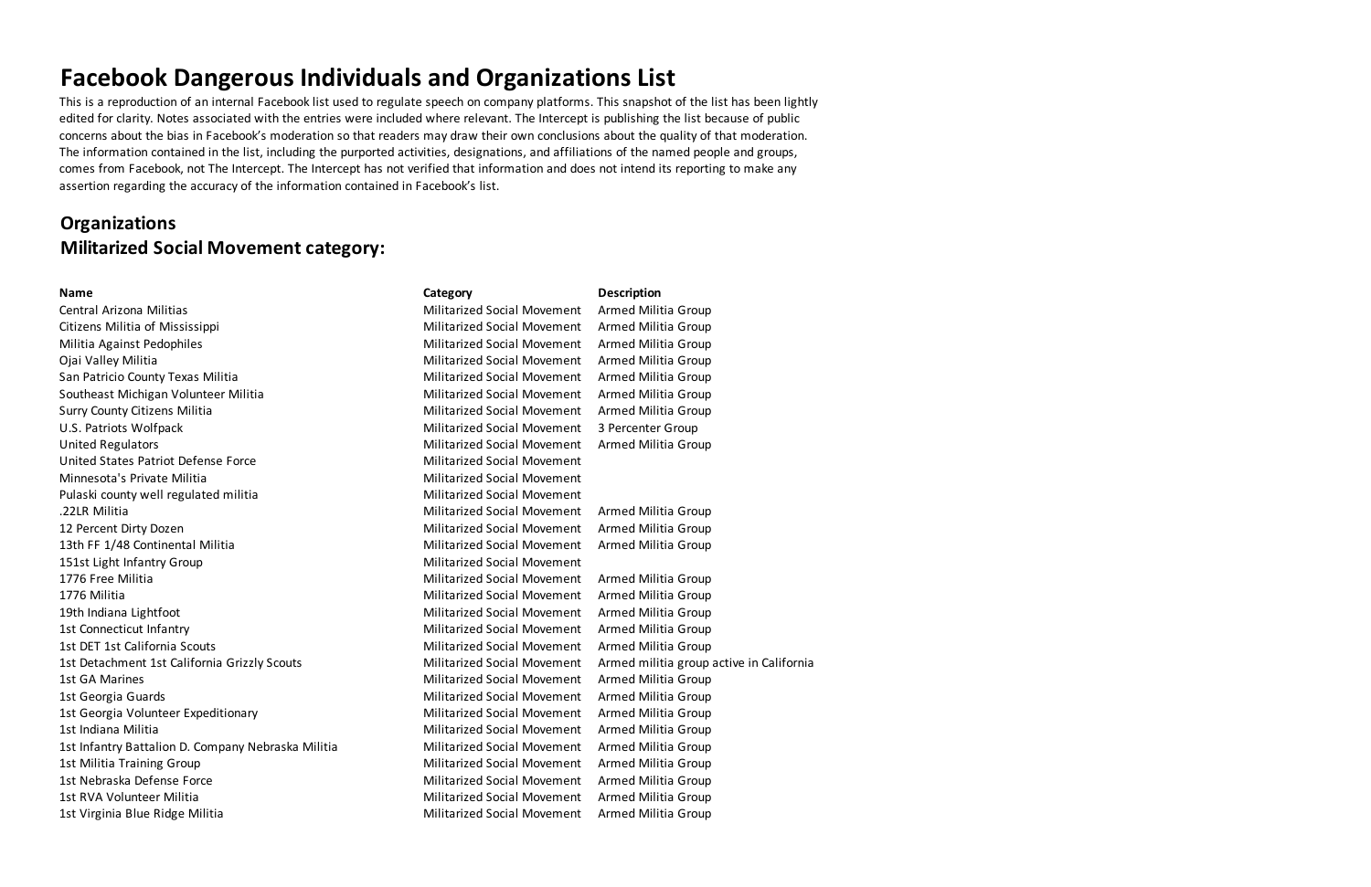# Facebook Dangerous Individuals and Organizations List

This is a reproduction of an internal Facebook list used to regulate speech on company platforms. This snapshot of the list has been lightly edited for clarity. Notes associated with the entries were included where relevant. The Intercept is publishing the list because of public concerns about the bias in Facebook's moderation so that readers may draw their own conclusions about the quality of that moderation. The information contained in the list, including the purported activities, designations, and affiliations of the named people and groups, comes from Facebook, not The Intercept. The Intercept has not verified that information and does not intend its reporting to make any assertion regarding the accuracy of the information contained in Facebook's list.

## Organizations
## Militarized Social Movement category:

| Name | Category | Description |
|---|---|---|
| Central Arizona Militias | Militarized Social Movement | Armed Militia Group |
| Citizens Militia of Mississippi | Militarized Social Movement | Armed Militia Group |
| Militia Against Pedophiles | Militarized Social Movement | Armed Militia Group |
| Ojai Valley Militia | Militarized Social Movement | Armed Militia Group |
| San Patricio County Texas Militia | Militarized Social Movement | Armed Militia Group |
| Southeast Michigan Volunteer Militia | Militarized Social Movement | Armed Militia Group |
| Surry County Citizens Militia | Militarized Social Movement | Armed Militia Group |
| U.S. Patriots Wolfpack | Militarized Social Movement | 3 Percenter Group |
| United Regulators | Militarized Social Movement | Armed Militia Group |
| United States Patriot Defense Force | Militarized Social Movement | |
| Minnesota's Private Militia | Militarized Social Movement | |
| Pulaski county well regulated militia | Militarized Social Movement | |
| .22LR Militia | Militarized Social Movement | Armed Militia Group |
| 12 Percent Dirty Dozen | Militarized Social Movement | Armed Militia Group |
| 13th FF 1/48 Continental Militia | Militarized Social Movement | Armed Militia Group |
| 151st Light Infantry Group | Militarized Social Movement | |
| 1776 Free Militia | Militarized Social Movement | Armed Militia Group |
| 1776 Militia | Militarized Social Movement | Armed Militia Group |
| 19th Indiana Lightfoot | Militarized Social Movement | Armed Militia Group |
| 1st Connecticut Infantry | Militarized Social Movement | Armed Militia Group |
| 1st DET 1st California Scouts | Militarized Social Movement | Armed Militia Group |
| 1st Detachment 1st California Grizzly Scouts | Militarized Social Movement | Armed militia group active in California |
| 1st GA Marines | Militarized Social Movement | Armed Militia Group |
| 1st Georgia Guards | Militarized Social Movement | Armed Militia Group |
| 1st Georgia Volunteer Expeditionary | Militarized Social Movement | Armed Militia Group |
| 1st Indiana Militia | Militarized Social Movement | Armed Militia Group |
| 1st Infantry Battalion D. Company Nebraska Militia | Militarized Social Movement | Armed Militia Group |
| 1st Militia Training Group | Militarized Social Movement | Armed Militia Group |
| 1st Nebraska Defense Force | Militarized Social Movement | Armed Militia Group |
| 1st RVA Volunteer Militia | Militarized Social Movement | Armed Militia Group |
| 1st Virginia Blue Ridge Militia | Militarized Social Movement | Armed Militia Group |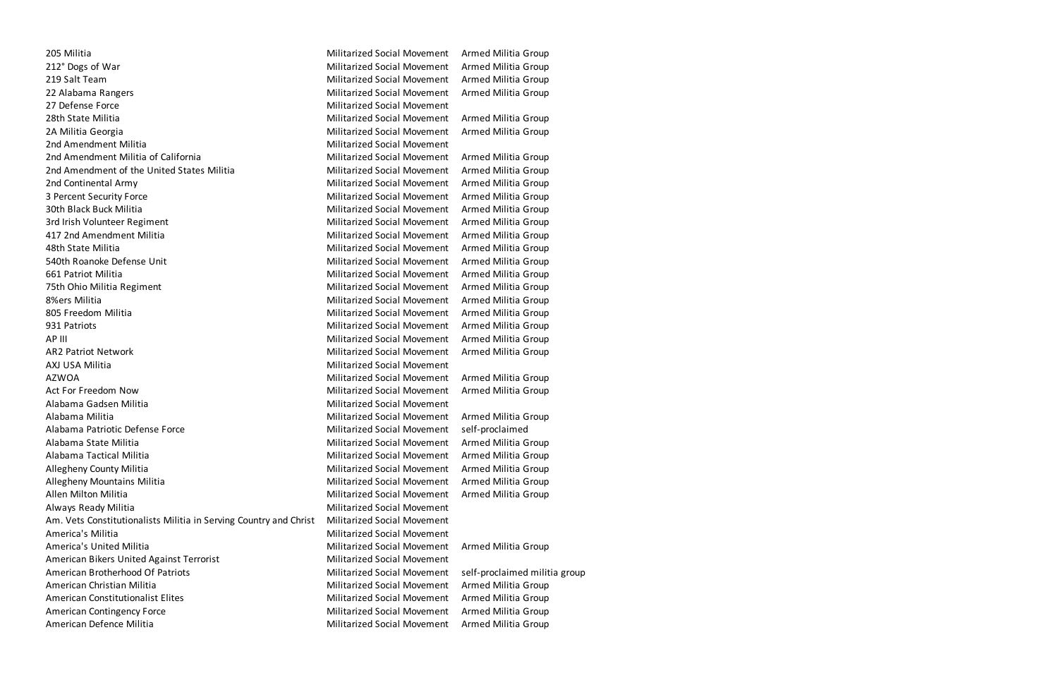| | | |
|---|---|---|
| 205 Militia | Militarized Social Movement | Armed Militia Group |
| 212° Dogs of War | Militarized Social Movement | Armed Militia Group |
| 219 Salt Team | Militarized Social Movement | Armed Militia Group |
| 22 Alabama Rangers | Militarized Social Movement | Armed Militia Group |
| 27 Defense Force | Militarized Social Movement | |
| 28th State Militia | Militarized Social Movement | Armed Militia Group |
| 2A Militia Georgia | Militarized Social Movement | Armed Militia Group |
| 2nd Amendment Militia | Militarized Social Movement | |
| 2nd Amendment Militia of California | Militarized Social Movement | Armed Militia Group |
| 2nd Amendment of the United States Militia | Militarized Social Movement | Armed Militia Group |
| 2nd Continental Army | Militarized Social Movement | Armed Militia Group |
| 3 Percent Security Force | Militarized Social Movement | Armed Militia Group |
| 30th Black Buck Militia | Militarized Social Movement | Armed Militia Group |
| 3rd Irish Volunteer Regiment | Militarized Social Movement | Armed Militia Group |
| 417 2nd Amendment Militia | Militarized Social Movement | Armed Militia Group |
| 48th State Militia | Militarized Social Movement | Armed Militia Group |
| 540th Roanoke Defense Unit | Militarized Social Movement | Armed Militia Group |
| 661 Patriot Militia | Militarized Social Movement | Armed Militia Group |
| 75th Ohio Militia Regiment | Militarized Social Movement | Armed Militia Group |
| 8%ers Militia | Militarized Social Movement | Armed Militia Group |
| 805 Freedom Militia | Militarized Social Movement | Armed Militia Group |
| 931 Patriots | Militarized Social Movement | Armed Militia Group |
| AP III | Militarized Social Movement | Armed Militia Group |
| AR2 Patriot Network | Militarized Social Movement | Armed Militia Group |
| AXJ USA Militia | Militarized Social Movement | |
| AZWOA | Militarized Social Movement | Armed Militia Group |
| Act For Freedom Now | Militarized Social Movement | Armed Militia Group |
| Alabama Gadsen Militia | Militarized Social Movement | |
| Alabama Militia | Militarized Social Movement | Armed Militia Group |
| Alabama Patriotic Defense Force | Militarized Social Movement | self-proclaimed |
| Alabama State Militia | Militarized Social Movement | Armed Militia Group |
| Alabama Tactical Militia | Militarized Social Movement | Armed Militia Group |
| Allegheny County Militia | Militarized Social Movement | Armed Militia Group |
| Allegheny Mountains Militia | Militarized Social Movement | Armed Militia Group |
| Allen Milton Militia | Militarized Social Movement | Armed Militia Group |
| Always Ready Militia | Militarized Social Movement | |
| Am. Vets Constitutionalists Militia in Serving Country and Christ | Militarized Social Movement | |
| America's Militia | Militarized Social Movement | |
| America's United Militia | Militarized Social Movement | Armed Militia Group |
| American Bikers United Against Terrorist | Militarized Social Movement | |
| American Brotherhood Of Patriots | Militarized Social Movement | self-proclaimed militia group |
| American Christian Militia | Militarized Social Movement | Armed Militia Group |
| American Constitutionalist Elites | Militarized Social Movement | Armed Militia Group |
| American Contingency Force | Militarized Social Movement | Armed Militia Group |
| American Defence Militia | Militarized Social Movement | Armed Militia Group |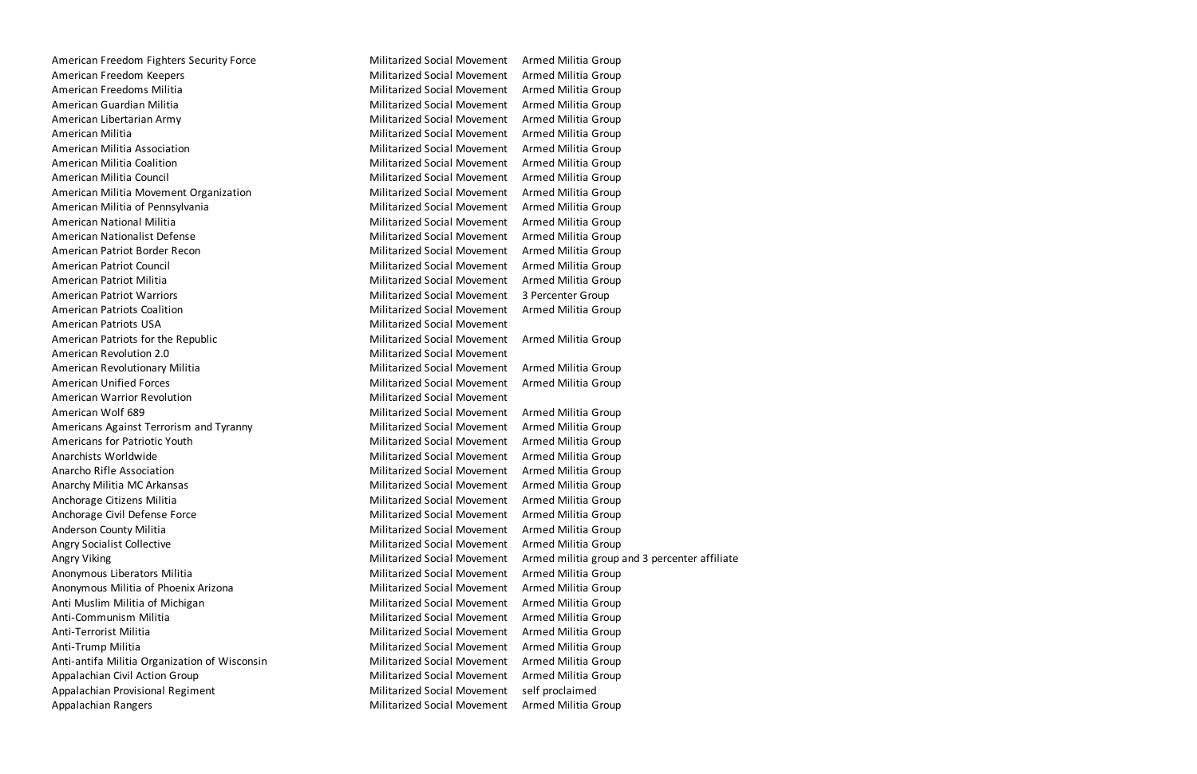| | | |
|---|---|---|
| American Freedom Fighters Security Force | Militarized Social Movement | Armed Militia Group |
| American Freedom Keepers | Militarized Social Movement | Armed Militia Group |
| American Freedoms Militia | Militarized Social Movement | Armed Militia Group |
| American Guardian Militia | Militarized Social Movement | Armed Militia Group |
| American Libertarian Army | Militarized Social Movement | Armed Militia Group |
| American Militia | Militarized Social Movement | Armed Militia Group |
| American Militia Association | Militarized Social Movement | Armed Militia Group |
| American Militia Coalition | Militarized Social Movement | Armed Militia Group |
| American Militia Council | Militarized Social Movement | Armed Militia Group |
| American Militia Movement Organization | Militarized Social Movement | Armed Militia Group |
| American Militia of Pennsylvania | Militarized Social Movement | Armed Militia Group |
| American National Militia | Militarized Social Movement | Armed Militia Group |
| American Nationalist Defense | Militarized Social Movement | Armed Militia Group |
| American Patriot Border Recon | Militarized Social Movement | Armed Militia Group |
| American Patriot Council | Militarized Social Movement | Armed Militia Group |
| American Patriot Militia | Militarized Social Movement | Armed Militia Group |
| American Patriot Warriors | Militarized Social Movement | 3 Percenter Group |
| American Patriots Coalition | Militarized Social Movement | Armed Militia Group |
| American Patriots USA | Militarized Social Movement | |
| American Patriots for the Republic | Militarized Social Movement | Armed Militia Group |
| American Revolution 2.0 | Militarized Social Movement | |
| American Revolutionary Militia | Militarized Social Movement | Armed Militia Group |
| American Unified Forces | Militarized Social Movement | Armed Militia Group |
| American Warrior Revolution | Militarized Social Movement | |
| American Wolf 689 | Militarized Social Movement | Armed Militia Group |
| Americans Against Terrorism and Tyranny | Militarized Social Movement | Armed Militia Group |
| Americans for Patriotic Youth | Militarized Social Movement | Armed Militia Group |
| Anarchists Worldwide | Militarized Social Movement | Armed Militia Group |
| Anarcho Rifle Association | Militarized Social Movement | Armed Militia Group |
| Anarchy Militia MC Arkansas | Militarized Social Movement | Armed Militia Group |
| Anchorage Citizens Militia | Militarized Social Movement | Armed Militia Group |
| Anchorage Civil Defense Force | Militarized Social Movement | Armed Militia Group |
| Anderson County Militia | Militarized Social Movement | Armed Militia Group |
| Angry Socialist Collective | Militarized Social Movement | Armed Militia Group |
| Angry Viking | Militarized Social Movement | Armed militia group and 3 percenter affiliate |
| Anonymous Liberators Militia | Militarized Social Movement | Armed Militia Group |
| Anonymous Militia of Phoenix Arizona | Militarized Social Movement | Armed Militia Group |
| Anti Muslim Militia of Michigan | Militarized Social Movement | Armed Militia Group |
| Anti-Communism Militia | Militarized Social Movement | Armed Militia Group |
| Anti-Terrorist Militia | Militarized Social Movement | Armed Militia Group |
| Anti-Trump Militia | Militarized Social Movement | Armed Militia Group |
| Anti-antifa Militia Organization of Wisconsin | Militarized Social Movement | Armed Militia Group |
| Appalachian Civil Action Group | Militarized Social Movement | Armed Militia Group |
| Appalachian Provisional Regiment | Militarized Social Movement | self proclaimed |
| Appalachian Rangers | Militarized Social Movement | Armed Militia Group |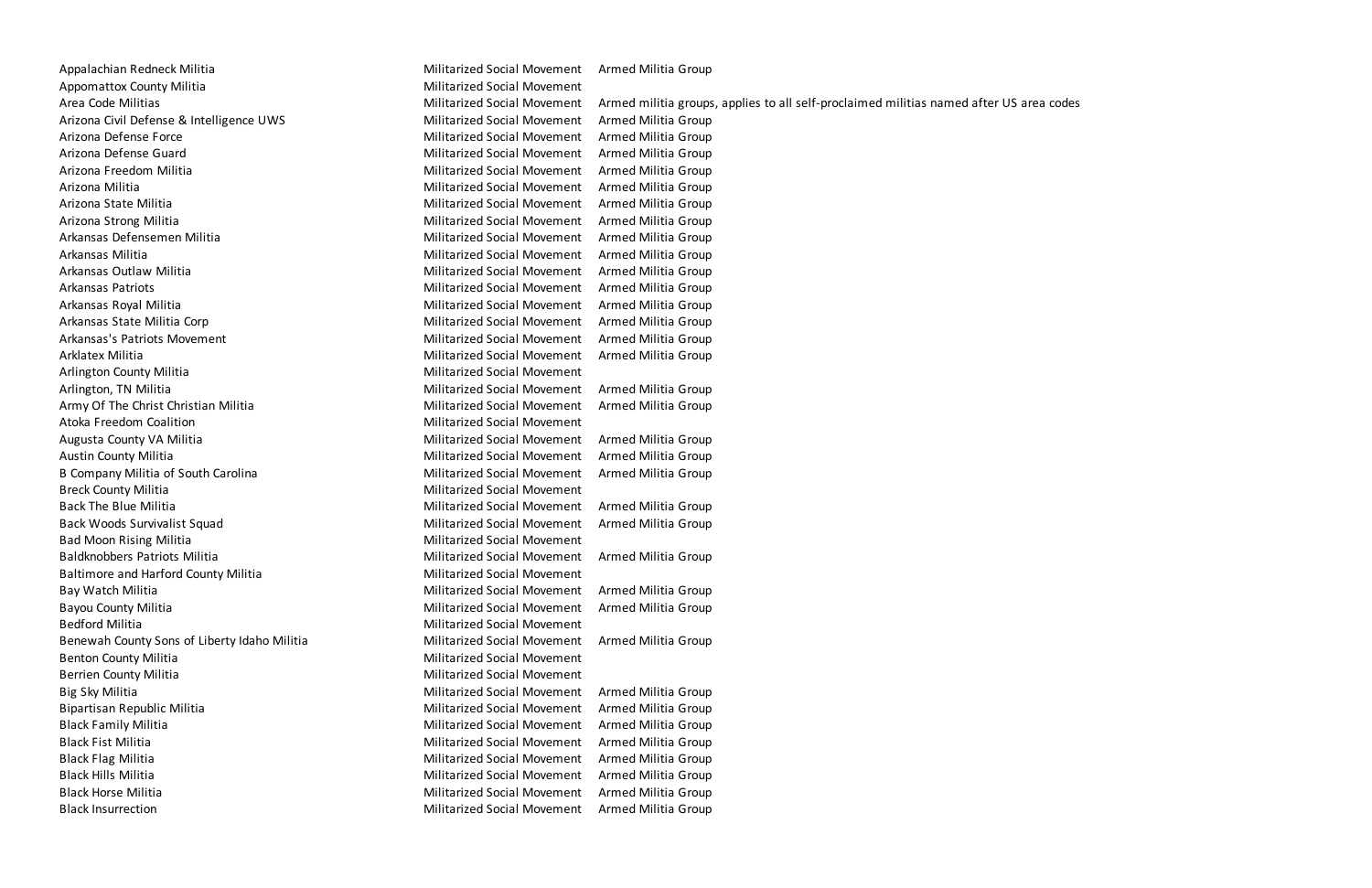| | | |
|---|---|---|
| Appalachian Redneck Militia | Militarized Social Movement | Armed Militia Group |
| Appomattox County Militia | Militarized Social Movement | |
| Area Code Militias | Militarized Social Movement | Armed militia groups, applies to all self-proclaimed militias named after US area codes |
| Arizona Civil Defense & Intelligence UWS | Militarized Social Movement | Armed Militia Group |
| Arizona Defense Force | Militarized Social Movement | Armed Militia Group |
| Arizona Defense Guard | Militarized Social Movement | Armed Militia Group |
| Arizona Freedom Militia | Militarized Social Movement | Armed Militia Group |
| Arizona Militia | Militarized Social Movement | Armed Militia Group |
| Arizona State Militia | Militarized Social Movement | Armed Militia Group |
| Arizona Strong Militia | Militarized Social Movement | Armed Militia Group |
| Arkansas Defensemen Militia | Militarized Social Movement | Armed Militia Group |
| Arkansas Militia | Militarized Social Movement | Armed Militia Group |
| Arkansas Outlaw Militia | Militarized Social Movement | Armed Militia Group |
| Arkansas Patriots | Militarized Social Movement | Armed Militia Group |
| Arkansas Royal Militia | Militarized Social Movement | Armed Militia Group |
| Arkansas State Militia Corp | Militarized Social Movement | Armed Militia Group |
| Arkansas's Patriots Movement | Militarized Social Movement | Armed Militia Group |
| Arklatex Militia | Militarized Social Movement | Armed Militia Group |
| Arlington County Militia | Militarized Social Movement | |
| Arlington, TN Militia | Militarized Social Movement | Armed Militia Group |
| Army Of The Christ Christian Militia | Militarized Social Movement | Armed Militia Group |
| Atoka Freedom Coalition | Militarized Social Movement | |
| Augusta County VA Militia | Militarized Social Movement | Armed Militia Group |
| Austin County Militia | Militarized Social Movement | Armed Militia Group |
| B Company Militia of South Carolina | Militarized Social Movement | Armed Militia Group |
| Breck County Militia | Militarized Social Movement | |
| Back The Blue Militia | Militarized Social Movement | Armed Militia Group |
| Back Woods Survivalist Squad | Militarized Social Movement | Armed Militia Group |
| Bad Moon Rising Militia | Militarized Social Movement | |
| Baldknobbers Patriots Militia | Militarized Social Movement | Armed Militia Group |
| Baltimore and Harford County Militia | Militarized Social Movement | |
| Bay Watch Militia | Militarized Social Movement | Armed Militia Group |
| Bayou County Militia | Militarized Social Movement | Armed Militia Group |
| Bedford Militia | Militarized Social Movement | |
| Benewah County Sons of Liberty Idaho Militia | Militarized Social Movement | Armed Militia Group |
| Benton County Militia | Militarized Social Movement | |
| Berrien County Militia | Militarized Social Movement | |
| Big Sky Militia | Militarized Social Movement | Armed Militia Group |
| Bipartisan Republic Militia | Militarized Social Movement | Armed Militia Group |
| Black Family Militia | Militarized Social Movement | Armed Militia Group |
| Black Fist Militia | Militarized Social Movement | Armed Militia Group |
| Black Flag Militia | Militarized Social Movement | Armed Militia Group |
| Black Hills Militia | Militarized Social Movement | Armed Militia Group |
| Black Horse Militia | Militarized Social Movement | Armed Militia Group |
| Black Insurrection | Militarized Social Movement | Armed Militia Group |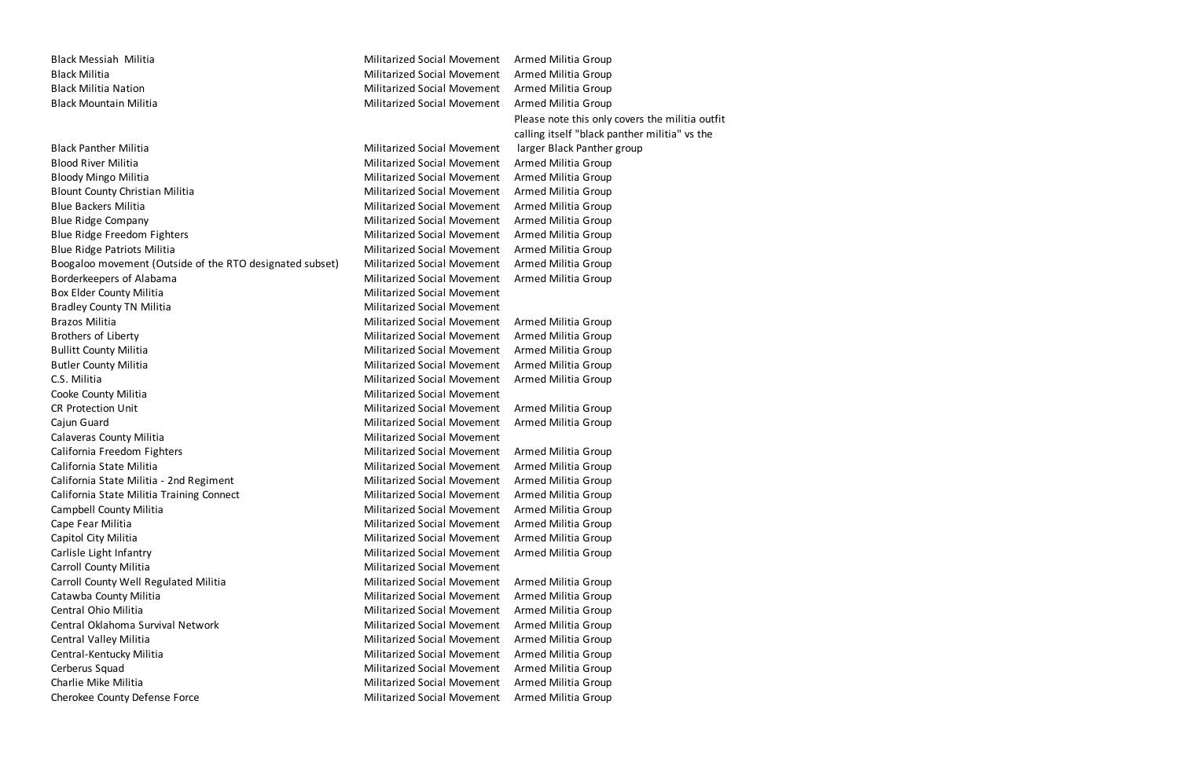| | | |
|---|---|---|
| Black Messiah Militia | Militarized Social Movement | Armed Militia Group |
| Black Militia | Militarized Social Movement | Armed Militia Group |
| Black Militia Nation | Militarized Social Movement | Armed Militia Group |
| Black Mountain Militia | Militarized Social Movement | Armed Militia Group |
| Black Panther Militia | Militarized Social Movement | Please note this only covers the militia outfit calling itself "black panther militia" vs the larger Black Panther group |
| Blood River Militia | Militarized Social Movement | Armed Militia Group |
| Bloody Mingo Militia | Militarized Social Movement | Armed Militia Group |
| Blount County Christian Militia | Militarized Social Movement | Armed Militia Group |
| Blue Backers Militia | Militarized Social Movement | Armed Militia Group |
| Blue Ridge Company | Militarized Social Movement | Armed Militia Group |
| Blue Ridge Freedom Fighters | Militarized Social Movement | Armed Militia Group |
| Blue Ridge Patriots Militia | Militarized Social Movement | Armed Militia Group |
| Boogaloo movement (Outside of the RTO designated subset) | Militarized Social Movement | Armed Militia Group |
| Borderkeepers of Alabama | Militarized Social Movement | Armed Militia Group |
| Box Elder County Militia | Militarized Social Movement | |
| Bradley County TN Militia | Militarized Social Movement | |
| Brazos Militia | Militarized Social Movement | Armed Militia Group |
| Brothers of Liberty | Militarized Social Movement | Armed Militia Group |
| Bullitt County Militia | Militarized Social Movement | Armed Militia Group |
| Butler County Militia | Militarized Social Movement | Armed Militia Group |
| C.S. Militia | Militarized Social Movement | Armed Militia Group |
| Cooke County Militia | Militarized Social Movement | |
| CR Protection Unit | Militarized Social Movement | Armed Militia Group |
| Cajun Guard | Militarized Social Movement | Armed Militia Group |
| Calaveras County Militia | Militarized Social Movement | |
| California Freedom Fighters | Militarized Social Movement | Armed Militia Group |
| California State Militia | Militarized Social Movement | Armed Militia Group |
| California State Militia - 2nd Regiment | Militarized Social Movement | Armed Militia Group |
| California State Militia Training Connect | Militarized Social Movement | Armed Militia Group |
| Campbell County Militia | Militarized Social Movement | Armed Militia Group |
| Cape Fear Militia | Militarized Social Movement | Armed Militia Group |
| Capitol City Militia | Militarized Social Movement | Armed Militia Group |
| Carlisle Light Infantry | Militarized Social Movement | Armed Militia Group |
| Carroll County Militia | Militarized Social Movement | |
| Carroll County Well Regulated Militia | Militarized Social Movement | Armed Militia Group |
| Catawba County Militia | Militarized Social Movement | Armed Militia Group |
| Central Ohio Militia | Militarized Social Movement | Armed Militia Group |
| Central Oklahoma Survival Network | Militarized Social Movement | Armed Militia Group |
| Central Valley Militia | Militarized Social Movement | Armed Militia Group |
| Central-Kentucky Militia | Militarized Social Movement | Armed Militia Group |
| Cerberus Squad | Militarized Social Movement | Armed Militia Group |
| Charlie Mike Militia | Militarized Social Movement | Armed Militia Group |
| Cherokee County Defense Force | Militarized Social Movement | Armed Militia Group |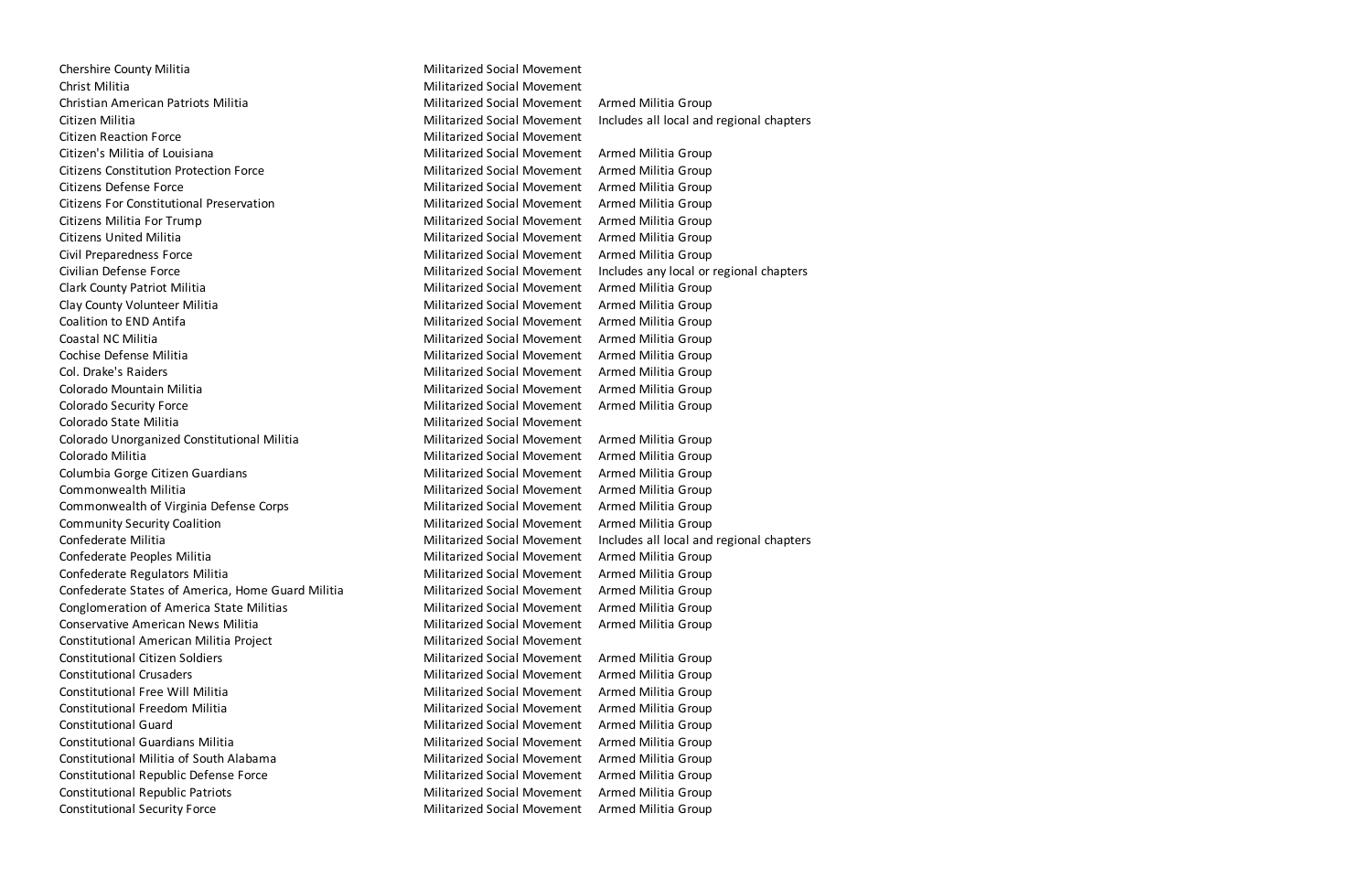| | | |
|---|---|---|
| Chershire County Militia | Militarized Social Movement | |
| Christ Militia | Militarized Social Movement | |
| Christian American Patriots Militia | Militarized Social Movement | Armed Militia Group |
| Citizen Militia | Militarized Social Movement | Includes all local and regional chapters |
| Citizen Reaction Force | Militarized Social Movement | |
| Citizen's Militia of Louisiana | Militarized Social Movement | Armed Militia Group |
| Citizens Constitution Protection Force | Militarized Social Movement | Armed Militia Group |
| Citizens Defense Force | Militarized Social Movement | Armed Militia Group |
| Citizens For Constitutional Preservation | Militarized Social Movement | Armed Militia Group |
| Citizens Militia For Trump | Militarized Social Movement | Armed Militia Group |
| Citizens United Militia | Militarized Social Movement | Armed Militia Group |
| Civil Preparedness Force | Militarized Social Movement | Armed Militia Group |
| Civilian Defense Force | Militarized Social Movement | Includes any local or regional chapters |
| Clark County Patriot Militia | Militarized Social Movement | Armed Militia Group |
| Clay County Volunteer Militia | Militarized Social Movement | Armed Militia Group |
| Coalition to END Antifa | Militarized Social Movement | Armed Militia Group |
| Coastal NC Militia | Militarized Social Movement | Armed Militia Group |
| Cochise Defense Militia | Militarized Social Movement | Armed Militia Group |
| Col. Drake's Raiders | Militarized Social Movement | Armed Militia Group |
| Colorado Mountain Militia | Militarized Social Movement | Armed Militia Group |
| Colorado Security Force | Militarized Social Movement | Armed Militia Group |
| Colorado State Militia | Militarized Social Movement | |
| Colorado Unorganized Constitutional Militia | Militarized Social Movement | Armed Militia Group |
| Colorado Militia | Militarized Social Movement | Armed Militia Group |
| Columbia Gorge Citizen Guardians | Militarized Social Movement | Armed Militia Group |
| Commonwealth Militia | Militarized Social Movement | Armed Militia Group |
| Commonwealth of Virginia Defense Corps | Militarized Social Movement | Armed Militia Group |
| Community Security Coalition | Militarized Social Movement | Armed Militia Group |
| Confederate Militia | Militarized Social Movement | Includes all local and regional chapters |
| Confederate Peoples Militia | Militarized Social Movement | Armed Militia Group |
| Confederate Regulators Militia | Militarized Social Movement | Armed Militia Group |
| Confederate States of America, Home Guard Militia | Militarized Social Movement | Armed Militia Group |
| Conglomeration of America State Militias | Militarized Social Movement | Armed Militia Group |
| Conservative American News Militia | Militarized Social Movement | Armed Militia Group |
| Constitutional American Militia Project | Militarized Social Movement | |
| Constitutional Citizen Soldiers | Militarized Social Movement | Armed Militia Group |
| Constitutional Crusaders | Militarized Social Movement | Armed Militia Group |
| Constitutional Free Will Militia | Militarized Social Movement | Armed Militia Group |
| Constitutional Freedom Militia | Militarized Social Movement | Armed Militia Group |
| Constitutional Guard | Militarized Social Movement | Armed Militia Group |
| Constitutional Guardians Militia | Militarized Social Movement | Armed Militia Group |
| Constitutional Militia of South Alabama | Militarized Social Movement | Armed Militia Group |
| Constitutional Republic Defense Force | Militarized Social Movement | Armed Militia Group |
| Constitutional Republic Patriots | Militarized Social Movement | Armed Militia Group |
| Constitutional Security Force | Militarized Social Movement | Armed Militia Group |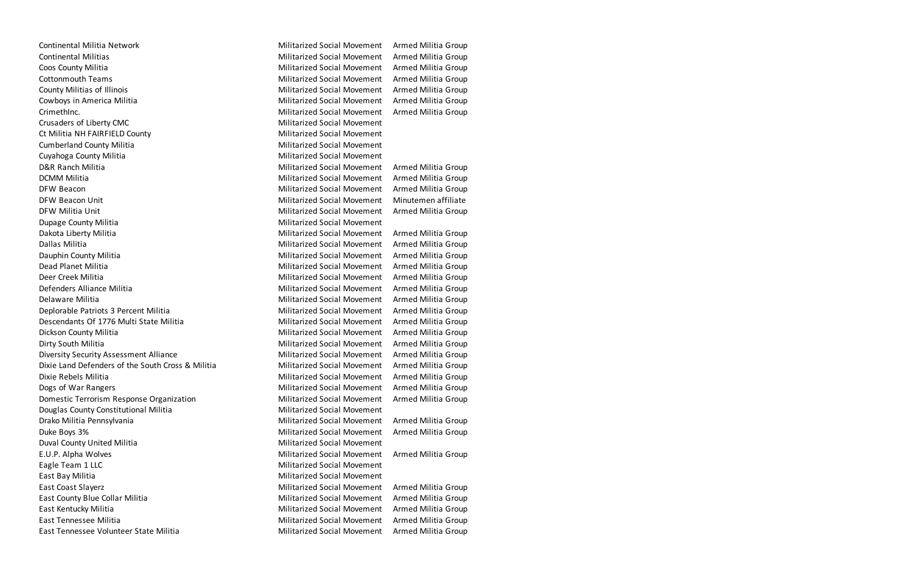| | | |
|---|---|---|
| Continental Militia Network | Militarized Social Movement | Armed Militia Group |
| Continental Militias | Militarized Social Movement | Armed Militia Group |
| Coos County Militia | Militarized Social Movement | Armed Militia Group |
| Cottonmouth Teams | Militarized Social Movement | Armed Militia Group |
| County Militias of Illinois | Militarized Social Movement | Armed Militia Group |
| Cowboys in America Militia | Militarized Social Movement | Armed Militia Group |
| CrimethInc. | Militarized Social Movement | Armed Militia Group |
| Crusaders of Liberty CMC | Militarized Social Movement | |
| Ct Militia NH FAIRFIELD County | Militarized Social Movement | |
| Cumberland County Militia | Militarized Social Movement | |
| Cuyahoga County Militia | Militarized Social Movement | |
| D&R Ranch Militia | Militarized Social Movement | Armed Militia Group |
| DCMM Militia | Militarized Social Movement | Armed Militia Group |
| DFW Beacon | Militarized Social Movement | Armed Militia Group |
| DFW Beacon Unit | Militarized Social Movement | Minutemen affiliate |
| DFW Militia Unit | Militarized Social Movement | Armed Militia Group |
| Dupage County Militia | Militarized Social Movement | |
| Dakota Liberty Militia | Militarized Social Movement | Armed Militia Group |
| Dallas Militia | Militarized Social Movement | Armed Militia Group |
| Dauphin County Militia | Militarized Social Movement | Armed Militia Group |
| Dead Planet Militia | Militarized Social Movement | Armed Militia Group |
| Deer Creek Militia | Militarized Social Movement | Armed Militia Group |
| Defenders Alliance Militia | Militarized Social Movement | Armed Militia Group |
| Delaware Militia | Militarized Social Movement | Armed Militia Group |
| Deplorable Patriots 3 Percent Militia | Militarized Social Movement | Armed Militia Group |
| Descendants Of 1776 Multi State Militia | Militarized Social Movement | Armed Militia Group |
| Dickson County Militia | Militarized Social Movement | Armed Militia Group |
| Dirty South Militia | Militarized Social Movement | Armed Militia Group |
| Diversity Security Assessment Alliance | Militarized Social Movement | Armed Militia Group |
| Dixie Land Defenders of the South Cross & Militia | Militarized Social Movement | Armed Militia Group |
| Dixie Rebels Militia | Militarized Social Movement | Armed Militia Group |
| Dogs of War Rangers | Militarized Social Movement | Armed Militia Group |
| Domestic Terrorism Response Organization | Militarized Social Movement | Armed Militia Group |
| Douglas County Constitutional Militia | Militarized Social Movement | |
| Drako Militia Pennsylvania | Militarized Social Movement | Armed Militia Group |
| Duke Boys 3% | Militarized Social Movement | Armed Militia Group |
| Duval County United Militia | Militarized Social Movement | |
| E.U.P. Alpha Wolves | Militarized Social Movement | Armed Militia Group |
| Eagle Team 1 LLC | Militarized Social Movement | |
| East Bay Militia | Militarized Social Movement | |
| East Coast Slayerz | Militarized Social Movement | Armed Militia Group |
| East County Blue Collar Militia | Militarized Social Movement | Armed Militia Group |
| East Kentucky Militia | Militarized Social Movement | Armed Militia Group |
| East Tennessee Militia | Militarized Social Movement | Armed Militia Group |
| East Tennessee Volunteer State Militia | Militarized Social Movement | Armed Militia Group |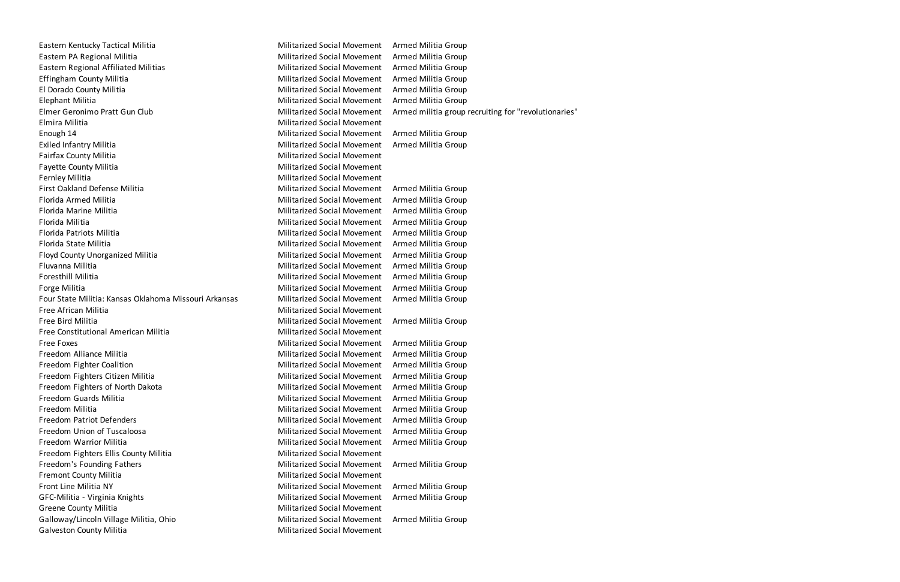| | | |
|---|---|---|
| Eastern Kentucky Tactical Militia | Militarized Social Movement | Armed Militia Group |
| Eastern PA Regional Militia | Militarized Social Movement | Armed Militia Group |
| Eastern Regional Affiliated Militias | Militarized Social Movement | Armed Militia Group |
| Effingham County Militia | Militarized Social Movement | Armed Militia Group |
| El Dorado County Militia | Militarized Social Movement | Armed Militia Group |
| Elephant Militia | Militarized Social Movement | Armed Militia Group |
| Elmer Geronimo Pratt Gun Club | Militarized Social Movement | Armed militia group recruiting for "revolutionaries" |
| Elmira Militia | Militarized Social Movement | |
| Enough 14 | Militarized Social Movement | Armed Militia Group |
| Exiled Infantry Militia | Militarized Social Movement | Armed Militia Group |
| Fairfax County Militia | Militarized Social Movement | |
| Fayette County Militia | Militarized Social Movement | |
| Fernley Militia | Militarized Social Movement | |
| First Oakland Defense Militia | Militarized Social Movement | Armed Militia Group |
| Florida Armed Militia | Militarized Social Movement | Armed Militia Group |
| Florida Marine Militia | Militarized Social Movement | Armed Militia Group |
| Florida Militia | Militarized Social Movement | Armed Militia Group |
| Florida Patriots Militia | Militarized Social Movement | Armed Militia Group |
| Florida State Militia | Militarized Social Movement | Armed Militia Group |
| Floyd County Unorganized Militia | Militarized Social Movement | Armed Militia Group |
| Fluvanna Militia | Militarized Social Movement | Armed Militia Group |
| Foresthill Militia | Militarized Social Movement | Armed Militia Group |
| Forge Militia | Militarized Social Movement | Armed Militia Group |
| Four State Militia: Kansas Oklahoma Missouri Arkansas | Militarized Social Movement | Armed Militia Group |
| Free African Militia | Militarized Social Movement | |
| Free Bird Militia | Militarized Social Movement | Armed Militia Group |
| Free Constitutional American Militia | Militarized Social Movement | |
| Free Foxes | Militarized Social Movement | Armed Militia Group |
| Freedom Alliance Militia | Militarized Social Movement | Armed Militia Group |
| Freedom Fighter Coalition | Militarized Social Movement | Armed Militia Group |
| Freedom Fighters Citizen Militia | Militarized Social Movement | Armed Militia Group |
| Freedom Fighters of North Dakota | Militarized Social Movement | Armed Militia Group |
| Freedom Guards Militia | Militarized Social Movement | Armed Militia Group |
| Freedom Militia | Militarized Social Movement | Armed Militia Group |
| Freedom Patriot Defenders | Militarized Social Movement | Armed Militia Group |
| Freedom Union of Tuscaloosa | Militarized Social Movement | Armed Militia Group |
| Freedom Warrior Militia | Militarized Social Movement | Armed Militia Group |
| Freedom Fighters Ellis County Militia | Militarized Social Movement | |
| Freedom's Founding Fathers | Militarized Social Movement | Armed Militia Group |
| Fremont County Militia | Militarized Social Movement | |
| Front Line Militia NY | Militarized Social Movement | Armed Militia Group |
| GFC-Militia - Virginia Knights | Militarized Social Movement | Armed Militia Group |
| Greene County Militia | Militarized Social Movement | |
| Galloway/Lincoln Village Militia, Ohio | Militarized Social Movement | Armed Militia Group |
| Galveston County Militia | Militarized Social Movement | |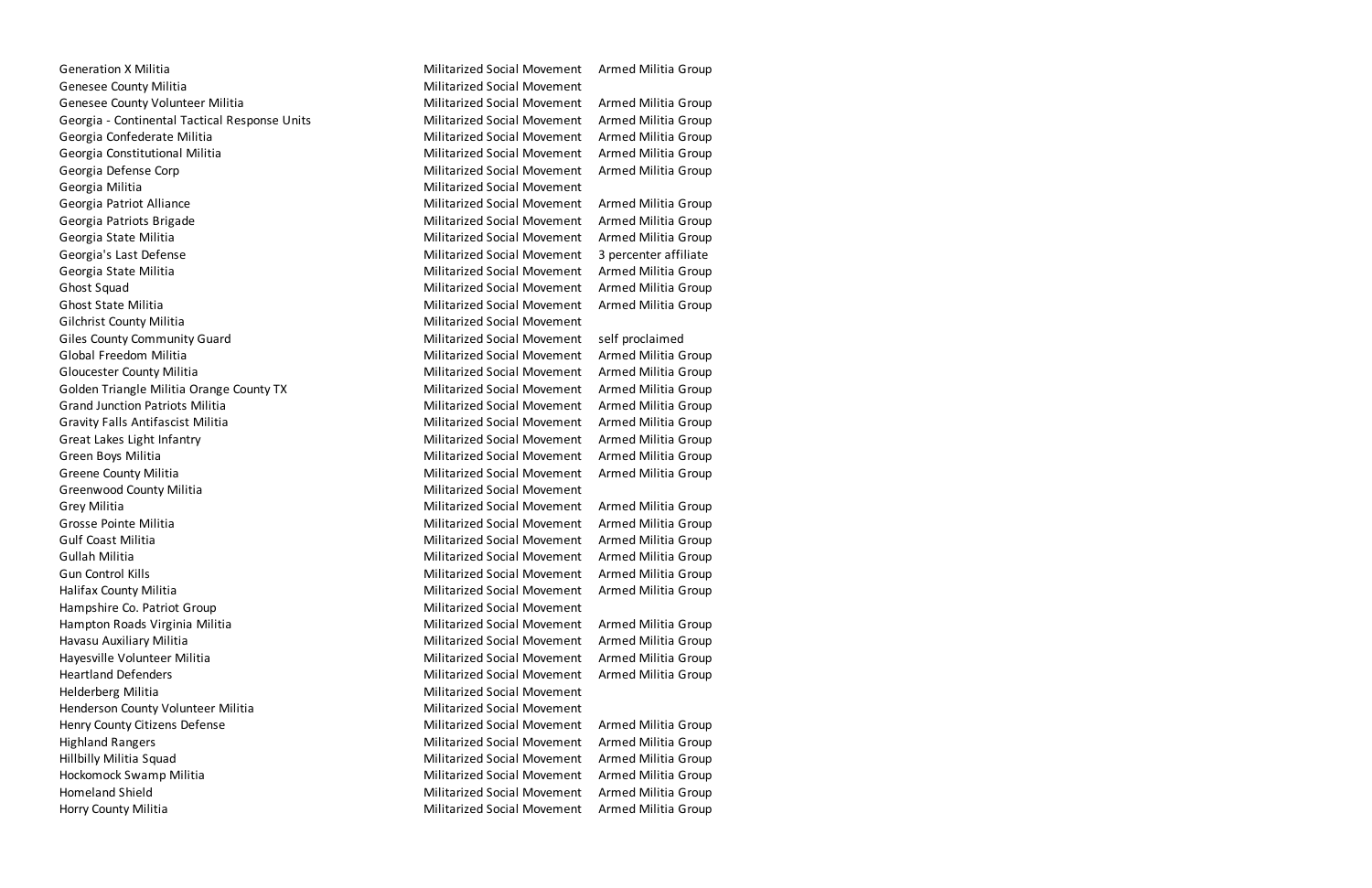| | | |
|---|---|---|
| Generation X Militia | Militarized Social Movement | Armed Militia Group |
| Genesee County Militia | Militarized Social Movement | |
| Genesee County Volunteer Militia | Militarized Social Movement | Armed Militia Group |
| Georgia - Continental Tactical Response Units | Militarized Social Movement | Armed Militia Group |
| Georgia Confederate Militia | Militarized Social Movement | Armed Militia Group |
| Georgia Constitutional Militia | Militarized Social Movement | Armed Militia Group |
| Georgia Defense Corp | Militarized Social Movement | Armed Militia Group |
| Georgia Militia | Militarized Social Movement | |
| Georgia Patriot Alliance | Militarized Social Movement | Armed Militia Group |
| Georgia Patriots Brigade | Militarized Social Movement | Armed Militia Group |
| Georgia State Militia | Militarized Social Movement | Armed Militia Group |
| Georgia's Last Defense | Militarized Social Movement | 3 percenter affiliate |
| Georgia State Militia | Militarized Social Movement | Armed Militia Group |
| Ghost Squad | Militarized Social Movement | Armed Militia Group |
| Ghost State Militia | Militarized Social Movement | Armed Militia Group |
| Gilchrist County Militia | Militarized Social Movement | |
| Giles County Community Guard | Militarized Social Movement | self proclaimed |
| Global Freedom Militia | Militarized Social Movement | Armed Militia Group |
| Gloucester County Militia | Militarized Social Movement | Armed Militia Group |
| Golden Triangle Militia Orange County TX | Militarized Social Movement | Armed Militia Group |
| Grand Junction Patriots Militia | Militarized Social Movement | Armed Militia Group |
| Gravity Falls Antifascist Militia | Militarized Social Movement | Armed Militia Group |
| Great Lakes Light Infantry | Militarized Social Movement | Armed Militia Group |
| Green Boys Militia | Militarized Social Movement | Armed Militia Group |
| Greene County Militia | Militarized Social Movement | Armed Militia Group |
| Greenwood County Militia | Militarized Social Movement | |
| Grey Militia | Militarized Social Movement | Armed Militia Group |
| Grosse Pointe Militia | Militarized Social Movement | Armed Militia Group |
| Gulf Coast Militia | Militarized Social Movement | Armed Militia Group |
| Gullah Militia | Militarized Social Movement | Armed Militia Group |
| Gun Control Kills | Militarized Social Movement | Armed Militia Group |
| Halifax County Militia | Militarized Social Movement | Armed Militia Group |
| Hampshire Co. Patriot Group | Militarized Social Movement | |
| Hampton Roads Virginia Militia | Militarized Social Movement | Armed Militia Group |
| Havasu Auxiliary Militia | Militarized Social Movement | Armed Militia Group |
| Hayesville Volunteer Militia | Militarized Social Movement | Armed Militia Group |
| Heartland Defenders | Militarized Social Movement | Armed Militia Group |
| Helderberg Militia | Militarized Social Movement | |
| Henderson County Volunteer Militia | Militarized Social Movement | |
| Henry County Citizens Defense | Militarized Social Movement | Armed Militia Group |
| Highland Rangers | Militarized Social Movement | Armed Militia Group |
| Hillbilly Militia Squad | Militarized Social Movement | Armed Militia Group |
| Hockomock Swamp Militia | Militarized Social Movement | Armed Militia Group |
| Homeland Shield | Militarized Social Movement | Armed Militia Group |
| Horry County Militia | Militarized Social Movement | Armed Militia Group |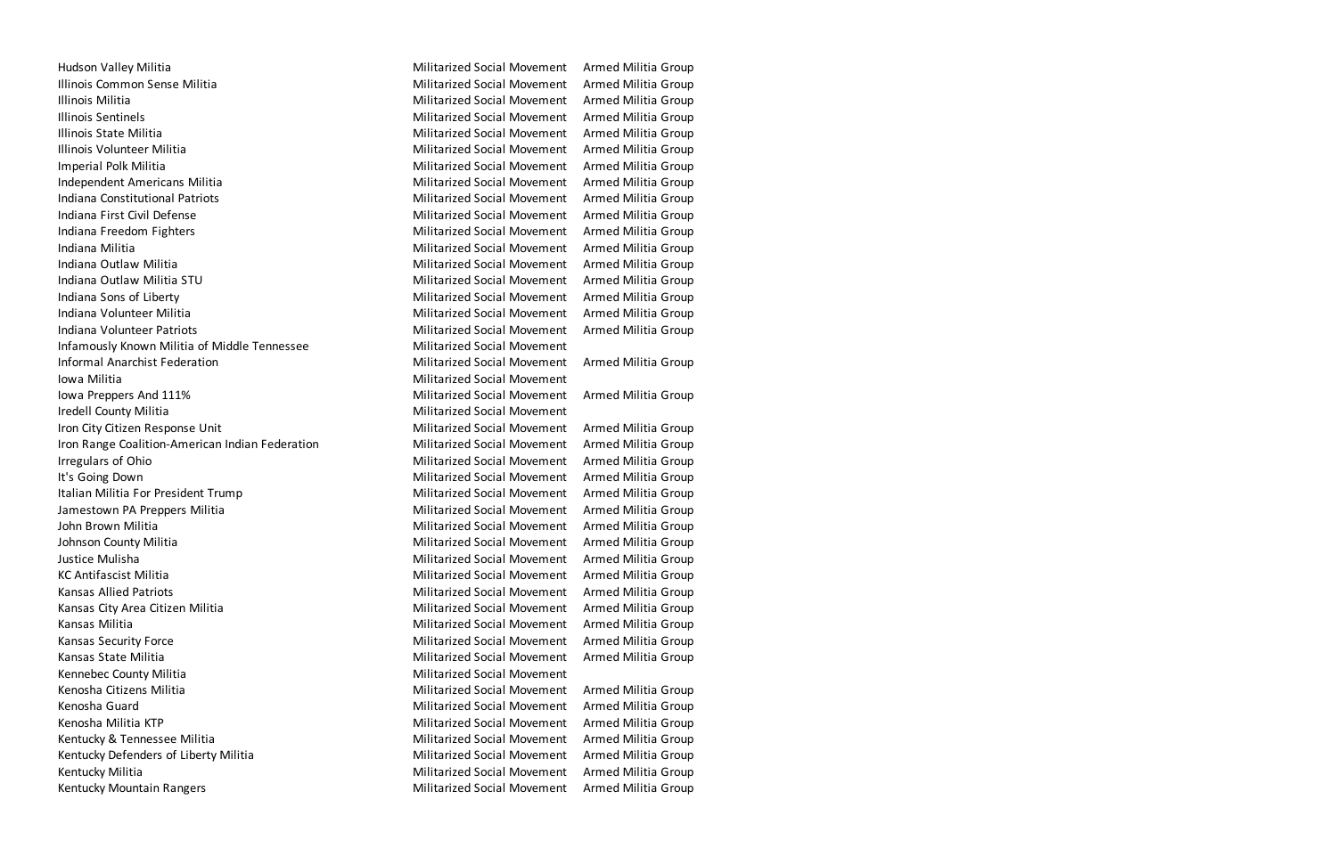| | | |
|---|---|---|
| Hudson Valley Militia | Militarized Social Movement | Armed Militia Group |
| Illinois Common Sense Militia | Militarized Social Movement | Armed Militia Group |
| Illinois Militia | Militarized Social Movement | Armed Militia Group |
| Illinois Sentinels | Militarized Social Movement | Armed Militia Group |
| Illinois State Militia | Militarized Social Movement | Armed Militia Group |
| Illinois Volunteer Militia | Militarized Social Movement | Armed Militia Group |
| Imperial Polk Militia | Militarized Social Movement | Armed Militia Group |
| Independent Americans Militia | Militarized Social Movement | Armed Militia Group |
| Indiana Constitutional Patriots | Militarized Social Movement | Armed Militia Group |
| Indiana First Civil Defense | Militarized Social Movement | Armed Militia Group |
| Indiana Freedom Fighters | Militarized Social Movement | Armed Militia Group |
| Indiana Militia | Militarized Social Movement | Armed Militia Group |
| Indiana Outlaw Militia | Militarized Social Movement | Armed Militia Group |
| Indiana Outlaw Militia STU | Militarized Social Movement | Armed Militia Group |
| Indiana Sons of Liberty | Militarized Social Movement | Armed Militia Group |
| Indiana Volunteer Militia | Militarized Social Movement | Armed Militia Group |
| Indiana Volunteer Patriots | Militarized Social Movement | Armed Militia Group |
| Infamously Known Militia of Middle Tennessee | Militarized Social Movement | |
| Informal Anarchist Federation | Militarized Social Movement | Armed Militia Group |
| Iowa Militia | Militarized Social Movement | |
| Iowa Preppers And 111% | Militarized Social Movement | Armed Militia Group |
| Iredell County Militia | Militarized Social Movement | |
| Iron City Citizen Response Unit | Militarized Social Movement | Armed Militia Group |
| Iron Range Coalition-American Indian Federation | Militarized Social Movement | Armed Militia Group |
| Irregulars of Ohio | Militarized Social Movement | Armed Militia Group |
| It's Going Down | Militarized Social Movement | Armed Militia Group |
| Italian Militia For President Trump | Militarized Social Movement | Armed Militia Group |
| Jamestown PA Preppers Militia | Militarized Social Movement | Armed Militia Group |
| John Brown Militia | Militarized Social Movement | Armed Militia Group |
| Johnson County Militia | Militarized Social Movement | Armed Militia Group |
| Justice Mulisha | Militarized Social Movement | Armed Militia Group |
| KC Antifascist Militia | Militarized Social Movement | Armed Militia Group |
| Kansas Allied Patriots | Militarized Social Movement | Armed Militia Group |
| Kansas City Area Citizen Militia | Militarized Social Movement | Armed Militia Group |
| Kansas Militia | Militarized Social Movement | Armed Militia Group |
| Kansas Security Force | Militarized Social Movement | Armed Militia Group |
| Kansas State Militia | Militarized Social Movement | Armed Militia Group |
| Kennebec County Militia | Militarized Social Movement | |
| Kenosha Citizens Militia | Militarized Social Movement | Armed Militia Group |
| Kenosha Guard | Militarized Social Movement | Armed Militia Group |
| Kenosha Militia KTP | Militarized Social Movement | Armed Militia Group |
| Kentucky & Tennessee Militia | Militarized Social Movement | Armed Militia Group |
| Kentucky Defenders of Liberty Militia | Militarized Social Movement | Armed Militia Group |
| Kentucky Militia | Militarized Social Movement | Armed Militia Group |
| Kentucky Mountain Rangers | Militarized Social Movement | Armed Militia Group |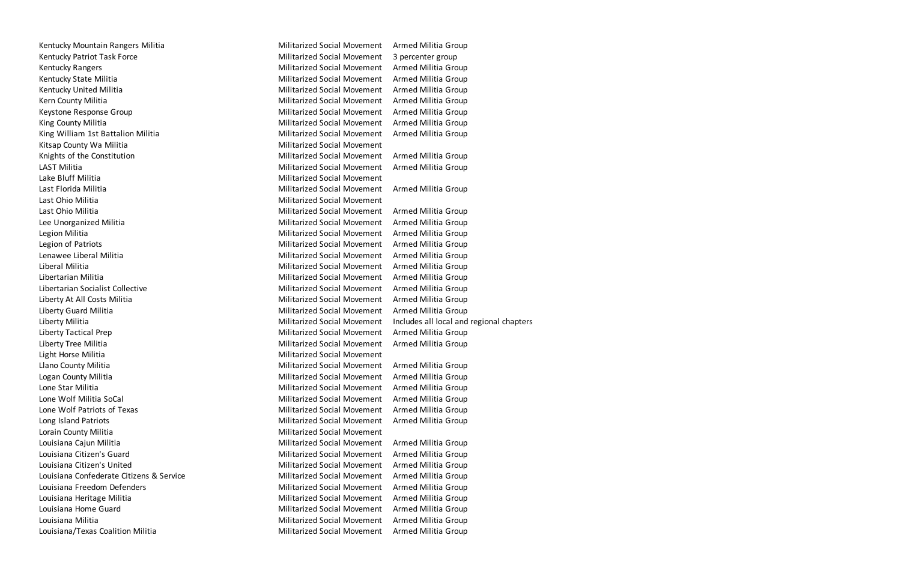| | | |
|---|---|---|
| Kentucky Mountain Rangers Militia | Militarized Social Movement | Armed Militia Group |
| Kentucky Patriot Task Force | Militarized Social Movement | 3 percenter group |
| Kentucky Rangers | Militarized Social Movement | Armed Militia Group |
| Kentucky State Militia | Militarized Social Movement | Armed Militia Group |
| Kentucky United Militia | Militarized Social Movement | Armed Militia Group |
| Kern County Militia | Militarized Social Movement | Armed Militia Group |
| Keystone Response Group | Militarized Social Movement | Armed Militia Group |
| King County Militia | Militarized Social Movement | Armed Militia Group |
| King William 1st Battalion Militia | Militarized Social Movement | Armed Militia Group |
| Kitsap County Wa Militia | Militarized Social Movement | |
| Knights of the Constitution | Militarized Social Movement | Armed Militia Group |
| LAST Militia | Militarized Social Movement | Armed Militia Group |
| Lake Bluff Militia | Militarized Social Movement | |
| Last Florida Militia | Militarized Social Movement | Armed Militia Group |
| Last Ohio Militia | Militarized Social Movement | |
| Last Ohio Militia | Militarized Social Movement | Armed Militia Group |
| Lee Unorganized Militia | Militarized Social Movement | Armed Militia Group |
| Legion Militia | Militarized Social Movement | Armed Militia Group |
| Legion of Patriots | Militarized Social Movement | Armed Militia Group |
| Lenawee Liberal Militia | Militarized Social Movement | Armed Militia Group |
| Liberal Militia | Militarized Social Movement | Armed Militia Group |
| Libertarian Militia | Militarized Social Movement | Armed Militia Group |
| Libertarian Socialist Collective | Militarized Social Movement | Armed Militia Group |
| Liberty At All Costs Militia | Militarized Social Movement | Armed Militia Group |
| Liberty Guard Militia | Militarized Social Movement | Armed Militia Group |
| Liberty Militia | Militarized Social Movement | Includes all local and regional chapters |
| Liberty Tactical Prep | Militarized Social Movement | Armed Militia Group |
| Liberty Tree Militia | Militarized Social Movement | Armed Militia Group |
| Light Horse Militia | Militarized Social Movement | |
| Llano County Militia | Militarized Social Movement | Armed Militia Group |
| Logan County Militia | Militarized Social Movement | Armed Militia Group |
| Lone Star Militia | Militarized Social Movement | Armed Militia Group |
| Lone Wolf Militia SoCal | Militarized Social Movement | Armed Militia Group |
| Lone Wolf Patriots of Texas | Militarized Social Movement | Armed Militia Group |
| Long Island Patriots | Militarized Social Movement | Armed Militia Group |
| Lorain County Militia | Militarized Social Movement | |
| Louisiana Cajun Militia | Militarized Social Movement | Armed Militia Group |
| Louisiana Citizen's Guard | Militarized Social Movement | Armed Militia Group |
| Louisiana Citizen's United | Militarized Social Movement | Armed Militia Group |
| Louisiana Confederate Citizens & Service | Militarized Social Movement | Armed Militia Group |
| Louisiana Freedom Defenders | Militarized Social Movement | Armed Militia Group |
| Louisiana Heritage Militia | Militarized Social Movement | Armed Militia Group |
| Louisiana Home Guard | Militarized Social Movement | Armed Militia Group |
| Louisiana Militia | Militarized Social Movement | Armed Militia Group |
| Louisiana/Texas Coalition Militia | Militarized Social Movement | Armed Militia Group |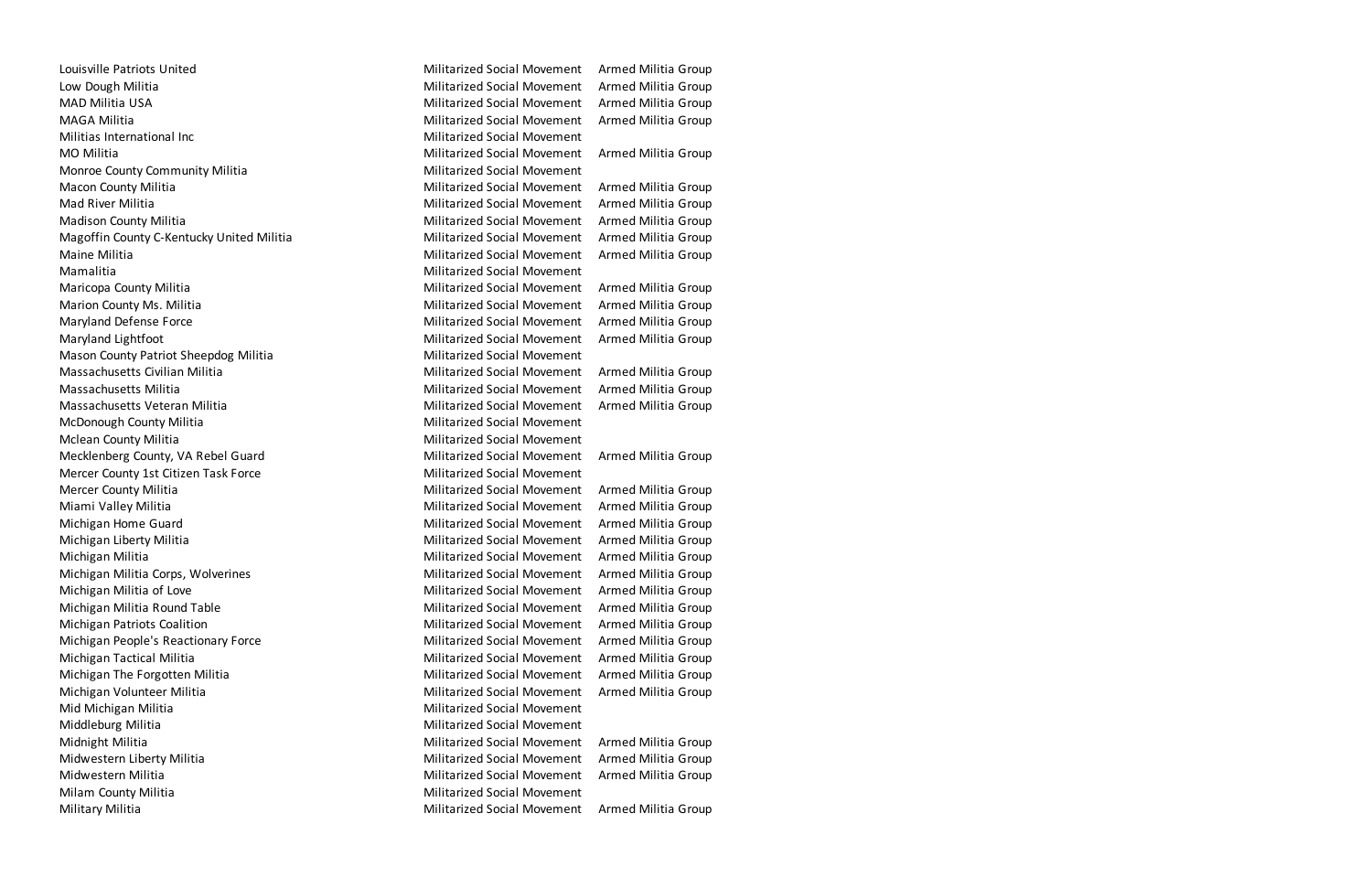| | | |
|---|---|---|
| Louisville Patriots United | Militarized Social Movement | Armed Militia Group |
| Low Dough Militia | Militarized Social Movement | Armed Militia Group |
| MAD Militia USA | Militarized Social Movement | Armed Militia Group |
| MAGA Militia | Militarized Social Movement | Armed Militia Group |
| Militias International Inc | Militarized Social Movement | |
| MO Militia | Militarized Social Movement | Armed Militia Group |
| Monroe County Community Militia | Militarized Social Movement | |
| Macon County Militia | Militarized Social Movement | Armed Militia Group |
| Mad River Militia | Militarized Social Movement | Armed Militia Group |
| Madison County Militia | Militarized Social Movement | Armed Militia Group |
| Magoffin County C-Kentucky United Militia | Militarized Social Movement | Armed Militia Group |
| Maine Militia | Militarized Social Movement | Armed Militia Group |
| Mamalitia | Militarized Social Movement | |
| Maricopa County Militia | Militarized Social Movement | Armed Militia Group |
| Marion County Ms. Militia | Militarized Social Movement | Armed Militia Group |
| Maryland Defense Force | Militarized Social Movement | Armed Militia Group |
| Maryland Lightfoot | Militarized Social Movement | Armed Militia Group |
| Mason County Patriot Sheepdog Militia | Militarized Social Movement | |
| Massachusetts Civilian Militia | Militarized Social Movement | Armed Militia Group |
| Massachusetts Militia | Militarized Social Movement | Armed Militia Group |
| Massachusetts Veteran Militia | Militarized Social Movement | Armed Militia Group |
| McDonough County Militia | Militarized Social Movement | |
| Mclean County Militia | Militarized Social Movement | |
| Mecklenberg County, VA Rebel Guard | Militarized Social Movement | Armed Militia Group |
| Mercer County 1st Citizen Task Force | Militarized Social Movement | |
| Mercer County Militia | Militarized Social Movement | Armed Militia Group |
| Miami Valley Militia | Militarized Social Movement | Armed Militia Group |
| Michigan Home Guard | Militarized Social Movement | Armed Militia Group |
| Michigan Liberty Militia | Militarized Social Movement | Armed Militia Group |
| Michigan Militia | Militarized Social Movement | Armed Militia Group |
| Michigan Militia Corps, Wolverines | Militarized Social Movement | Armed Militia Group |
| Michigan Militia of Love | Militarized Social Movement | Armed Militia Group |
| Michigan Militia Round Table | Militarized Social Movement | Armed Militia Group |
| Michigan Patriots Coalition | Militarized Social Movement | Armed Militia Group |
| Michigan People's Reactionary Force | Militarized Social Movement | Armed Militia Group |
| Michigan Tactical Militia | Militarized Social Movement | Armed Militia Group |
| Michigan The Forgotten Militia | Militarized Social Movement | Armed Militia Group |
| Michigan Volunteer Militia | Militarized Social Movement | Armed Militia Group |
| Mid Michigan Militia | Militarized Social Movement | |
| Middleburg Militia | Militarized Social Movement | |
| Midnight Militia | Militarized Social Movement | Armed Militia Group |
| Midwestern Liberty Militia | Militarized Social Movement | Armed Militia Group |
| Midwestern Militia | Militarized Social Movement | Armed Militia Group |
| Milam County Militia | Militarized Social Movement | |
| Military Militia | Militarized Social Movement | Armed Militia Group |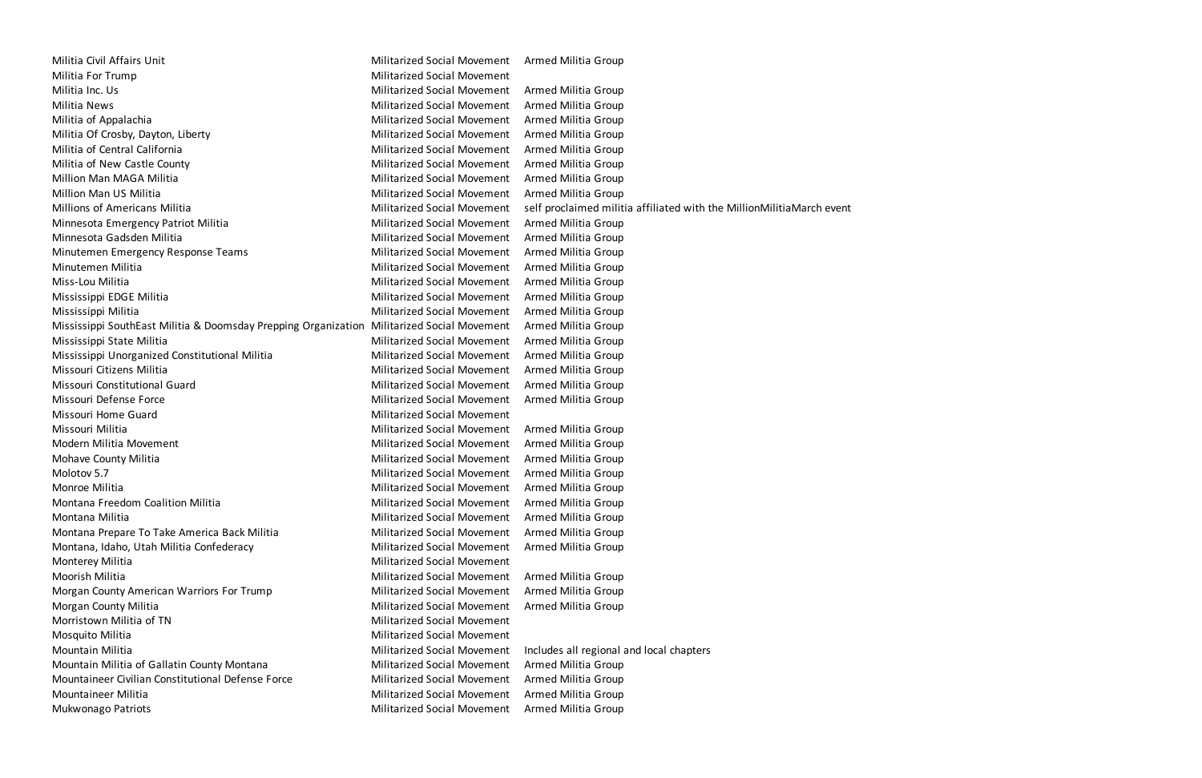| | | |
|---|---|---|
| Militia Civil Affairs Unit | Militarized Social Movement | Armed Militia Group |
| Militia For Trump | Militarized Social Movement | |
| Militia Inc. Us | Militarized Social Movement | Armed Militia Group |
| Militia News | Militarized Social Movement | Armed Militia Group |
| Militia of Appalachia | Militarized Social Movement | Armed Militia Group |
| Militia Of Crosby, Dayton, Liberty | Militarized Social Movement | Armed Militia Group |
| Militia of Central California | Militarized Social Movement | Armed Militia Group |
| Militia of New Castle County | Militarized Social Movement | Armed Militia Group |
| Million Man MAGA Militia | Militarized Social Movement | Armed Militia Group |
| Million Man US Militia | Militarized Social Movement | Armed Militia Group |
| Millions of Americans Militia | Militarized Social Movement | self proclaimed militia affiliated with the MillionMilitiaMarch event |
| Minnesota Emergency Patriot Militia | Militarized Social Movement | Armed Militia Group |
| Minnesota Gadsden Militia | Militarized Social Movement | Armed Militia Group |
| Minutemen Emergency Response Teams | Militarized Social Movement | Armed Militia Group |
| Minutemen Militia | Militarized Social Movement | Armed Militia Group |
| Miss-Lou Militia | Militarized Social Movement | Armed Militia Group |
| Mississippi EDGE Militia | Militarized Social Movement | Armed Militia Group |
| Mississippi Militia | Militarized Social Movement | Armed Militia Group |
| Mississippi SouthEast Militia & Doomsday Prepping Organization | Militarized Social Movement | Armed Militia Group |
| Mississippi State Militia | Militarized Social Movement | Armed Militia Group |
| Mississippi Unorganized Constitutional Militia | Militarized Social Movement | Armed Militia Group |
| Missouri Citizens Militia | Militarized Social Movement | Armed Militia Group |
| Missouri Constitutional Guard | Militarized Social Movement | Armed Militia Group |
| Missouri Defense Force | Militarized Social Movement | Armed Militia Group |
| Missouri Home Guard | Militarized Social Movement | |
| Missouri Militia | Militarized Social Movement | Armed Militia Group |
| Modern Militia Movement | Militarized Social Movement | Armed Militia Group |
| Mohave County Militia | Militarized Social Movement | Armed Militia Group |
| Molotov 5.7 | Militarized Social Movement | Armed Militia Group |
| Monroe Militia | Militarized Social Movement | Armed Militia Group |
| Montana Freedom Coalition Militia | Militarized Social Movement | Armed Militia Group |
| Montana Militia | Militarized Social Movement | Armed Militia Group |
| Montana Prepare To Take America Back Militia | Militarized Social Movement | Armed Militia Group |
| Montana, Idaho, Utah Militia Confederacy | Militarized Social Movement | Armed Militia Group |
| Monterey Militia | Militarized Social Movement | |
| Moorish Militia | Militarized Social Movement | Armed Militia Group |
| Morgan County American Warriors For Trump | Militarized Social Movement | Armed Militia Group |
| Morgan County Militia | Militarized Social Movement | Armed Militia Group |
| Morristown Militia of TN | Militarized Social Movement | |
| Mosquito Militia | Militarized Social Movement | |
| Mountain Militia | Militarized Social Movement | Includes all regional and local chapters |
| Mountain Militia of Gallatin County Montana | Militarized Social Movement | Armed Militia Group |
| Mountaineer Civilian Constitutional Defense Force | Militarized Social Movement | Armed Militia Group |
| Mountaineer Militia | Militarized Social Movement | Armed Militia Group |
| Mukwonago Patriots | Militarized Social Movement | Armed Militia Group |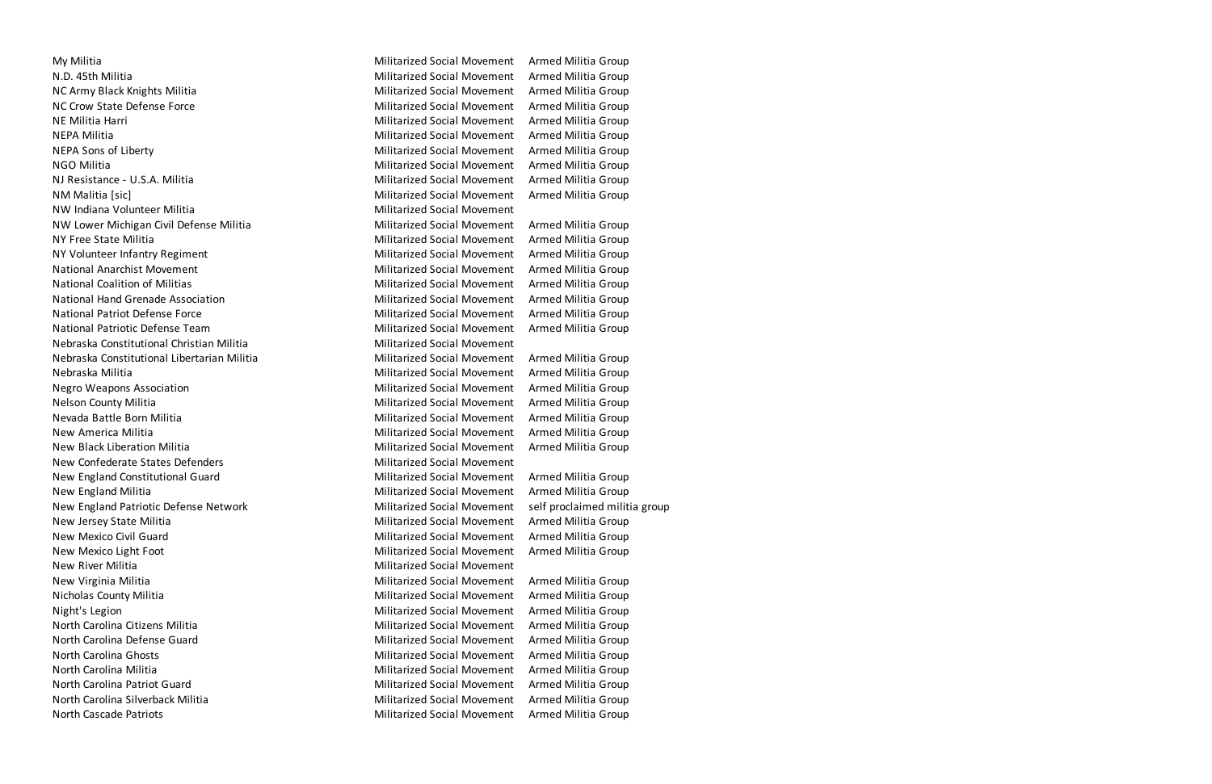| | | |
|---|---|---|
| My Militia | Militarized Social Movement | Armed Militia Group |
| N.D. 45th Militia | Militarized Social Movement | Armed Militia Group |
| NC Army Black Knights Militia | Militarized Social Movement | Armed Militia Group |
| NC Crow State Defense Force | Militarized Social Movement | Armed Militia Group |
| NE Militia Harri | Militarized Social Movement | Armed Militia Group |
| NEPA Militia | Militarized Social Movement | Armed Militia Group |
| NEPA Sons of Liberty | Militarized Social Movement | Armed Militia Group |
| NGO Militia | Militarized Social Movement | Armed Militia Group |
| NJ Resistance - U.S.A. Militia | Militarized Social Movement | Armed Militia Group |
| NM Malitia [sic] | Militarized Social Movement | Armed Militia Group |
| NW Indiana Volunteer Militia | Militarized Social Movement | |
| NW Lower Michigan Civil Defense Militia | Militarized Social Movement | Armed Militia Group |
| NY Free State Militia | Militarized Social Movement | Armed Militia Group |
| NY Volunteer Infantry Regiment | Militarized Social Movement | Armed Militia Group |
| National Anarchist Movement | Militarized Social Movement | Armed Militia Group |
| National Coalition of Militias | Militarized Social Movement | Armed Militia Group |
| National Hand Grenade Association | Militarized Social Movement | Armed Militia Group |
| National Patriot Defense Force | Militarized Social Movement | Armed Militia Group |
| National Patriotic Defense Team | Militarized Social Movement | Armed Militia Group |
| Nebraska Constitutional Christian Militia | Militarized Social Movement | |
| Nebraska Constitutional Libertarian Militia | Militarized Social Movement | Armed Militia Group |
| Nebraska Militia | Militarized Social Movement | Armed Militia Group |
| Negro Weapons Association | Militarized Social Movement | Armed Militia Group |
| Nelson County Militia | Militarized Social Movement | Armed Militia Group |
| Nevada Battle Born Militia | Militarized Social Movement | Armed Militia Group |
| New America Militia | Militarized Social Movement | Armed Militia Group |
| New Black Liberation Militia | Militarized Social Movement | Armed Militia Group |
| New Confederate States Defenders | Militarized Social Movement | |
| New England Constitutional Guard | Militarized Social Movement | Armed Militia Group |
| New England Militia | Militarized Social Movement | Armed Militia Group |
| New England Patriotic Defense Network | Militarized Social Movement | self proclaimed militia group |
| New Jersey State Militia | Militarized Social Movement | Armed Militia Group |
| New Mexico Civil Guard | Militarized Social Movement | Armed Militia Group |
| New Mexico Light Foot | Militarized Social Movement | Armed Militia Group |
| New River Militia | Militarized Social Movement | |
| New Virginia Militia | Militarized Social Movement | Armed Militia Group |
| Nicholas County Militia | Militarized Social Movement | Armed Militia Group |
| Night's Legion | Militarized Social Movement | Armed Militia Group |
| North Carolina Citizens Militia | Militarized Social Movement | Armed Militia Group |
| North Carolina Defense Guard | Militarized Social Movement | Armed Militia Group |
| North Carolina Ghosts | Militarized Social Movement | Armed Militia Group |
| North Carolina Militia | Militarized Social Movement | Armed Militia Group |
| North Carolina Patriot Guard | Militarized Social Movement | Armed Militia Group |
| North Carolina Silverback Militia | Militarized Social Movement | Armed Militia Group |
| North Cascade Patriots | Militarized Social Movement | Armed Militia Group |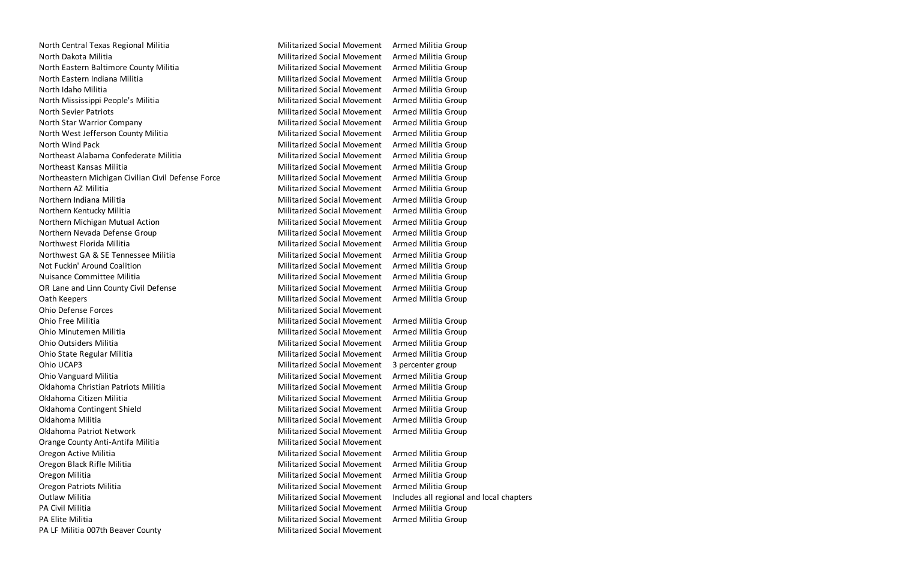| | | |
|---|---|---|
| North Central Texas Regional Militia | Militarized Social Movement | Armed Militia Group |
| North Dakota Militia | Militarized Social Movement | Armed Militia Group |
| North Eastern Baltimore County Militia | Militarized Social Movement | Armed Militia Group |
| North Eastern Indiana Militia | Militarized Social Movement | Armed Militia Group |
| North Idaho Militia | Militarized Social Movement | Armed Militia Group |
| North Mississippi People's Militia | Militarized Social Movement | Armed Militia Group |
| North Sevier Patriots | Militarized Social Movement | Armed Militia Group |
| North Star Warrior Company | Militarized Social Movement | Armed Militia Group |
| North West Jefferson County Militia | Militarized Social Movement | Armed Militia Group |
| North Wind Pack | Militarized Social Movement | Armed Militia Group |
| Northeast Alabama Confederate Militia | Militarized Social Movement | Armed Militia Group |
| Northeast Kansas Militia | Militarized Social Movement | Armed Militia Group |
| Northeastern Michigan Civilian Civil Defense Force | Militarized Social Movement | Armed Militia Group |
| Northern AZ Militia | Militarized Social Movement | Armed Militia Group |
| Northern Indiana Militia | Militarized Social Movement | Armed Militia Group |
| Northern Kentucky Militia | Militarized Social Movement | Armed Militia Group |
| Northern Michigan Mutual Action | Militarized Social Movement | Armed Militia Group |
| Northern Nevada Defense Group | Militarized Social Movement | Armed Militia Group |
| Northwest Florida Militia | Militarized Social Movement | Armed Militia Group |
| Northwest GA & SE Tennessee Militia | Militarized Social Movement | Armed Militia Group |
| Not Fuckin' Around Coalition | Militarized Social Movement | Armed Militia Group |
| Nuisance Committee Militia | Militarized Social Movement | Armed Militia Group |
| OR Lane and Linn County Civil Defense | Militarized Social Movement | Armed Militia Group |
| Oath Keepers | Militarized Social Movement | Armed Militia Group |
| Ohio Defense Forces | Militarized Social Movement | |
| Ohio Free Militia | Militarized Social Movement | Armed Militia Group |
| Ohio Minutemen Militia | Militarized Social Movement | Armed Militia Group |
| Ohio Outsiders Militia | Militarized Social Movement | Armed Militia Group |
| Ohio State Regular Militia | Militarized Social Movement | Armed Militia Group |
| Ohio UCAP3 | Militarized Social Movement | 3 percenter group |
| Ohio Vanguard Militia | Militarized Social Movement | Armed Militia Group |
| Oklahoma Christian Patriots Militia | Militarized Social Movement | Armed Militia Group |
| Oklahoma Citizen Militia | Militarized Social Movement | Armed Militia Group |
| Oklahoma Contingent Shield | Militarized Social Movement | Armed Militia Group |
| Oklahoma Militia | Militarized Social Movement | Armed Militia Group |
| Oklahoma Patriot Network | Militarized Social Movement | Armed Militia Group |
| Orange County Anti-Antifa Militia | Militarized Social Movement | |
| Oregon Active Militia | Militarized Social Movement | Armed Militia Group |
| Oregon Black Rifle Militia | Militarized Social Movement | Armed Militia Group |
| Oregon Militia | Militarized Social Movement | Armed Militia Group |
| Oregon Patriots Militia | Militarized Social Movement | Armed Militia Group |
| Outlaw Militia | Militarized Social Movement | Includes all regional and local chapters |
| PA Civil Militia | Militarized Social Movement | Armed Militia Group |
| PA Elite Militia | Militarized Social Movement | Armed Militia Group |
| PA LF Militia 007th Beaver County | Militarized Social Movement | |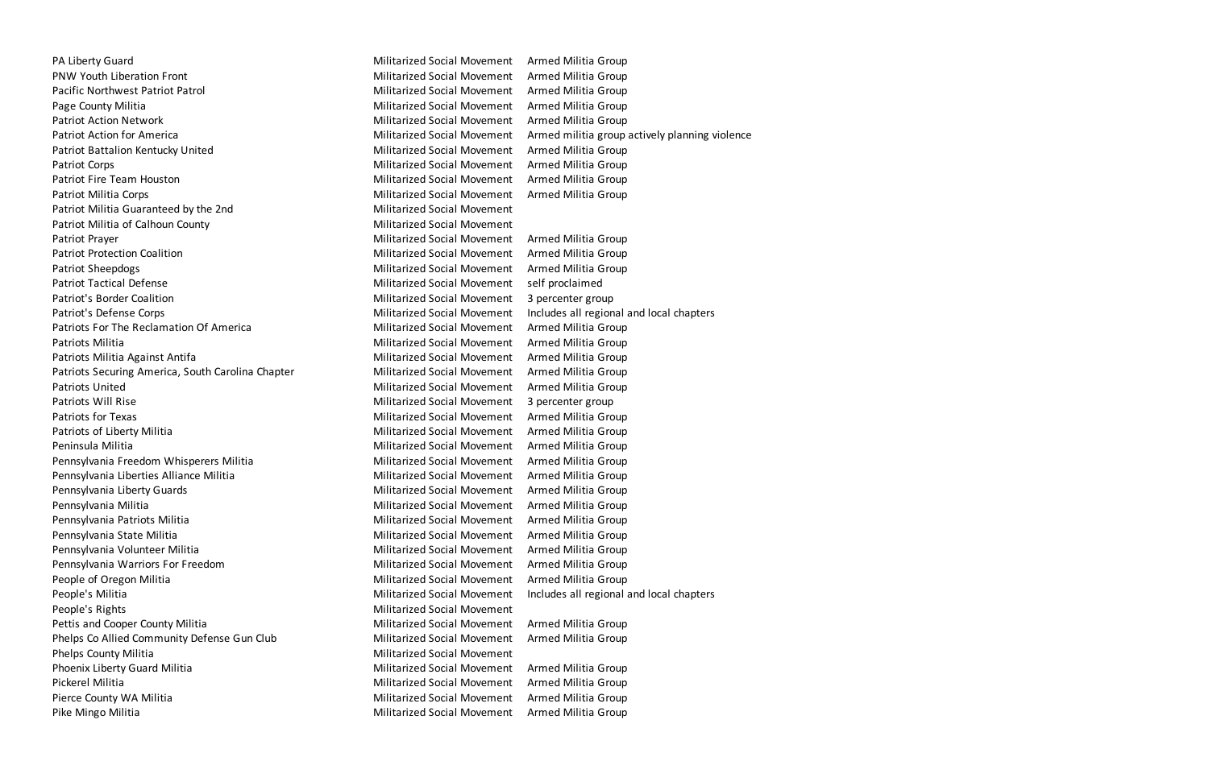| | | |
|---|---|---|
| PA Liberty Guard | Militarized Social Movement | Armed Militia Group |
| PNW Youth Liberation Front | Militarized Social Movement | Armed Militia Group |
| Pacific Northwest Patriot Patrol | Militarized Social Movement | Armed Militia Group |
| Page County Militia | Militarized Social Movement | Armed Militia Group |
| Patriot Action Network | Militarized Social Movement | Armed Militia Group |
| Patriot Action for America | Militarized Social Movement | Armed militia group actively planning violence |
| Patriot Battalion Kentucky United | Militarized Social Movement | Armed Militia Group |
| Patriot Corps | Militarized Social Movement | Armed Militia Group |
| Patriot Fire Team Houston | Militarized Social Movement | Armed Militia Group |
| Patriot Militia Corps | Militarized Social Movement | Armed Militia Group |
| Patriot Militia Guaranteed by the 2nd | Militarized Social Movement | |
| Patriot Militia of Calhoun County | Militarized Social Movement | |
| Patriot Prayer | Militarized Social Movement | Armed Militia Group |
| Patriot Protection Coalition | Militarized Social Movement | Armed Militia Group |
| Patriot Sheepdogs | Militarized Social Movement | Armed Militia Group |
| Patriot Tactical Defense | Militarized Social Movement | self proclaimed |
| Patriot's Border Coalition | Militarized Social Movement | 3 percenter group |
| Patriot's Defense Corps | Militarized Social Movement | Includes all regional and local chapters |
| Patriots For The Reclamation Of America | Militarized Social Movement | Armed Militia Group |
| Patriots Militia | Militarized Social Movement | Armed Militia Group |
| Patriots Militia Against Antifa | Militarized Social Movement | Armed Militia Group |
| Patriots Securing America, South Carolina Chapter | Militarized Social Movement | Armed Militia Group |
| Patriots United | Militarized Social Movement | Armed Militia Group |
| Patriots Will Rise | Militarized Social Movement | 3 percenter group |
| Patriots for Texas | Militarized Social Movement | Armed Militia Group |
| Patriots of Liberty Militia | Militarized Social Movement | Armed Militia Group |
| Peninsula Militia | Militarized Social Movement | Armed Militia Group |
| Pennsylvania Freedom Whisperers Militia | Militarized Social Movement | Armed Militia Group |
| Pennsylvania Liberties Alliance Militia | Militarized Social Movement | Armed Militia Group |
| Pennsylvania Liberty Guards | Militarized Social Movement | Armed Militia Group |
| Pennsylvania Militia | Militarized Social Movement | Armed Militia Group |
| Pennsylvania Patriots Militia | Militarized Social Movement | Armed Militia Group |
| Pennsylvania State Militia | Militarized Social Movement | Armed Militia Group |
| Pennsylvania Volunteer Militia | Militarized Social Movement | Armed Militia Group |
| Pennsylvania Warriors For Freedom | Militarized Social Movement | Armed Militia Group |
| People of Oregon Militia | Militarized Social Movement | Armed Militia Group |
| People's Militia | Militarized Social Movement | Includes all regional and local chapters |
| People's Rights | Militarized Social Movement | |
| Pettis and Cooper County Militia | Militarized Social Movement | Armed Militia Group |
| Phelps Co Allied Community Defense Gun Club | Militarized Social Movement | Armed Militia Group |
| Phelps County Militia | Militarized Social Movement | |
| Phoenix Liberty Guard Militia | Militarized Social Movement | Armed Militia Group |
| Pickerel Militia | Militarized Social Movement | Armed Militia Group |
| Pierce County WA Militia | Militarized Social Movement | Armed Militia Group |
| Pike Mingo Militia | Militarized Social Movement | Armed Militia Group |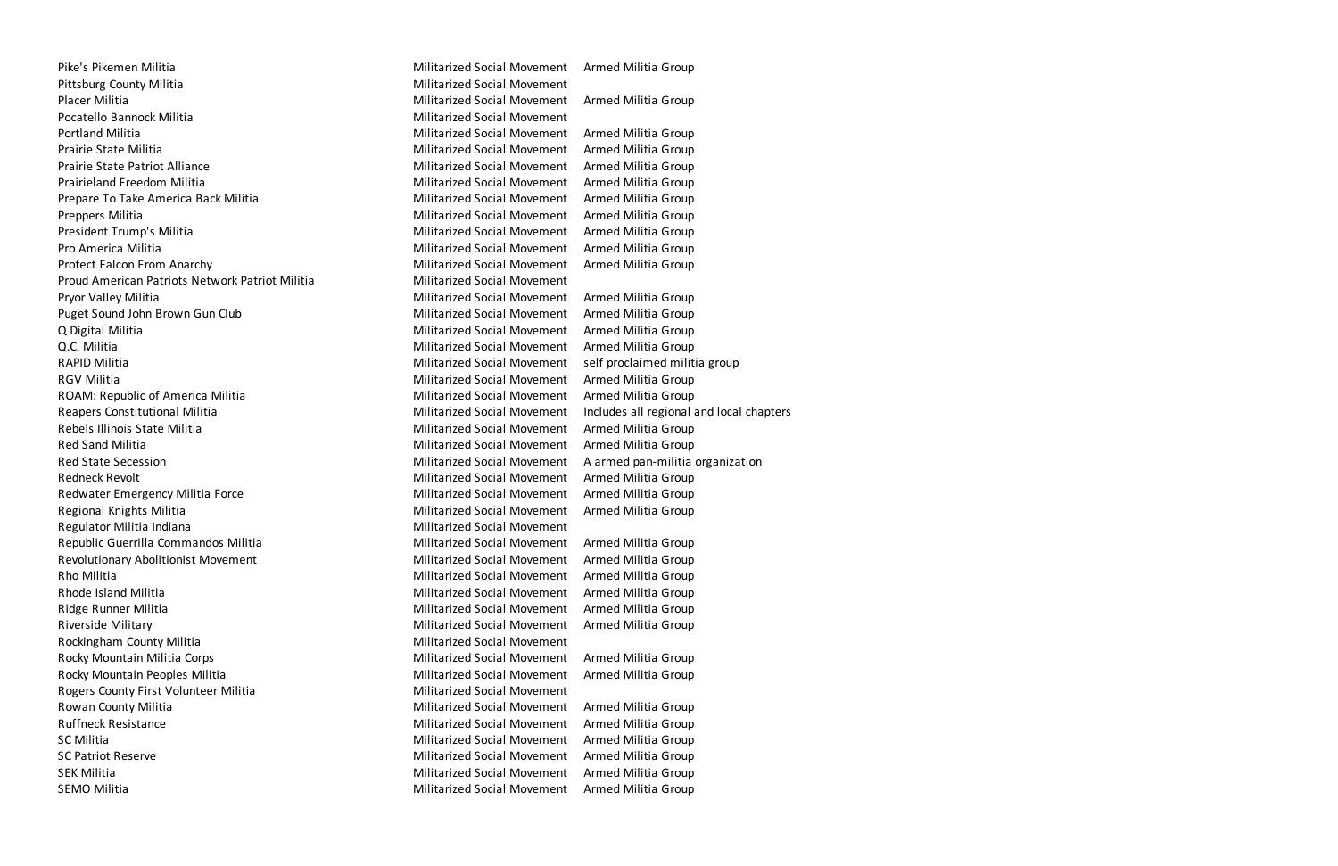| | | |
|---|---|---|
| Pike's Pikemen Militia | Militarized Social Movement | Armed Militia Group |
| Pittsburg County Militia | Militarized Social Movement | |
| Placer Militia | Militarized Social Movement | Armed Militia Group |
| Pocatello Bannock Militia | Militarized Social Movement | |
| Portland Militia | Militarized Social Movement | Armed Militia Group |
| Prairie State Militia | Militarized Social Movement | Armed Militia Group |
| Prairie State Patriot Alliance | Militarized Social Movement | Armed Militia Group |
| Prairieland Freedom Militia | Militarized Social Movement | Armed Militia Group |
| Prepare To Take America Back Militia | Militarized Social Movement | Armed Militia Group |
| Preppers Militia | Militarized Social Movement | Armed Militia Group |
| President Trump's Militia | Militarized Social Movement | Armed Militia Group |
| Pro America Militia | Militarized Social Movement | Armed Militia Group |
| Protect Falcon From Anarchy | Militarized Social Movement | Armed Militia Group |
| Proud American Patriots Network Patriot Militia | Militarized Social Movement | |
| Pryor Valley Militia | Militarized Social Movement | Armed Militia Group |
| Puget Sound John Brown Gun Club | Militarized Social Movement | Armed Militia Group |
| Q Digital Militia | Militarized Social Movement | Armed Militia Group |
| Q.C. Militia | Militarized Social Movement | Armed Militia Group |
| RAPID Militia | Militarized Social Movement | self proclaimed militia group |
| RGV Militia | Militarized Social Movement | Armed Militia Group |
| ROAM: Republic of America Militia | Militarized Social Movement | Armed Militia Group |
| Reapers Constitutional Militia | Militarized Social Movement | Includes all regional and local chapters |
| Rebels Illinois State Militia | Militarized Social Movement | Armed Militia Group |
| Red Sand Militia | Militarized Social Movement | Armed Militia Group |
| Red State Secession | Militarized Social Movement | A armed pan-militia organization |
| Redneck Revolt | Militarized Social Movement | Armed Militia Group |
| Redwater Emergency Militia Force | Militarized Social Movement | Armed Militia Group |
| Regional Knights Militia | Militarized Social Movement | Armed Militia Group |
| Regulator Militia Indiana | Militarized Social Movement | |
| Republic Guerrilla Commandos Militia | Militarized Social Movement | Armed Militia Group |
| Revolutionary Abolitionist Movement | Militarized Social Movement | Armed Militia Group |
| Rho Militia | Militarized Social Movement | Armed Militia Group |
| Rhode Island Militia | Militarized Social Movement | Armed Militia Group |
| Ridge Runner Militia | Militarized Social Movement | Armed Militia Group |
| Riverside Military | Militarized Social Movement | Armed Militia Group |
| Rockingham County Militia | Militarized Social Movement | |
| Rocky Mountain Militia Corps | Militarized Social Movement | Armed Militia Group |
| Rocky Mountain Peoples Militia | Militarized Social Movement | Armed Militia Group |
| Rogers County First Volunteer Militia | Militarized Social Movement | |
| Rowan County Militia | Militarized Social Movement | Armed Militia Group |
| Ruffneck Resistance | Militarized Social Movement | Armed Militia Group |
| SC Militia | Militarized Social Movement | Armed Militia Group |
| SC Patriot Reserve | Militarized Social Movement | Armed Militia Group |
| SEK Militia | Militarized Social Movement | Armed Militia Group |
| SEMO Militia | Militarized Social Movement | Armed Militia Group |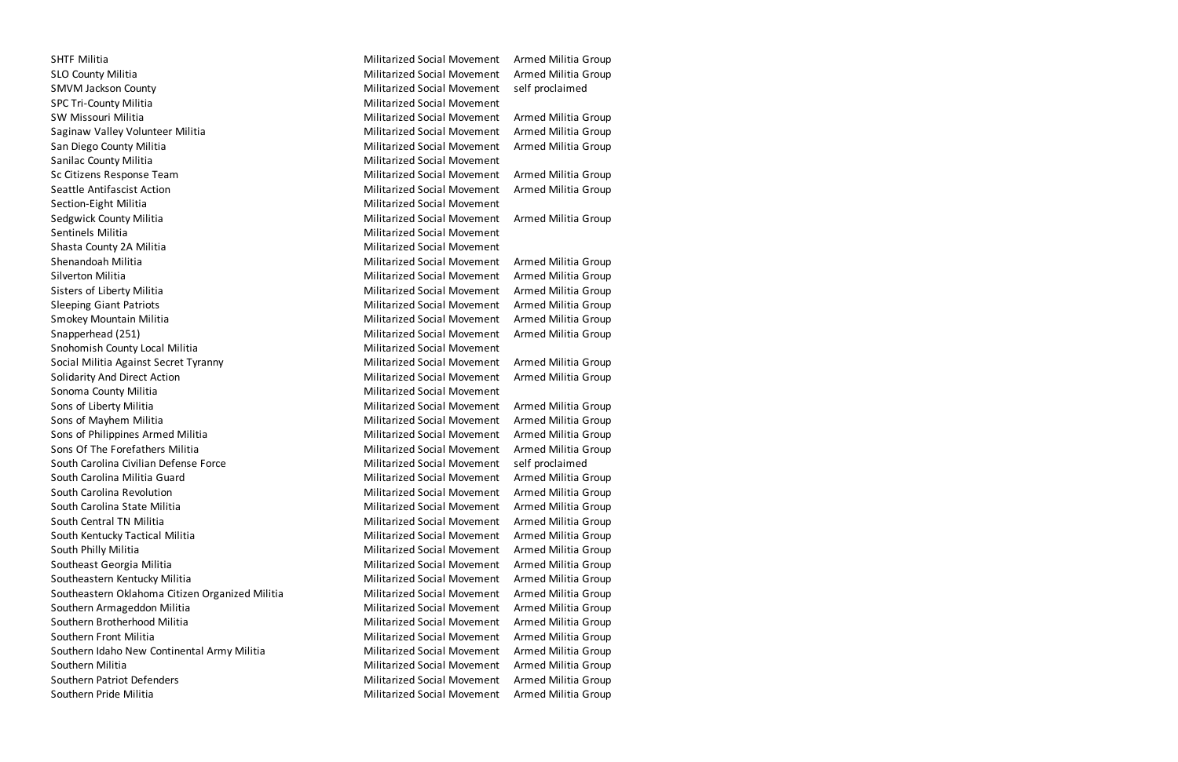| | | |
|---|---|---|
| SHTF Militia | Militarized Social Movement | Armed Militia Group |
| SLO County Militia | Militarized Social Movement | Armed Militia Group |
| SMVM Jackson County | Militarized Social Movement | self proclaimed |
| SPC Tri-County Militia | Militarized Social Movement | |
| SW Missouri Militia | Militarized Social Movement | Armed Militia Group |
| Saginaw Valley Volunteer Militia | Militarized Social Movement | Armed Militia Group |
| San Diego County Militia | Militarized Social Movement | Armed Militia Group |
| Sanilac County Militia | Militarized Social Movement | |
| Sc Citizens Response Team | Militarized Social Movement | Armed Militia Group |
| Seattle Antifascist Action | Militarized Social Movement | Armed Militia Group |
| Section-Eight Militia | Militarized Social Movement | |
| Sedgwick County Militia | Militarized Social Movement | Armed Militia Group |
| Sentinels Militia | Militarized Social Movement | |
| Shasta County 2A Militia | Militarized Social Movement | |
| Shenandoah Militia | Militarized Social Movement | Armed Militia Group |
| Silverton Militia | Militarized Social Movement | Armed Militia Group |
| Sisters of Liberty Militia | Militarized Social Movement | Armed Militia Group |
| Sleeping Giant Patriots | Militarized Social Movement | Armed Militia Group |
| Smokey Mountain Militia | Militarized Social Movement | Armed Militia Group |
| Snapperhead (251) | Militarized Social Movement | Armed Militia Group |
| Snohomish County Local Militia | Militarized Social Movement | |
| Social Militia Against Secret Tyranny | Militarized Social Movement | Armed Militia Group |
| Solidarity And Direct Action | Militarized Social Movement | Armed Militia Group |
| Sonoma County Militia | Militarized Social Movement | |
| Sons of Liberty Militia | Militarized Social Movement | Armed Militia Group |
| Sons of Mayhem Militia | Militarized Social Movement | Armed Militia Group |
| Sons of Philippines Armed Militia | Militarized Social Movement | Armed Militia Group |
| Sons Of The Forefathers Militia | Militarized Social Movement | Armed Militia Group |
| South Carolina Civilian Defense Force | Militarized Social Movement | self proclaimed |
| South Carolina Militia Guard | Militarized Social Movement | Armed Militia Group |
| South Carolina Revolution | Militarized Social Movement | Armed Militia Group |
| South Carolina State Militia | Militarized Social Movement | Armed Militia Group |
| South Central TN Militia | Militarized Social Movement | Armed Militia Group |
| South Kentucky Tactical Militia | Militarized Social Movement | Armed Militia Group |
| South Philly Militia | Militarized Social Movement | Armed Militia Group |
| Southeast Georgia Militia | Militarized Social Movement | Armed Militia Group |
| Southeastern Kentucky Militia | Militarized Social Movement | Armed Militia Group |
| Southeastern Oklahoma Citizen Organized Militia | Militarized Social Movement | Armed Militia Group |
| Southern Armageddon Militia | Militarized Social Movement | Armed Militia Group |
| Southern Brotherhood Militia | Militarized Social Movement | Armed Militia Group |
| Southern Front Militia | Militarized Social Movement | Armed Militia Group |
| Southern Idaho New Continental Army Militia | Militarized Social Movement | Armed Militia Group |
| Southern Militia | Militarized Social Movement | Armed Militia Group |
| Southern Patriot Defenders | Militarized Social Movement | Armed Militia Group |
| Southern Pride Militia | Militarized Social Movement | Armed Militia Group |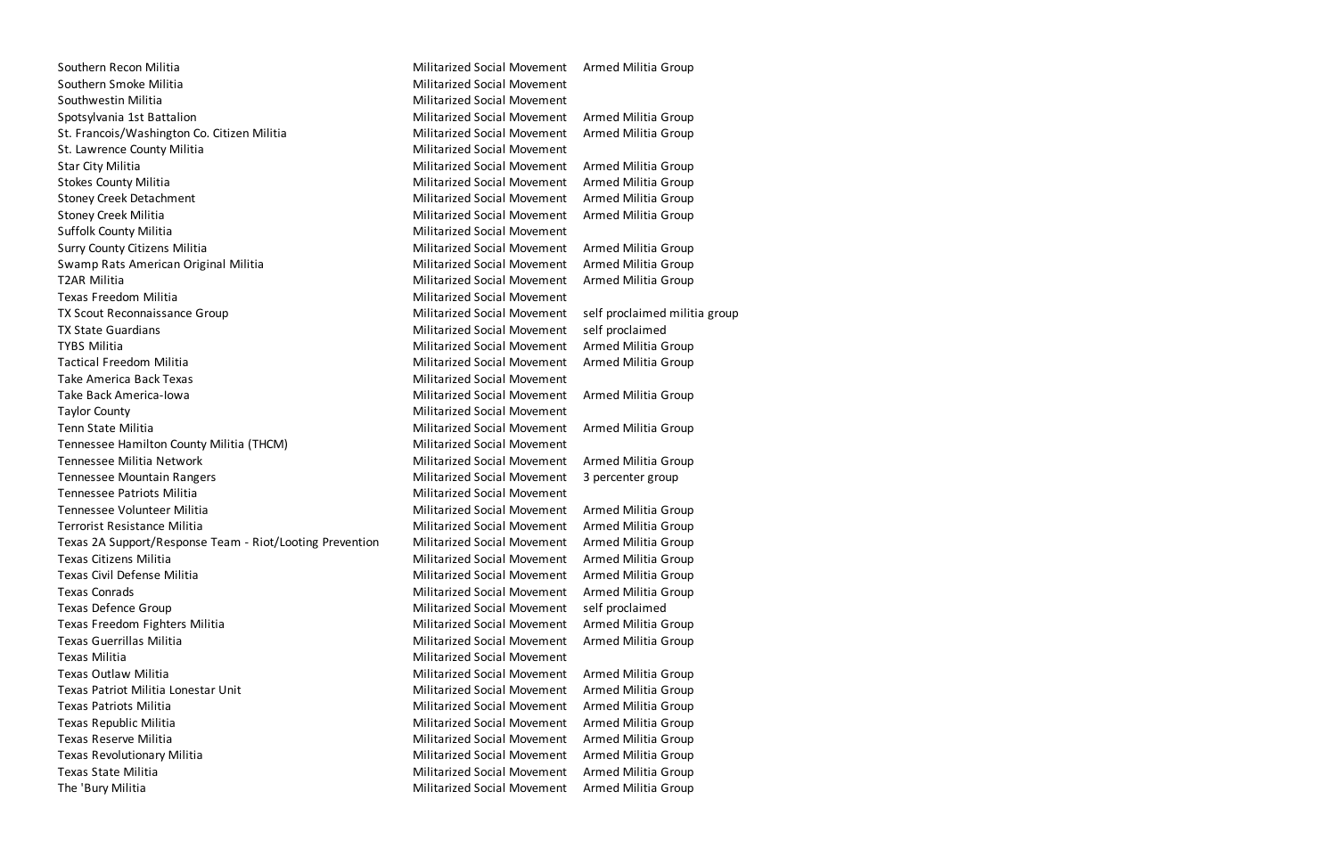| | | |
|---|---|---|
| Southern Recon Militia | Militarized Social Movement | Armed Militia Group |
| Southern Smoke Militia | Militarized Social Movement | |
| Southwestin Militia | Militarized Social Movement | |
| Spotsylvania 1st Battalion | Militarized Social Movement | Armed Militia Group |
| St. Francois/Washington Co. Citizen Militia | Militarized Social Movement | Armed Militia Group |
| St. Lawrence County Militia | Militarized Social Movement | |
| Star City Militia | Militarized Social Movement | Armed Militia Group |
| Stokes County Militia | Militarized Social Movement | Armed Militia Group |
| Stoney Creek Detachment | Militarized Social Movement | Armed Militia Group |
| Stoney Creek Militia | Militarized Social Movement | Armed Militia Group |
| Suffolk County Militia | Militarized Social Movement | |
| Surry County Citizens Militia | Militarized Social Movement | Armed Militia Group |
| Swamp Rats American Original Militia | Militarized Social Movement | Armed Militia Group |
| T2AR Militia | Militarized Social Movement | Armed Militia Group |
| Texas Freedom Militia | Militarized Social Movement | |
| TX Scout Reconnaissance Group | Militarized Social Movement | self proclaimed militia group |
| TX State Guardians | Militarized Social Movement | self proclaimed |
| TYBS Militia | Militarized Social Movement | Armed Militia Group |
| Tactical Freedom Militia | Militarized Social Movement | Armed Militia Group |
| Take America Back Texas | Militarized Social Movement | |
| Take Back America-Iowa | Militarized Social Movement | Armed Militia Group |
| Taylor County | Militarized Social Movement | |
| Tenn State Militia | Militarized Social Movement | Armed Militia Group |
| Tennessee Hamilton County Militia (THCM) | Militarized Social Movement | |
| Tennessee Militia Network | Militarized Social Movement | Armed Militia Group |
| Tennessee Mountain Rangers | Militarized Social Movement | 3 percenter group |
| Tennessee Patriots Militia | Militarized Social Movement | |
| Tennessee Volunteer Militia | Militarized Social Movement | Armed Militia Group |
| Terrorist Resistance Militia | Militarized Social Movement | Armed Militia Group |
| Texas 2A Support/Response Team - Riot/Looting Prevention | Militarized Social Movement | Armed Militia Group |
| Texas Citizens Militia | Militarized Social Movement | Armed Militia Group |
| Texas Civil Defense Militia | Militarized Social Movement | Armed Militia Group |
| Texas Conrads | Militarized Social Movement | Armed Militia Group |
| Texas Defence Group | Militarized Social Movement | self proclaimed |
| Texas Freedom Fighters Militia | Militarized Social Movement | Armed Militia Group |
| Texas Guerrillas Militia | Militarized Social Movement | Armed Militia Group |
| Texas Militia | Militarized Social Movement | |
| Texas Outlaw Militia | Militarized Social Movement | Armed Militia Group |
| Texas Patriot Militia Lonestar Unit | Militarized Social Movement | Armed Militia Group |
| Texas Patriots Militia | Militarized Social Movement | Armed Militia Group |
| Texas Republic Militia | Militarized Social Movement | Armed Militia Group |
| Texas Reserve Militia | Militarized Social Movement | Armed Militia Group |
| Texas Revolutionary Militia | Militarized Social Movement | Armed Militia Group |
| Texas State Militia | Militarized Social Movement | Armed Militia Group |
| The 'Bury Militia | Militarized Social Movement | Armed Militia Group |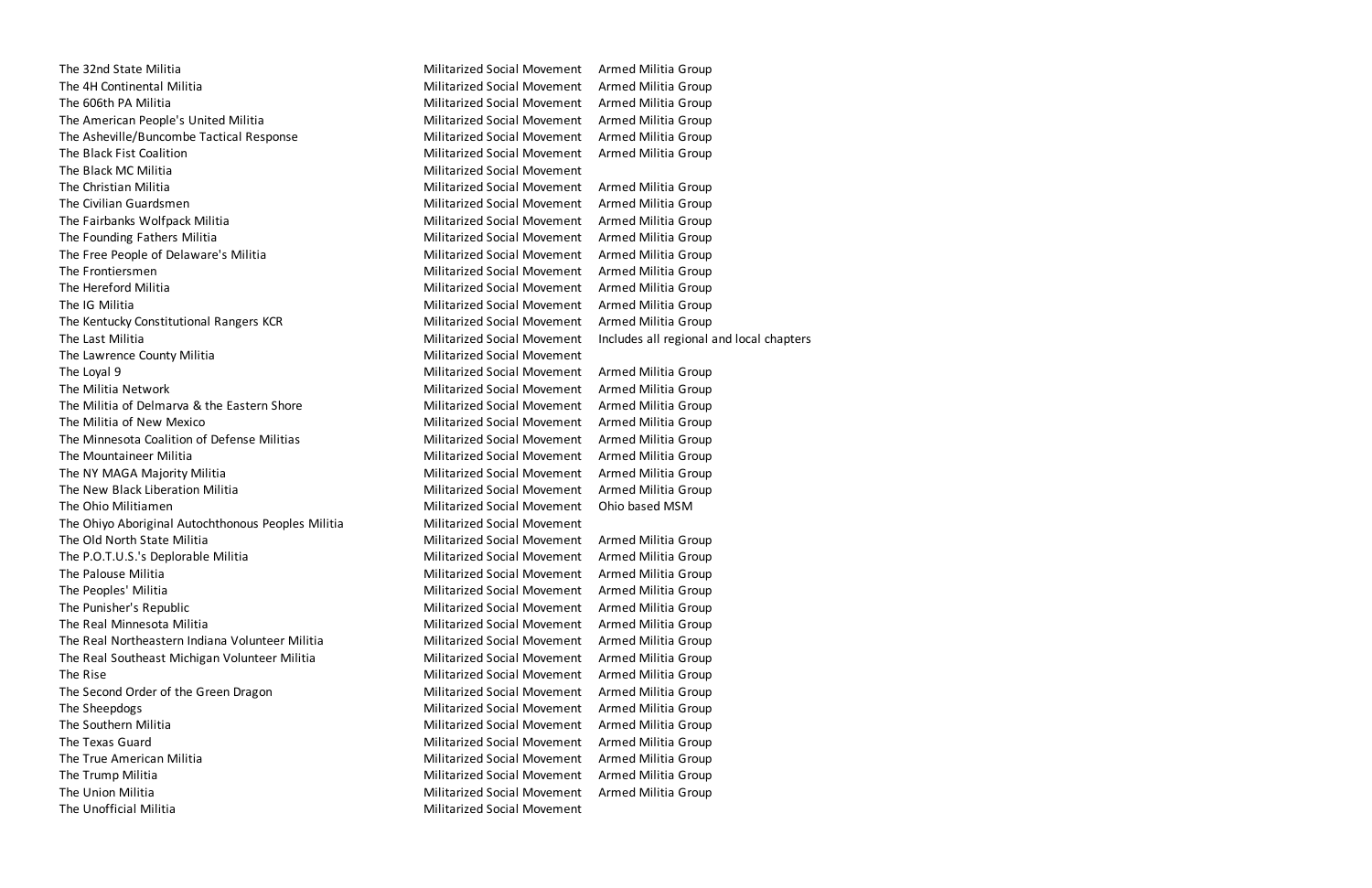| | | |
|---|---|---|
| The 32nd State Militia | Militarized Social Movement | Armed Militia Group |
| The 4H Continental Militia | Militarized Social Movement | Armed Militia Group |
| The 606th PA Militia | Militarized Social Movement | Armed Militia Group |
| The American People's United Militia | Militarized Social Movement | Armed Militia Group |
| The Asheville/Buncombe Tactical Response | Militarized Social Movement | Armed Militia Group |
| The Black Fist Coalition | Militarized Social Movement | Armed Militia Group |
| The Black MC Militia | Militarized Social Movement | |
| The Christian Militia | Militarized Social Movement | Armed Militia Group |
| The Civilian Guardsmen | Militarized Social Movement | Armed Militia Group |
| The Fairbanks Wolfpack Militia | Militarized Social Movement | Armed Militia Group |
| The Founding Fathers Militia | Militarized Social Movement | Armed Militia Group |
| The Free People of Delaware's Militia | Militarized Social Movement | Armed Militia Group |
| The Frontiersmen | Militarized Social Movement | Armed Militia Group |
| The Hereford Militia | Militarized Social Movement | Armed Militia Group |
| The IG Militia | Militarized Social Movement | Armed Militia Group |
| The Kentucky Constitutional Rangers KCR | Militarized Social Movement | Armed Militia Group |
| The Last Militia | Militarized Social Movement | Includes all regional and local chapters |
| The Lawrence County Militia | Militarized Social Movement | |
| The Loyal 9 | Militarized Social Movement | Armed Militia Group |
| The Militia Network | Militarized Social Movement | Armed Militia Group |
| The Militia of Delmarva & the Eastern Shore | Militarized Social Movement | Armed Militia Group |
| The Militia of New Mexico | Militarized Social Movement | Armed Militia Group |
| The Minnesota Coalition of Defense Militias | Militarized Social Movement | Armed Militia Group |
| The Mountaineer Militia | Militarized Social Movement | Armed Militia Group |
| The NY MAGA Majority Militia | Militarized Social Movement | Armed Militia Group |
| The New Black Liberation Militia | Militarized Social Movement | Armed Militia Group |
| The Ohio Militiamen | Militarized Social Movement | Ohio based MSM |
| The Ohiyo Aboriginal Autochthonous Peoples Militia | Militarized Social Movement | |
| The Old North State Militia | Militarized Social Movement | Armed Militia Group |
| The P.O.T.U.S.'s Deplorable Militia | Militarized Social Movement | Armed Militia Group |
| The Palouse Militia | Militarized Social Movement | Armed Militia Group |
| The Peoples' Militia | Militarized Social Movement | Armed Militia Group |
| The Punisher's Republic | Militarized Social Movement | Armed Militia Group |
| The Real Minnesota Militia | Militarized Social Movement | Armed Militia Group |
| The Real Northeastern Indiana Volunteer Militia | Militarized Social Movement | Armed Militia Group |
| The Real Southeast Michigan Volunteer Militia | Militarized Social Movement | Armed Militia Group |
| The Rise | Militarized Social Movement | Armed Militia Group |
| The Second Order of the Green Dragon | Militarized Social Movement | Armed Militia Group |
| The Sheepdogs | Militarized Social Movement | Armed Militia Group |
| The Southern Militia | Militarized Social Movement | Armed Militia Group |
| The Texas Guard | Militarized Social Movement | Armed Militia Group |
| The True American Militia | Militarized Social Movement | Armed Militia Group |
| The Trump Militia | Militarized Social Movement | Armed Militia Group |
| The Union Militia | Militarized Social Movement | Armed Militia Group |
| The Unofficial Militia | Militarized Social Movement | |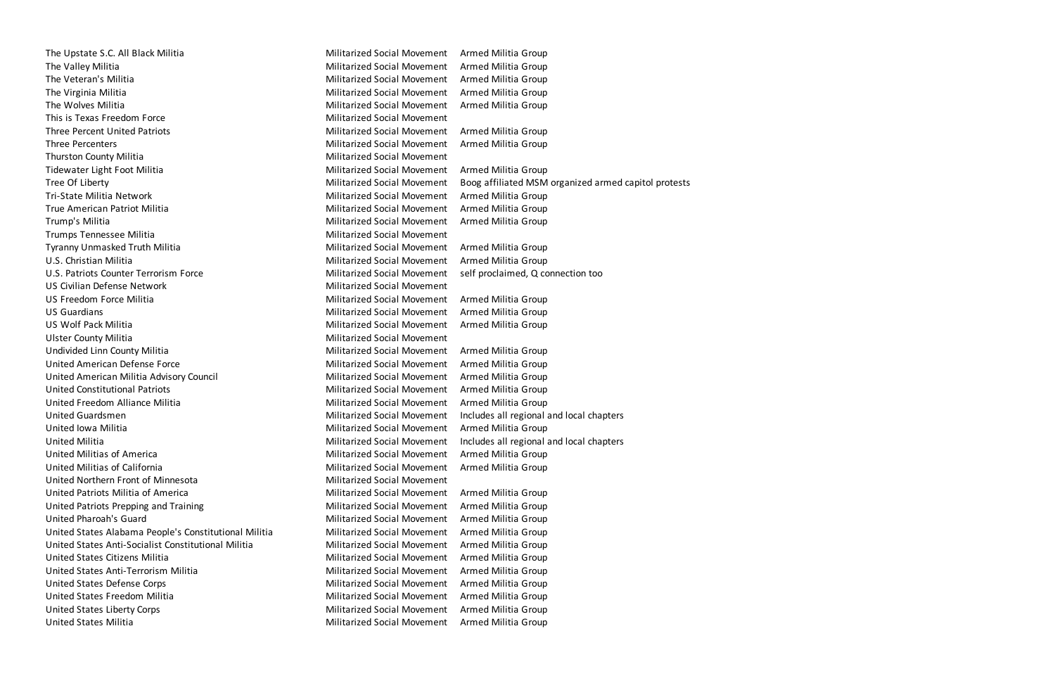| | | |
|---|---|---|
| The Upstate S.C. All Black Militia | Militarized Social Movement | Armed Militia Group |
| The Valley Militia | Militarized Social Movement | Armed Militia Group |
| The Veteran's Militia | Militarized Social Movement | Armed Militia Group |
| The Virginia Militia | Militarized Social Movement | Armed Militia Group |
| The Wolves Militia | Militarized Social Movement | Armed Militia Group |
| This is Texas Freedom Force | Militarized Social Movement | |
| Three Percent United Patriots | Militarized Social Movement | Armed Militia Group |
| Three Percenters | Militarized Social Movement | Armed Militia Group |
| Thurston County Militia | Militarized Social Movement | |
| Tidewater Light Foot Militia | Militarized Social Movement | Armed Militia Group |
| Tree Of Liberty | Militarized Social Movement | Boog affiliated MSM organized armed capitol protests |
| Tri-State Militia Network | Militarized Social Movement | Armed Militia Group |
| True American Patriot Militia | Militarized Social Movement | Armed Militia Group |
| Trump's Militia | Militarized Social Movement | Armed Militia Group |
| Trumps Tennessee Militia | Militarized Social Movement | |
| Tyranny Unmasked Truth Militia | Militarized Social Movement | Armed Militia Group |
| U.S. Christian Militia | Militarized Social Movement | Armed Militia Group |
| U.S. Patriots Counter Terrorism Force | Militarized Social Movement | self proclaimed, Q connection too |
| US Civilian Defense Network | Militarized Social Movement | |
| US Freedom Force Militia | Militarized Social Movement | Armed Militia Group |
| US Guardians | Militarized Social Movement | Armed Militia Group |
| US Wolf Pack Militia | Militarized Social Movement | Armed Militia Group |
| Ulster County Militia | Militarized Social Movement | |
| Undivided Linn County Militia | Militarized Social Movement | Armed Militia Group |
| United American Defense Force | Militarized Social Movement | Armed Militia Group |
| United American Militia Advisory Council | Militarized Social Movement | Armed Militia Group |
| United Constitutional Patriots | Militarized Social Movement | Armed Militia Group |
| United Freedom Alliance Militia | Militarized Social Movement | Armed Militia Group |
| United Guardsmen | Militarized Social Movement | Includes all regional and local chapters |
| United Iowa Militia | Militarized Social Movement | Armed Militia Group |
| United Militia | Militarized Social Movement | Includes all regional and local chapters |
| United Militias of America | Militarized Social Movement | Armed Militia Group |
| United Militias of California | Militarized Social Movement | Armed Militia Group |
| United Northern Front of Minnesota | Militarized Social Movement | |
| United Patriots Militia of America | Militarized Social Movement | Armed Militia Group |
| United Patriots Prepping and Training | Militarized Social Movement | Armed Militia Group |
| United Pharoah's Guard | Militarized Social Movement | Armed Militia Group |
| United States Alabama People's Constitutional Militia | Militarized Social Movement | Armed Militia Group |
| United States Anti-Socialist Constitutional Militia | Militarized Social Movement | Armed Militia Group |
| United States Citizens Militia | Militarized Social Movement | Armed Militia Group |
| United States Anti-Terrorism Militia | Militarized Social Movement | Armed Militia Group |
| United States Defense Corps | Militarized Social Movement | Armed Militia Group |
| United States Freedom Militia | Militarized Social Movement | Armed Militia Group |
| United States Liberty Corps | Militarized Social Movement | Armed Militia Group |
| United States Militia | Militarized Social Movement | Armed Militia Group |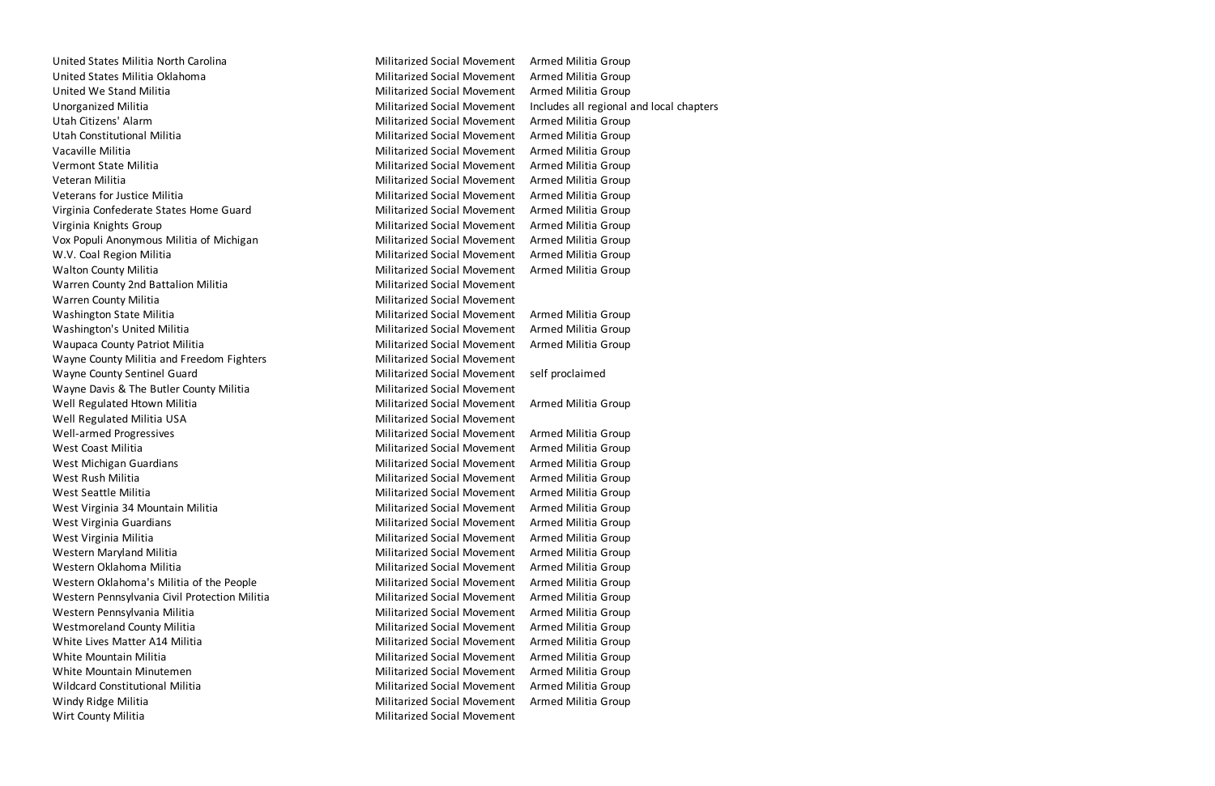| | | |
|---|---|---|
| United States Militia North Carolina | Militarized Social Movement | Armed Militia Group |
| United States Militia Oklahoma | Militarized Social Movement | Armed Militia Group |
| United We Stand Militia | Militarized Social Movement | Armed Militia Group |
| Unorganized Militia | Militarized Social Movement | Includes all regional and local chapters |
| Utah Citizens' Alarm | Militarized Social Movement | Armed Militia Group |
| Utah Constitutional Militia | Militarized Social Movement | Armed Militia Group |
| Vacaville Militia | Militarized Social Movement | Armed Militia Group |
| Vermont State Militia | Militarized Social Movement | Armed Militia Group |
| Veteran Militia | Militarized Social Movement | Armed Militia Group |
| Veterans for Justice Militia | Militarized Social Movement | Armed Militia Group |
| Virginia Confederate States Home Guard | Militarized Social Movement | Armed Militia Group |
| Virginia Knights Group | Militarized Social Movement | Armed Militia Group |
| Vox Populi Anonymous Militia of Michigan | Militarized Social Movement | Armed Militia Group |
| W.V. Coal Region Militia | Militarized Social Movement | Armed Militia Group |
| Walton County Militia | Militarized Social Movement | Armed Militia Group |
| Warren County 2nd Battalion Militia | Militarized Social Movement | |
| Warren County Militia | Militarized Social Movement | |
| Washington State Militia | Militarized Social Movement | Armed Militia Group |
| Washington's United Militia | Militarized Social Movement | Armed Militia Group |
| Waupaca County Patriot Militia | Militarized Social Movement | Armed Militia Group |
| Wayne County Militia and Freedom Fighters | Militarized Social Movement | |
| Wayne County Sentinel Guard | Militarized Social Movement | self proclaimed |
| Wayne Davis & The Butler County Militia | Militarized Social Movement | |
| Well Regulated Htown Militia | Militarized Social Movement | Armed Militia Group |
| Well Regulated Militia USA | Militarized Social Movement | |
| Well-armed Progressives | Militarized Social Movement | Armed Militia Group |
| West Coast Militia | Militarized Social Movement | Armed Militia Group |
| West Michigan Guardians | Militarized Social Movement | Armed Militia Group |
| West Rush Militia | Militarized Social Movement | Armed Militia Group |
| West Seattle Militia | Militarized Social Movement | Armed Militia Group |
| West Virginia 34 Mountain Militia | Militarized Social Movement | Armed Militia Group |
| West Virginia Guardians | Militarized Social Movement | Armed Militia Group |
| West Virginia Militia | Militarized Social Movement | Armed Militia Group |
| Western Maryland Militia | Militarized Social Movement | Armed Militia Group |
| Western Oklahoma Militia | Militarized Social Movement | Armed Militia Group |
| Western Oklahoma's Militia of the People | Militarized Social Movement | Armed Militia Group |
| Western Pennsylvania Civil Protection Militia | Militarized Social Movement | Armed Militia Group |
| Western Pennsylvania Militia | Militarized Social Movement | Armed Militia Group |
| Westmoreland County Militia | Militarized Social Movement | Armed Militia Group |
| White Lives Matter A14 Militia | Militarized Social Movement | Armed Militia Group |
| White Mountain Militia | Militarized Social Movement | Armed Militia Group |
| White Mountain Minutemen | Militarized Social Movement | Armed Militia Group |
| Wildcard Constitutional Militia | Militarized Social Movement | Armed Militia Group |
| Windy Ridge Militia | Militarized Social Movement | Armed Militia Group |
| Wirt County Militia | Militarized Social Movement | |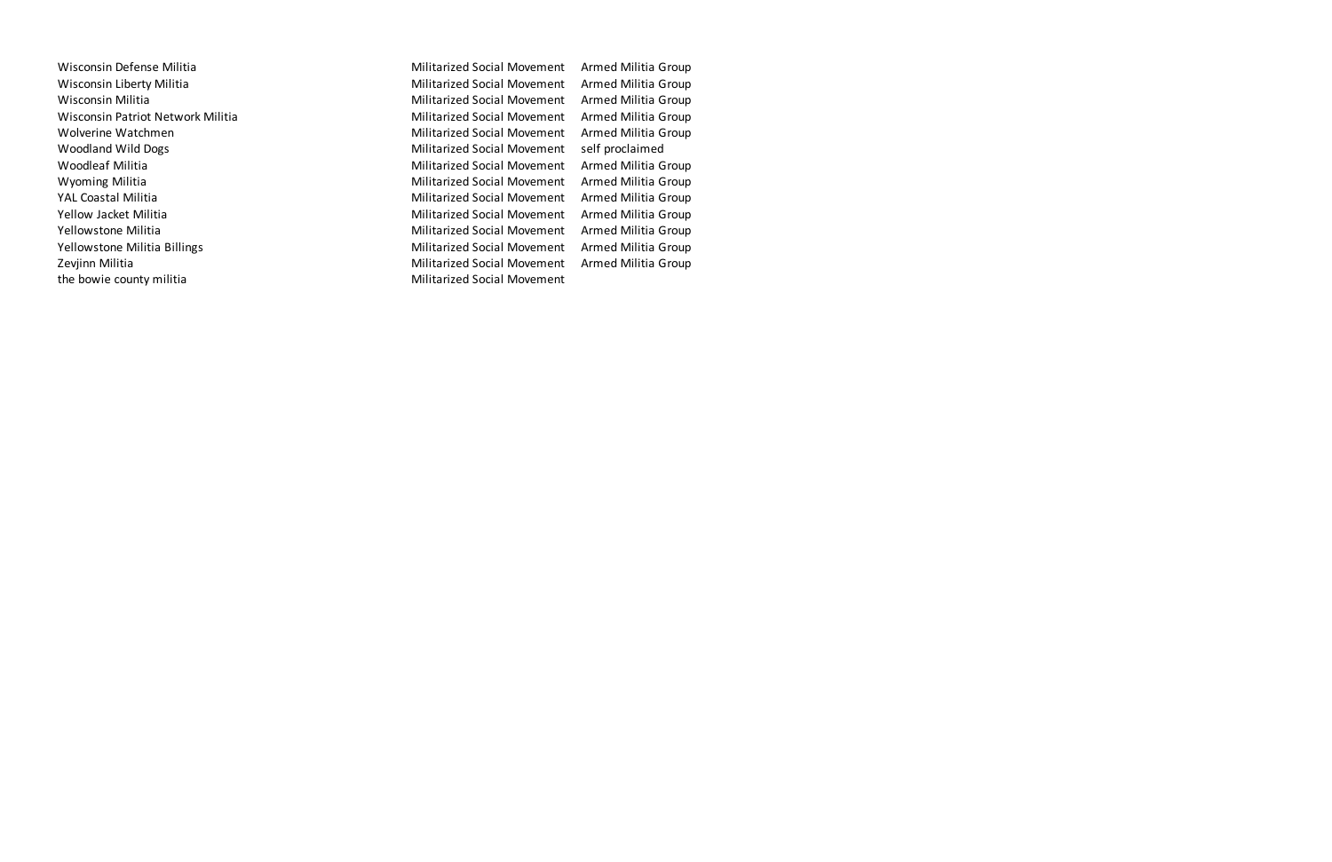| | | |
|---|---|---|
| Wisconsin Defense Militia | Militarized Social Movement | Armed Militia Group |
| Wisconsin Liberty Militia | Militarized Social Movement | Armed Militia Group |
| Wisconsin Militia | Militarized Social Movement | Armed Militia Group |
| Wisconsin Patriot Network Militia | Militarized Social Movement | Armed Militia Group |
| Wolverine Watchmen | Militarized Social Movement | Armed Militia Group |
| Woodland Wild Dogs | Militarized Social Movement | self proclaimed |
| Woodleaf Militia | Militarized Social Movement | Armed Militia Group |
| Wyoming Militia | Militarized Social Movement | Armed Militia Group |
| YAL Coastal Militia | Militarized Social Movement | Armed Militia Group |
| Yellow Jacket Militia | Militarized Social Movement | Armed Militia Group |
| Yellowstone Militia | Militarized Social Movement | Armed Militia Group |
| Yellowstone Militia Billings | Militarized Social Movement | Armed Militia Group |
| Zevjinn Militia | Militarized Social Movement | Armed Militia Group |
| the bowie county militia | Militarized Social Movement | |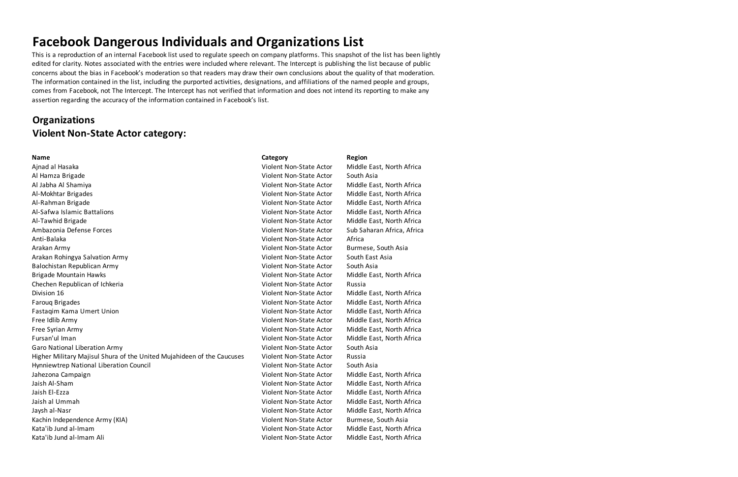# Facebook Dangerous Individuals and Organizations List

This is a reproduction of an internal Facebook list used to regulate speech on company platforms. This snapshot of the list has been lightly edited for clarity. Notes associated with the entries were included where relevant. The Intercept is publishing the list because of public concerns about the bias in Facebook's moderation so that readers may draw their own conclusions about the quality of that moderation. The information contained in the list, including the purported activities, designations, and affiliations of the named people and groups, comes from Facebook, not The Intercept. The Intercept has not verified that information and does not intend its reporting to make any assertion regarding the accuracy of the information contained in Facebook's list.

## Organizations
## Violent Non-State Actor category:

| Name | Category | Region |
|---|---|---|
| Ajnad al Hasaka | Violent Non-State Actor | Middle East, North Africa |
| Al Hamza Brigade | Violent Non-State Actor | South Asia |
| Al Jabha Al Shamiya | Violent Non-State Actor | Middle East, North Africa |
| Al-Mokhtar Brigades | Violent Non-State Actor | Middle East, North Africa |
| Al-Rahman Brigade | Violent Non-State Actor | Middle East, North Africa |
| Al-Safwa Islamic Battalions | Violent Non-State Actor | Middle East, North Africa |
| Al-Tawhid Brigade | Violent Non-State Actor | Middle East, North Africa |
| Ambazonia Defense Forces | Violent Non-State Actor | Sub Saharan Africa, Africa |
| Anti-Balaka | Violent Non-State Actor | Africa |
| Arakan Army | Violent Non-State Actor | Burmese, South Asia |
| Arakan Rohingya Salvation Army | Violent Non-State Actor | South East Asia |
| Balochistan Republican Army | Violent Non-State Actor | South Asia |
| Brigade Mountain Hawks | Violent Non-State Actor | Middle East, North Africa |
| Chechen Republican of Ichkeria | Violent Non-State Actor | Russia |
| Division 16 | Violent Non-State Actor | Middle East, North Africa |
| Farouq Brigades | Violent Non-State Actor | Middle East, North Africa |
| Fastaqim Kama Umert Union | Violent Non-State Actor | Middle East, North Africa |
| Free Idlib Army | Violent Non-State Actor | Middle East, North Africa |
| Free Syrian Army | Violent Non-State Actor | Middle East, North Africa |
| Fursan'ul Iman | Violent Non-State Actor | Middle East, North Africa |
| Garo National Liberation Army | Violent Non-State Actor | South Asia |
| Higher Military Majisul Shura of the United Mujahideen of the Caucuses | Violent Non-State Actor | Russia |
| Hynniewtrep National Liberation Council | Violent Non-State Actor | South Asia |
| Jahezona Campaign | Violent Non-State Actor | Middle East, North Africa |
| Jaish Al-Sham | Violent Non-State Actor | Middle East, North Africa |
| Jaish El-Ezza | Violent Non-State Actor | Middle East, North Africa |
| Jaish al Ummah | Violent Non-State Actor | Middle East, North Africa |
| Jaysh al-Nasr | Violent Non-State Actor | Middle East, North Africa |
| Kachin Independence Army (KIA) | Violent Non-State Actor | Burmese, South Asia |
| Kata'ib Jund al-Imam | Violent Non-State Actor | Middle East, North Africa |
| Kata'ib Jund al-Imam Ali | Violent Non-State Actor | Middle East, North Africa |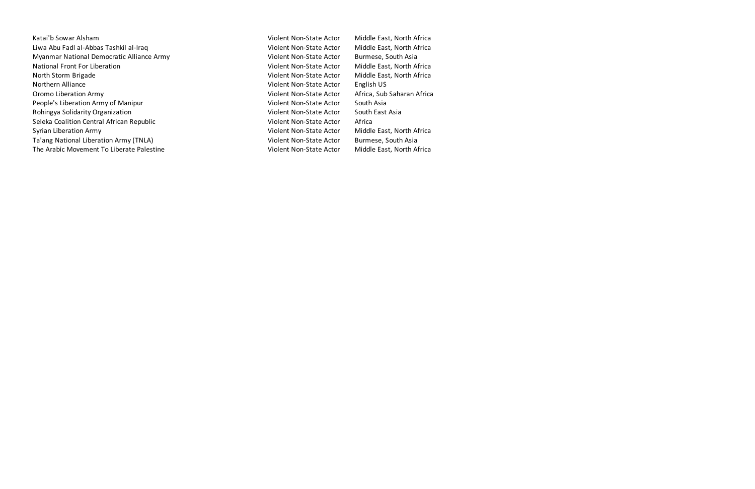| | | |
|---|---|---|
| Katai'b Sowar Alsham | Violent Non-State Actor | Middle East, North Africa |
| Liwa Abu Fadl al-Abbas Tashkil al-Iraq | Violent Non-State Actor | Middle East, North Africa |
| Myanmar National Democratic Alliance Army | Violent Non-State Actor | Burmese, South Asia |
| National Front For Liberation | Violent Non-State Actor | Middle East, North Africa |
| North Storm Brigade | Violent Non-State Actor | Middle East, North Africa |
| Northern Alliance | Violent Non-State Actor | English US |
| Oromo Liberation Army | Violent Non-State Actor | Africa, Sub Saharan Africa |
| People's Liberation Army of Manipur | Violent Non-State Actor | South Asia |
| Rohingya Solidarity Organization | Violent Non-State Actor | South East Asia |
| Seleka Coalition Central African Republic | Violent Non-State Actor | Africa |
| Syrian Liberation Army | Violent Non-State Actor | Middle East, North Africa |
| Ta'ang National Liberation Army (TNLA) | Violent Non-State Actor | Burmese, South Asia |
| The Arabic Movement To Liberate Palestine | Violent Non-State Actor | Middle East, North Africa |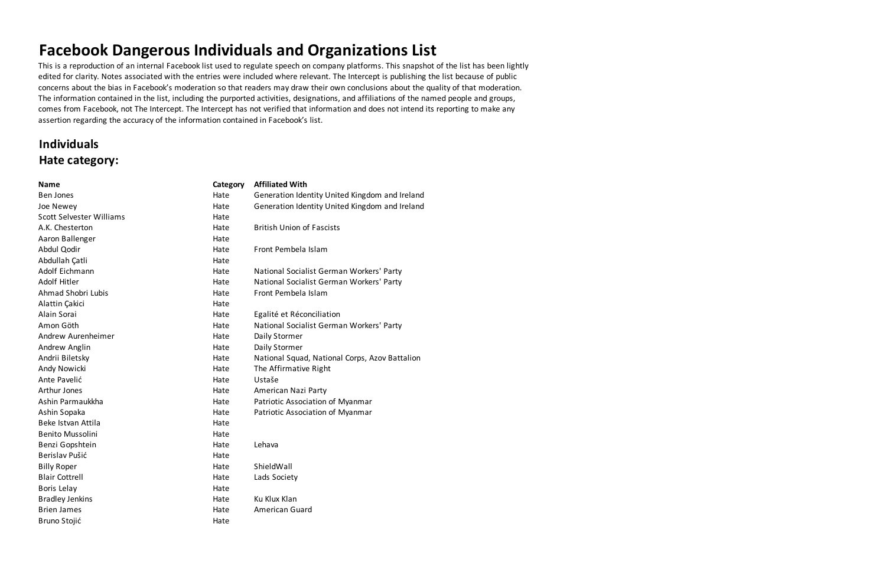# Facebook Dangerous Individuals and Organizations List

This is a reproduction of an internal Facebook list used to regulate speech on company platforms. This snapshot of the list has been lightly edited for clarity. Notes associated with the entries were included where relevant. The Intercept is publishing the list because of public concerns about the bias in Facebook's moderation so that readers may draw their own conclusions about the quality of that moderation. The information contained in the list, including the purported activities, designations, and affiliations of the named people and groups, comes from Facebook, not The Intercept. The Intercept has not verified that information and does not intend its reporting to make any assertion regarding the accuracy of the information contained in Facebook's list.

## Individuals

## Hate category:

| Name | Category | Affiliated With |
|---|---|---|
| Ben Jones | Hate | Generation Identity United Kingdom and Ireland |
| Joe Newey | Hate | Generation Identity United Kingdom and Ireland |
| Scott Selvester Williams | Hate | |
| A.K. Chesterton | Hate | British Union of Fascists |
| Aaron Ballenger | Hate | |
| Abdul Qodir | Hate | Front Pembela Islam |
| Abdullah Çatli | Hate | |
| Adolf Eichmann | Hate | National Socialist German Workers' Party |
| Adolf Hitler | Hate | National Socialist German Workers' Party |
| Ahmad Shobri Lubis | Hate | Front Pembela Islam |
| Alattin Çakici | Hate | |
| Alain Sorai | Hate | Egalité et Réconciliation |
| Amon Göth | Hate | National Socialist German Workers' Party |
| Andrew Aurenheimer | Hate | Daily Stormer |
| Andrew Anglin | Hate | Daily Stormer |
| Andrii Biletsky | Hate | National Squad, National Corps, Azov Battalion |
| Andy Nowicki | Hate | The Affirmative Right |
| Ante Pavelić | Hate | Ustaše |
| Arthur Jones | Hate | American Nazi Party |
| Ashin Parmaukkha | Hate | Patriotic Association of Myanmar |
| Ashin Sopaka | Hate | Patriotic Association of Myanmar |
| Beke Istvan Attila | Hate | |
| Benito Mussolini | Hate | |
| Benzi Gopshtein | Hate | Lehava |
| Berislav Pušić | Hate | |
| Billy Roper | Hate | ShieldWall |
| Blair Cottrell | Hate | Lads Society |
| Boris Lelay | Hate | |
| Bradley Jenkins | Hate | Ku Klux Klan |
| Brien James | Hate | American Guard |
| Bruno Stojić | Hate | |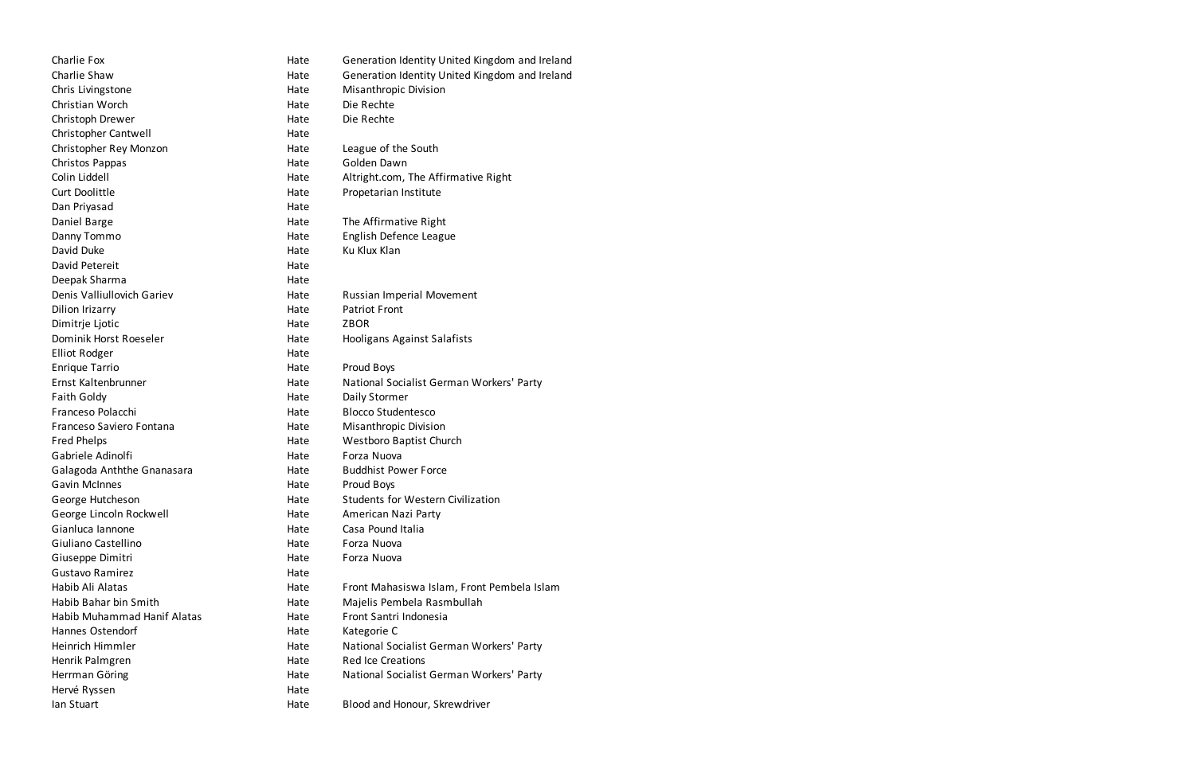| | | |
|---|---|---|
| Charlie Fox | Hate | Generation Identity United Kingdom and Ireland |
| Charlie Shaw | Hate | Generation Identity United Kingdom and Ireland |
| Chris Livingstone | Hate | Misanthropic Division |
| Christian Worch | Hate | Die Rechte |
| Christoph Drewer | Hate | Die Rechte |
| Christopher Cantwell | Hate | |
| Christopher Rey Monzon | Hate | League of the South |
| Christos Pappas | Hate | Golden Dawn |
| Colin Liddell | Hate | Altright.com, The Affirmative Right |
| Curt Doolittle | Hate | Propetarian Institute |
| Dan Priyasad | Hate | |
| Daniel Barge | Hate | The Affirmative Right |
| Danny Tommo | Hate | English Defence League |
| David Duke | Hate | Ku Klux Klan |
| David Petereit | Hate | |
| Deepak Sharma | Hate | |
| Denis Valliullovich Gariev | Hate | Russian Imperial Movement |
| Dilion Irizarry | Hate | Patriot Front |
| Dimitrje Ljotic | Hate | ZBOR |
| Dominik Horst Roeseler | Hate | Hooligans Against Salafists |
| Elliot Rodger | Hate | |
| Enrique Tarrio | Hate | Proud Boys |
| Ernst Kaltenbrunner | Hate | National Socialist German Workers' Party |
| Faith Goldy | Hate | Daily Stormer |
| Franceso Polacchi | Hate | Blocco Studentesco |
| Franceso Saviero Fontana | Hate | Misanthropic Division |
| Fred Phelps | Hate | Westboro Baptist Church |
| Gabriele Adinolfi | Hate | Forza Nuova |
| Galagoda Anththe Gnanasara | Hate | Buddhist Power Force |
| Gavin McInnes | Hate | Proud Boys |
| George Hutcheson | Hate | Students for Western Civilization |
| George Lincoln Rockwell | Hate | American Nazi Party |
| Gianluca Iannone | Hate | Casa Pound Italia |
| Giuliano Castellino | Hate | Forza Nuova |
| Giuseppe Dimitri | Hate | Forza Nuova |
| Gustavo Ramirez | Hate | |
| Habib Ali Alatas | Hate | Front Mahasiswa Islam, Front Pembela Islam |
| Habib Bahar bin Smith | Hate | Majelis Pembela Rasmbullah |
| Habib Muhammad Hanif Alatas | Hate | Front Santri Indonesia |
| Hannes Ostendorf | Hate | Kategorie C |
| Heinrich Himmler | Hate | National Socialist German Workers' Party |
| Henrik Palmgren | Hate | Red Ice Creations |
| Herrman Göring | Hate | National Socialist German Workers' Party |
| Hervé Ryssen | Hate | |
| Ian Stuart | Hate | Blood and Honour, Skrewdriver |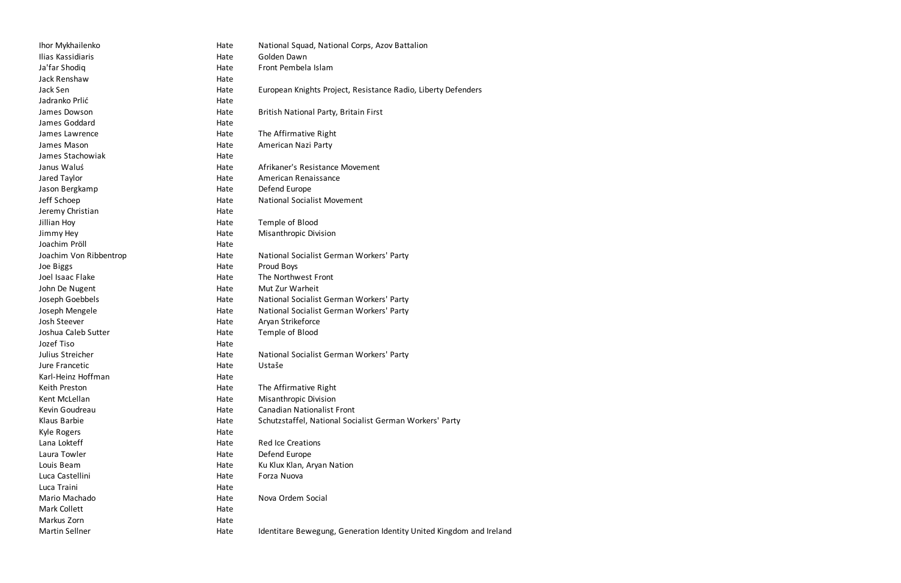| | | |
|---|---|---|
| Ihor Mykhailenko | Hate | National Squad, National Corps, Azov Battalion |
| Ilias Kassidiaris | Hate | Golden Dawn |
| Ja'far Shodiq | Hate | Front Pembela Islam |
| Jack Renshaw | Hate | |
| Jack Sen | Hate | European Knights Project, Resistance Radio, Liberty Defenders |
| Jadranko Prlić | Hate | |
| James Dowson | Hate | British National Party, Britain First |
| James Goddard | Hate | |
| James Lawrence | Hate | The Affirmative Right |
| James Mason | Hate | American Nazi Party |
| James Stachowiak | Hate | |
| Janus Waluś | Hate | Afrikaner's Resistance Movement |
| Jared Taylor | Hate | American Renaissance |
| Jason Bergkamp | Hate | Defend Europe |
| Jeff Schoep | Hate | National Socialist Movement |
| Jeremy Christian | Hate | |
| Jillian Hoy | Hate | Temple of Blood |
| Jimmy Hey | Hate | Misanthropic Division |
| Joachim Pröll | Hate | |
| Joachim Von Ribbentrop | Hate | National Socialist German Workers' Party |
| Joe Biggs | Hate | Proud Boys |
| Joel Isaac Flake | Hate | The Northwest Front |
| John De Nugent | Hate | Mut Zur Warheit |
| Joseph Goebbels | Hate | National Socialist German Workers' Party |
| Joseph Mengele | Hate | National Socialist German Workers' Party |
| Josh Steever | Hate | Aryan Strikeforce |
| Joshua Caleb Sutter | Hate | Temple of Blood |
| Jozef Tiso | Hate | |
| Julius Streicher | Hate | National Socialist German Workers' Party |
| Jure Francetic | Hate | Ustaše |
| Karl-Heinz Hoffman | Hate | |
| Keith Preston | Hate | The Affirmative Right |
| Kent McLellan | Hate | Misanthropic Division |
| Kevin Goudreau | Hate | Canadian Nationalist Front |
| Klaus Barbie | Hate | Schutzstaffel, National Socialist German Workers' Party |
| Kyle Rogers | Hate | |
| Lana Lokteff | Hate | Red Ice Creations |
| Laura Towler | Hate | Defend Europe |
| Louis Beam | Hate | Ku Klux Klan, Aryan Nation |
| Luca Castellini | Hate | Forza Nuova |
| Luca Traini | Hate | |
| Mario Machado | Hate | Nova Ordem Social |
| Mark Collett | Hate | |
| Markus Zorn | Hate | |
| Martin Sellner | Hate | Identitare Bewegung, Generation Identity United Kingdom and Ireland |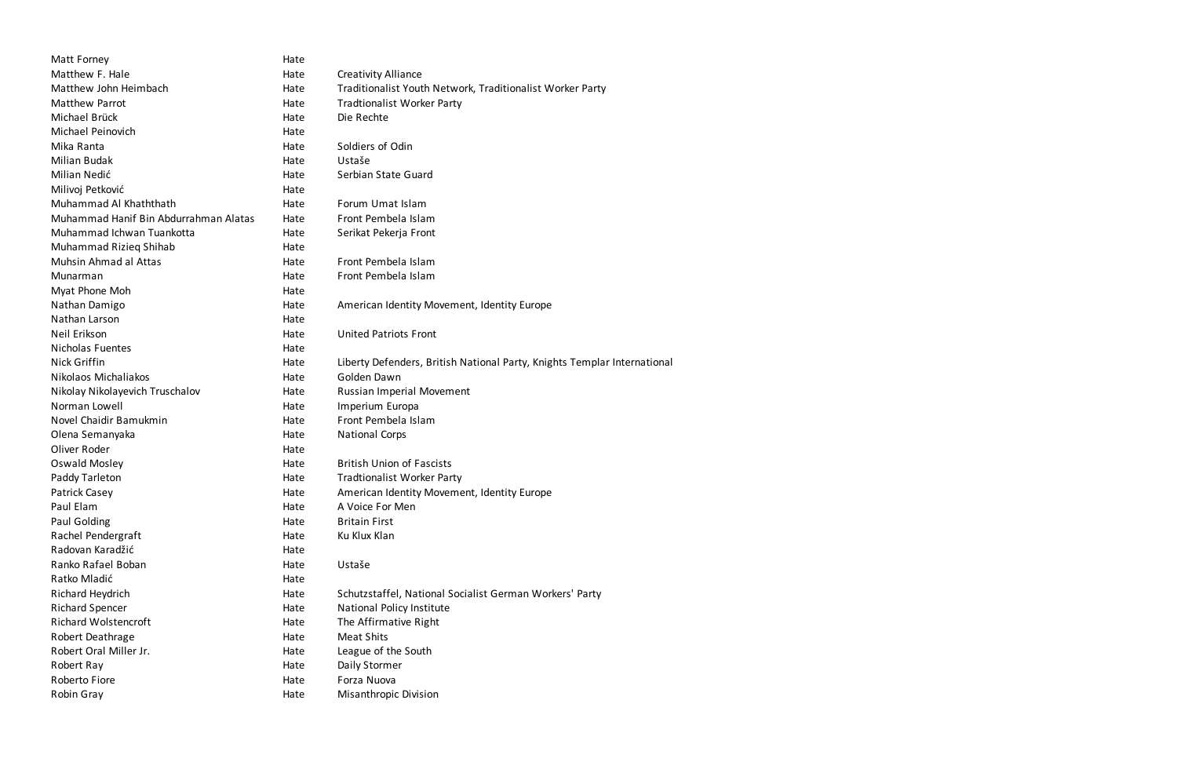| | | |
|---|---|---|
| Matt Forney | Hate | |
| Matthew F. Hale | Hate | Creativity Alliance |
| Matthew John Heimbach | Hate | Traditionalist Youth Network, Traditionalist Worker Party |
| Matthew Parrot | Hate | Tradtionalist Worker Party |
| Michael Brück | Hate | Die Rechte |
| Michael Peinovich | Hate | |
| Mika Ranta | Hate | Soldiers of Odin |
| Milian Budak | Hate | Ustaše |
| Milian Nedić | Hate | Serbian State Guard |
| Milivoj Petković | Hate | |
| Muhammad Al Khaththath | Hate | Forum Umat Islam |
| Muhammad Hanif Bin Abdurrahman Alatas | Hate | Front Pembela Islam |
| Muhammad Ichwan Tuankotta | Hate | Serikat Pekerja Front |
| Muhammad Rizieq Shihab | Hate | |
| Muhsin Ahmad al Attas | Hate | Front Pembela Islam |
| Munarman | Hate | Front Pembela Islam |
| Myat Phone Moh | Hate | |
| Nathan Damigo | Hate | American Identity Movement, Identity Europe |
| Nathan Larson | Hate | |
| Neil Erikson | Hate | United Patriots Front |
| Nicholas Fuentes | Hate | |
| Nick Griffin | Hate | Liberty Defenders, British National Party, Knights Templar International |
| Nikolaos Michaliakos | Hate | Golden Dawn |
| Nikolay Nikolayevich Truschalov | Hate | Russian Imperial Movement |
| Norman Lowell | Hate | Imperium Europa |
| Novel Chaidir Bamukmin | Hate | Front Pembela Islam |
| Olena Semanyaka | Hate | National Corps |
| Oliver Roder | Hate | |
| Oswald Mosley | Hate | British Union of Fascists |
| Paddy Tarleton | Hate | Tradtionalist Worker Party |
| Patrick Casey | Hate | American Identity Movement, Identity Europe |
| Paul Elam | Hate | A Voice For Men |
| Paul Golding | Hate | Britain First |
| Rachel Pendergraft | Hate | Ku Klux Klan |
| Radovan Karadžić | Hate | |
| Ranko Rafael Boban | Hate | Ustaše |
| Ratko Mladić | Hate | |
| Richard Heydrich | Hate | Schutzstaffel, National Socialist German Workers' Party |
| Richard Spencer | Hate | National Policy Institute |
| Richard Wolstencroft | Hate | The Affirmative Right |
| Robert Deathrage | Hate | Meat Shits |
| Robert Oral Miller Jr. | Hate | League of the South |
| Robert Ray | Hate | Daily Stormer |
| Roberto Fiore | Hate | Forza Nuova |
| Robin Gray | Hate | Misanthropic Division |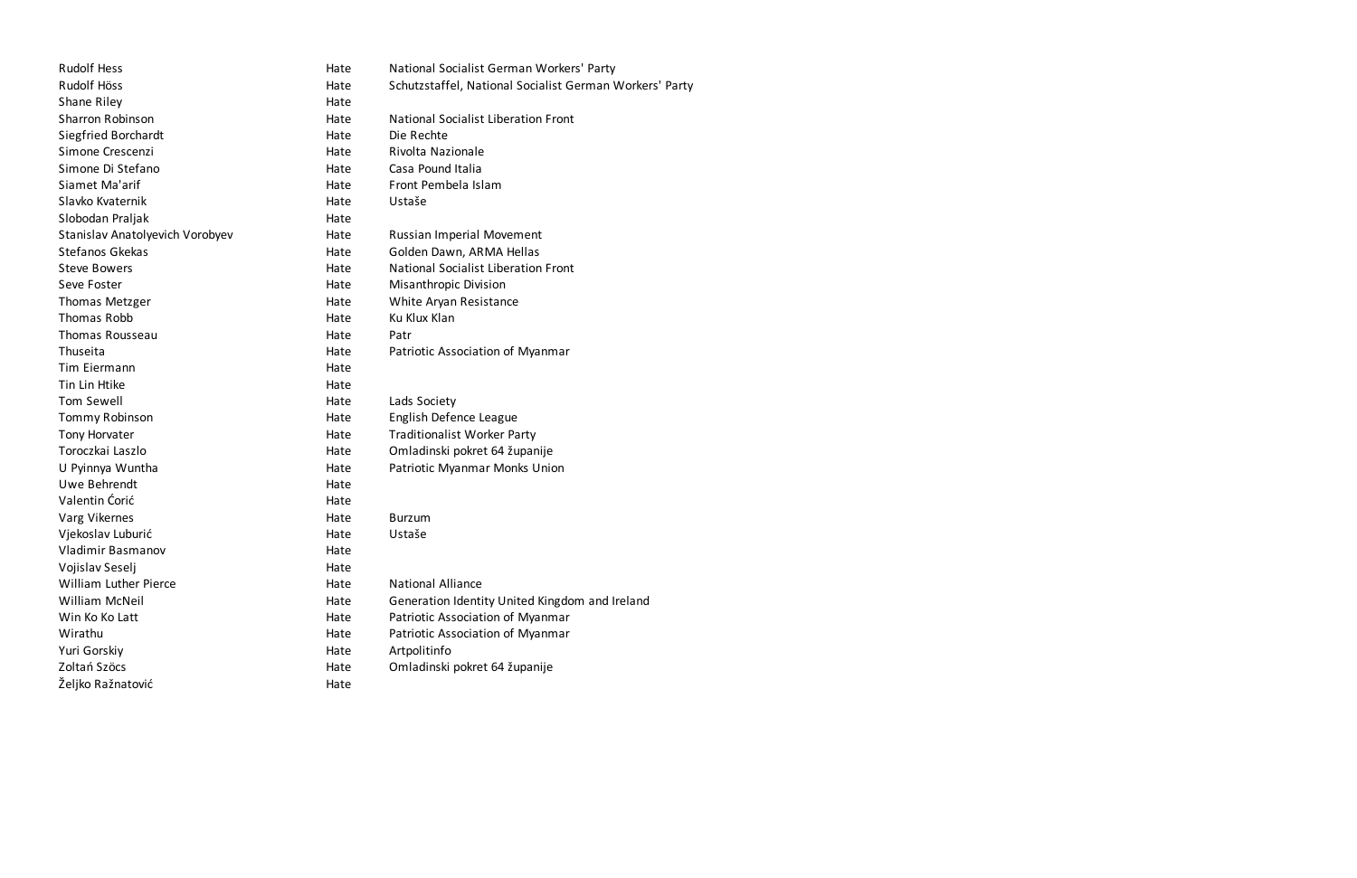| | | |
|---|---|---|
| Rudolf Hess | Hate | National Socialist German Workers' Party |
| Rudolf Höss | Hate | Schutzstaffel, National Socialist German Workers' Party |
| Shane Riley | Hate | |
| Sharron Robinson | Hate | National Socialist Liberation Front |
| Siegfried Borchardt | Hate | Die Rechte |
| Simone Crescenzi | Hate | Rivolta Nazionale |
| Simone Di Stefano | Hate | Casa Pound Italia |
| Siamet Ma'arif | Hate | Front Pembela Islam |
| Slavko Kvaternik | Hate | Ustaše |
| Slobodan Praljak | Hate | |
| Stanislav Anatolyevich Vorobyev | Hate | Russian Imperial Movement |
| Stefanos Gkekas | Hate | Golden Dawn, ARMA Hellas |
| Steve Bowers | Hate | National Socialist Liberation Front |
| Seve Foster | Hate | Misanthropic Division |
| Thomas Metzger | Hate | White Aryan Resistance |
| Thomas Robb | Hate | Ku Klux Klan |
| Thomas Rousseau | Hate | Patr |
| Thuseita | Hate | Patriotic Association of Myanmar |
| Tim Eiermann | Hate | |
| Tin Lin Htike | Hate | |
| Tom Sewell | Hate | Lads Society |
| Tommy Robinson | Hate | English Defence League |
| Tony Horvater | Hate | Traditionalist Worker Party |
| Toroczkai Laszlo | Hate | Omladinski pokret 64 županije |
| U Pyinnya Wuntha | Hate | Patriotic Myanmar Monks Union |
| Uwe Behrendt | Hate | |
| Valentin Ćorić | Hate | |
| Varg Vikernes | Hate | Burzum |
| Vjekoslav Luburić | Hate | Ustaše |
| Vladimir Basmanov | Hate | |
| Vojislav Seselj | Hate | |
| William Luther Pierce | Hate | National Alliance |
| William McNeil | Hate | Generation Identity United Kingdom and Ireland |
| Win Ko Ko Latt | Hate | Patriotic Association of Myanmar |
| Wirathu | Hate | Patriotic Association of Myanmar |
| Yuri Gorskiy | Hate | Artpolitinfo |
| Zoltań Szöcs | Hate | Omladinski pokret 64 županije |
| Željko Ražnatović | Hate | |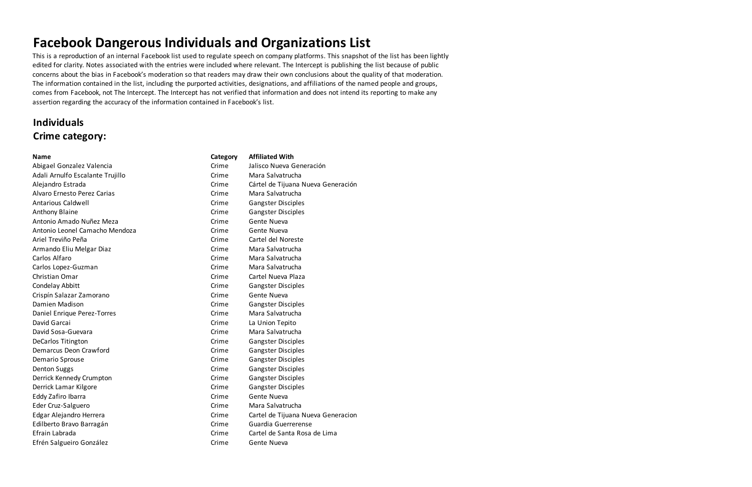# Facebook Dangerous Individuals and Organizations List

This is a reproduction of an internal Facebook list used to regulate speech on company platforms. This snapshot of the list has been lightly edited for clarity. Notes associated with the entries were included where relevant. The Intercept is publishing the list because of public concerns about the bias in Facebook's moderation so that readers may draw their own conclusions about the quality of that moderation. The information contained in the list, including the purported activities, designations, and affiliations of the named people and groups, comes from Facebook, not The Intercept. The Intercept has not verified that information and does not intend its reporting to make any assertion regarding the accuracy of the information contained in Facebook's list.

## Individuals

## Crime category:

| Name | Category | Affiliated With |
|---|---|---|
| Abigael Gonzalez Valencia | Crime | Jalisco Nueva Generación |
| Adali Arnulfo Escalante Trujillo | Crime | Mara Salvatrucha |
| Alejandro Estrada | Crime | Cártel de Tijuana Nueva Generación |
| Alvaro Ernesto Perez Carias | Crime | Mara Salvatrucha |
| Antarious Caldwell | Crime | Gangster Disciples |
| Anthony Blaine | Crime | Gangster Disciples |
| Antonio Amado Nuñez Meza | Crime | Gente Nueva |
| Antonio Leonel Camacho Mendoza | Crime | Gente Nueva |
| Ariel Treviño Peña | Crime | Cartel del Noreste |
| Armando Eliu Melgar Diaz | Crime | Mara Salvatrucha |
| Carlos Alfaro | Crime | Mara Salvatrucha |
| Carlos Lopez-Guzman | Crime | Mara Salvatrucha |
| Christian Omar | Crime | Cartel Nueva Plaza |
| Condelay Abbitt | Crime | Gangster Disciples |
| Crispín Salazar Zamorano | Crime | Gente Nueva |
| Damien Madison | Crime | Gangster Disciples |
| Daniel Enrique Perez-Torres | Crime | Mara Salvatrucha |
| David Garcai | Crime | La Union Tepito |
| David Sosa-Guevara | Crime | Mara Salvatrucha |
| DeCarlos Titington | Crime | Gangster Disciples |
| Demarcus Deon Crawford | Crime | Gangster Disciples |
| Demario Sprouse | Crime | Gangster Disciples |
| Denton Suggs | Crime | Gangster Disciples |
| Derrick Kennedy Crumpton | Crime | Gangster Disciples |
| Derrick Lamar Kilgore | Crime | Gangster Disciples |
| Eddy Zafiro Ibarra | Crime | Gente Nueva |
| Eder Cruz-Salguero | Crime | Mara Salvatrucha |
| Edgar Alejandro Herrera | Crime | Cartel de Tijuana Nueva Generacion |
| Edilberto Bravo Barragán | Crime | Guardia Guerrerense |
| Efrain Labrada | Crime | Cartel de Santa Rosa de Lima |
| Efrén Salgueiro González | Crime | Gente Nueva |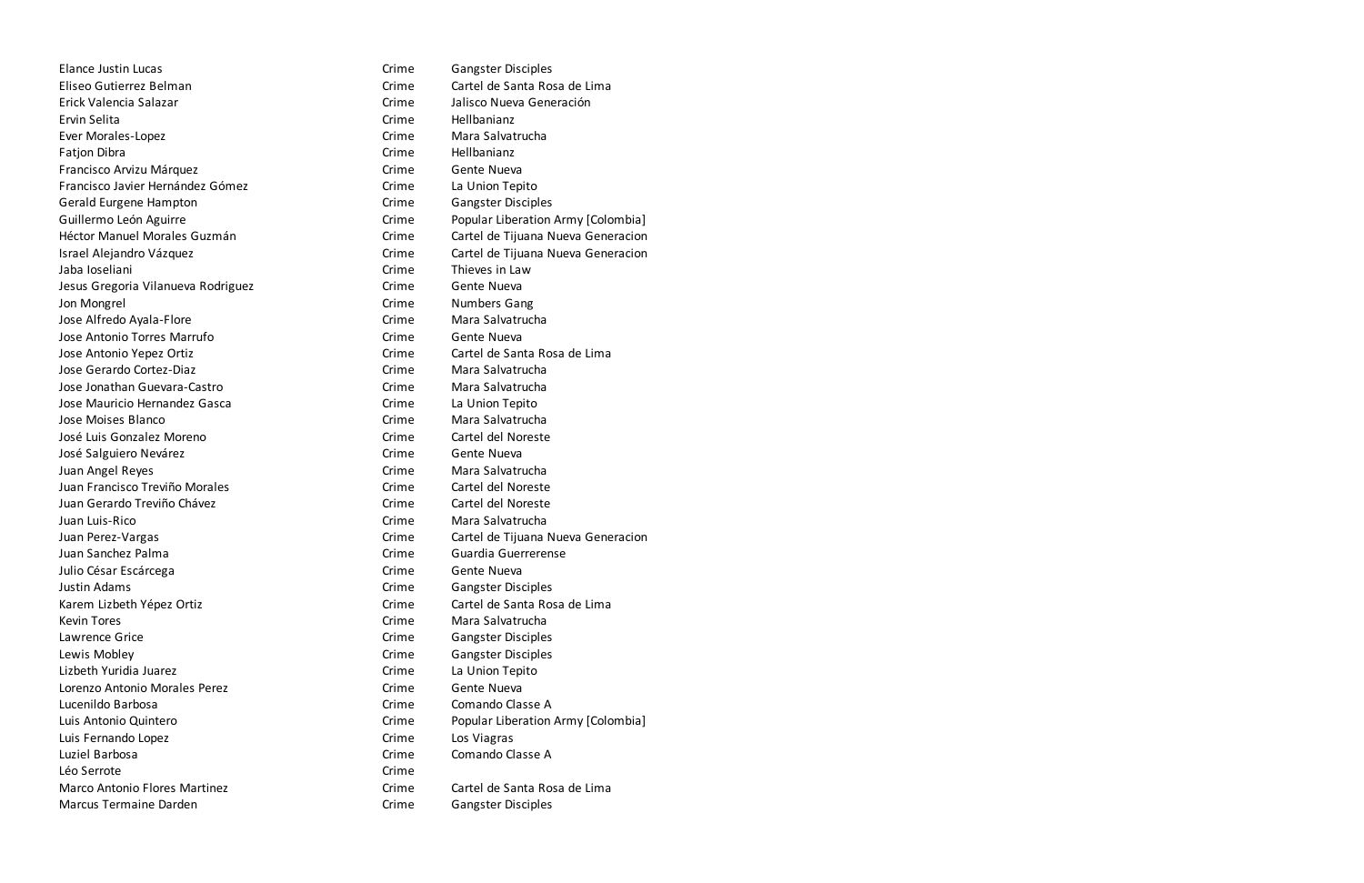| | | |
|---|---|---|
| Elance Justin Lucas | Crime | Gangster Disciples |
| Eliseo Gutierrez Belman | Crime | Cartel de Santa Rosa de Lima |
| Erick Valencia Salazar | Crime | Jalisco Nueva Generación |
| Ervin Selita | Crime | Hellbanianz |
| Ever Morales-Lopez | Crime | Mara Salvatrucha |
| Fatjon Dibra | Crime | Hellbanianz |
| Francisco Arvizu Márquez | Crime | Gente Nueva |
| Francisco Javier Hernández Gómez | Crime | La Union Tepito |
| Gerald Eurgene Hampton | Crime | Gangster Disciples |
| Guillermo León Aguirre | Crime | Popular Liberation Army [Colombia] |
| Héctor Manuel Morales Guzmán | Crime | Cartel de Tijuana Nueva Generacion |
| Israel Alejandro Vázquez | Crime | Cartel de Tijuana Nueva Generacion |
| Jaba Ioseliani | Crime | Thieves in Law |
| Jesus Gregoria Vilanueva Rodriguez | Crime | Gente Nueva |
| Jon Mongrel | Crime | Numbers Gang |
| Jose Alfredo Ayala-Flore | Crime | Mara Salvatrucha |
| Jose Antonio Torres Marrufo | Crime | Gente Nueva |
| Jose Antonio Yepez Ortiz | Crime | Cartel de Santa Rosa de Lima |
| Jose Gerardo Cortez-Diaz | Crime | Mara Salvatrucha |
| Jose Jonathan Guevara-Castro | Crime | Mara Salvatrucha |
| Jose Mauricio Hernandez Gasca | Crime | La Union Tepito |
| Jose Moises Blanco | Crime | Mara Salvatrucha |
| José Luis Gonzalez Moreno | Crime | Cartel del Noreste |
| José Salguiero Nevárez | Crime | Gente Nueva |
| Juan Angel Reyes | Crime | Mara Salvatrucha |
| Juan Francisco Treviño Morales | Crime | Cartel del Noreste |
| Juan Gerardo Treviño Chávez | Crime | Cartel del Noreste |
| Juan Luis-Rico | Crime | Mara Salvatrucha |
| Juan Perez-Vargas | Crime | Cartel de Tijuana Nueva Generacion |
| Juan Sanchez Palma | Crime | Guardia Guerrerense |
| Julio César Escárcega | Crime | Gente Nueva |
| Justin Adams | Crime | Gangster Disciples |
| Karem Lizbeth Yépez Ortiz | Crime | Cartel de Santa Rosa de Lima |
| Kevin Tores | Crime | Mara Salvatrucha |
| Lawrence Grice | Crime | Gangster Disciples |
| Lewis Mobley | Crime | Gangster Disciples |
| Lizbeth Yuridia Juarez | Crime | La Union Tepito |
| Lorenzo Antonio Morales Perez | Crime | Gente Nueva |
| Lucenildo Barbosa | Crime | Comando Classe A |
| Luis Antonio Quintero | Crime | Popular Liberation Army [Colombia] |
| Luis Fernando Lopez | Crime | Los Viagras |
| Luziel Barbosa | Crime | Comando Classe A |
| Léo Serrote | Crime | |
| Marco Antonio Flores Martinez | Crime | Cartel de Santa Rosa de Lima |
| Marcus Termaine Darden | Crime | Gangster Disciples |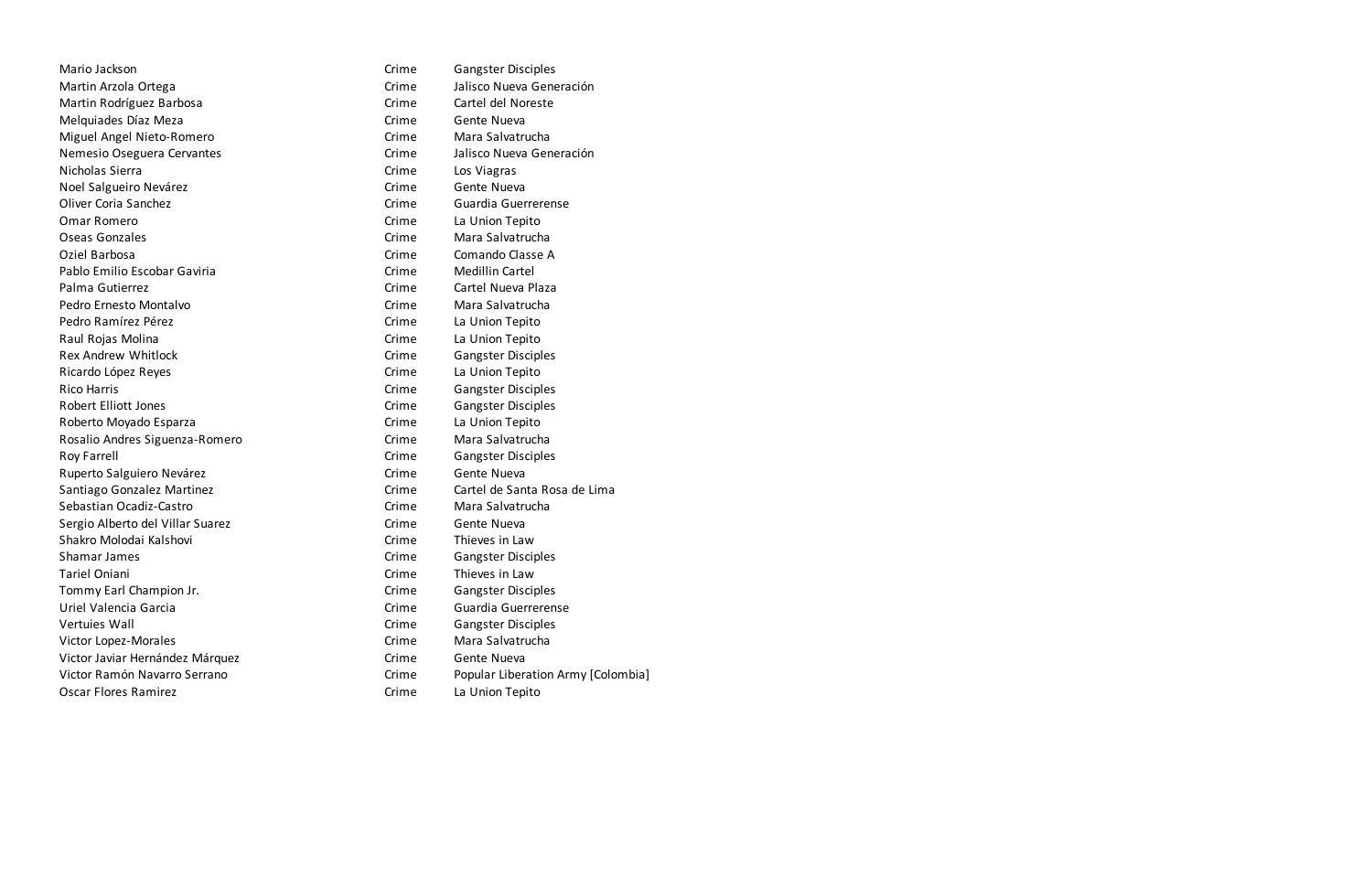| | | |
|---|---|---|
| Mario Jackson | Crime | Gangster Disciples |
| Martin Arzola Ortega | Crime | Jalisco Nueva Generación |
| Martin Rodríguez Barbosa | Crime | Cartel del Noreste |
| Melquiades Díaz Meza | Crime | Gente Nueva |
| Miguel Angel Nieto-Romero | Crime | Mara Salvatrucha |
| Nemesio Oseguera Cervantes | Crime | Jalisco Nueva Generación |
| Nicholas Sierra | Crime | Los Viagras |
| Noel Salgueiro Nevárez | Crime | Gente Nueva |
| Oliver Coria Sanchez | Crime | Guardia Guerrerense |
| Omar Romero | Crime | La Union Tepito |
| Oseas Gonzales | Crime | Mara Salvatrucha |
| Oziel Barbosa | Crime | Comando Classe A |
| Pablo Emilio Escobar Gaviria | Crime | Medillin Cartel |
| Palma Gutierrez | Crime | Cartel Nueva Plaza |
| Pedro Ernesto Montalvo | Crime | Mara Salvatrucha |
| Pedro Ramírez Pérez | Crime | La Union Tepito |
| Raul Rojas Molina | Crime | La Union Tepito |
| Rex Andrew Whitlock | Crime | Gangster Disciples |
| Ricardo López Reyes | Crime | La Union Tepito |
| Rico Harris | Crime | Gangster Disciples |
| Robert Elliott Jones | Crime | Gangster Disciples |
| Roberto Moyado Esparza | Crime | La Union Tepito |
| Rosalio Andres Siguenza-Romero | Crime | Mara Salvatrucha |
| Roy Farrell | Crime | Gangster Disciples |
| Ruperto Salguiero Nevárez | Crime | Gente Nueva |
| Santiago Gonzalez Martinez | Crime | Cartel de Santa Rosa de Lima |
| Sebastian Ocadiz-Castro | Crime | Mara Salvatrucha |
| Sergio Alberto del Villar Suarez | Crime | Gente Nueva |
| Shakro Molodai Kalshovi | Crime | Thieves in Law |
| Shamar James | Crime | Gangster Disciples |
| Tariel Oniani | Crime | Thieves in Law |
| Tommy Earl Champion Jr. | Crime | Gangster Disciples |
| Uriel Valencia Garcia | Crime | Guardia Guerrerense |
| Vertuies Wall | Crime | Gangster Disciples |
| Victor Lopez-Morales | Crime | Mara Salvatrucha |
| Victor Javiar Hernández Márquez | Crime | Gente Nueva |
| Victor Ramón Navarro Serrano | Crime | Popular Liberation Army [Colombia] |
| Oscar Flores Ramirez | Crime | La Union Tepito |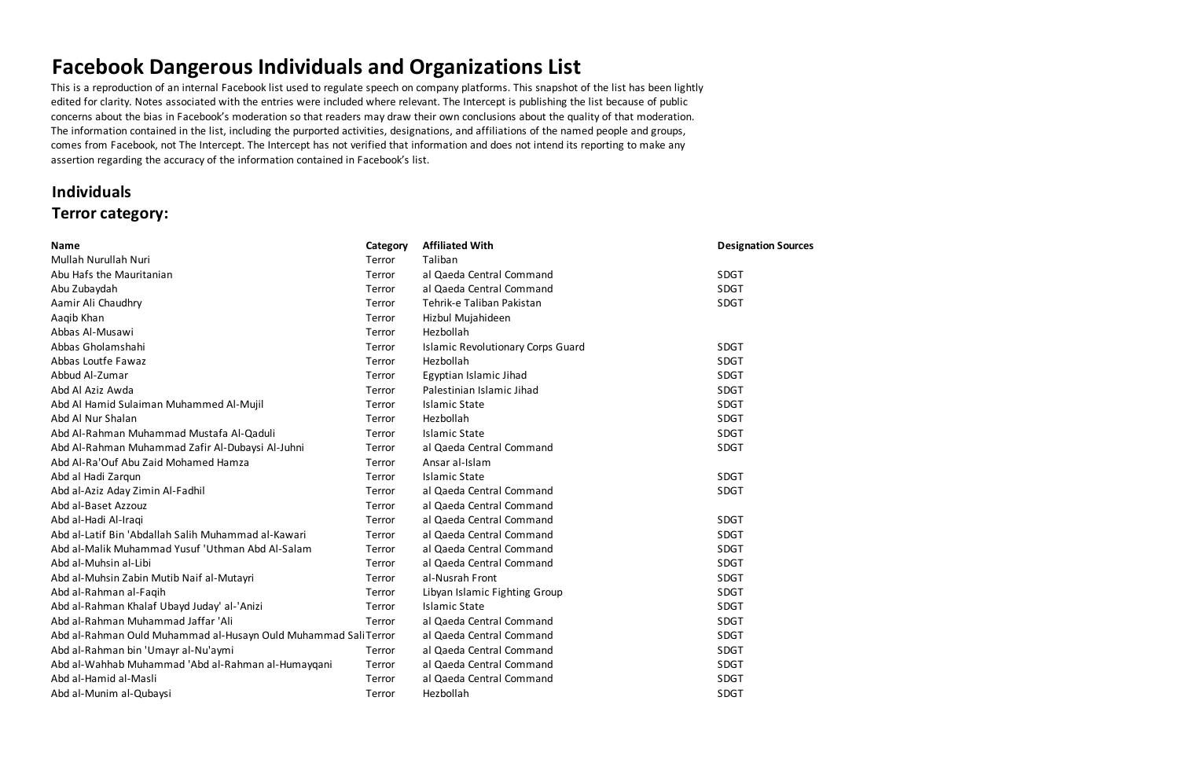# Facebook Dangerous Individuals and Organizations List

This is a reproduction of an internal Facebook list used to regulate speech on company platforms. This snapshot of the list has been lightly edited for clarity. Notes associated with the entries were included where relevant. The Intercept is publishing the list because of public concerns about the bias in Facebook's moderation so that readers may draw their own conclusions about the quality of that moderation. The information contained in the list, including the purported activities, designations, and affiliations of the named people and groups, comes from Facebook, not The Intercept. The Intercept has not verified that information and does not intend its reporting to make any assertion regarding the accuracy of the information contained in Facebook's list.

## Individuals

## Terror category:

| Name | Category | Affiliated With | Designation Sources |
|---|---|---|---|
| Mullah Nurullah Nuri | Terror | Taliban | |
| Abu Hafs the Mauritanian | Terror | al Qaeda Central Command | SDGT |
| Abu Zubaydah | Terror | al Qaeda Central Command | SDGT |
| Aamir Ali Chaudhry | Terror | Tehrik-e Taliban Pakistan | SDGT |
| Aaqib Khan | Terror | Hizbul Mujahideen | |
| Abbas Al-Musawi | Terror | Hezbollah | |
| Abbas Gholamshahi | Terror | Islamic Revolutionary Corps Guard | SDGT |
| Abbas Loutfe Fawaz | Terror | Hezbollah | SDGT |
| Abbud Al-Zumar | Terror | Egyptian Islamic Jihad | SDGT |
| Abd Al Aziz Awda | Terror | Palestinian Islamic Jihad | SDGT |
| Abd Al Hamid Sulaiman Muhammed Al-Mujil | Terror | Islamic State | SDGT |
| Abd Al Nur Shalan | Terror | Hezbollah | SDGT |
| Abd Al-Rahman Muhammad Mustafa Al-Qaduli | Terror | Islamic State | SDGT |
| Abd Al-Rahman Muhammad Zafir Al-Dubaysi Al-Juhni | Terror | al Qaeda Central Command | SDGT |
| Abd Al-Ra'Ouf Abu Zaid Mohamed Hamza | Terror | Ansar al-Islam | |
| Abd al Hadi Zarqun | Terror | Islamic State | SDGT |
| Abd al-Aziz Aday Zimin Al-Fadhil | Terror | al Qaeda Central Command | SDGT |
| Abd al-Baset Azzouz | Terror | al Qaeda Central Command | |
| Abd al-Hadi Al-Iraqi | Terror | al Qaeda Central Command | SDGT |
| Abd al-Latif Bin 'Abdallah Salih Muhammad al-Kawari | Terror | al Qaeda Central Command | SDGT |
| Abd al-Malik Muhammad Yusuf 'Uthman Abd Al-Salam | Terror | al Qaeda Central Command | SDGT |
| Abd al-Muhsin al-Libi | Terror | al Qaeda Central Command | SDGT |
| Abd al-Muhsin Zabin Mutib Naif al-Mutayri | Terror | al-Nusrah Front | SDGT |
| Abd al-Rahman al-Faqih | Terror | Libyan Islamic Fighting Group | SDGT |
| Abd al-Rahman Khalaf Ubayd Juday' al-'Anizi | Terror | Islamic State | SDGT |
| Abd al-Rahman Muhammad Jaffar 'Ali | Terror | al Qaeda Central Command | SDGT |
| Abd al-Rahman Ould Muhammad al-Husayn Ould Muhammad Sali | Terror | al Qaeda Central Command | SDGT |
| Abd al-Rahman bin 'Umayr al-Nu'aymi | Terror | al Qaeda Central Command | SDGT |
| Abd al-Wahhab Muhammad 'Abd al-Rahman al-Humayqani | Terror | al Qaeda Central Command | SDGT |
| Abd al-Hamid al-Masli | Terror | al Qaeda Central Command | SDGT |
| Abd al-Munim al-Qubaysi | Terror | Hezbollah | SDGT |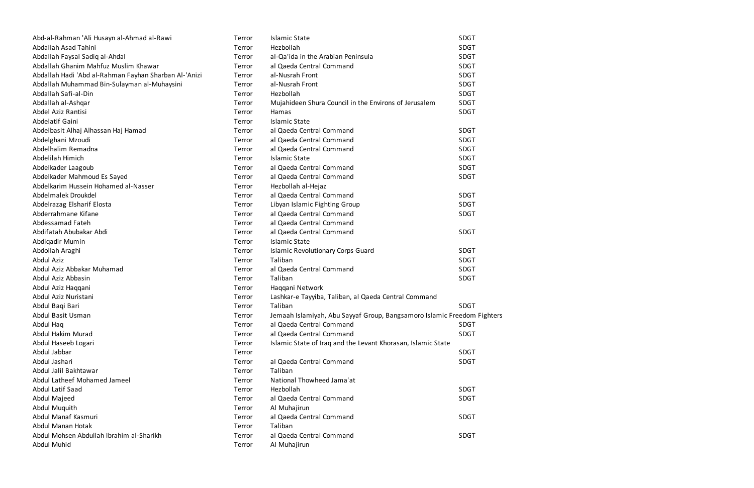| | | | |
|---|---|---|---|
| Abd-al-Rahman 'Ali Husayn al-Ahmad al-Rawi | Terror | Islamic State | SDGT |
| Abdallah Asad Tahini | Terror | Hezbollah | SDGT |
| Abdallah Faysal Sadiq al-Ahdal | Terror | al-Qa'ida in the Arabian Peninsula | SDGT |
| Abdallah Ghanim Mahfuz Muslim Khawar | Terror | al Qaeda Central Command | SDGT |
| Abdallah Hadi 'Abd al-Rahman Fayhan Sharban Al-'Anizi | Terror | al-Nusrah Front | SDGT |
| Abdallah Muhammad Bin-Sulayman al-Muhaysini | Terror | al-Nusrah Front | SDGT |
| Abdallah Safi-al-Din | Terror | Hezbollah | SDGT |
| Abdallah al-Ashqar | Terror | Mujahideen Shura Council in the Environs of Jerusalem | SDGT |
| Abdel Aziz Rantisi | Terror | Hamas | SDGT |
| Abdelatif Gaini | Terror | Islamic State | |
| Abdelbasit Alhaj Alhassan Haj Hamad | Terror | al Qaeda Central Command | SDGT |
| Abdelghani Mzoudi | Terror | al Qaeda Central Command | SDGT |
| Abdelhalim Remadna | Terror | al Qaeda Central Command | SDGT |
| Abdelilah Himich | Terror | Islamic State | SDGT |
| Abdelkader Laagoub | Terror | al Qaeda Central Command | SDGT |
| Abdelkader Mahmoud Es Sayed | Terror | al Qaeda Central Command | SDGT |
| Abdelkarim Hussein Hohamed al-Nasser | Terror | Hezbollah al-Hejaz | |
| Abdelmalek Droukdel | Terror | al Qaeda Central Command | SDGT |
| Abdelrazag Elsharif Elosta | Terror | Libyan Islamic Fighting Group | SDGT |
| Abderrahmane Kifane | Terror | al Qaeda Central Command | SDGT |
| Abdessamad Fateh | Terror | al Qaeda Central Command | |
| Abdifatah Abubakar Abdi | Terror | al Qaeda Central Command | SDGT |
| Abdiqadir Mumin | Terror | Islamic State | |
| Abdollah Araghi | Terror | Islamic Revolutionary Corps Guard | SDGT |
| Abdul Aziz | Terror | Taliban | SDGT |
| Abdul Aziz Abbakar Muhamad | Terror | al Qaeda Central Command | SDGT |
| Abdul Aziz Abbasin | Terror | Taliban | SDGT |
| Abdul Aziz Haqqani | Terror | Haqqani Network | |
| Abdul Aziz Nuristani | Terror | Lashkar-e Tayyiba, Taliban, al Qaeda Central Command | |
| Abdul Baqi Bari | Terror | Taliban | SDGT |
| Abdul Basit Usman | Terror | Jemaah Islamiyah, Abu Sayyaf Group, Bangsamoro Islamic Freedom Fighters | |
| Abdul Haq | Terror | al Qaeda Central Command | SDGT |
| Abdul Hakim Murad | Terror | al Qaeda Central Command | SDGT |
| Abdul Haseeb Logari | Terror | Islamic State of Iraq and the Levant Khorasan, Islamic State | |
| Abdul Jabbar | Terror | | SDGT |
| Abdul Jashari | Terror | al Qaeda Central Command | SDGT |
| Abdul Jalil Bakhtawar | Terror | Taliban | |
| Abdul Latheef Mohamed Jameel | Terror | National Thowheed Jama'at | |
| Abdul Latif Saad | Terror | Hezbollah | SDGT |
| Abdul Majeed | Terror | al Qaeda Central Command | SDGT |
| Abdul Muquith | Terror | Al Muhajirun | |
| Abdul Manaf Kasmuri | Terror | al Qaeda Central Command | SDGT |
| Abdul Manan Hotak | Terror | Taliban | |
| Abdul Mohsen Abdullah Ibrahim al-Sharikh | Terror | al Qaeda Central Command | SDGT |
| Abdul Muhid | Terror | Al Muhajirun | |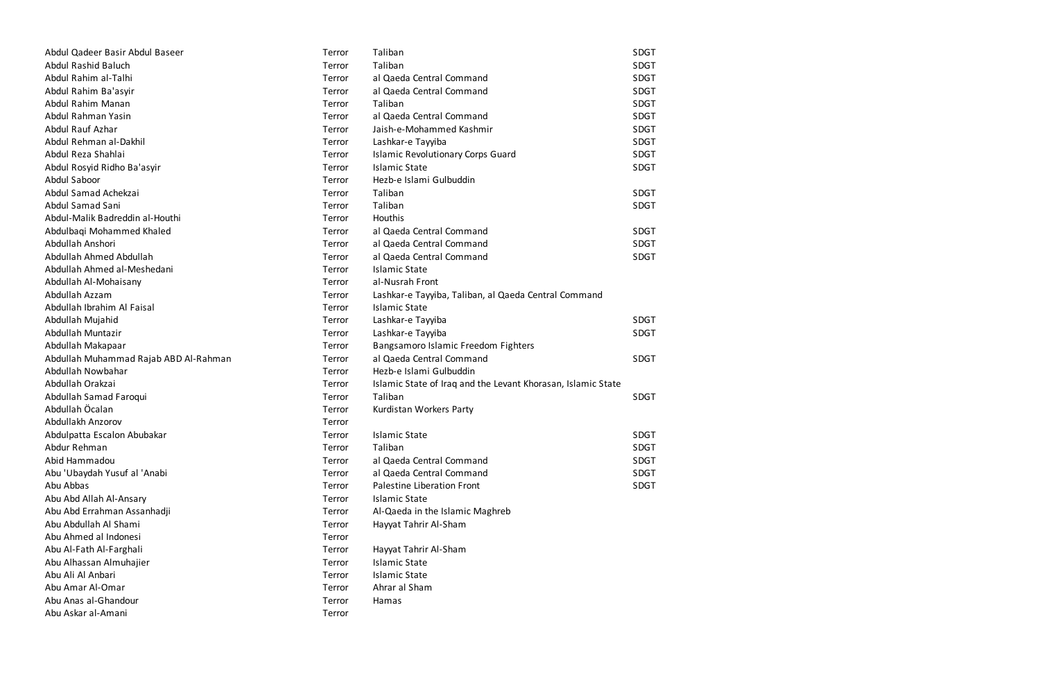| | | | |
|---|---|---|---|
| Abdul Qadeer Basir Abdul Baseer | Terror | Taliban | SDGT |
| Abdul Rashid Baluch | Terror | Taliban | SDGT |
| Abdul Rahim al-Talhi | Terror | al Qaeda Central Command | SDGT |
| Abdul Rahim Ba'asyir | Terror | al Qaeda Central Command | SDGT |
| Abdul Rahim Manan | Terror | Taliban | SDGT |
| Abdul Rahman Yasin | Terror | al Qaeda Central Command | SDGT |
| Abdul Rauf Azhar | Terror | Jaish-e-Mohammed Kashmir | SDGT |
| Abdul Rehman al-Dakhil | Terror | Lashkar-e Tayyiba | SDGT |
| Abdul Reza Shahlai | Terror | Islamic Revolutionary Corps Guard | SDGT |
| Abdul Rosyid Ridho Ba'asyir | Terror | Islamic State | SDGT |
| Abdul Saboor | Terror | Hezb-e Islami Gulbuddin | |
| Abdul Samad Achekzai | Terror | Taliban | SDGT |
| Abdul Samad Sani | Terror | Taliban | SDGT |
| Abdul-Malik Badreddin al-Houthi | Terror | Houthis | |
| Abdulbaqi Mohammed Khaled | Terror | al Qaeda Central Command | SDGT |
| Abdullah Anshori | Terror | al Qaeda Central Command | SDGT |
| Abdullah Ahmed Abdullah | Terror | al Qaeda Central Command | SDGT |
| Abdullah Ahmed al-Meshedani | Terror | Islamic State | |
| Abdullah Al-Mohaisany | Terror | al-Nusrah Front | |
| Abdullah Azzam | Terror | Lashkar-e Tayyiba, Taliban, al Qaeda Central Command | |
| Abdullah Ibrahim Al Faisal | Terror | Islamic State | |
| Abdullah Mujahid | Terror | Lashkar-e Tayyiba | SDGT |
| Abdullah Muntazir | Terror | Lashkar-e Tayyiba | SDGT |
| Abdullah Makapaar | Terror | Bangsamoro Islamic Freedom Fighters | |
| Abdullah Muhammad Rajab ABD Al-Rahman | Terror | al Qaeda Central Command | SDGT |
| Abdullah Nowbahar | Terror | Hezb-e Islami Gulbuddin | |
| Abdullah Orakzai | Terror | Islamic State of Iraq and the Levant Khorasan, Islamic State | |
| Abdullah Samad Faroqui | Terror | Taliban | SDGT |
| Abdullah Öcalan | Terror | Kurdistan Workers Party | |
| Abdullakh Anzorov | Terror | | |
| Abdulpatta Escalon Abubakar | Terror | Islamic State | SDGT |
| Abdur Rehman | Terror | Taliban | SDGT |
| Abid Hammadou | Terror | al Qaeda Central Command | SDGT |
| Abu 'Ubaydah Yusuf al 'Anabi | Terror | al Qaeda Central Command | SDGT |
| Abu Abbas | Terror | Palestine Liberation Front | SDGT |
| Abu Abd Allah Al-Ansary | Terror | Islamic State | |
| Abu Abd Errahman Assanhadji | Terror | Al-Qaeda in the Islamic Maghreb | |
| Abu Abdullah Al Shami | Terror | Hayyat Tahrir Al-Sham | |
| Abu Ahmed al Indonesi | Terror | | |
| Abu Al-Fath Al-Farghali | Terror | Hayyat Tahrir Al-Sham | |
| Abu Alhassan Almuhajier | Terror | Islamic State | |
| Abu Ali Al Anbari | Terror | Islamic State | |
| Abu Amar Al-Omar | Terror | Ahrar al Sham | |
| Abu Anas al-Ghandour | Terror | Hamas | |
| Abu Askar al-Amani | Terror | | |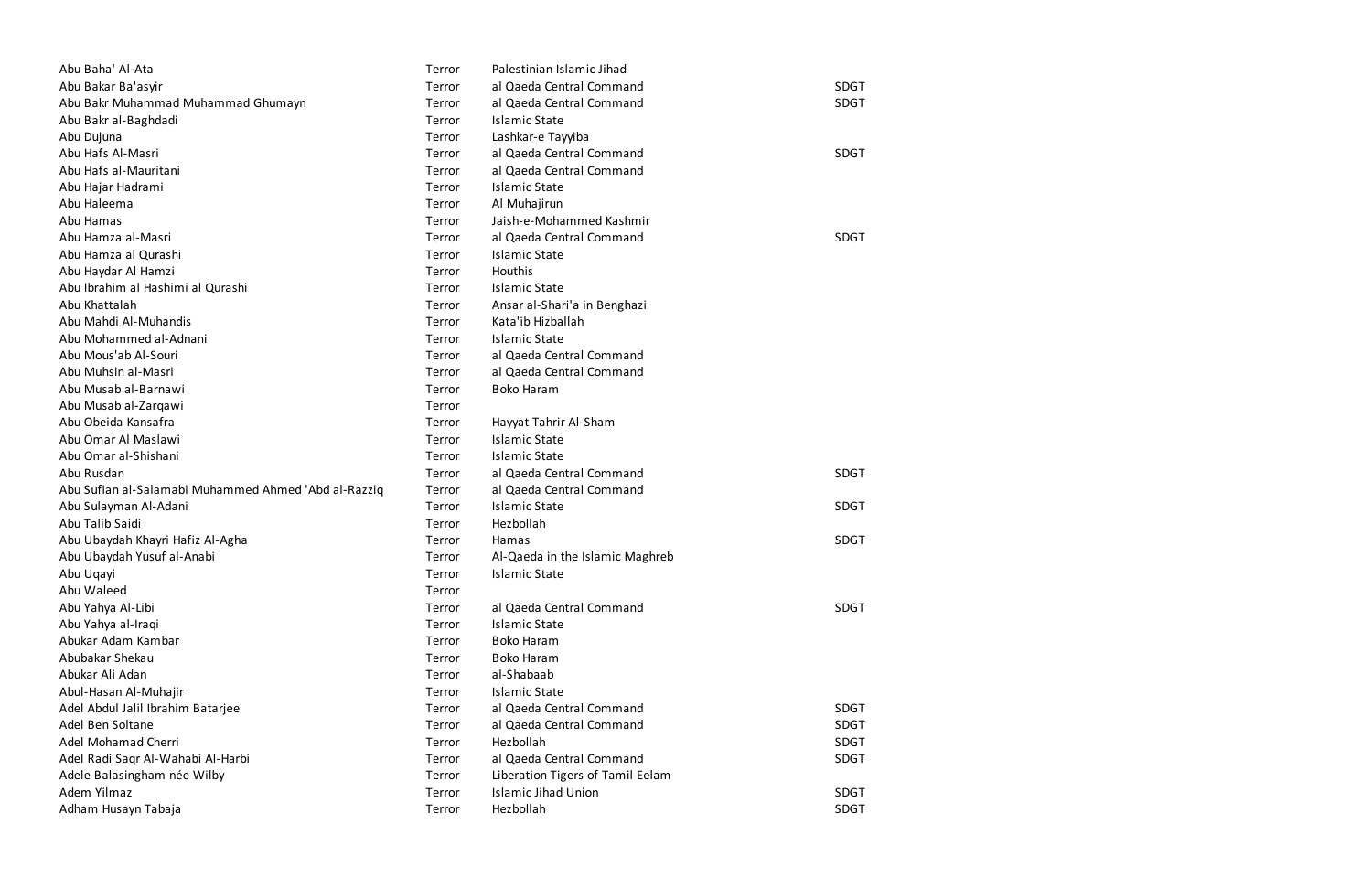| | | | |
|---|---|---|---|
| Abu Baha' Al-Ata | Terror | Palestinian Islamic Jihad | |
| Abu Bakar Ba'asyir | Terror | al Qaeda Central Command | SDGT |
| Abu Bakr Muhammad Muhammad Ghumayn | Terror | al Qaeda Central Command | SDGT |
| Abu Bakr al-Baghdadi | Terror | Islamic State | |
| Abu Dujuna | Terror | Lashkar-e Tayyiba | |
| Abu Hafs Al-Masri | Terror | al Qaeda Central Command | SDGT |
| Abu Hafs al-Mauritani | Terror | al Qaeda Central Command | |
| Abu Hajar Hadrami | Terror | Islamic State | |
| Abu Haleema | Terror | Al Muhajirun | |
| Abu Hamas | Terror | Jaish-e-Mohammed Kashmir | |
| Abu Hamza al-Masri | Terror | al Qaeda Central Command | SDGT |
| Abu Hamza al Qurashi | Terror | Islamic State | |
| Abu Haydar Al Hamzi | Terror | Houthis | |
| Abu Ibrahim al Hashimi al Qurashi | Terror | Islamic State | |
| Abu Khattalah | Terror | Ansar al-Shari'a in Benghazi | |
| Abu Mahdi Al-Muhandis | Terror | Kata'ib Hizballah | |
| Abu Mohammed al-Adnani | Terror | Islamic State | |
| Abu Mous'ab Al-Souri | Terror | al Qaeda Central Command | |
| Abu Muhsin al-Masri | Terror | al Qaeda Central Command | |
| Abu Musab al-Barnawi | Terror | Boko Haram | |
| Abu Musab al-Zarqawi | Terror | | |
| Abu Obeida Kansafra | Terror | Hayyat Tahrir Al-Sham | |
| Abu Omar Al Maslawi | Terror | Islamic State | |
| Abu Omar al-Shishani | Terror | Islamic State | |
| Abu Rusdan | Terror | al Qaeda Central Command | SDGT |
| Abu Sufian al-Salamabi Muhammed Ahmed 'Abd al-Razziq | Terror | al Qaeda Central Command | |
| Abu Sulayman Al-Adani | Terror | Islamic State | SDGT |
| Abu Talib Saidi | Terror | Hezbollah | |
| Abu Ubaydah Khayri Hafiz Al-Agha | Terror | Hamas | SDGT |
| Abu Ubaydah Yusuf al-Anabi | Terror | Al-Qaeda in the Islamic Maghreb | |
| Abu Uqayi | Terror | Islamic State | |
| Abu Waleed | Terror | | |
| Abu Yahya Al-Libi | Terror | al Qaeda Central Command | SDGT |
| Abu Yahya al-Iraqi | Terror | Islamic State | |
| Abukar Adam Kambar | Terror | Boko Haram | |
| Abubakar Shekau | Terror | Boko Haram | |
| Abukar Ali Adan | Terror | al-Shabaab | |
| Abul-Hasan Al-Muhajir | Terror | Islamic State | |
| Adel Abdul Jalil Ibrahim Batarjee | Terror | al Qaeda Central Command | SDGT |
| Adel Ben Soltane | Terror | al Qaeda Central Command | SDGT |
| Adel Mohamad Cherri | Terror | Hezbollah | SDGT |
| Adel Radi Saqr Al-Wahabi Al-Harbi | Terror | al Qaeda Central Command | SDGT |
| Adele Balasingham née Wilby | Terror | Liberation Tigers of Tamil Eelam | |
| Adem Yilmaz | Terror | Islamic Jihad Union | SDGT |
| Adham Husayn Tabaja | Terror | Hezbollah | SDGT |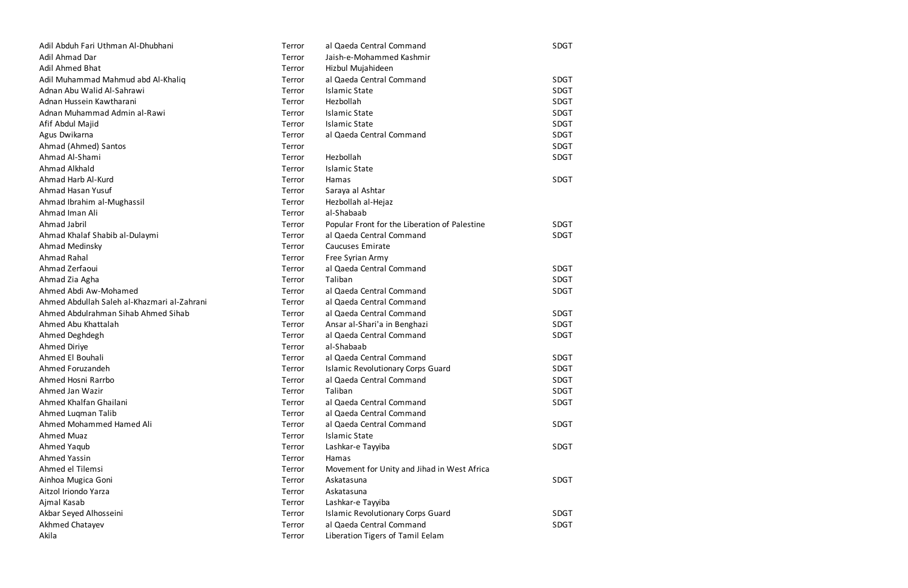| | | | |
|---|---|---|---|
| Adil Abduh Fari Uthman Al-Dhubhani | Terror | al Qaeda Central Command | SDGT |
| Adil Ahmad Dar | Terror | Jaish-e-Mohammed Kashmir | |
| Adil Ahmed Bhat | Terror | Hizbul Mujahideen | |
| Adil Muhammad Mahmud abd Al-Khaliq | Terror | al Qaeda Central Command | SDGT |
| Adnan Abu Walid Al-Sahrawi | Terror | Islamic State | SDGT |
| Adnan Hussein Kawtharani | Terror | Hezbollah | SDGT |
| Adnan Muhammad Admin al-Rawi | Terror | Islamic State | SDGT |
| Afif Abdul Majid | Terror | Islamic State | SDGT |
| Agus Dwikarna | Terror | al Qaeda Central Command | SDGT |
| Ahmad (Ahmed) Santos | Terror | | SDGT |
| Ahmad Al-Shami | Terror | Hezbollah | SDGT |
| Ahmad Alkhald | Terror | Islamic State | |
| Ahmad Harb Al-Kurd | Terror | Hamas | SDGT |
| Ahmad Hasan Yusuf | Terror | Saraya al Ashtar | |
| Ahmad Ibrahim al-Mughassil | Terror | Hezbollah al-Hejaz | |
| Ahmad Iman Ali | Terror | al-Shabaab | |
| Ahmad Jabril | Terror | Popular Front for the Liberation of Palestine | SDGT |
| Ahmad Khalaf Shabib al-Dulaymi | Terror | al Qaeda Central Command | SDGT |
| Ahmad Medinsky | Terror | Caucuses Emirate | |
| Ahmad Rahal | Terror | Free Syrian Army | |
| Ahmad Zerfaoui | Terror | al Qaeda Central Command | SDGT |
| Ahmad Zia Agha | Terror | Taliban | SDGT |
| Ahmed Abdi Aw-Mohamed | Terror | al Qaeda Central Command | SDGT |
| Ahmed Abdullah Saleh al-Khazmari al-Zahrani | Terror | al Qaeda Central Command | |
| Ahmed Abdulrahman Sihab Ahmed Sihab | Terror | al Qaeda Central Command | SDGT |
| Ahmed Abu Khattalah | Terror | Ansar al-Shari'a in Benghazi | SDGT |
| Ahmed Deghdegh | Terror | al Qaeda Central Command | SDGT |
| Ahmed Diriye | Terror | al-Shabaab | |
| Ahmed El Bouhali | Terror | al Qaeda Central Command | SDGT |
| Ahmed Foruzandeh | Terror | Islamic Revolutionary Corps Guard | SDGT |
| Ahmed Hosni Rarrbo | Terror | al Qaeda Central Command | SDGT |
| Ahmed Jan Wazir | Terror | Taliban | SDGT |
| Ahmed Khalfan Ghailani | Terror | al Qaeda Central Command | SDGT |
| Ahmed Luqman Talib | Terror | al Qaeda Central Command | |
| Ahmed Mohammed Hamed Ali | Terror | al Qaeda Central Command | SDGT |
| Ahmed Muaz | Terror | Islamic State | |
| Ahmed Yaqub | Terror | Lashkar-e Tayyiba | SDGT |
| Ahmed Yassin | Terror | Hamas | |
| Ahmed el Tilemsi | Terror | Movement for Unity and Jihad in West Africa | |
| Ainhoa Mugica Goni | Terror | Askatasuna | SDGT |
| Aitzol Iriondo Yarza | Terror | Askatasuna | |
| Ajmal Kasab | Terror | Lashkar-e Tayyiba | |
| Akbar Seyed Alhosseini | Terror | Islamic Revolutionary Corps Guard | SDGT |
| Akhmed Chatayev | Terror | al Qaeda Central Command | SDGT |
| Akila | Terror | Liberation Tigers of Tamil Eelam | |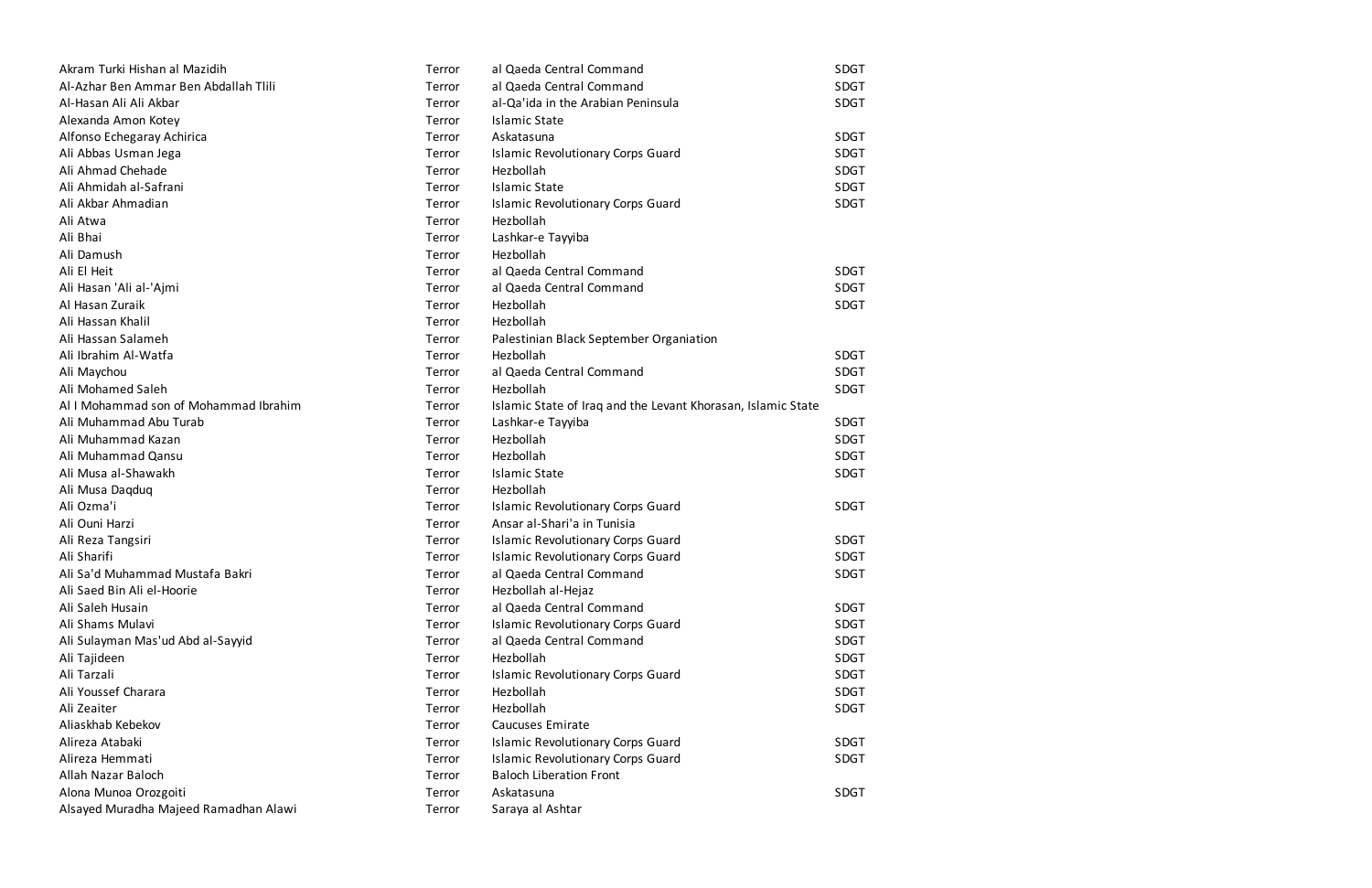| | | | |
|---|---|---|---|
| Akram Turki Hishan al Mazidih | Terror | al Qaeda Central Command | SDGT |
| Al-Azhar Ben Ammar Ben Abdallah Tlili | Terror | al Qaeda Central Command | SDGT |
| Al-Hasan Ali Ali Akbar | Terror | al-Qa'ida in the Arabian Peninsula | SDGT |
| Alexanda Amon Kotey | Terror | Islamic State | |
| Alfonso Echegaray Achirica | Terror | Askatasuna | SDGT |
| Ali Abbas Usman Jega | Terror | Islamic Revolutionary Corps Guard | SDGT |
| Ali Ahmad Chehade | Terror | Hezbollah | SDGT |
| Ali Ahmidah al-Safrani | Terror | Islamic State | SDGT |
| Ali Akbar Ahmadian | Terror | Islamic Revolutionary Corps Guard | SDGT |
| Ali Atwa | Terror | Hezbollah | |
| Ali Bhai | Terror | Lashkar-e Tayyiba | |
| Ali Damush | Terror | Hezbollah | |
| Ali El Heit | Terror | al Qaeda Central Command | SDGT |
| Ali Hasan 'Ali al-'Ajmi | Terror | al Qaeda Central Command | SDGT |
| Al Hasan Zuraik | Terror | Hezbollah | SDGT |
| Ali Hassan Khalil | Terror | Hezbollah | |
| Ali Hassan Salameh | Terror | Palestinian Black September Organiation | |
| Ali Ibrahim Al-Watfa | Terror | Hezbollah | SDGT |
| Ali Maychou | Terror | al Qaeda Central Command | SDGT |
| Ali Mohamed Saleh | Terror | Hezbollah | SDGT |
| Al I Mohammad son of Mohammad Ibrahim | Terror | Islamic State of Iraq and the Levant Khorasan, Islamic State | |
| Ali Muhammad Abu Turab | Terror | Lashkar-e Tayyiba | SDGT |
| Ali Muhammad Kazan | Terror | Hezbollah | SDGT |
| Ali Muhammad Qansu | Terror | Hezbollah | SDGT |
| Ali Musa al-Shawakh | Terror | Islamic State | SDGT |
| Ali Musa Daqduq | Terror | Hezbollah | |
| Ali Ozma'i | Terror | Islamic Revolutionary Corps Guard | SDGT |
| Ali Ouni Harzi | Terror | Ansar al-Shari'a in Tunisia | |
| Ali Reza Tangsiri | Terror | Islamic Revolutionary Corps Guard | SDGT |
| Ali Sharifi | Terror | Islamic Revolutionary Corps Guard | SDGT |
| Ali Sa'd Muhammad Mustafa Bakri | Terror | al Qaeda Central Command | SDGT |
| Ali Saed Bin Ali el-Hoorie | Terror | Hezbollah al-Hejaz | |
| Ali Saleh Husain | Terror | al Qaeda Central Command | SDGT |
| Ali Shams Mulavi | Terror | Islamic Revolutionary Corps Guard | SDGT |
| Ali Sulayman Mas'ud Abd al-Sayyid | Terror | al Qaeda Central Command | SDGT |
| Ali Tajideen | Terror | Hezbollah | SDGT |
| Ali Tarzali | Terror | Islamic Revolutionary Corps Guard | SDGT |
| Ali Youssef Charara | Terror | Hezbollah | SDGT |
| Ali Zeaiter | Terror | Hezbollah | SDGT |
| Aliaskhab Kebekov | Terror | Caucuses Emirate | |
| Alireza Atabaki | Terror | Islamic Revolutionary Corps Guard | SDGT |
| Alireza Hemmati | Terror | Islamic Revolutionary Corps Guard | SDGT |
| Allah Nazar Baloch | Terror | Baloch Liberation Front | |
| Alona Munoa Orozgoiti | Terror | Askatasuna | SDGT |
| Alsayed Muradha Majeed Ramadhan Alawi | Terror | Saraya al Ashtar | |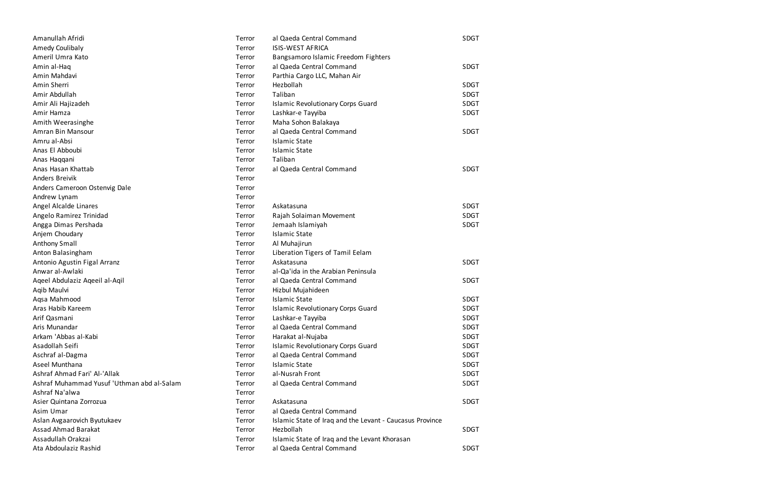| | | | |
|---|---|---|---|
| Amanullah Afridi | Terror | al Qaeda Central Command | SDGT |
| Amedy Coulibaly | Terror | ISIS-WEST AFRICA | |
| Ameril Umra Kato | Terror | Bangsamoro Islamic Freedom Fighters | |
| Amin al-Haq | Terror | al Qaeda Central Command | SDGT |
| Amin Mahdavi | Terror | Parthia Cargo LLC, Mahan Air | |
| Amin Sherri | Terror | Hezbollah | SDGT |
| Amir Abdullah | Terror | Taliban | SDGT |
| Amir Ali Hajizadeh | Terror | Islamic Revolutionary Corps Guard | SDGT |
| Amir Hamza | Terror | Lashkar-e Tayyiba | SDGT |
| Amith Weerasinghe | Terror | Maha Sohon Balakaya | |
| Amran Bin Mansour | Terror | al Qaeda Central Command | SDGT |
| Amru al-Absi | Terror | Islamic State | |
| Anas El Abboubi | Terror | Islamic State | |
| Anas Haqqani | Terror | Taliban | |
| Anas Hasan Khattab | Terror | al Qaeda Central Command | SDGT |
| Anders Breivik | Terror | | |
| Anders Cameroon Ostenvig Dale | Terror | | |
| Andrew Lynam | Terror | | |
| Angel Alcalde Linares | Terror | Askatasuna | SDGT |
| Angelo Ramirez Trinidad | Terror | Rajah Solaiman Movement | SDGT |
| Angga Dimas Pershada | Terror | Jemaah Islamiyah | SDGT |
| Anjem Choudary | Terror | Islamic State | |
| Anthony Small | Terror | Al Muhajirun | |
| Anton Balasingham | Terror | Liberation Tigers of Tamil Eelam | |
| Antonio Agustin Figal Arranz | Terror | Askatasuna | SDGT |
| Anwar al-Awlaki | Terror | al-Qa'ida in the Arabian Peninsula | |
| Aqeel Abdulaziz Aqeeil al-Aqil | Terror | al Qaeda Central Command | SDGT |
| Aqib Maulvi | Terror | Hizbul Mujahideen | |
| Aqsa Mahmood | Terror | Islamic State | SDGT |
| Aras Habib Kareem | Terror | Islamic Revolutionary Corps Guard | SDGT |
| Arif Qasmani | Terror | Lashkar-e Tayyiba | SDGT |
| Aris Munandar | Terror | al Qaeda Central Command | SDGT |
| Arkam 'Abbas al-Kabi | Terror | Harakat al-Nujaba | SDGT |
| Asadollah Seifi | Terror | Islamic Revolutionary Corps Guard | SDGT |
| Aschraf al-Dagma | Terror | al Qaeda Central Command | SDGT |
| Aseel Munthana | Terror | Islamic State | SDGT |
| Ashraf Ahmad Fari' Al-'Allak | Terror | al-Nusrah Front | SDGT |
| Ashraf Muhammad Yusuf 'Uthman abd al-Salam | Terror | al Qaeda Central Command | SDGT |
| Ashraf Na'alwa | Terror | | |
| Asier Quintana Zorrozua | Terror | Askatasuna | SDGT |
| Asim Umar | Terror | al Qaeda Central Command | |
| Aslan Avgaarovich Byutukaev | Terror | Islamic State of Iraq and the Levant - Caucasus Province | |
| Assad Ahmad Barakat | Terror | Hezbollah | SDGT |
| Assadullah Orakzai | Terror | Islamic State of Iraq and the Levant Khorasan | |
| Ata Abdoulaziz Rashid | Terror | al Qaeda Central Command | SDGT |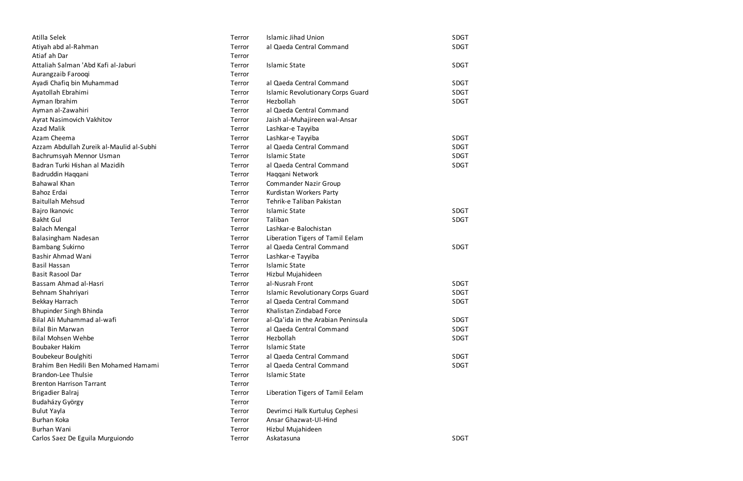| | | | |
|---|---|---|---|
| Atilla Selek | Terror | Islamic Jihad Union | SDGT |
| Atiyah abd al-Rahman | Terror | al Qaeda Central Command | SDGT |
| Atiaf ah Dar | Terror | | |
| Attaliah Salman 'Abd Kafi al-Jaburi | Terror | Islamic State | SDGT |
| Aurangzaib Farooqi | Terror | | |
| Ayadi Chafiq bin Muhammad | Terror | al Qaeda Central Command | SDGT |
| Ayatollah Ebrahimi | Terror | Islamic Revolutionary Corps Guard | SDGT |
| Ayman Ibrahim | Terror | Hezbollah | SDGT |
| Ayman al-Zawahiri | Terror | al Qaeda Central Command | |
| Ayrat Nasimovich Vakhitov | Terror | Jaish al-Muhajireen wal-Ansar | |
| Azad Malik | Terror | Lashkar-e Tayyiba | |
| Azam Cheema | Terror | Lashkar-e Tayyiba | SDGT |
| Azzam Abdullah Zureik al-Maulid al-Subhi | Terror | al Qaeda Central Command | SDGT |
| Bachrumsyah Mennor Usman | Terror | Islamic State | SDGT |
| Badran Turki Hishan al Mazidih | Terror | al Qaeda Central Command | SDGT |
| Badruddin Haqqani | Terror | Haqqani Network | |
| Bahawal Khan | Terror | Commander Nazir Group | |
| Bahoz Erdai | Terror | Kurdistan Workers Party | |
| Baitullah Mehsud | Terror | Tehrik-e Taliban Pakistan | |
| Bajro Ikanovic | Terror | Islamic State | SDGT |
| Bakht Gul | Terror | Taliban | SDGT |
| Balach Mengal | Terror | Lashkar-e Balochistan | |
| Balasingham Nadesan | Terror | Liberation Tigers of Tamil Eelam | |
| Bambang Sukirno | Terror | al Qaeda Central Command | SDGT |
| Bashir Ahmad Wani | Terror | Lashkar-e Tayyiba | |
| Basil Hassan | Terror | Islamic State | |
| Basit Rasool Dar | Terror | Hizbul Mujahideen | |
| Bassam Ahmad al-Hasri | Terror | al-Nusrah Front | SDGT |
| Behnam Shahriyari | Terror | Islamic Revolutionary Corps Guard | SDGT |
| Bekkay Harrach | Terror | al Qaeda Central Command | SDGT |
| Bhupinder Singh Bhinda | Terror | Khalistan Zindabad Force | |
| Bilal Ali Muhammad al-wafi | Terror | al-Qa'ida in the Arabian Peninsula | SDGT |
| Bilal Bin Marwan | Terror | al Qaeda Central Command | SDGT |
| Bilal Mohsen Wehbe | Terror | Hezbollah | SDGT |
| Boubaker Hakim | Terror | Islamic State | |
| Boubekeur Boulghiti | Terror | al Qaeda Central Command | SDGT |
| Brahim Ben Hedili Ben Mohamed Hamami | Terror | al Qaeda Central Command | SDGT |
| Brandon-Lee Thulsie | Terror | Islamic State | |
| Brenton Harrison Tarrant | Terror | | |
| Brigadier Balraj | Terror | Liberation Tigers of Tamil Eelam | |
| Budaházy György | Terror | | |
| Bulut Yayla | Terror | Devrimci Halk Kurtuluş Cephesi | |
| Burhan Koka | Terror | Ansar Ghazwat-Ul-Hind | |
| Burhan Wani | Terror | Hizbul Mujahideen | |
| Carlos Saez De Eguila Murguiondo | Terror | Askatasuna | SDGT |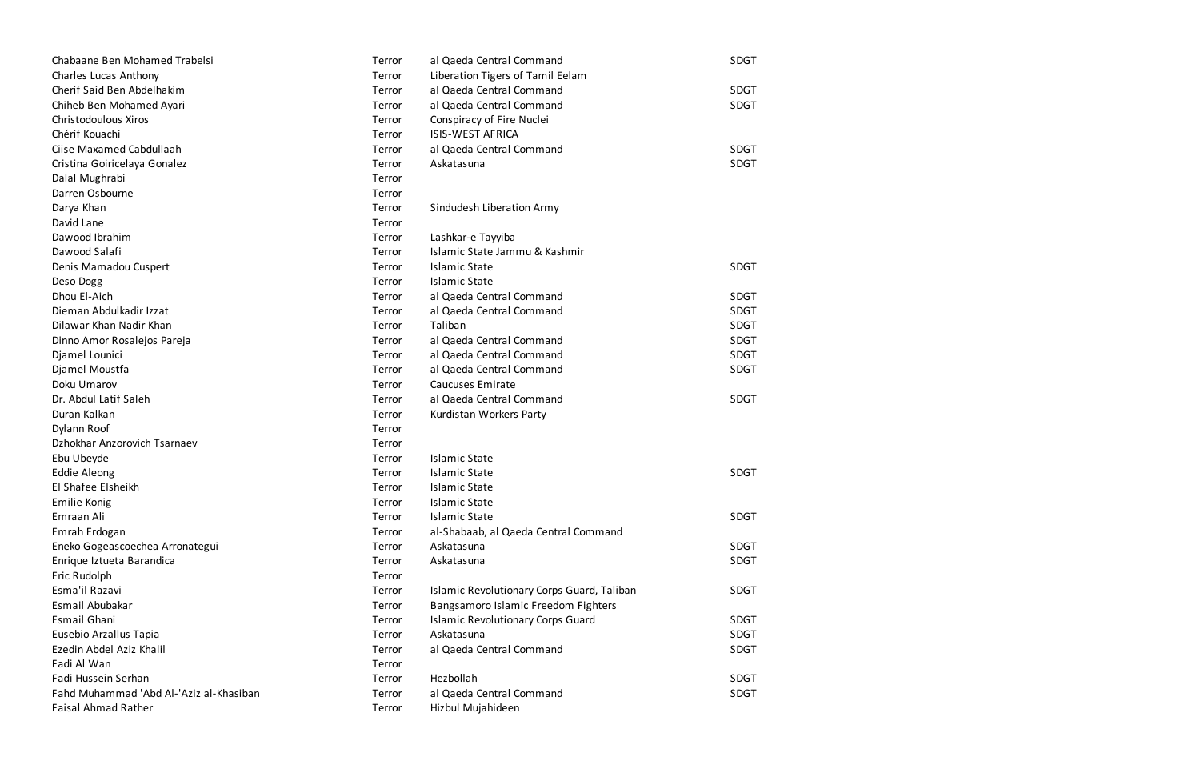| | | | |
|---|---|---|---|
| Chabaane Ben Mohamed Trabelsi | Terror | al Qaeda Central Command | SDGT |
| Charles Lucas Anthony | Terror | Liberation Tigers of Tamil Eelam | |
| Cherif Said Ben Abdelhakim | Terror | al Qaeda Central Command | SDGT |
| Chiheb Ben Mohamed Ayari | Terror | al Qaeda Central Command | SDGT |
| Christodoulous Xiros | Terror | Conspiracy of Fire Nuclei | |
| Chérif Kouachi | Terror | ISIS-WEST AFRICA | |
| Ciise Maxamed Cabdullaah | Terror | al Qaeda Central Command | SDGT |
| Cristina Goiricelaya Gonalez | Terror | Askatasuna | SDGT |
| Dalal Mughrabi | Terror | | |
| Darren Osbourne | Terror | | |
| Darya Khan | Terror | Sindudesh Liberation Army | |
| David Lane | Terror | | |
| Dawood Ibrahim | Terror | Lashkar-e Tayyiba | |
| Dawood Salafi | Terror | Islamic State Jammu & Kashmir | |
| Denis Mamadou Cuspert | Terror | Islamic State | SDGT |
| Deso Dogg | Terror | Islamic State | |
| Dhou El-Aich | Terror | al Qaeda Central Command | SDGT |
| Dieman Abdulkadir Izzat | Terror | al Qaeda Central Command | SDGT |
| Dilawar Khan Nadir Khan | Terror | Taliban | SDGT |
| Dinno Amor Rosalejos Pareja | Terror | al Qaeda Central Command | SDGT |
| Djamel Lounici | Terror | al Qaeda Central Command | SDGT |
| Djamel Moustfa | Terror | al Qaeda Central Command | SDGT |
| Doku Umarov | Terror | Caucuses Emirate | |
| Dr. Abdul Latif Saleh | Terror | al Qaeda Central Command | SDGT |
| Duran Kalkan | Terror | Kurdistan Workers Party | |
| Dylann Roof | Terror | | |
| Dzhokhar Anzorovich Tsarnaev | Terror | | |
| Ebu Ubeyde | Terror | Islamic State | |
| Eddie Aleong | Terror | Islamic State | SDGT |
| El Shafee Elsheikh | Terror | Islamic State | |
| Emilie Konig | Terror | Islamic State | |
| Emraan Ali | Terror | Islamic State | SDGT |
| Emrah Erdogan | Terror | al-Shabaab, al Qaeda Central Command | |
| Eneko Gogeascoechea Arronategui | Terror | Askatasuna | SDGT |
| Enrique Iztueta Barandica | Terror | Askatasuna | SDGT |
| Eric Rudolph | Terror | | |
| Esma'il Razavi | Terror | Islamic Revolutionary Corps Guard, Taliban | SDGT |
| Esmail Abubakar | Terror | Bangsamoro Islamic Freedom Fighters | |
| Esmail Ghani | Terror | Islamic Revolutionary Corps Guard | SDGT |
| Eusebio Arzallus Tapia | Terror | Askatasuna | SDGT |
| Ezedin Abdel Aziz Khalil | Terror | al Qaeda Central Command | SDGT |
| Fadi Al Wan | Terror | | |
| Fadi Hussein Serhan | Terror | Hezbollah | SDGT |
| Fahd Muhammad 'Abd Al-'Aziz al-Khasiban | Terror | al Qaeda Central Command | SDGT |
| Faisal Ahmad Rather | Terror | Hizbul Mujahideen | |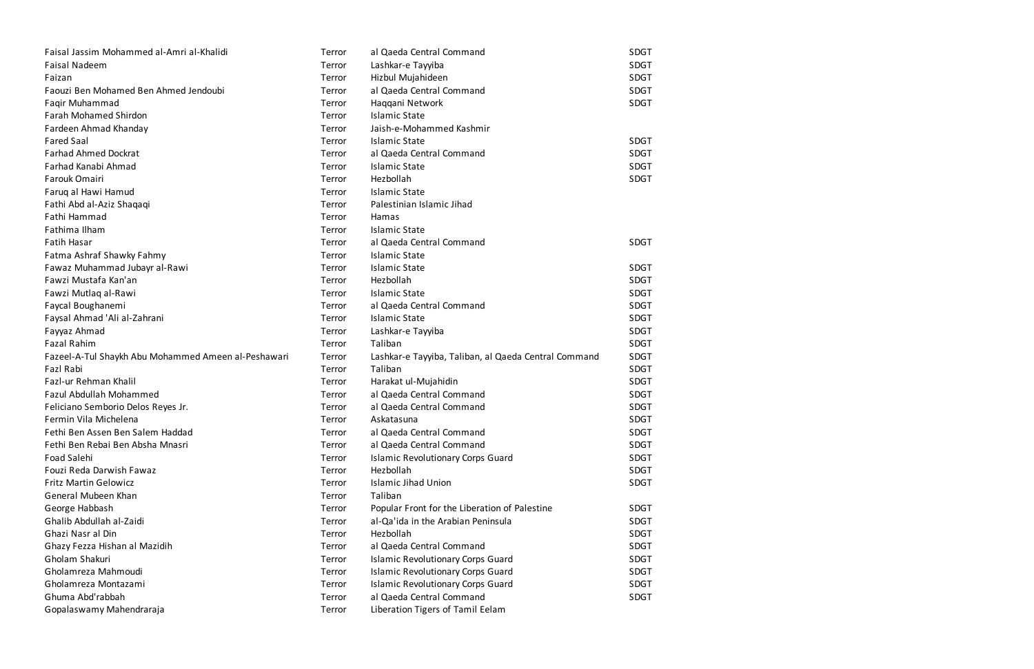| | | | |
|---|---|---|---|
| Faisal Jassim Mohammed al-Amri al-Khalidi | Terror | al Qaeda Central Command | SDGT |
| Faisal Nadeem | Terror | Lashkar-e Tayyiba | SDGT |
| Faizan | Terror | Hizbul Mujahideen | SDGT |
| Faouzi Ben Mohamed Ben Ahmed Jendoubi | Terror | al Qaeda Central Command | SDGT |
| Faqir Muhammad | Terror | Haqqani Network | SDGT |
| Farah Mohamed Shirdon | Terror | Islamic State | |
| Fardeen Ahmad Khanday | Terror | Jaish-e-Mohammed Kashmir | |
| Fared Saal | Terror | Islamic State | SDGT |
| Farhad Ahmed Dockrat | Terror | al Qaeda Central Command | SDGT |
| Farhad Kanabi Ahmad | Terror | Islamic State | SDGT |
| Farouk Omairi | Terror | Hezbollah | SDGT |
| Faruq al Hawi Hamud | Terror | Islamic State | |
| Fathi Abd al-Aziz Shaqaqi | Terror | Palestinian Islamic Jihad | |
| Fathi Hammad | Terror | Hamas | |
| Fathima Ilham | Terror | Islamic State | |
| Fatih Hasar | Terror | al Qaeda Central Command | SDGT |
| Fatma Ashraf Shawky Fahmy | Terror | Islamic State | |
| Fawaz Muhammad Jubayr al-Rawi | Terror | Islamic State | SDGT |
| Fawzi Mustafa Kan'an | Terror | Hezbollah | SDGT |
| Fawzi Mutlaq al-Rawi | Terror | Islamic State | SDGT |
| Faycal Boughanemi | Terror | al Qaeda Central Command | SDGT |
| Faysal Ahmad 'Ali al-Zahrani | Terror | Islamic State | SDGT |
| Fayyaz Ahmad | Terror | Lashkar-e Tayyiba | SDGT |
| Fazal Rahim | Terror | Taliban | SDGT |
| Fazeel-A-Tul Shaykh Abu Mohammed Ameen al-Peshawari | Terror | Lashkar-e Tayyiba, Taliban, al Qaeda Central Command | SDGT |
| Fazl Rabi | Terror | Taliban | SDGT |
| Fazl-ur Rehman Khalil | Terror | Harakat ul-Mujahidin | SDGT |
| Fazul Abdullah Mohammed | Terror | al Qaeda Central Command | SDGT |
| Feliciano Semborio Delos Reyes Jr. | Terror | al Qaeda Central Command | SDGT |
| Fermin Vila Michelena | Terror | Askatasuna | SDGT |
| Fethi Ben Assen Ben Salem Haddad | Terror | al Qaeda Central Command | SDGT |
| Fethi Ben Rebai Ben Absha Mnasri | Terror | al Qaeda Central Command | SDGT |
| Foad Salehi | Terror | Islamic Revolutionary Corps Guard | SDGT |
| Fouzi Reda Darwish Fawaz | Terror | Hezbollah | SDGT |
| Fritz Martin Gelowicz | Terror | Islamic Jihad Union | SDGT |
| General Mubeen Khan | Terror | Taliban | |
| George Habbash | Terror | Popular Front for the Liberation of Palestine | SDGT |
| Ghalib Abdullah al-Zaidi | Terror | al-Qa'ida in the Arabian Peninsula | SDGT |
| Ghazi Nasr al Din | Terror | Hezbollah | SDGT |
| Ghazy Fezza Hishan al Mazidih | Terror | al Qaeda Central Command | SDGT |
| Gholam Shakuri | Terror | Islamic Revolutionary Corps Guard | SDGT |
| Gholamreza Mahmoudi | Terror | Islamic Revolutionary Corps Guard | SDGT |
| Gholamreza Montazami | Terror | Islamic Revolutionary Corps Guard | SDGT |
| Ghuma Abd'rabbah | Terror | al Qaeda Central Command | SDGT |
| Gopalaswamy Mahendraraja | Terror | Liberation Tigers of Tamil Eelam | |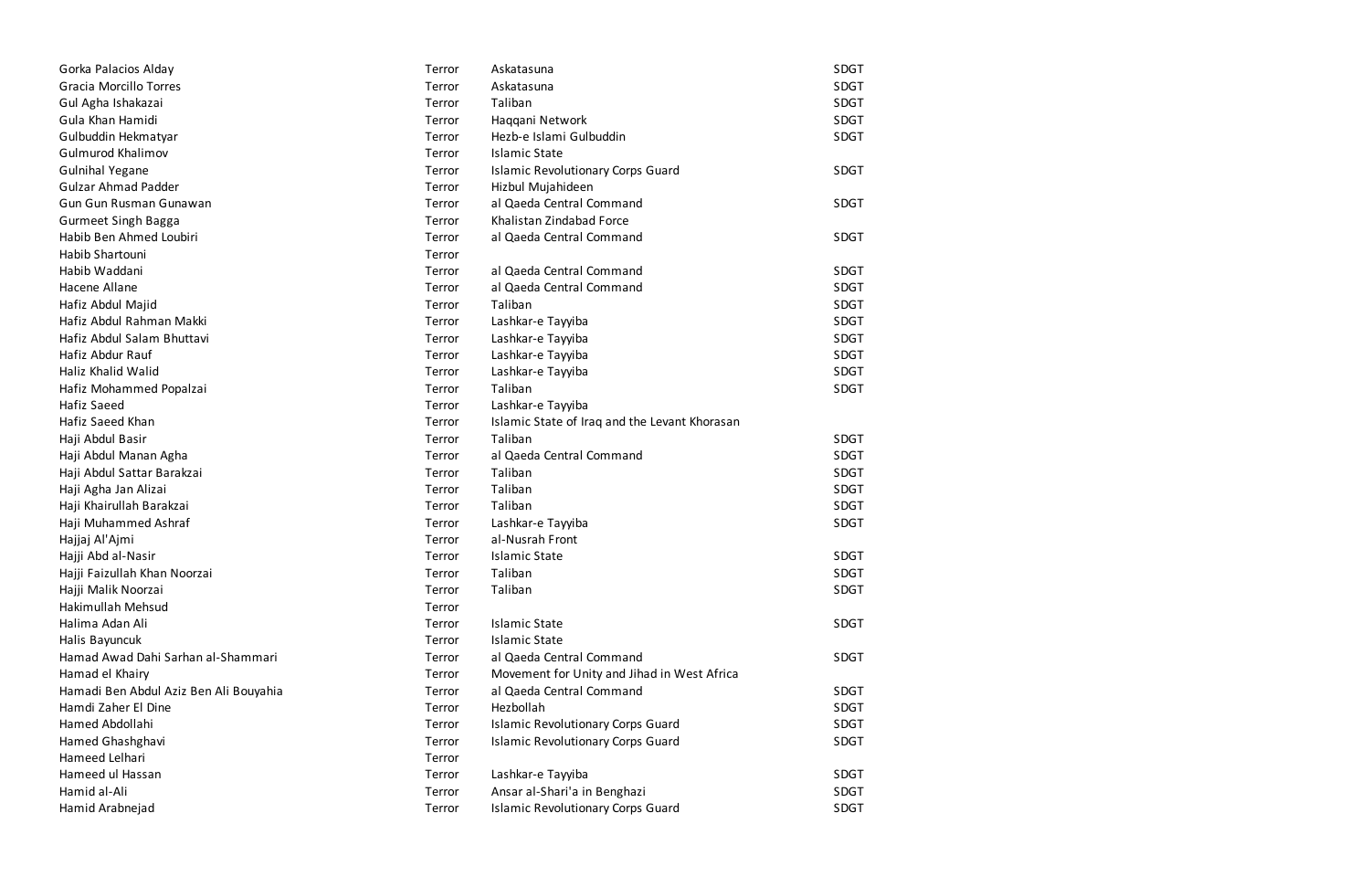| | | | |
|---|---|---|---|
| Gorka Palacios Alday | Terror | Askatasuna | SDGT |
| Gracia Morcillo Torres | Terror | Askatasuna | SDGT |
| Gul Agha Ishakazai | Terror | Taliban | SDGT |
| Gula Khan Hamidi | Terror | Haqqani Network | SDGT |
| Gulbuddin Hekmatyar | Terror | Hezb-e Islami Gulbuddin | SDGT |
| Gulmurod Khalimov | Terror | Islamic State | |
| Gulnihal Yegane | Terror | Islamic Revolutionary Corps Guard | SDGT |
| Gulzar Ahmad Padder | Terror | Hizbul Mujahideen | |
| Gun Gun Rusman Gunawan | Terror | al Qaeda Central Command | SDGT |
| Gurmeet Singh Bagga | Terror | Khalistan Zindabad Force | |
| Habib Ben Ahmed Loubiri | Terror | al Qaeda Central Command | SDGT |
| Habib Shartouni | Terror | | |
| Habib Waddani | Terror | al Qaeda Central Command | SDGT |
| Hacene Allane | Terror | al Qaeda Central Command | SDGT |
| Hafiz Abdul Majid | Terror | Taliban | SDGT |
| Hafiz Abdul Rahman Makki | Terror | Lashkar-e Tayyiba | SDGT |
| Hafiz Abdul Salam Bhuttavi | Terror | Lashkar-e Tayyiba | SDGT |
| Hafiz Abdur Rauf | Terror | Lashkar-e Tayyiba | SDGT |
| Haliz Khalid Walid | Terror | Lashkar-e Tayyiba | SDGT |
| Hafiz Mohammed Popalzai | Terror | Taliban | SDGT |
| Hafiz Saeed | Terror | Lashkar-e Tayyiba | |
| Hafiz Saeed Khan | Terror | Islamic State of Iraq and the Levant Khorasan | |
| Haji Abdul Basir | Terror | Taliban | SDGT |
| Haji Abdul Manan Agha | Terror | al Qaeda Central Command | SDGT |
| Haji Abdul Sattar Barakzai | Terror | Taliban | SDGT |
| Haji Agha Jan Alizai | Terror | Taliban | SDGT |
| Haji Khairullah Barakzai | Terror | Taliban | SDGT |
| Haji Muhammed Ashraf | Terror | Lashkar-e Tayyiba | SDGT |
| Hajjaj Al'Ajmi | Terror | al-Nusrah Front | |
| Hajji Abd al-Nasir | Terror | Islamic State | SDGT |
| Hajji Faizullah Khan Noorzai | Terror | Taliban | SDGT |
| Hajji Malik Noorzai | Terror | Taliban | SDGT |
| Hakimullah Mehsud | Terror | | |
| Halima Adan Ali | Terror | Islamic State | SDGT |
| Halis Bayuncuk | Terror | Islamic State | |
| Hamad Awad Dahi Sarhan al-Shammari | Terror | al Qaeda Central Command | SDGT |
| Hamad el Khairy | Terror | Movement for Unity and Jihad in West Africa | |
| Hamadi Ben Abdul Aziz Ben Ali Bouyahia | Terror | al Qaeda Central Command | SDGT |
| Hamdi Zaher El Dine | Terror | Hezbollah | SDGT |
| Hamed Abdollahi | Terror | Islamic Revolutionary Corps Guard | SDGT |
| Hamed Ghashghavi | Terror | Islamic Revolutionary Corps Guard | SDGT |
| Hameed Lelhari | Terror | | |
| Hameed ul Hassan | Terror | Lashkar-e Tayyiba | SDGT |
| Hamid al-Ali | Terror | Ansar al-Shari'a in Benghazi | SDGT |
| Hamid Arabnejad | Terror | Islamic Revolutionary Corps Guard | SDGT |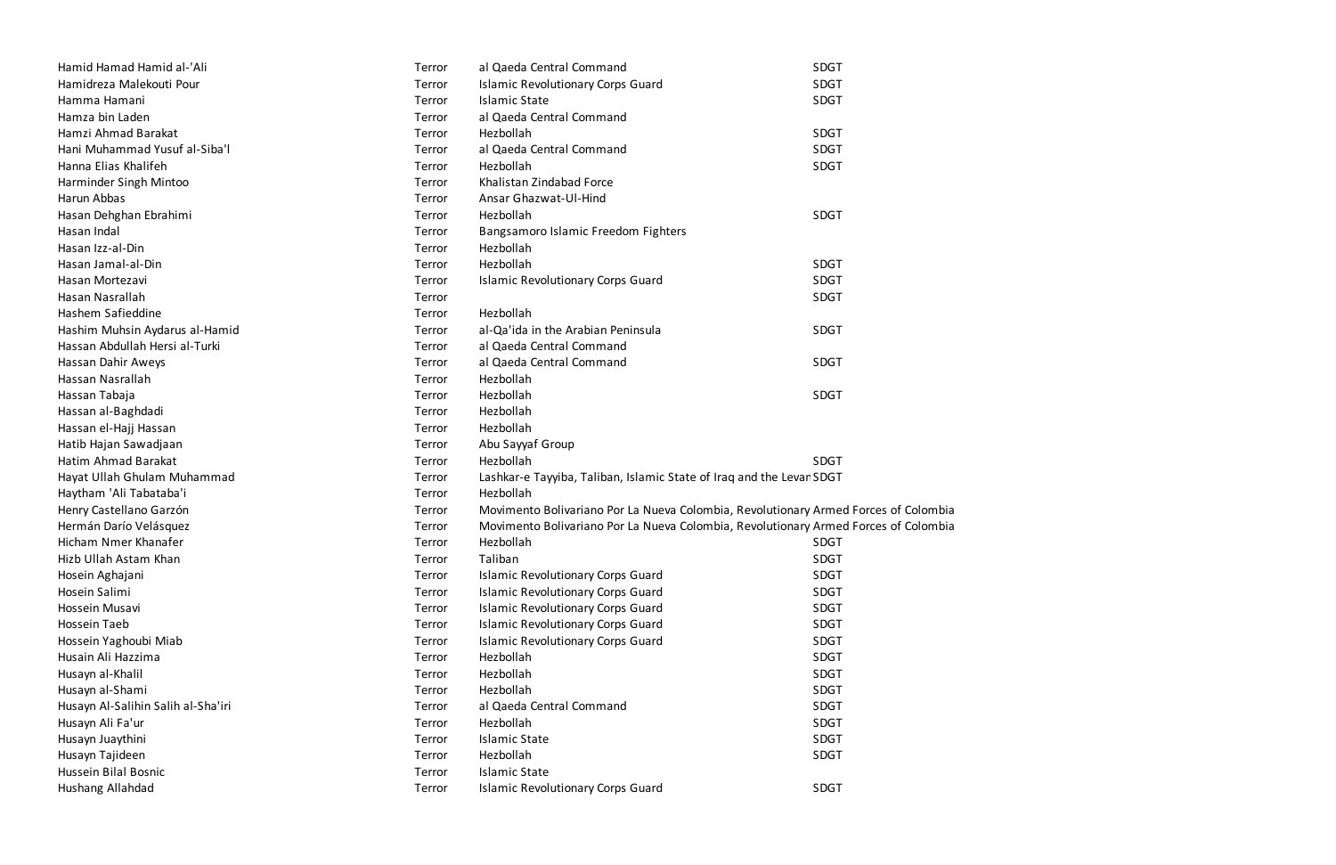| | | | |
|---|---|---|---|
| Hamid Hamad Hamid al-'Ali | Terror | al Qaeda Central Command | SDGT |
| Hamidreza Malekouti Pour | Terror | Islamic Revolutionary Corps Guard | SDGT |
| Hamma Hamani | Terror | Islamic State | SDGT |
| Hamza bin Laden | Terror | al Qaeda Central Command | |
| Hamzi Ahmad Barakat | Terror | Hezbollah | SDGT |
| Hani Muhammad Yusuf al-Siba'I | Terror | al Qaeda Central Command | SDGT |
| Hanna Elias Khalifeh | Terror | Hezbollah | SDGT |
| Harminder Singh Mintoo | Terror | Khalistan Zindabad Force | |
| Harun Abbas | Terror | Ansar Ghazwat-Ul-Hind | |
| Hasan Dehghan Ebrahimi | Terror | Hezbollah | SDGT |
| Hasan Indal | Terror | Bangsamoro Islamic Freedom Fighters | |
| Hasan Izz-al-Din | Terror | Hezbollah | |
| Hasan Jamal-al-Din | Terror | Hezbollah | SDGT |
| Hasan Mortezavi | Terror | Islamic Revolutionary Corps Guard | SDGT |
| Hasan Nasrallah | Terror | | SDGT |
| Hashem Safieddine | Terror | Hezbollah | |
| Hashim Muhsin Aydarus al-Hamid | Terror | al-Qa'ida in the Arabian Peninsula | SDGT |
| Hassan Abdullah Hersi al-Turki | Terror | al Qaeda Central Command | |
| Hassan Dahir Aweys | Terror | al Qaeda Central Command | SDGT |
| Hassan Nasrallah | Terror | Hezbollah | |
| Hassan Tabaja | Terror | Hezbollah | SDGT |
| Hassan al-Baghdadi | Terror | Hezbollah | |
| Hassan el-Hajj Hassan | Terror | Hezbollah | |
| Hatib Hajan Sawadjaan | Terror | Abu Sayyaf Group | |
| Hatim Ahmad Barakat | Terror | Hezbollah | SDGT |
| Hayat Ullah Ghulam Muhammad | Terror | Lashkar-e Tayyiba, Taliban, Islamic State of Iraq and the Levan | SDGT |
| Haytham 'Ali Tabataba'i | Terror | Hezbollah | |
| Henry Castellano Garzón | Terror | Movimento Bolivariano Por La Nueva Colombia, Revolutionary Armed Forces of Colombia | |
| Hermán Darío Velásquez | Terror | Movimento Bolivariano Por La Nueva Colombia, Revolutionary Armed Forces of Colombia | |
| Hicham Nmer Khanafer | Terror | Hezbollah | SDGT |
| Hizb Ullah Astam Khan | Terror | Taliban | SDGT |
| Hosein Aghajani | Terror | Islamic Revolutionary Corps Guard | SDGT |
| Hosein Salimi | Terror | Islamic Revolutionary Corps Guard | SDGT |
| Hossein Musavi | Terror | Islamic Revolutionary Corps Guard | SDGT |
| Hossein Taeb | Terror | Islamic Revolutionary Corps Guard | SDGT |
| Hossein Yaghoubi Miab | Terror | Islamic Revolutionary Corps Guard | SDGT |
| Husain Ali Hazzima | Terror | Hezbollah | SDGT |
| Husayn al-Khalil | Terror | Hezbollah | SDGT |
| Husayn al-Shami | Terror | Hezbollah | SDGT |
| Husayn Al-Salihin Salih al-Sha'iri | Terror | al Qaeda Central Command | SDGT |
| Husayn Ali Fa'ur | Terror | Hezbollah | SDGT |
| Husayn Juaythini | Terror | Islamic State | SDGT |
| Husayn Tajideen | Terror | Hezbollah | SDGT |
| Hussein Bilal Bosnic | Terror | Islamic State | |
| Hushang Allahdad | Terror | Islamic Revolutionary Corps Guard | SDGT |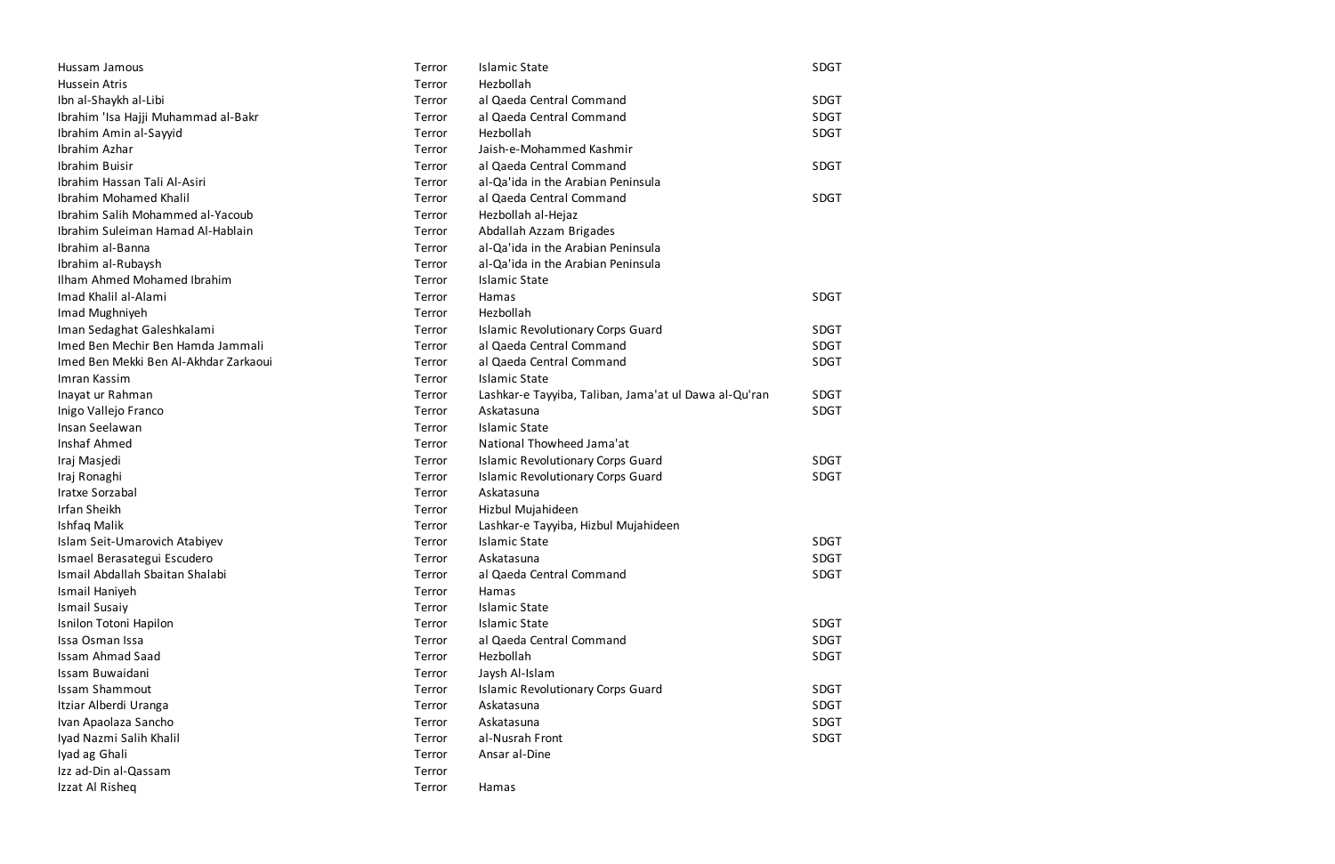| | | | |
|---|---|---|---|
| Hussam Jamous | Terror | Islamic State | SDGT |
| Hussein Atris | Terror | Hezbollah | |
| Ibn al-Shaykh al-Libi | Terror | al Qaeda Central Command | SDGT |
| Ibrahim 'Isa Hajji Muhammad al-Bakr | Terror | al Qaeda Central Command | SDGT |
| Ibrahim Amin al-Sayyid | Terror | Hezbollah | SDGT |
| Ibrahim Azhar | Terror | Jaish-e-Mohammed Kashmir | |
| Ibrahim Buisir | Terror | al Qaeda Central Command | SDGT |
| Ibrahim Hassan Tali Al-Asiri | Terror | al-Qa'ida in the Arabian Peninsula | |
| Ibrahim Mohamed Khalil | Terror | al Qaeda Central Command | SDGT |
| Ibrahim Salih Mohammed al-Yacoub | Terror | Hezbollah al-Hejaz | |
| Ibrahim Suleiman Hamad Al-Hablain | Terror | Abdallah Azzam Brigades | |
| Ibrahim al-Banna | Terror | al-Qa'ida in the Arabian Peninsula | |
| Ibrahim al-Rubaysh | Terror | al-Qa'ida in the Arabian Peninsula | |
| Ilham Ahmed Mohamed Ibrahim | Terror | Islamic State | |
| Imad Khalil al-Alami | Terror | Hamas | SDGT |
| Imad Mughniyeh | Terror | Hezbollah | |
| Iman Sedaghat Galeshkalami | Terror | Islamic Revolutionary Corps Guard | SDGT |
| Imed Ben Mechir Ben Hamda Jammali | Terror | al Qaeda Central Command | SDGT |
| Imed Ben Mekki Ben Al-Akhdar Zarkaoui | Terror | al Qaeda Central Command | SDGT |
| Imran Kassim | Terror | Islamic State | |
| Inayat ur Rahman | Terror | Lashkar-e Tayyiba, Taliban, Jama'at ul Dawa al-Qu'ran | SDGT |
| Inigo Vallejo Franco | Terror | Askatasuna | SDGT |
| Insan Seelawan | Terror | Islamic State | |
| Inshaf Ahmed | Terror | National Thowheed Jama'at | |
| Iraj Masjedi | Terror | Islamic Revolutionary Corps Guard | SDGT |
| Iraj Ronaghi | Terror | Islamic Revolutionary Corps Guard | SDGT |
| Iratxe Sorzabal | Terror | Askatasuna | |
| Irfan Sheikh | Terror | Hizbul Mujahideen | |
| Ishfaq Malik | Terror | Lashkar-e Tayyiba, Hizbul Mujahideen | |
| Islam Seit-Umarovich Atabiyev | Terror | Islamic State | SDGT |
| Ismael Berasategui Escudero | Terror | Askatasuna | SDGT |
| Ismail Abdallah Sbaitan Shalabi | Terror | al Qaeda Central Command | SDGT |
| Ismail Haniyeh | Terror | Hamas | |
| Ismail Susaiy | Terror | Islamic State | |
| Isnilon Totoni Hapilon | Terror | Islamic State | SDGT |
| Issa Osman Issa | Terror | al Qaeda Central Command | SDGT |
| Issam Ahmad Saad | Terror | Hezbollah | SDGT |
| Issam Buwaidani | Terror | Jaysh Al-Islam | |
| Issam Shammout | Terror | Islamic Revolutionary Corps Guard | SDGT |
| Itziar Alberdi Uranga | Terror | Askatasuna | SDGT |
| Ivan Apaolaza Sancho | Terror | Askatasuna | SDGT |
| Iyad Nazmi Salih Khalil | Terror | al-Nusrah Front | SDGT |
| Iyad ag Ghali | Terror | Ansar al-Dine | |
| Izz ad-Din al-Qassam | Terror | | |
| Izzat Al Risheq | Terror | Hamas | |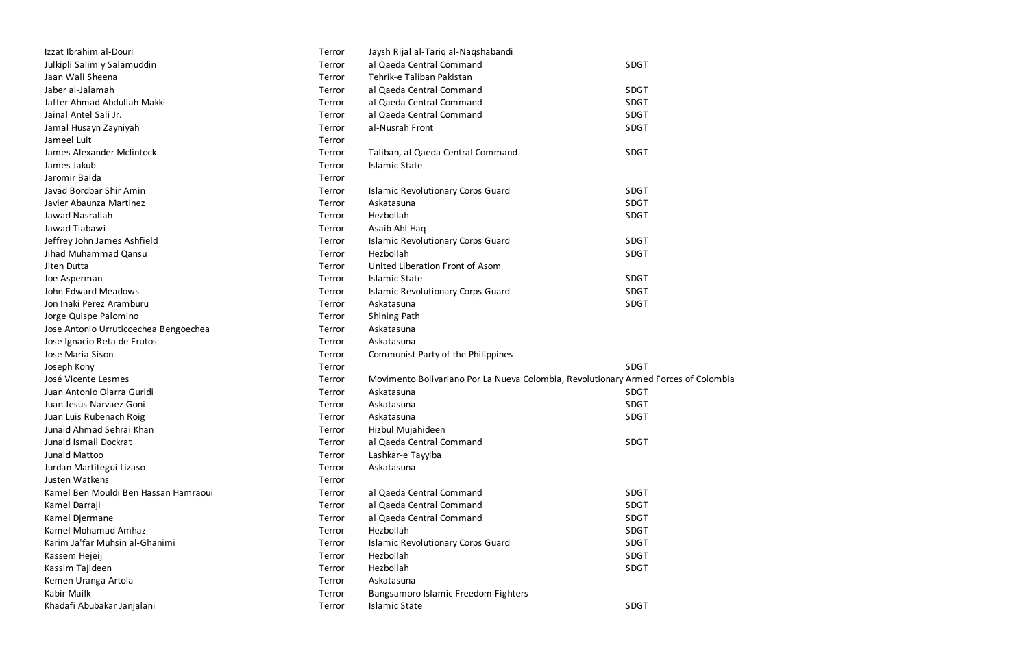| | | | |
|---|---|---|---|
| Izzat Ibrahim al-Douri | Terror | Jaysh Rijal al-Tariq al-Naqshabandi | |
| Julkipli Salim y Salamuddin | Terror | al Qaeda Central Command | SDGT |
| Jaan Wali Sheena | Terror | Tehrik-e Taliban Pakistan | |
| Jaber al-Jalamah | Terror | al Qaeda Central Command | SDGT |
| Jaffer Ahmad Abdullah Makki | Terror | al Qaeda Central Command | SDGT |
| Jainal Antel Sali Jr. | Terror | al Qaeda Central Command | SDGT |
| Jamal Husayn Zayniyah | Terror | al-Nusrah Front | SDGT |
| Jameel Luit | Terror | | |
| James Alexander Mclintock | Terror | Taliban, al Qaeda Central Command | SDGT |
| James Jakub | Terror | Islamic State | |
| Jaromir Balda | Terror | | |
| Javad Bordbar Shir Amin | Terror | Islamic Revolutionary Corps Guard | SDGT |
| Javier Abaunza Martinez | Terror | Askatasuna | SDGT |
| Jawad Nasrallah | Terror | Hezbollah | SDGT |
| Jawad Tlabawi | Terror | Asaib Ahl Haq | |
| Jeffrey John James Ashfield | Terror | Islamic Revolutionary Corps Guard | SDGT |
| Jihad Muhammad Qansu | Terror | Hezbollah | SDGT |
| Jiten Dutta | Terror | United Liberation Front of Asom | |
| Joe Asperman | Terror | Islamic State | SDGT |
| John Edward Meadows | Terror | Islamic Revolutionary Corps Guard | SDGT |
| Jon Inaki Perez Aramburu | Terror | Askatasuna | SDGT |
| Jorge Quispe Palomino | Terror | Shining Path | |
| Jose Antonio Urruticoechea Bengoechea | Terror | Askatasuna | |
| Jose Ignacio Reta de Frutos | Terror | Askatasuna | |
| Jose Maria Sison | Terror | Communist Party of the Philippines | |
| Joseph Kony | Terror | | SDGT |
| José Vicente Lesmes | Terror | Movimento Bolivariano Por La Nueva Colombia, Revolutionary Armed Forces of Colombia | |
| Juan Antonio Olarra Guridi | Terror | Askatasuna | SDGT |
| Juan Jesus Narvaez Goni | Terror | Askatasuna | SDGT |
| Juan Luis Rubenach Roig | Terror | Askatasuna | SDGT |
| Junaid Ahmad Sehrai Khan | Terror | Hizbul Mujahideen | |
| Junaid Ismail Dockrat | Terror | al Qaeda Central Command | SDGT |
| Junaid Mattoo | Terror | Lashkar-e Tayyiba | |
| Jurdan Martitegui Lizaso | Terror | Askatasuna | |
| Justen Watkens | Terror | | |
| Kamel Ben Mouldi Ben Hassan Hamraoui | Terror | al Qaeda Central Command | SDGT |
| Kamel Darraji | Terror | al Qaeda Central Command | SDGT |
| Kamel Djermane | Terror | al Qaeda Central Command | SDGT |
| Kamel Mohamad Amhaz | Terror | Hezbollah | SDGT |
| Karim Ja'far Muhsin al-Ghanimi | Terror | Islamic Revolutionary Corps Guard | SDGT |
| Kassem Hejeij | Terror | Hezbollah | SDGT |
| Kassim Tajideen | Terror | Hezbollah | SDGT |
| Kemen Uranga Artola | Terror | Askatasuna | |
| Kabir Mailk | Terror | Bangsamoro Islamic Freedom Fighters | |
| Khadafi Abubakar Janjalani | Terror | Islamic State | SDGT |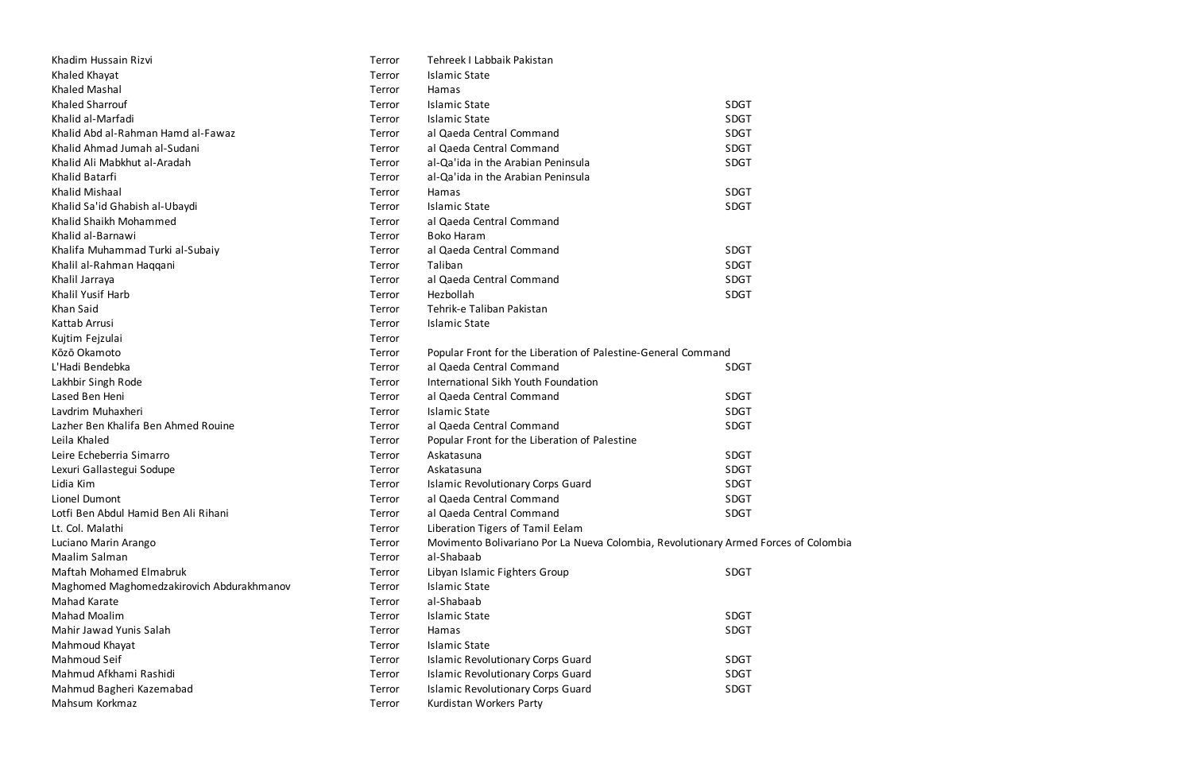| | | | |
|---|---|---|---|
| Khadim Hussain Rizvi | Terror | Tehreek I Labbaik Pakistan | |
| Khaled Khayat | Terror | Islamic State | |
| Khaled Mashal | Terror | Hamas | |
| Khaled Sharrouf | Terror | Islamic State | SDGT |
| Khalid al-Marfadi | Terror | Islamic State | SDGT |
| Khalid Abd al-Rahman Hamd al-Fawaz | Terror | al Qaeda Central Command | SDGT |
| Khalid Ahmad Jumah al-Sudani | Terror | al Qaeda Central Command | SDGT |
| Khalid Ali Mabkhut al-Aradah | Terror | al-Qa'ida in the Arabian Peninsula | SDGT |
| Khalid Batarfi | Terror | al-Qa'ida in the Arabian Peninsula | |
| Khalid Mishaal | Terror | Hamas | SDGT |
| Khalid Sa'id Ghabish al-Ubaydi | Terror | Islamic State | SDGT |
| Khalid Shaikh Mohammed | Terror | al Qaeda Central Command | |
| Khalid al-Barnawi | Terror | Boko Haram | |
| Khalifa Muhammad Turki al-Subaiy | Terror | al Qaeda Central Command | SDGT |
| Khalil al-Rahman Haqqani | Terror | Taliban | SDGT |
| Khalil Jarraya | Terror | al Qaeda Central Command | SDGT |
| Khalil Yusif Harb | Terror | Hezbollah | SDGT |
| Khan Said | Terror | Tehrik-e Taliban Pakistan | |
| Kattab Arrusi | Terror | Islamic State | |
| Kujtim Fejzulai | Terror | | |
| Kōzō Okamoto | Terror | Popular Front for the Liberation of Palestine-General Command | |
| L'Hadi Bendebka | Terror | al Qaeda Central Command | SDGT |
| Lakhbir Singh Rode | Terror | International Sikh Youth Foundation | |
| Lased Ben Heni | Terror | al Qaeda Central Command | SDGT |
| Lavdrim Muhaxheri | Terror | Islamic State | SDGT |
| Lazher Ben Khalifa Ben Ahmed Rouine | Terror | al Qaeda Central Command | SDGT |
| Leila Khaled | Terror | Popular Front for the Liberation of Palestine | |
| Leire Echeberria Simarro | Terror | Askatasuna | SDGT |
| Lexuri Gallastegui Sodupe | Terror | Askatasuna | SDGT |
| Lidia Kim | Terror | Islamic Revolutionary Corps Guard | SDGT |
| Lionel Dumont | Terror | al Qaeda Central Command | SDGT |
| Lotfi Ben Abdul Hamid Ben Ali Rihani | Terror | al Qaeda Central Command | SDGT |
| Lt. Col. Malathi | Terror | Liberation Tigers of Tamil Eelam | |
| Luciano Marin Arango | Terror | Movimento Bolivariano Por La Nueva Colombia, Revolutionary Armed Forces of Colombia | |
| Maalim Salman | Terror | al-Shabaab | |
| Maftah Mohamed Elmabruk | Terror | Libyan Islamic Fighters Group | SDGT |
| Maghomed Maghomedzakirovich Abdurakhmanov | Terror | Islamic State | |
| Mahad Karate | Terror | al-Shabaab | |
| Mahad Moalim | Terror | Islamic State | SDGT |
| Mahir Jawad Yunis Salah | Terror | Hamas | SDGT |
| Mahmoud Khayat | Terror | Islamic State | |
| Mahmoud Seif | Terror | Islamic Revolutionary Corps Guard | SDGT |
| Mahmud Afkhami Rashidi | Terror | Islamic Revolutionary Corps Guard | SDGT |
| Mahmud Bagheri Kazemabad | Terror | Islamic Revolutionary Corps Guard | SDGT |
| Mahsum Korkmaz | Terror | Kurdistan Workers Party | |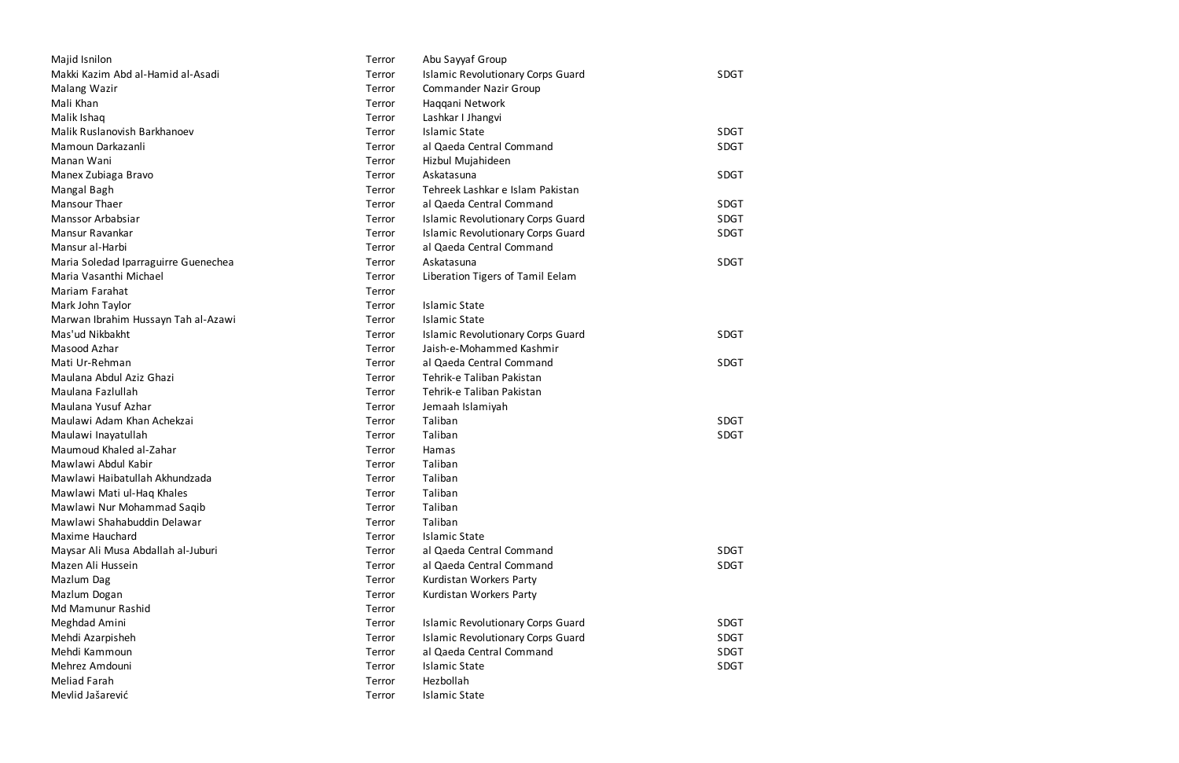| | | | |
|---|---|---|---|
| Majid Isnilon | Terror | Abu Sayyaf Group | |
| Makki Kazim Abd al-Hamid al-Asadi | Terror | Islamic Revolutionary Corps Guard | SDGT |
| Malang Wazir | Terror | Commander Nazir Group | |
| Mali Khan | Terror | Haqqani Network | |
| Malik Ishaq | Terror | Lashkar I Jhangvi | |
| Malik Ruslanovish Barkhanoev | Terror | Islamic State | SDGT |
| Mamoun Darkazanli | Terror | al Qaeda Central Command | SDGT |
| Manan Wani | Terror | Hizbul Mujahideen | |
| Manex Zubiaga Bravo | Terror | Askatasuna | SDGT |
| Mangal Bagh | Terror | Tehreek Lashkar e Islam Pakistan | |
| Mansour Thaer | Terror | al Qaeda Central Command | SDGT |
| Manssor Arbabsiar | Terror | Islamic Revolutionary Corps Guard | SDGT |
| Mansur Ravankar | Terror | Islamic Revolutionary Corps Guard | SDGT |
| Mansur al-Harbi | Terror | al Qaeda Central Command | |
| Maria Soledad Iparraguirre Guenechea | Terror | Askatasuna | SDGT |
| Maria Vasanthi Michael | Terror | Liberation Tigers of Tamil Eelam | |
| Mariam Farahat | Terror | | |
| Mark John Taylor | Terror | Islamic State | |
| Marwan Ibrahim Hussayn Tah al-Azawi | Terror | Islamic State | |
| Mas'ud Nikbakht | Terror | Islamic Revolutionary Corps Guard | SDGT |
| Masood Azhar | Terror | Jaish-e-Mohammed Kashmir | |
| Mati Ur-Rehman | Terror | al Qaeda Central Command | SDGT |
| Maulana Abdul Aziz Ghazi | Terror | Tehrik-e Taliban Pakistan | |
| Maulana Fazlullah | Terror | Tehrik-e Taliban Pakistan | |
| Maulana Yusuf Azhar | Terror | Jemaah Islamiyah | |
| Maulawi Adam Khan Achekzai | Terror | Taliban | SDGT |
| Maulawi Inayatullah | Terror | Taliban | SDGT |
| Maumoud Khaled al-Zahar | Terror | Hamas | |
| Mawlawi Abdul Kabir | Terror | Taliban | |
| Mawlawi Haibatullah Akhundzada | Terror | Taliban | |
| Mawlawi Mati ul-Haq Khales | Terror | Taliban | |
| Mawlawi Nur Mohammad Saqib | Terror | Taliban | |
| Mawlawi Shahabuddin Delawar | Terror | Taliban | |
| Maxime Hauchard | Terror | Islamic State | |
| Maysar Ali Musa Abdallah al-Juburi | Terror | al Qaeda Central Command | SDGT |
| Mazen Ali Hussein | Terror | al Qaeda Central Command | SDGT |
| Mazlum Dag | Terror | Kurdistan Workers Party | |
| Mazlum Dogan | Terror | Kurdistan Workers Party | |
| Md Mamunur Rashid | Terror | | |
| Meghdad Amini | Terror | Islamic Revolutionary Corps Guard | SDGT |
| Mehdi Azarpisheh | Terror | Islamic Revolutionary Corps Guard | SDGT |
| Mehdi Kammoun | Terror | al Qaeda Central Command | SDGT |
| Mehrez Amdouni | Terror | Islamic State | SDGT |
| Meliad Farah | Terror | Hezbollah | |
| Mevlid Jašarević | Terror | Islamic State | |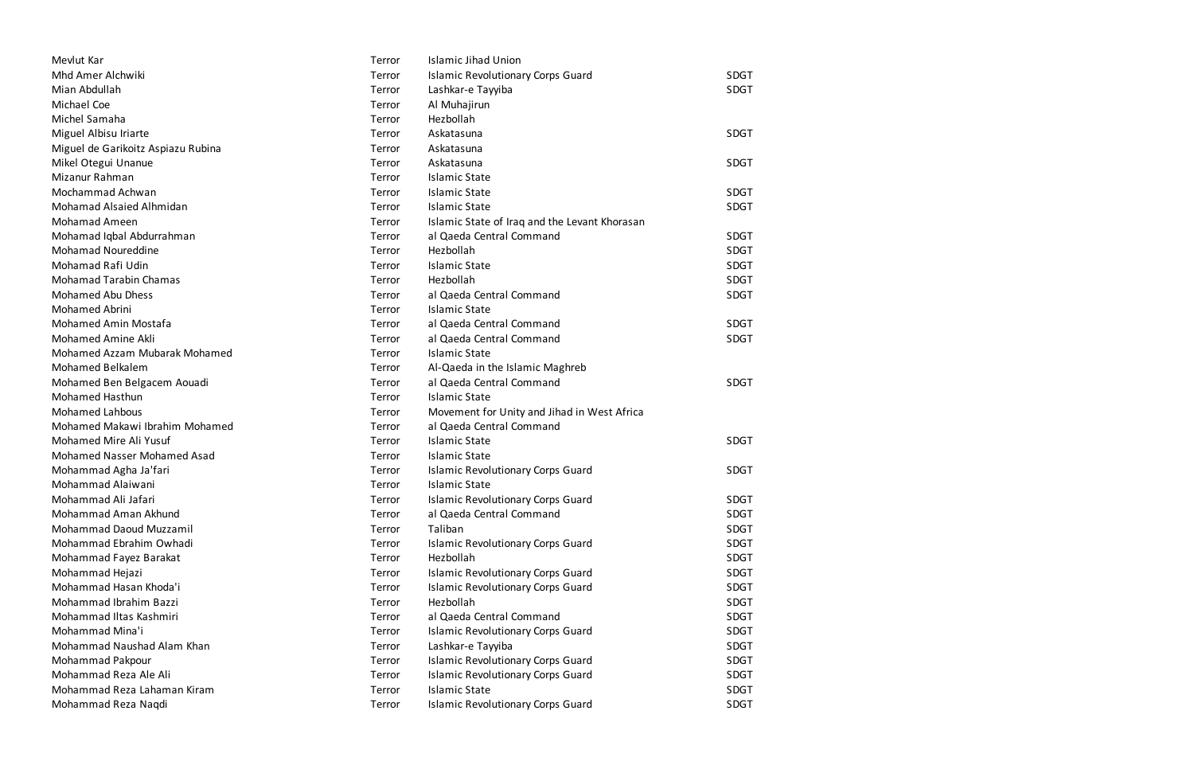| | | | |
|---|---|---|---|
| Mevlut Kar | Terror | Islamic Jihad Union | |
| Mhd Amer Alchwiki | Terror | Islamic Revolutionary Corps Guard | SDGT |
| Mian Abdullah | Terror | Lashkar-e Tayyiba | SDGT |
| Michael Coe | Terror | Al Muhajirun | |
| Michel Samaha | Terror | Hezbollah | |
| Miguel Albisu Iriarte | Terror | Askatasuna | SDGT |
| Miguel de Garikoitz Aspiazu Rubina | Terror | Askatasuna | |
| Mikel Otegui Unanue | Terror | Askatasuna | SDGT |
| Mizanur Rahman | Terror | Islamic State | |
| Mochammad Achwan | Terror | Islamic State | SDGT |
| Mohamad Alsaied Alhmidan | Terror | Islamic State | SDGT |
| Mohamad Ameen | Terror | Islamic State of Iraq and the Levant Khorasan | |
| Mohamad Iqbal Abdurrahman | Terror | al Qaeda Central Command | SDGT |
| Mohamad Noureddine | Terror | Hezbollah | SDGT |
| Mohamad Rafi Udin | Terror | Islamic State | SDGT |
| Mohamad Tarabin Chamas | Terror | Hezbollah | SDGT |
| Mohamed Abu Dhess | Terror | al Qaeda Central Command | SDGT |
| Mohamed Abrini | Terror | Islamic State | |
| Mohamed Amin Mostafa | Terror | al Qaeda Central Command | SDGT |
| Mohamed Amine Akli | Terror | al Qaeda Central Command | SDGT |
| Mohamed Azzam Mubarak Mohamed | Terror | Islamic State | |
| Mohamed Belkalem | Terror | Al-Qaeda in the Islamic Maghreb | |
| Mohamed Ben Belgacem Aouadi | Terror | al Qaeda Central Command | SDGT |
| Mohamed Hasthun | Terror | Islamic State | |
| Mohamed Lahbous | Terror | Movement for Unity and Jihad in West Africa | |
| Mohamed Makawi Ibrahim Mohamed | Terror | al Qaeda Central Command | |
| Mohamed Mire Ali Yusuf | Terror | Islamic State | SDGT |
| Mohamed Nasser Mohamed Asad | Terror | Islamic State | |
| Mohammad Agha Ja'fari | Terror | Islamic Revolutionary Corps Guard | SDGT |
| Mohammad Alaiwani | Terror | Islamic State | |
| Mohammad Ali Jafari | Terror | Islamic Revolutionary Corps Guard | SDGT |
| Mohammad Aman Akhund | Terror | al Qaeda Central Command | SDGT |
| Mohammad Daoud Muzzamil | Terror | Taliban | SDGT |
| Mohammad Ebrahim Owhadi | Terror | Islamic Revolutionary Corps Guard | SDGT |
| Mohammad Fayez Barakat | Terror | Hezbollah | SDGT |
| Mohammad Hejazi | Terror | Islamic Revolutionary Corps Guard | SDGT |
| Mohammad Hasan Khoda'i | Terror | Islamic Revolutionary Corps Guard | SDGT |
| Mohammad Ibrahim Bazzi | Terror | Hezbollah | SDGT |
| Mohammad Iltas Kashmiri | Terror | al Qaeda Central Command | SDGT |
| Mohammad Mina'i | Terror | Islamic Revolutionary Corps Guard | SDGT |
| Mohammad Naushad Alam Khan | Terror | Lashkar-e Tayyiba | SDGT |
| Mohammad Pakpour | Terror | Islamic Revolutionary Corps Guard | SDGT |
| Mohammad Reza Ale Ali | Terror | Islamic Revolutionary Corps Guard | SDGT |
| Mohammad Reza Lahaman Kiram | Terror | Islamic State | SDGT |
| Mohammad Reza Naqdi | Terror | Islamic Revolutionary Corps Guard | SDGT |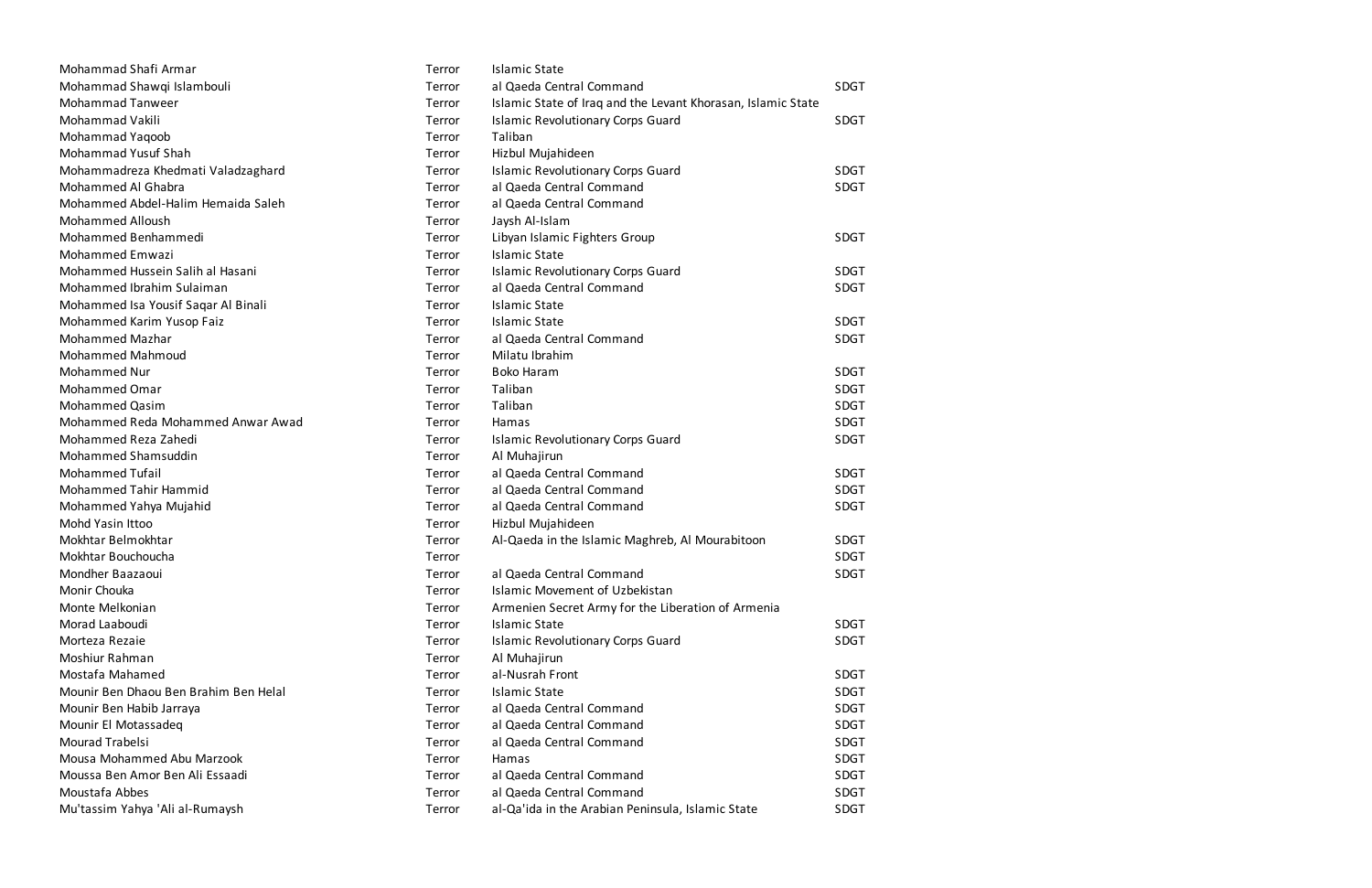| | | | |
|---|---|---|---|
| Mohammad Shafi Armar | Terror | Islamic State | |
| Mohammad Shawqi Islambouli | Terror | al Qaeda Central Command | SDGT |
| Mohammad Tanweer | Terror | Islamic State of Iraq and the Levant Khorasan, Islamic State | |
| Mohammad Vakili | Terror | Islamic Revolutionary Corps Guard | SDGT |
| Mohammad Yaqoob | Terror | Taliban | |
| Mohammad Yusuf Shah | Terror | Hizbul Mujahideen | |
| Mohammadreza Khedmati Valadzaghard | Terror | Islamic Revolutionary Corps Guard | SDGT |
| Mohammed Al Ghabra | Terror | al Qaeda Central Command | SDGT |
| Mohammed Abdel-Halim Hemaida Saleh | Terror | al Qaeda Central Command | |
| Mohammed Alloush | Terror | Jaysh Al-Islam | |
| Mohammed Benhammedi | Terror | Libyan Islamic Fighters Group | SDGT |
| Mohammed Emwazi | Terror | Islamic State | |
| Mohammed Hussein Salih al Hasani | Terror | Islamic Revolutionary Corps Guard | SDGT |
| Mohammed Ibrahim Sulaiman | Terror | al Qaeda Central Command | SDGT |
| Mohammed Isa Yousif Saqar Al Binali | Terror | Islamic State | |
| Mohammed Karim Yusop Faiz | Terror | Islamic State | SDGT |
| Mohammed Mazhar | Terror | al Qaeda Central Command | SDGT |
| Mohammed Mahmoud | Terror | Milatu Ibrahim | |
| Mohammed Nur | Terror | Boko Haram | SDGT |
| Mohammed Omar | Terror | Taliban | SDGT |
| Mohammed Qasim | Terror | Taliban | SDGT |
| Mohammed Reda Mohammed Anwar Awad | Terror | Hamas | SDGT |
| Mohammed Reza Zahedi | Terror | Islamic Revolutionary Corps Guard | SDGT |
| Mohammed Shamsuddin | Terror | Al Muhajirun | |
| Mohammed Tufail | Terror | al Qaeda Central Command | SDGT |
| Mohammed Tahir Hammid | Terror | al Qaeda Central Command | SDGT |
| Mohammed Yahya Mujahid | Terror | al Qaeda Central Command | SDGT |
| Mohd Yasin Ittoo | Terror | Hizbul Mujahideen | |
| Mokhtar Belmokhtar | Terror | Al-Qaeda in the Islamic Maghreb, Al Mourabitoon | SDGT |
| Mokhtar Bouchoucha | Terror | | SDGT |
| Mondher Baazaoui | Terror | al Qaeda Central Command | SDGT |
| Monir Chouka | Terror | Islamic Movement of Uzbekistan | |
| Monte Melkonian | Terror | Armenien Secret Army for the Liberation of Armenia | |
| Morad Laaboudi | Terror | Islamic State | SDGT |
| Morteza Rezaie | Terror | Islamic Revolutionary Corps Guard | SDGT |
| Moshiur Rahman | Terror | Al Muhajirun | |
| Mostafa Mahamed | Terror | al-Nusrah Front | SDGT |
| Mounir Ben Dhaou Ben Brahim Ben Helal | Terror | Islamic State | SDGT |
| Mounir Ben Habib Jarraya | Terror | al Qaeda Central Command | SDGT |
| Mounir El Motassadeq | Terror | al Qaeda Central Command | SDGT |
| Mourad Trabelsi | Terror | al Qaeda Central Command | SDGT |
| Mousa Mohammed Abu Marzook | Terror | Hamas | SDGT |
| Moussa Ben Amor Ben Ali Essaadi | Terror | al Qaeda Central Command | SDGT |
| Moustafa Abbes | Terror | al Qaeda Central Command | SDGT |
| Mu'tassim Yahya 'Ali al-Rumaysh | Terror | al-Qa'ida in the Arabian Peninsula, Islamic State | SDGT |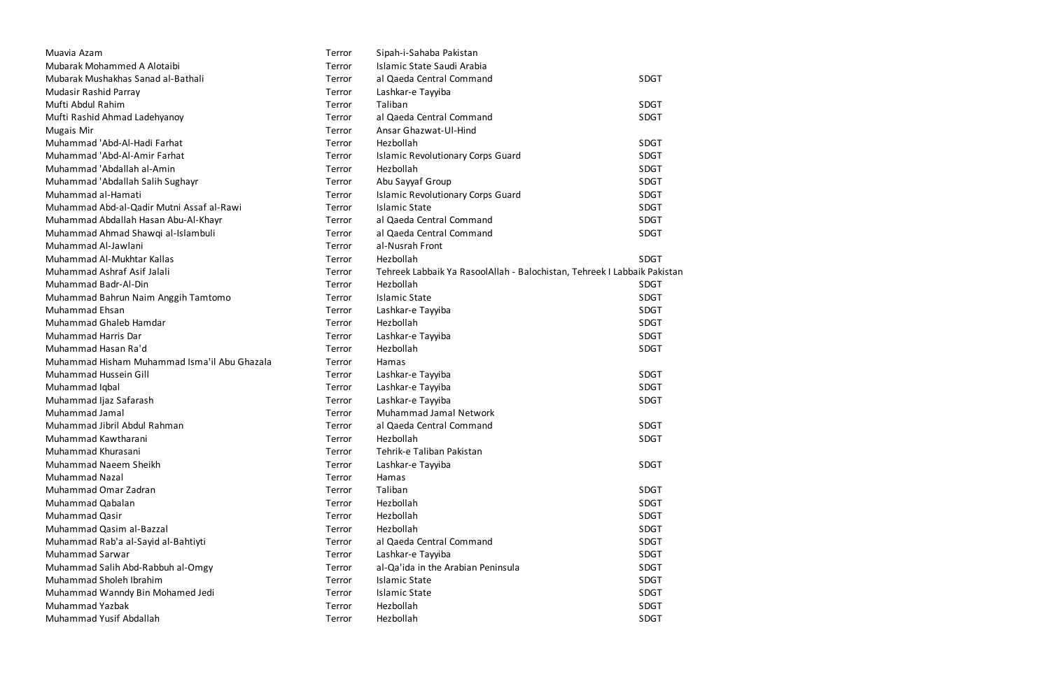| | | | |
|---|---|---|---|
| Muavia Azam | Terror | Sipah-i-Sahaba Pakistan | |
| Mubarak Mohammed A Alotaibi | Terror | Islamic State Saudi Arabia | |
| Mubarak Mushakhas Sanad al-Bathali | Terror | al Qaeda Central Command | SDGT |
| Mudasir Rashid Parray | Terror | Lashkar-e Tayyiba | |
| Mufti Abdul Rahim | Terror | Taliban | SDGT |
| Mufti Rashid Ahmad Ladehyanoy | Terror | al Qaeda Central Command | SDGT |
| Mugais Mir | Terror | Ansar Ghazwat-Ul-Hind | |
| Muhammad 'Abd-Al-Hadi Farhat | Terror | Hezbollah | SDGT |
| Muhammad 'Abd-Al-Amir Farhat | Terror | Islamic Revolutionary Corps Guard | SDGT |
| Muhammad 'Abdallah al-Amin | Terror | Hezbollah | SDGT |
| Muhammad 'Abdallah Salih Sughayr | Terror | Abu Sayyaf Group | SDGT |
| Muhammad al-Hamati | Terror | Islamic Revolutionary Corps Guard | SDGT |
| Muhammad Abd-al-Qadir Mutni Assaf al-Rawi | Terror | Islamic State | SDGT |
| Muhammad Abdallah Hasan Abu-Al-Khayr | Terror | al Qaeda Central Command | SDGT |
| Muhammad Ahmad Shawqi al-Islambuli | Terror | al Qaeda Central Command | SDGT |
| Muhammad Al-Jawlani | Terror | al-Nusrah Front | |
| Muhammad Al-Mukhtar Kallas | Terror | Hezbollah | SDGT |
| Muhammad Ashraf Asif Jalali | Terror | Tehreek Labbaik Ya RasoolAllah - Balochistan, Tehreek I Labbaik Pakistan | |
| Muhammad Badr-Al-Din | Terror | Hezbollah | SDGT |
| Muhammad Bahrun Naim Anggih Tamtomo | Terror | Islamic State | SDGT |
| Muhammad Ehsan | Terror | Lashkar-e Tayyiba | SDGT |
| Muhammad Ghaleb Hamdar | Terror | Hezbollah | SDGT |
| Muhammad Harris Dar | Terror | Lashkar-e Tayyiba | SDGT |
| Muhammad Hasan Ra'd | Terror | Hezbollah | SDGT |
| Muhammad Hisham Muhammad Isma'il Abu Ghazala | Terror | Hamas | |
| Muhammad Hussein Gill | Terror | Lashkar-e Tayyiba | SDGT |
| Muhammad Iqbal | Terror | Lashkar-e Tayyiba | SDGT |
| Muhammad Ijaz Safarash | Terror | Lashkar-e Tayyiba | SDGT |
| Muhammad Jamal | Terror | Muhammad Jamal Network | |
| Muhammad Jibril Abdul Rahman | Terror | al Qaeda Central Command | SDGT |
| Muhammad Kawtharani | Terror | Hezbollah | SDGT |
| Muhammad Khurasani | Terror | Tehrik-e Taliban Pakistan | |
| Muhammad Naeem Sheikh | Terror | Lashkar-e Tayyiba | SDGT |
| Muhammad Nazal | Terror | Hamas | |
| Muhammad Omar Zadran | Terror | Taliban | SDGT |
| Muhammad Qabalan | Terror | Hezbollah | SDGT |
| Muhammad Qasir | Terror | Hezbollah | SDGT |
| Muhammad Qasim al-Bazzal | Terror | Hezbollah | SDGT |
| Muhammad Rab'a al-Sayid al-Bahtiyti | Terror | al Qaeda Central Command | SDGT |
| Muhammad Sarwar | Terror | Lashkar-e Tayyiba | SDGT |
| Muhammad Salih Abd-Rabbuh al-Omgy | Terror | al-Qa'ida in the Arabian Peninsula | SDGT |
| Muhammad Sholeh Ibrahim | Terror | Islamic State | SDGT |
| Muhammad Wanndy Bin Mohamed Jedi | Terror | Islamic State | SDGT |
| Muhammad Yazbak | Terror | Hezbollah | SDGT |
| Muhammad Yusif Abdallah | Terror | Hezbollah | SDGT |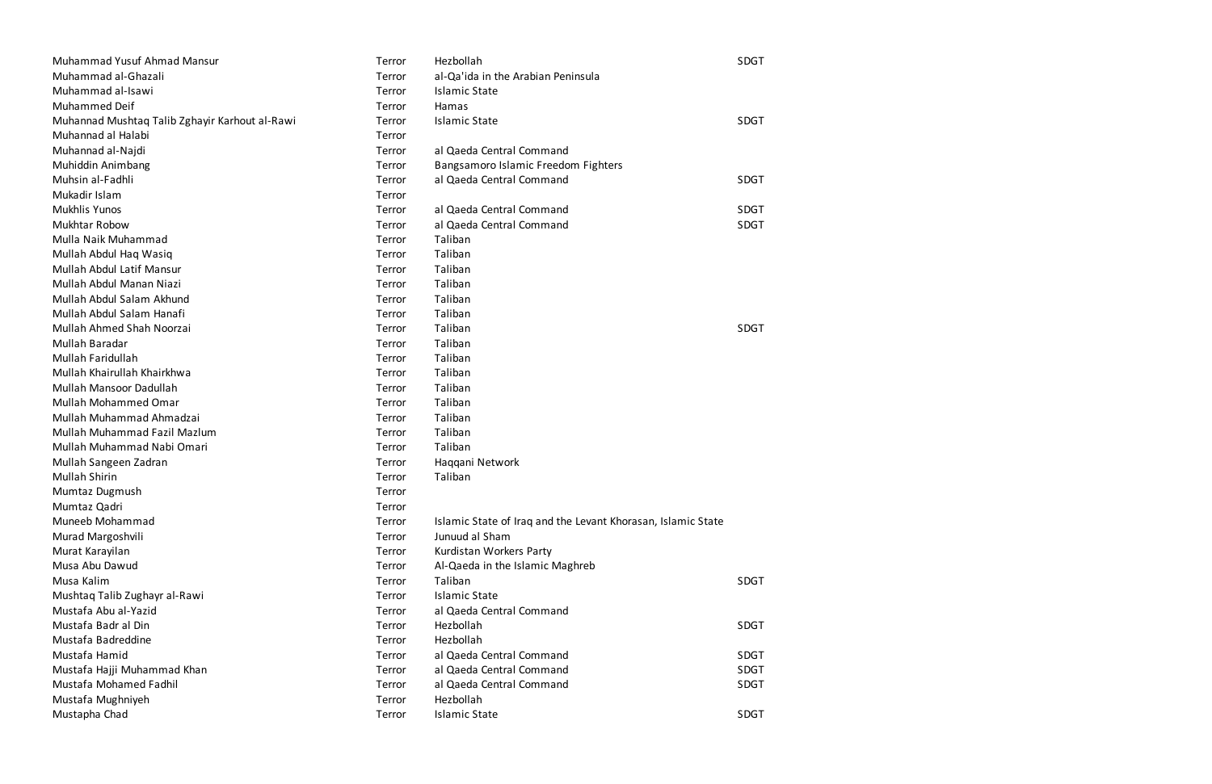| | | | |
|---|---|---|---|
| Muhammad Yusuf Ahmad Mansur | Terror | Hezbollah | SDGT |
| Muhammad al-Ghazali | Terror | al-Qa'ida in the Arabian Peninsula | |
| Muhammad al-Isawi | Terror | Islamic State | |
| Muhammed Deif | Terror | Hamas | |
| Muhannad Mushtaq Talib Zghayir Karhout al-Rawi | Terror | Islamic State | SDGT |
| Muhannad al Halabi | Terror | | |
| Muhannad al-Najdi | Terror | al Qaeda Central Command | |
| Muhiddin Animbang | Terror | Bangsamoro Islamic Freedom Fighters | |
| Muhsin al-Fadhli | Terror | al Qaeda Central Command | SDGT |
| Mukadir Islam | Terror | | |
| Mukhlis Yunos | Terror | al Qaeda Central Command | SDGT |
| Mukhtar Robow | Terror | al Qaeda Central Command | SDGT |
| Mulla Naik Muhammad | Terror | Taliban | |
| Mullah Abdul Haq Wasiq | Terror | Taliban | |
| Mullah Abdul Latif Mansur | Terror | Taliban | |
| Mullah Abdul Manan Niazi | Terror | Taliban | |
| Mullah Abdul Salam Akhund | Terror | Taliban | |
| Mullah Abdul Salam Hanafi | Terror | Taliban | |
| Mullah Ahmed Shah Noorzai | Terror | Taliban | SDGT |
| Mullah Baradar | Terror | Taliban | |
| Mullah Faridullah | Terror | Taliban | |
| Mullah Khairullah Khairkhwa | Terror | Taliban | |
| Mullah Mansoor Dadullah | Terror | Taliban | |
| Mullah Mohammed Omar | Terror | Taliban | |
| Mullah Muhammad Ahmadzai | Terror | Taliban | |
| Mullah Muhammad Fazil Mazlum | Terror | Taliban | |
| Mullah Muhammad Nabi Omari | Terror | Taliban | |
| Mullah Sangeen Zadran | Terror | Haqqani Network | |
| Mullah Shirin | Terror | Taliban | |
| Mumtaz Dugmush | Terror | | |
| Mumtaz Qadri | Terror | | |
| Muneeb Mohammad | Terror | Islamic State of Iraq and the Levant Khorasan, Islamic State | |
| Murad Margoshvili | Terror | Junuud al Sham | |
| Murat Karayilan | Terror | Kurdistan Workers Party | |
| Musa Abu Dawud | Terror | Al-Qaeda in the Islamic Maghreb | |
| Musa Kalim | Terror | Taliban | SDGT |
| Mushtaq Talib Zughayr al-Rawi | Terror | Islamic State | |
| Mustafa Abu al-Yazid | Terror | al Qaeda Central Command | |
| Mustafa Badr al Din | Terror | Hezbollah | SDGT |
| Mustafa Badreddine | Terror | Hezbollah | |
| Mustafa Hamid | Terror | al Qaeda Central Command | SDGT |
| Mustafa Hajji Muhammad Khan | Terror | al Qaeda Central Command | SDGT |
| Mustafa Mohamed Fadhil | Terror | al Qaeda Central Command | SDGT |
| Mustafa Mughniyeh | Terror | Hezbollah | |
| Mustapha Chad | Terror | Islamic State | SDGT |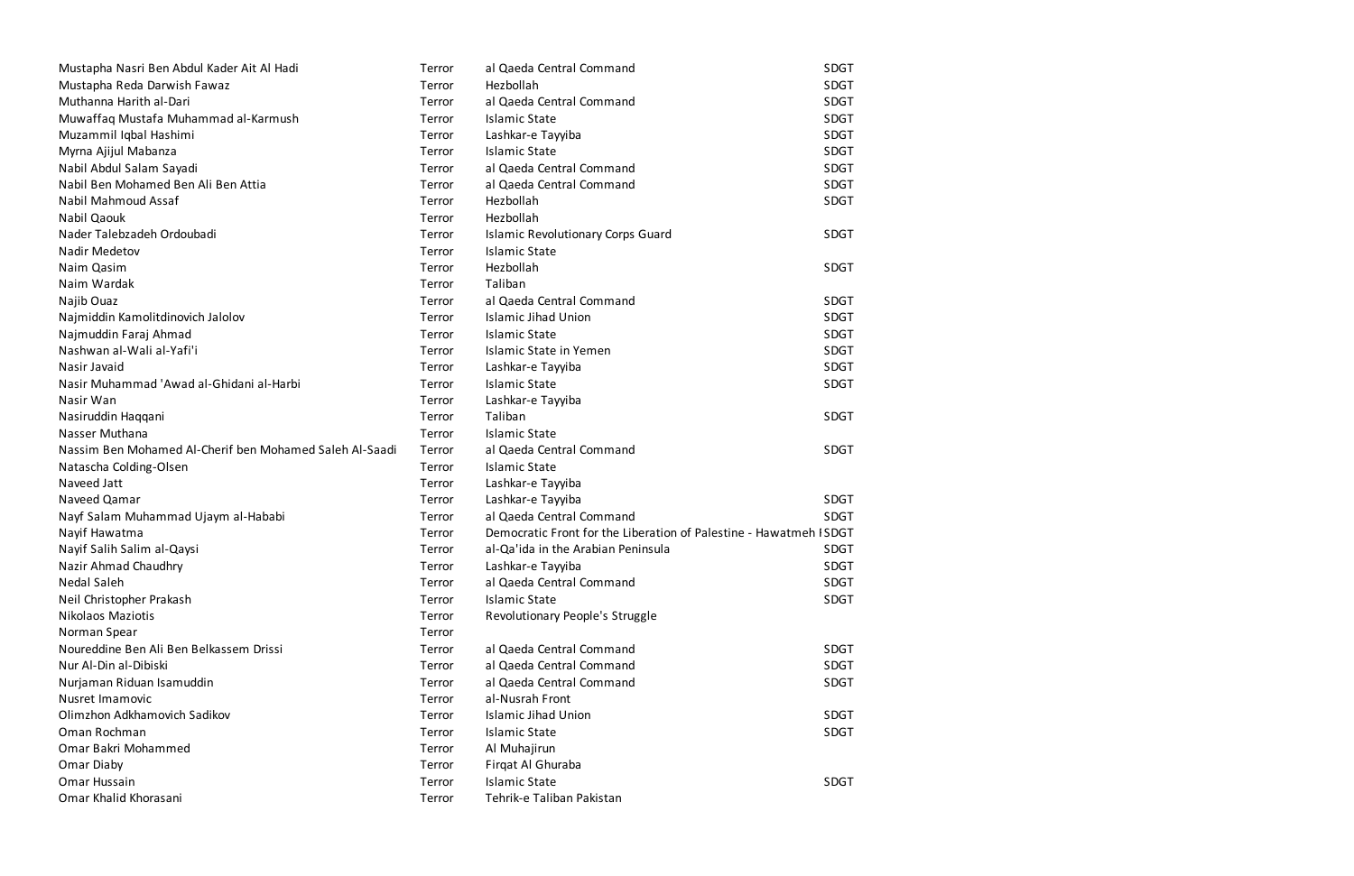| | | | |
|---|---|---|---|
| Mustapha Nasri Ben Abdul Kader Ait Al Hadi | Terror | al Qaeda Central Command | SDGT |
| Mustapha Reda Darwish Fawaz | Terror | Hezbollah | SDGT |
| Muthanna Harith al-Dari | Terror | al Qaeda Central Command | SDGT |
| Muwaffaq Mustafa Muhammad al-Karmush | Terror | Islamic State | SDGT |
| Muzammil Iqbal Hashimi | Terror | Lashkar-e Tayyiba | SDGT |
| Myrna Ajijul Mabanza | Terror | Islamic State | SDGT |
| Nabil Abdul Salam Sayadi | Terror | al Qaeda Central Command | SDGT |
| Nabil Ben Mohamed Ben Ali Ben Attia | Terror | al Qaeda Central Command | SDGT |
| Nabil Mahmoud Assaf | Terror | Hezbollah | SDGT |
| Nabil Qaouk | Terror | Hezbollah | |
| Nader Talebzadeh Ordoubadi | Terror | Islamic Revolutionary Corps Guard | SDGT |
| Nadir Medetov | Terror | Islamic State | |
| Naim Qasim | Terror | Hezbollah | SDGT |
| Naim Wardak | Terror | Taliban | |
| Najib Ouaz | Terror | al Qaeda Central Command | SDGT |
| Najmiddin Kamolitdinovich Jalolov | Terror | Islamic Jihad Union | SDGT |
| Najmuddin Faraj Ahmad | Terror | Islamic State | SDGT |
| Nashwan al-Wali al-Yafi'i | Terror | Islamic State in Yemen | SDGT |
| Nasir Javaid | Terror | Lashkar-e Tayyiba | SDGT |
| Nasir Muhammad 'Awad al-Ghidani al-Harbi | Terror | Islamic State | SDGT |
| Nasir Wan | Terror | Lashkar-e Tayyiba | |
| Nasiruddin Haqqani | Terror | Taliban | SDGT |
| Nasser Muthana | Terror | Islamic State | |
| Nassim Ben Mohamed Al-Cherif ben Mohamed Saleh Al-Saadi | Terror | al Qaeda Central Command | SDGT |
| Natascha Colding-Olsen | Terror | Islamic State | |
| Naveed Jatt | Terror | Lashkar-e Tayyiba | |
| Naveed Qamar | Terror | Lashkar-e Tayyiba | SDGT |
| Nayf Salam Muhammad Ujaym al-Hababi | Terror | al Qaeda Central Command | SDGT |
| Nayif Hawatma | Terror | Democratic Front for the Liberation of Palestine - Hawatmeh I | SDGT |
| Nayif Salih Salim al-Qaysi | Terror | al-Qa'ida in the Arabian Peninsula | SDGT |
| Nazir Ahmad Chaudhry | Terror | Lashkar-e Tayyiba | SDGT |
| Nedal Saleh | Terror | al Qaeda Central Command | SDGT |
| Neil Christopher Prakash | Terror | Islamic State | SDGT |
| Nikolaos Maziotis | Terror | Revolutionary People's Struggle | |
| Norman Spear | Terror | | |
| Noureddine Ben Ali Ben Belkassem Drissi | Terror | al Qaeda Central Command | SDGT |
| Nur Al-Din al-Dibiski | Terror | al Qaeda Central Command | SDGT |
| Nurjaman Riduan Isamuddin | Terror | al Qaeda Central Command | SDGT |
| Nusret Imamovic | Terror | al-Nusrah Front | |
| Olimzhon Adkhamovich Sadikov | Terror | Islamic Jihad Union | SDGT |
| Oman Rochman | Terror | Islamic State | SDGT |
| Omar Bakri Mohammed | Terror | Al Muhajirun | |
| Omar Diaby | Terror | Firqat Al Ghuraba | |
| Omar Hussain | Terror | Islamic State | SDGT |
| Omar Khalid Khorasani | Terror | Tehrik-e Taliban Pakistan | |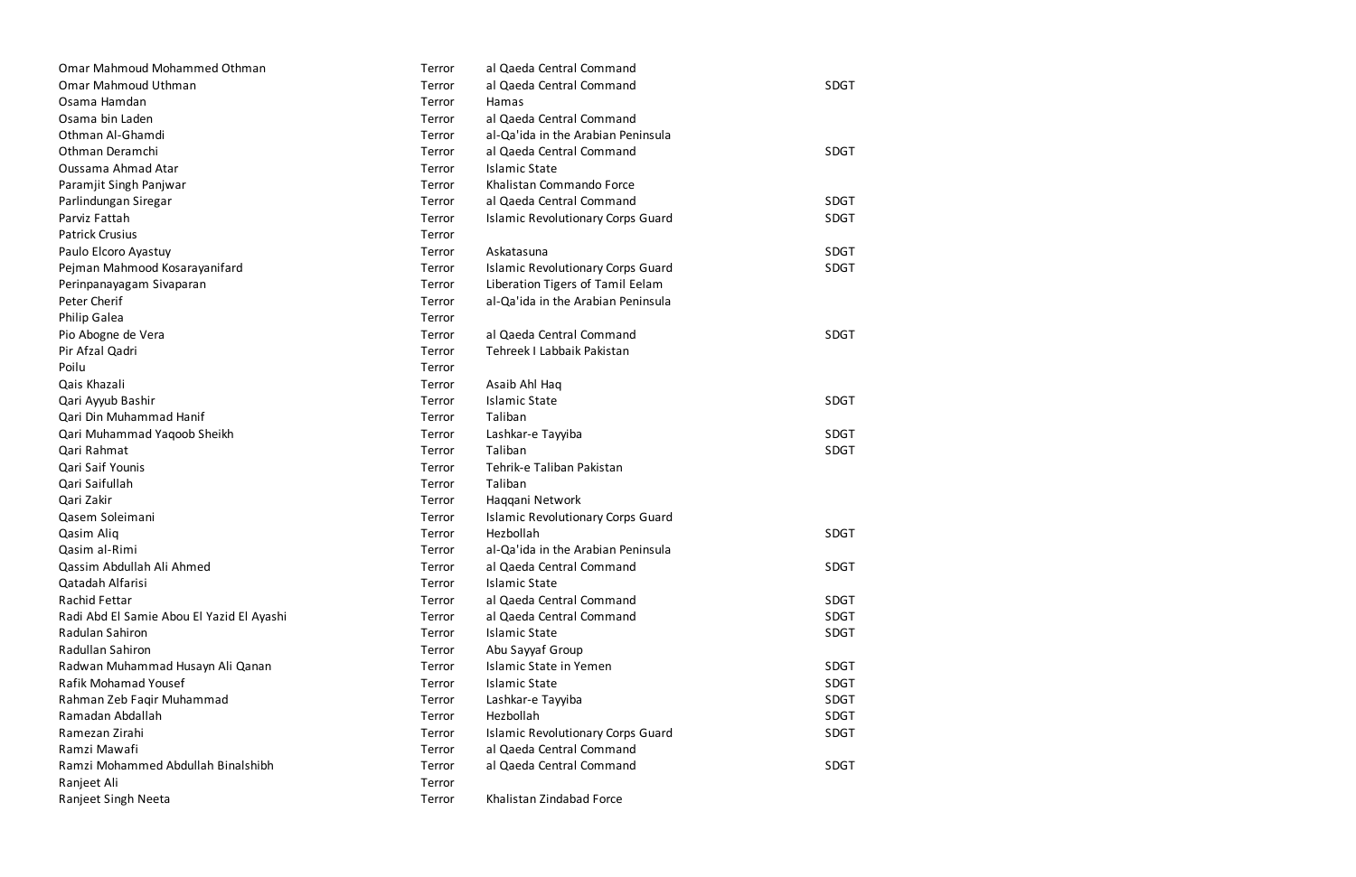| | | | |
|---|---|---|---|
| Omar Mahmoud Mohammed Othman | Terror | al Qaeda Central Command | |
| Omar Mahmoud Uthman | Terror | al Qaeda Central Command | SDGT |
| Osama Hamdan | Terror | Hamas | |
| Osama bin Laden | Terror | al Qaeda Central Command | |
| Othman Al-Ghamdi | Terror | al-Qa'ida in the Arabian Peninsula | |
| Othman Deramchi | Terror | al Qaeda Central Command | SDGT |
| Oussama Ahmad Atar | Terror | Islamic State | |
| Paramjit Singh Panjwar | Terror | Khalistan Commando Force | |
| Parlindungan Siregar | Terror | al Qaeda Central Command | SDGT |
| Parviz Fattah | Terror | Islamic Revolutionary Corps Guard | SDGT |
| Patrick Crusius | Terror | | |
| Paulo Elcoro Ayastuy | Terror | Askatasuna | SDGT |
| Pejman Mahmood Kosarayanifard | Terror | Islamic Revolutionary Corps Guard | SDGT |
| Perinpanayagam Sivaparan | Terror | Liberation Tigers of Tamil Eelam | |
| Peter Cherif | Terror | al-Qa'ida in the Arabian Peninsula | |
| Philip Galea | Terror | | |
| Pio Abogne de Vera | Terror | al Qaeda Central Command | SDGT |
| Pir Afzal Qadri | Terror | Tehreek I Labbaik Pakistan | |
| Poilu | Terror | | |
| Qais Khazali | Terror | Asaib Ahl Haq | |
| Qari Ayyub Bashir | Terror | Islamic State | SDGT |
| Qari Din Muhammad Hanif | Terror | Taliban | |
| Qari Muhammad Yaqoob Sheikh | Terror | Lashkar-e Tayyiba | SDGT |
| Qari Rahmat | Terror | Taliban | SDGT |
| Qari Saif Younis | Terror | Tehrik-e Taliban Pakistan | |
| Qari Saifullah | Terror | Taliban | |
| Qari Zakir | Terror | Haqqani Network | |
| Qasem Soleimani | Terror | Islamic Revolutionary Corps Guard | |
| Qasim Aliq | Terror | Hezbollah | SDGT |
| Qasim al-Rimi | Terror | al-Qa'ida in the Arabian Peninsula | |
| Qassim Abdullah Ali Ahmed | Terror | al Qaeda Central Command | SDGT |
| Qatadah Alfarisi | Terror | Islamic State | |
| Rachid Fettar | Terror | al Qaeda Central Command | SDGT |
| Radi Abd El Samie Abou El Yazid El Ayashi | Terror | al Qaeda Central Command | SDGT |
| Radulan Sahiron | Terror | Islamic State | SDGT |
| Radullan Sahiron | Terror | Abu Sayyaf Group | |
| Radwan Muhammad Husayn Ali Qanan | Terror | Islamic State in Yemen | SDGT |
| Rafik Mohamad Yousef | Terror | Islamic State | SDGT |
| Rahman Zeb Faqir Muhammad | Terror | Lashkar-e Tayyiba | SDGT |
| Ramadan Abdallah | Terror | Hezbollah | SDGT |
| Ramezan Zirahi | Terror | Islamic Revolutionary Corps Guard | SDGT |
| Ramzi Mawafi | Terror | al Qaeda Central Command | |
| Ramzi Mohammed Abdullah Binalshibh | Terror | al Qaeda Central Command | SDGT |
| Ranjeet Ali | Terror | | |
| Ranjeet Singh Neeta | Terror | Khalistan Zindabad Force | |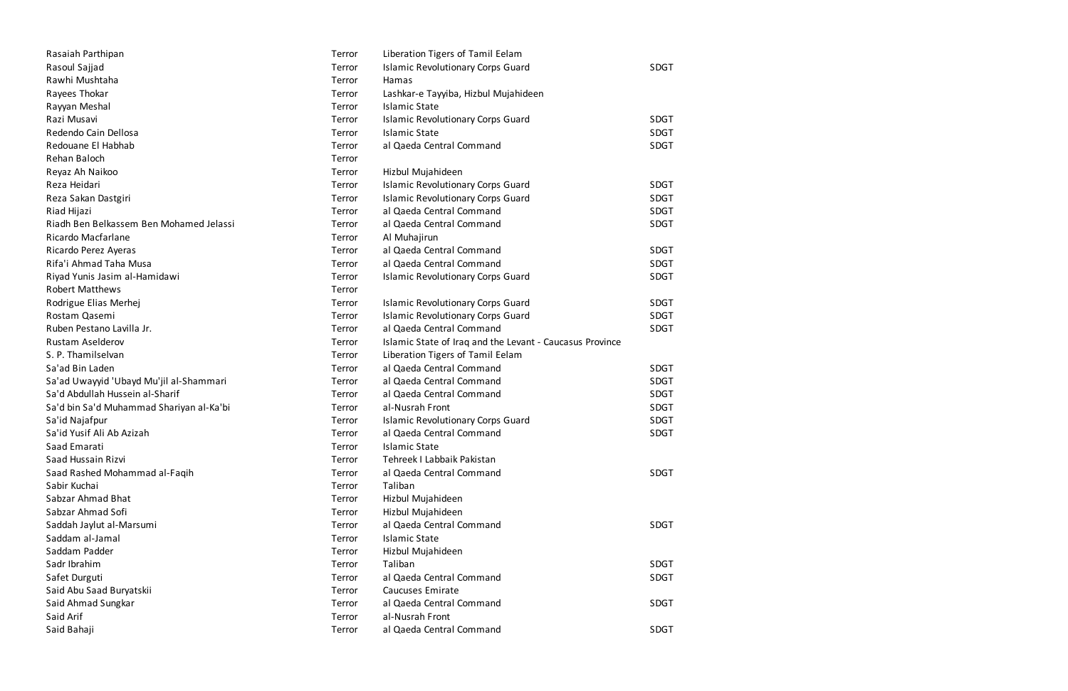| | | | |
|---|---|---|---|
| Rasaiah Parthipan | Terror | Liberation Tigers of Tamil Eelam | |
| Rasoul Sajjad | Terror | Islamic Revolutionary Corps Guard | SDGT |
| Rawhi Mushtaha | Terror | Hamas | |
| Rayees Thokar | Terror | Lashkar-e Tayyiba, Hizbul Mujahideen | |
| Rayyan Meshal | Terror | Islamic State | |
| Razi Musavi | Terror | Islamic Revolutionary Corps Guard | SDGT |
| Redendo Cain Dellosa | Terror | Islamic State | SDGT |
| Redouane El Habhab | Terror | al Qaeda Central Command | SDGT |
| Rehan Baloch | Terror | | |
| Reyaz Ah Naikoo | Terror | Hizbul Mujahideen | |
| Reza Heidari | Terror | Islamic Revolutionary Corps Guard | SDGT |
| Reza Sakan Dastgiri | Terror | Islamic Revolutionary Corps Guard | SDGT |
| Riad Hijazi | Terror | al Qaeda Central Command | SDGT |
| Riadh Ben Belkassem Ben Mohamed Jelassi | Terror | al Qaeda Central Command | SDGT |
| Ricardo Macfarlane | Terror | Al Muhajirun | |
| Ricardo Perez Ayeras | Terror | al Qaeda Central Command | SDGT |
| Rifa'i Ahmad Taha Musa | Terror | al Qaeda Central Command | SDGT |
| Riyad Yunis Jasim al-Hamidawi | Terror | Islamic Revolutionary Corps Guard | SDGT |
| Robert Matthews | Terror | | |
| Rodrigue Elias Merhej | Terror | Islamic Revolutionary Corps Guard | SDGT |
| Rostam Qasemi | Terror | Islamic Revolutionary Corps Guard | SDGT |
| Ruben Pestano Lavilla Jr. | Terror | al Qaeda Central Command | SDGT |
| Rustam Aselderov | Terror | Islamic State of Iraq and the Levant - Caucasus Province | |
| S. P. Thamilselvan | Terror | Liberation Tigers of Tamil Eelam | |
| Sa'ad Bin Laden | Terror | al Qaeda Central Command | SDGT |
| Sa'ad Uwayyid 'Ubayd Mu'jil al-Shammari | Terror | al Qaeda Central Command | SDGT |
| Sa'd Abdullah Hussein al-Sharif | Terror | al Qaeda Central Command | SDGT |
| Sa'd bin Sa'd Muhammad Shariyan al-Ka'bi | Terror | al-Nusrah Front | SDGT |
| Sa'id Najafpur | Terror | Islamic Revolutionary Corps Guard | SDGT |
| Sa'id Yusif Ali Ab Azizah | Terror | al Qaeda Central Command | SDGT |
| Saad Emarati | Terror | Islamic State | |
| Saad Hussain Rizvi | Terror | Tehreek I Labbaik Pakistan | |
| Saad Rashed Mohammad al-Faqih | Terror | al Qaeda Central Command | SDGT |
| Sabir Kuchai | Terror | Taliban | |
| Sabzar Ahmad Bhat | Terror | Hizbul Mujahideen | |
| Sabzar Ahmad Sofi | Terror | Hizbul Mujahideen | |
| Saddah Jaylut al-Marsumi | Terror | al Qaeda Central Command | SDGT |
| Saddam al-Jamal | Terror | Islamic State | |
| Saddam Padder | Terror | Hizbul Mujahideen | |
| Sadr Ibrahim | Terror | Taliban | SDGT |
| Safet Durguti | Terror | al Qaeda Central Command | SDGT |
| Said Abu Saad Buryatskii | Terror | Caucuses Emirate | |
| Said Ahmad Sungkar | Terror | al Qaeda Central Command | SDGT |
| Said Arif | Terror | al-Nusrah Front | |
| Said Bahaji | Terror | al Qaeda Central Command | SDGT |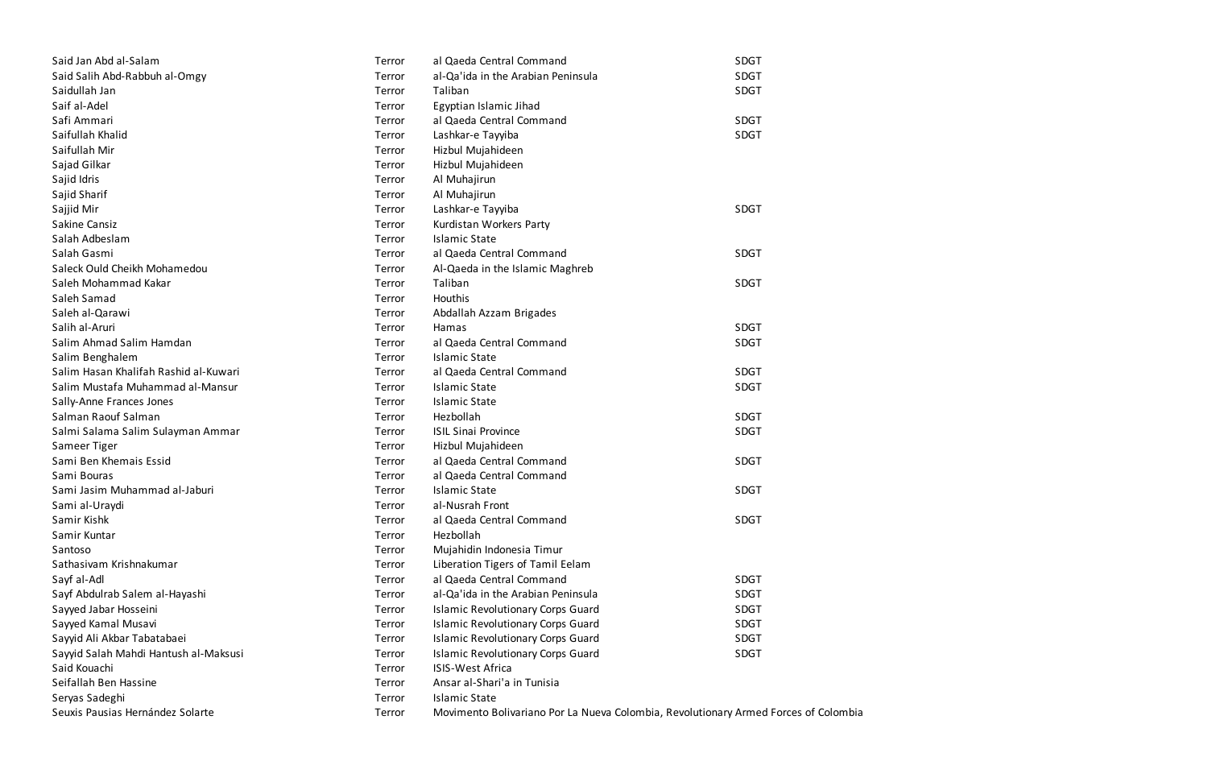| | | | |
|---|---|---|---|
| Said Jan Abd al-Salam | Terror | al Qaeda Central Command | SDGT |
| Said Salih Abd-Rabbuh al-Omgy | Terror | al-Qa'ida in the Arabian Peninsula | SDGT |
| Saidullah Jan | Terror | Taliban | SDGT |
| Saif al-Adel | Terror | Egyptian Islamic Jihad | |
| Safi Ammari | Terror | al Qaeda Central Command | SDGT |
| Saifullah Khalid | Terror | Lashkar-e Tayyiba | SDGT |
| Saifullah Mir | Terror | Hizbul Mujahideen | |
| Sajad Gilkar | Terror | Hizbul Mujahideen | |
| Sajid Idris | Terror | Al Muhajirun | |
| Sajid Sharif | Terror | Al Muhajirun | |
| Sajjid Mir | Terror | Lashkar-e Tayyiba | SDGT |
| Sakine Cansiz | Terror | Kurdistan Workers Party | |
| Salah Adbeslam | Terror | Islamic State | |
| Salah Gasmi | Terror | al Qaeda Central Command | SDGT |
| Saleck Ould Cheikh Mohamedou | Terror | Al-Qaeda in the Islamic Maghreb | |
| Saleh Mohammad Kakar | Terror | Taliban | SDGT |
| Saleh Samad | Terror | Houthis | |
| Saleh al-Qarawi | Terror | Abdallah Azzam Brigades | |
| Salih al-Aruri | Terror | Hamas | SDGT |
| Salim Ahmad Salim Hamdan | Terror | al Qaeda Central Command | SDGT |
| Salim Benghalem | Terror | Islamic State | |
| Salim Hasan Khalifah Rashid al-Kuwari | Terror | al Qaeda Central Command | SDGT |
| Salim Mustafa Muhammad al-Mansur | Terror | Islamic State | SDGT |
| Sally-Anne Frances Jones | Terror | Islamic State | |
| Salman Raouf Salman | Terror | Hezbollah | SDGT |
| Salmi Salama Salim Sulayman Ammar | Terror | ISIL Sinai Province | SDGT |
| Sameer Tiger | Terror | Hizbul Mujahideen | |
| Sami Ben Khemais Essid | Terror | al Qaeda Central Command | SDGT |
| Sami Bouras | Terror | al Qaeda Central Command | |
| Sami Jasim Muhammad al-Jaburi | Terror | Islamic State | SDGT |
| Sami al-Uraydi | Terror | al-Nusrah Front | |
| Samir Kishk | Terror | al Qaeda Central Command | SDGT |
| Samir Kuntar | Terror | Hezbollah | |
| Santoso | Terror | Mujahidin Indonesia Timur | |
| Sathasivam Krishnakumar | Terror | Liberation Tigers of Tamil Eelam | |
| Sayf al-Adl | Terror | al Qaeda Central Command | SDGT |
| Sayf Abdulrab Salem al-Hayashi | Terror | al-Qa'ida in the Arabian Peninsula | SDGT |
| Sayyed Jabar Hosseini | Terror | Islamic Revolutionary Corps Guard | SDGT |
| Sayyed Kamal Musavi | Terror | Islamic Revolutionary Corps Guard | SDGT |
| Sayyid Ali Akbar Tabatabaei | Terror | Islamic Revolutionary Corps Guard | SDGT |
| Sayyid Salah Mahdi Hantush al-Maksusi | Terror | Islamic Revolutionary Corps Guard | SDGT |
| Said Kouachi | Terror | ISIS-West Africa | |
| Seifallah Ben Hassine | Terror | Ansar al-Shari'a in Tunisia | |
| Seryas Sadeghi | Terror | Islamic State | |
| Seuxis Pausias Hernández Solarte | Terror | Movimento Bolivariano Por La Nueva Colombia, Revolutionary Armed Forces of Colombia | |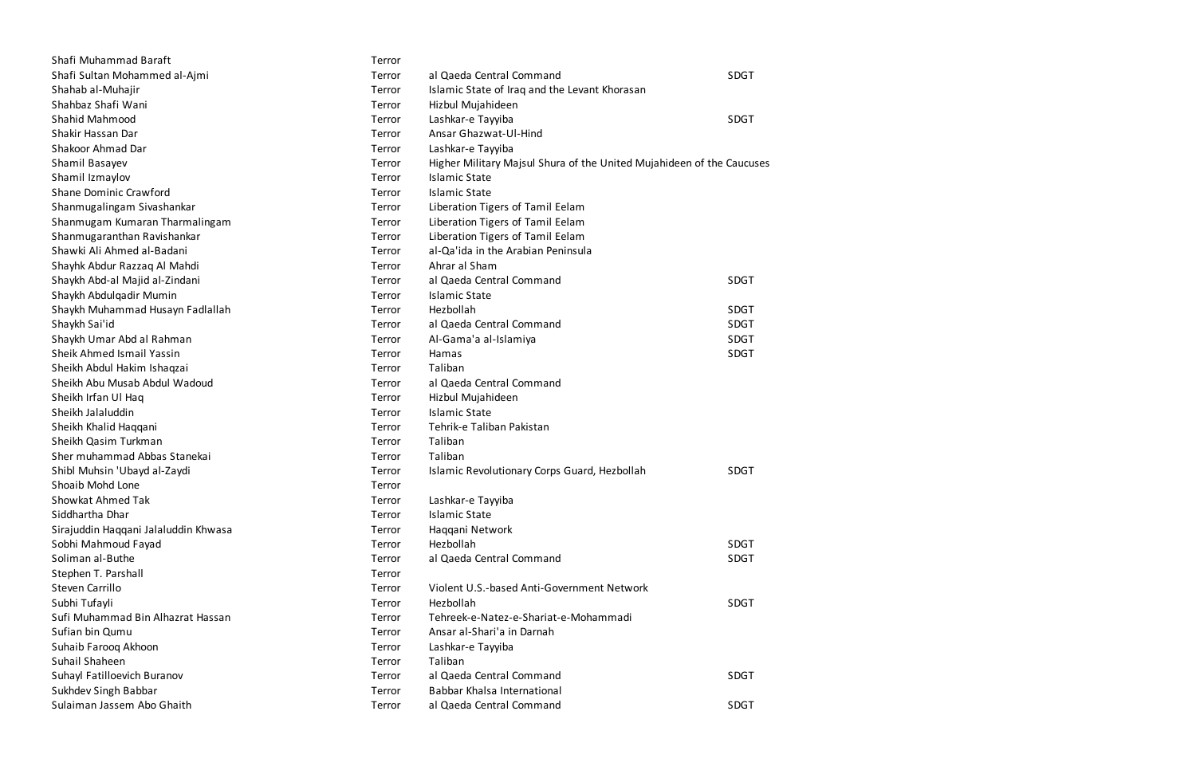| | | | |
|---|---|---|---|
| Shafi Muhammad Baraft | Terror | | |
| Shafi Sultan Mohammed al-Ajmi | Terror | al Qaeda Central Command | SDGT |
| Shahab al-Muhajir | Terror | Islamic State of Iraq and the Levant Khorasan | |
| Shahbaz Shafi Wani | Terror | Hizbul Mujahideen | |
| Shahid Mahmood | Terror | Lashkar-e Tayyiba | SDGT |
| Shakir Hassan Dar | Terror | Ansar Ghazwat-Ul-Hind | |
| Shakoor Ahmad Dar | Terror | Lashkar-e Tayyiba | |
| Shamil Basayev | Terror | Higher Military Majsul Shura of the United Mujahideen of the Caucuses | |
| Shamil Izmaylov | Terror | Islamic State | |
| Shane Dominic Crawford | Terror | Islamic State | |
| Shanmugalingam Sivashankar | Terror | Liberation Tigers of Tamil Eelam | |
| Shanmugam Kumaran Tharmalingam | Terror | Liberation Tigers of Tamil Eelam | |
| Shanmugaranthan Ravishankar | Terror | Liberation Tigers of Tamil Eelam | |
| Shawki Ali Ahmed al-Badani | Terror | al-Qa'ida in the Arabian Peninsula | |
| Shayhk Abdur Razzaq Al Mahdi | Terror | Ahrar al Sham | |
| Shaykh Abd-al Majid al-Zindani | Terror | al Qaeda Central Command | SDGT |
| Shaykh Abdulqadir Mumin | Terror | Islamic State | |
| Shaykh Muhammad Husayn Fadlallah | Terror | Hezbollah | SDGT |
| Shaykh Sai'id | Terror | al Qaeda Central Command | SDGT |
| Shaykh Umar Abd al Rahman | Terror | Al-Gama'a al-Islamiya | SDGT |
| Sheik Ahmed Ismail Yassin | Terror | Hamas | SDGT |
| Sheikh Abdul Hakim Ishaqzai | Terror | Taliban | |
| Sheikh Abu Musab Abdul Wadoud | Terror | al Qaeda Central Command | |
| Sheikh Irfan Ul Haq | Terror | Hizbul Mujahideen | |
| Sheikh Jalaluddin | Terror | Islamic State | |
| Sheikh Khalid Haqqani | Terror | Tehrik-e Taliban Pakistan | |
| Sheikh Qasim Turkman | Terror | Taliban | |
| Sher muhammad Abbas Stanekai | Terror | Taliban | |
| Shibl Muhsin 'Ubayd al-Zaydi | Terror | Islamic Revolutionary Corps Guard, Hezbollah | SDGT |
| Shoaib Mohd Lone | Terror | | |
| Showkat Ahmed Tak | Terror | Lashkar-e Tayyiba | |
| Siddhartha Dhar | Terror | Islamic State | |
| Sirajuddin Haqqani Jalaluddin Khwasa | Terror | Haqqani Network | |
| Sobhi Mahmoud Fayad | Terror | Hezbollah | SDGT |
| Soliman al-Buthe | Terror | al Qaeda Central Command | SDGT |
| Stephen T. Parshall | Terror | | |
| Steven Carrillo | Terror | Violent U.S.-based Anti-Government Network | |
| Subhi Tufayli | Terror | Hezbollah | SDGT |
| Sufi Muhammad Bin Alhazrat Hassan | Terror | Tehreek-e-Natez-e-Shariat-e-Mohammadi | |
| Sufian bin Qumu | Terror | Ansar al-Shari'a in Darnah | |
| Suhaib Farooq Akhoon | Terror | Lashkar-e Tayyiba | |
| Suhail Shaheen | Terror | Taliban | |
| Suhayl Fatilloevich Buranov | Terror | al Qaeda Central Command | SDGT |
| Sukhdev Singh Babbar | Terror | Babbar Khalsa International | |
| Sulaiman Jassem Abo Ghaith | Terror | al Qaeda Central Command | SDGT |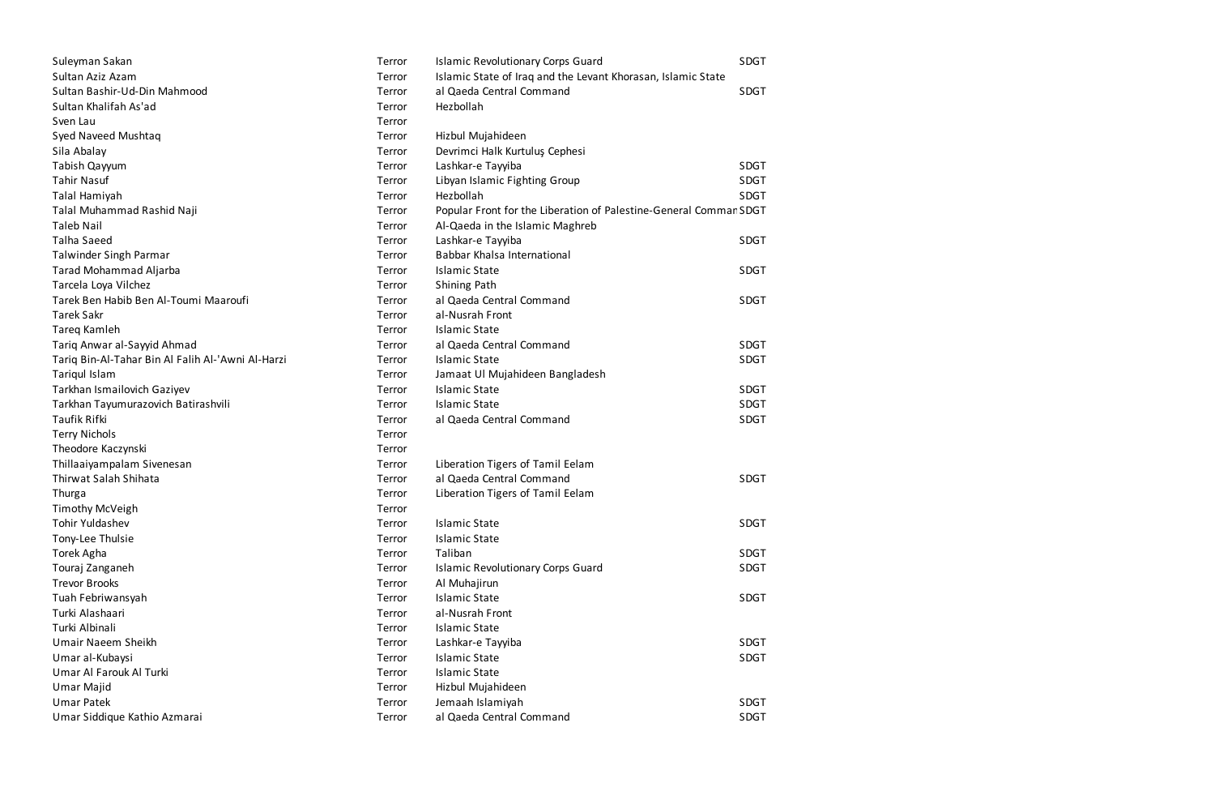| | | | |
|---|---|---|---|
| Suleyman Sakan | Terror | Islamic Revolutionary Corps Guard | SDGT |
| Sultan Aziz Azam | Terror | Islamic State of Iraq and the Levant Khorasan, Islamic State | |
| Sultan Bashir-Ud-Din Mahmood | Terror | al Qaeda Central Command | SDGT |
| Sultan Khalifah As'ad | Terror | Hezbollah | |
| Sven Lau | Terror | | |
| Syed Naveed Mushtaq | Terror | Hizbul Mujahideen | |
| Sila Abalay | Terror | Devrimci Halk Kurtuluş Cephesi | |
| Tabish Qayyum | Terror | Lashkar-e Tayyiba | SDGT |
| Tahir Nasuf | Terror | Libyan Islamic Fighting Group | SDGT |
| Talal Hamiyah | Terror | Hezbollah | SDGT |
| Talal Muhammad Rashid Naji | Terror | Popular Front for the Liberation of Palestine-General Comman | SDGT |
| Taleb Nail | Terror | Al-Qaeda in the Islamic Maghreb | |
| Talha Saeed | Terror | Lashkar-e Tayyiba | SDGT |
| Talwinder Singh Parmar | Terror | Babbar Khalsa International | |
| Tarad Mohammad Aljarba | Terror | Islamic State | SDGT |
| Tarcela Loya Vilchez | Terror | Shining Path | |
| Tarek Ben Habib Ben Al-Toumi Maaroufi | Terror | al Qaeda Central Command | SDGT |
| Tarek Sakr | Terror | al-Nusrah Front | |
| Tareq Kamleh | Terror | Islamic State | |
| Tariq Anwar al-Sayyid Ahmad | Terror | al Qaeda Central Command | SDGT |
| Tariq Bin-Al-Tahar Bin Al Falih Al-'Awni Al-Harzi | Terror | Islamic State | SDGT |
| Tariqul Islam | Terror | Jamaat Ul Mujahideen Bangladesh | |
| Tarkhan Ismailovich Gaziyev | Terror | Islamic State | SDGT |
| Tarkhan Tayumurazovich Batirashvili | Terror | Islamic State | SDGT |
| Taufik Rifki | Terror | al Qaeda Central Command | SDGT |
| Terry Nichols | Terror | | |
| Theodore Kaczynski | Terror | | |
| Thillaaiyampalam Sivenesan | Terror | Liberation Tigers of Tamil Eelam | |
| Thirwat Salah Shihata | Terror | al Qaeda Central Command | SDGT |
| Thurga | Terror | Liberation Tigers of Tamil Eelam | |
| Timothy McVeigh | Terror | | |
| Tohir Yuldashev | Terror | Islamic State | SDGT |
| Tony-Lee Thulsie | Terror | Islamic State | |
| Torek Agha | Terror | Taliban | SDGT |
| Touraj Zanganeh | Terror | Islamic Revolutionary Corps Guard | SDGT |
| Trevor Brooks | Terror | Al Muhajirun | |
| Tuah Febriwansyah | Terror | Islamic State | SDGT |
| Turki Alashaari | Terror | al-Nusrah Front | |
| Turki Albinali | Terror | Islamic State | |
| Umair Naeem Sheikh | Terror | Lashkar-e Tayyiba | SDGT |
| Umar al-Kubaysi | Terror | Islamic State | SDGT |
| Umar Al Farouk Al Turki | Terror | Islamic State | |
| Umar Majid | Terror | Hizbul Mujahideen | |
| Umar Patek | Terror | Jemaah Islamiyah | SDGT |
| Umar Siddique Kathio Azmarai | Terror | al Qaeda Central Command | SDGT |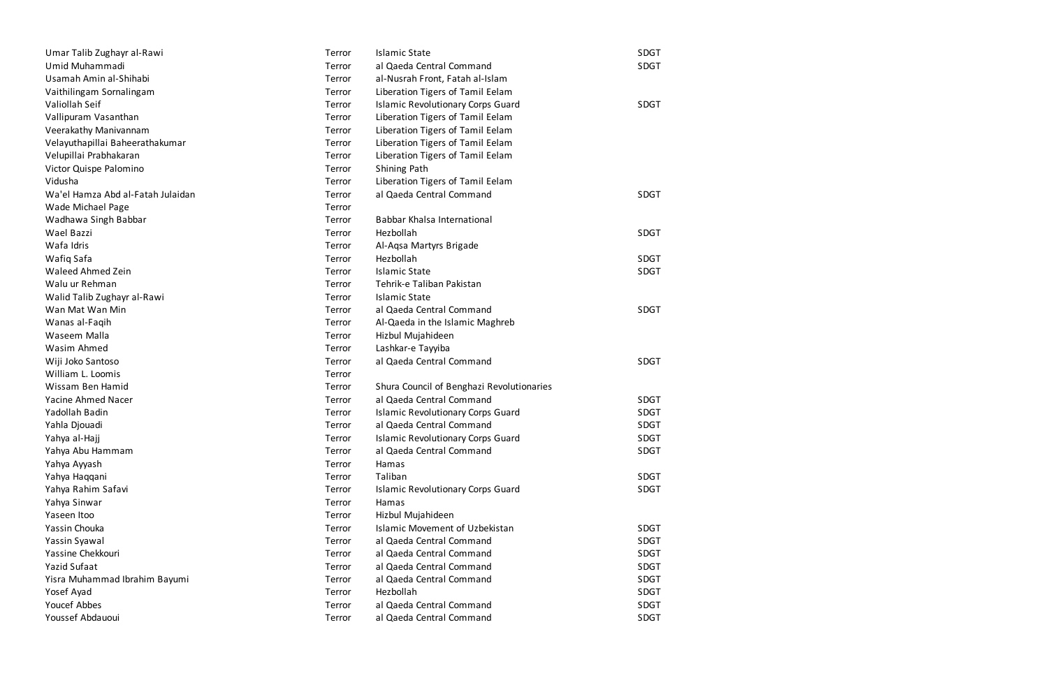| | | | |
|---|---|---|---|
| Umar Talib Zughayr al-Rawi | Terror | Islamic State | SDGT |
| Umid Muhammadi | Terror | al Qaeda Central Command | SDGT |
| Usamah Amin al-Shihabi | Terror | al-Nusrah Front, Fatah al-Islam | |
| Vaithilingam Sornalingam | Terror | Liberation Tigers of Tamil Eelam | |
| Valiollah Seif | Terror | Islamic Revolutionary Corps Guard | SDGT |
| Vallipuram Vasanthan | Terror | Liberation Tigers of Tamil Eelam | |
| Veerakathy Manivannam | Terror | Liberation Tigers of Tamil Eelam | |
| Velayuthapillai Baheerathakumar | Terror | Liberation Tigers of Tamil Eelam | |
| Velupillai Prabhakaran | Terror | Liberation Tigers of Tamil Eelam | |
| Victor Quispe Palomino | Terror | Shining Path | |
| Vidusha | Terror | Liberation Tigers of Tamil Eelam | |
| Wa'el Hamza Abd al-Fatah Julaidan | Terror | al Qaeda Central Command | SDGT |
| Wade Michael Page | Terror | | |
| Wadhawa Singh Babbar | Terror | Babbar Khalsa International | |
| Wael Bazzi | Terror | Hezbollah | SDGT |
| Wafa Idris | Terror | Al-Aqsa Martyrs Brigade | |
| Wafiq Safa | Terror | Hezbollah | SDGT |
| Waleed Ahmed Zein | Terror | Islamic State | SDGT |
| Walu ur Rehman | Terror | Tehrik-e Taliban Pakistan | |
| Walid Talib Zughayr al-Rawi | Terror | Islamic State | |
| Wan Mat Wan Min | Terror | al Qaeda Central Command | SDGT |
| Wanas al-Faqih | Terror | Al-Qaeda in the Islamic Maghreb | |
| Waseem Malla | Terror | Hizbul Mujahideen | |
| Wasim Ahmed | Terror | Lashkar-e Tayyiba | |
| Wiji Joko Santoso | Terror | al Qaeda Central Command | SDGT |
| William L. Loomis | Terror | | |
| Wissam Ben Hamid | Terror | Shura Council of Benghazi Revolutionaries | |
| Yacine Ahmed Nacer | Terror | al Qaeda Central Command | SDGT |
| Yadollah Badin | Terror | Islamic Revolutionary Corps Guard | SDGT |
| Yahla Djouadi | Terror | al Qaeda Central Command | SDGT |
| Yahya al-Hajj | Terror | Islamic Revolutionary Corps Guard | SDGT |
| Yahya Abu Hammam | Terror | al Qaeda Central Command | SDGT |
| Yahya Ayyash | Terror | Hamas | |
| Yahya Haqqani | Terror | Taliban | SDGT |
| Yahya Rahim Safavi | Terror | Islamic Revolutionary Corps Guard | SDGT |
| Yahya Sinwar | Terror | Hamas | |
| Yaseen Itoo | Terror | Hizbul Mujahideen | |
| Yassin Chouka | Terror | Islamic Movement of Uzbekistan | SDGT |
| Yassin Syawal | Terror | al Qaeda Central Command | SDGT |
| Yassine Chekkouri | Terror | al Qaeda Central Command | SDGT |
| Yazid Sufaat | Terror | al Qaeda Central Command | SDGT |
| Yisra Muhammad Ibrahim Bayumi | Terror | al Qaeda Central Command | SDGT |
| Yosef Ayad | Terror | Hezbollah | SDGT |
| Youcef Abbes | Terror | al Qaeda Central Command | SDGT |
| Youssef Abdauoui | Terror | al Qaeda Central Command | SDGT |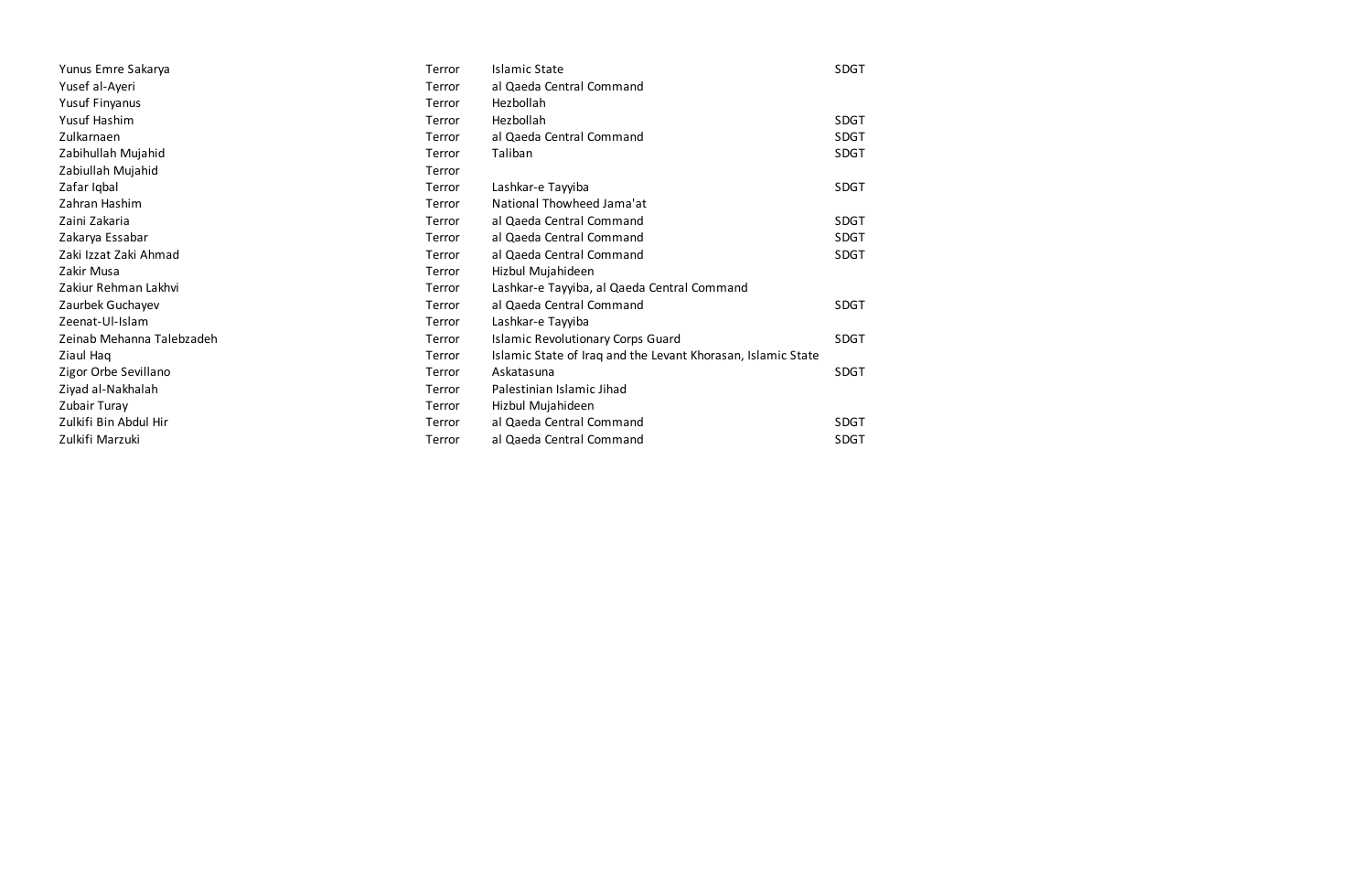| | | | |
|---|---|---|---|
| Yunus Emre Sakarya | Terror | Islamic State | SDGT |
| Yusef al-Ayeri | Terror | al Qaeda Central Command | |
| Yusuf Finyanus | Terror | Hezbollah | |
| Yusuf Hashim | Terror | Hezbollah | SDGT |
| Zulkarnaen | Terror | al Qaeda Central Command | SDGT |
| Zabihullah Mujahid | Terror | Taliban | SDGT |
| Zabiullah Mujahid | Terror | | |
| Zafar Iqbal | Terror | Lashkar-e Tayyiba | SDGT |
| Zahran Hashim | Terror | National Thowheed Jama'at | |
| Zaini Zakaria | Terror | al Qaeda Central Command | SDGT |
| Zakarya Essabar | Terror | al Qaeda Central Command | SDGT |
| Zaki Izzat Zaki Ahmad | Terror | al Qaeda Central Command | SDGT |
| Zakir Musa | Terror | Hizbul Mujahideen | |
| Zakiur Rehman Lakhvi | Terror | Lashkar-e Tayyiba, al Qaeda Central Command | |
| Zaurbek Guchayev | Terror | al Qaeda Central Command | SDGT |
| Zeenat-Ul-Islam | Terror | Lashkar-e Tayyiba | |
| Zeinab Mehanna Talebzadeh | Terror | Islamic Revolutionary Corps Guard | SDGT |
| Ziaul Haq | Terror | Islamic State of Iraq and the Levant Khorasan, Islamic State | |
| Zigor Orbe Sevillano | Terror | Askatasuna | SDGT |
| Ziyad al-Nakhalah | Terror | Palestinian Islamic Jihad | |
| Zubair Turay | Terror | Hizbul Mujahideen | |
| Zulkifi Bin Abdul Hir | Terror | al Qaeda Central Command | SDGT |
| Zulkifi Marzuki | Terror | al Qaeda Central Command | SDGT |